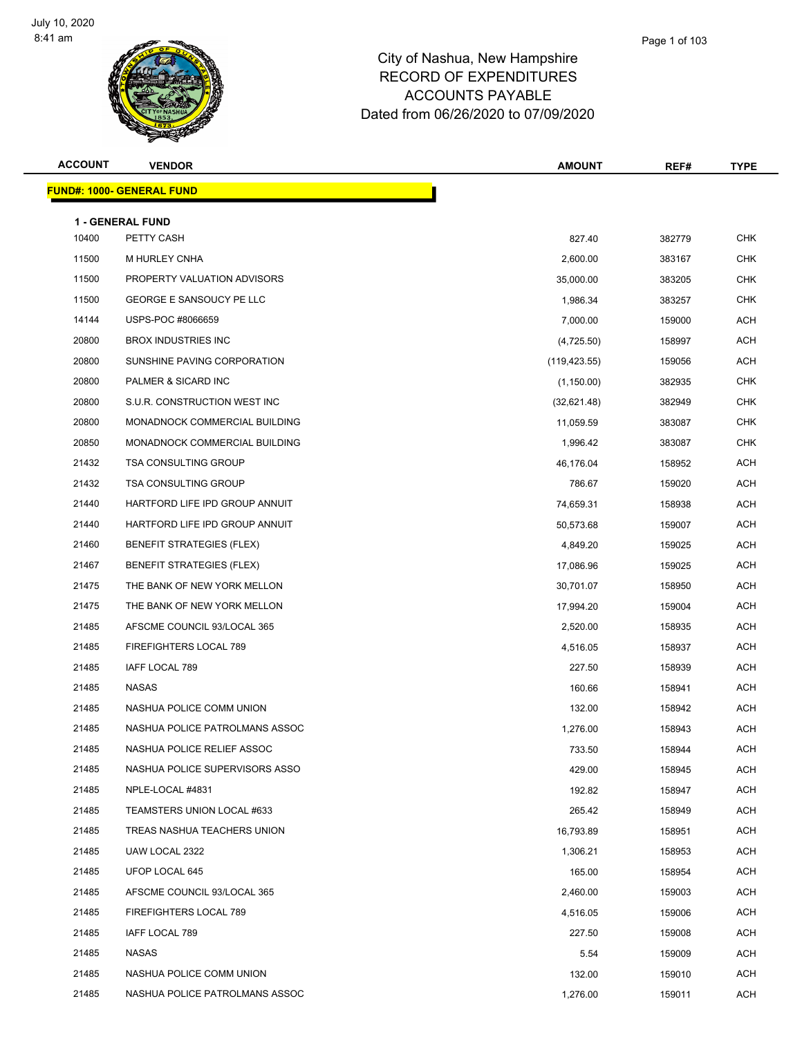July 10, 2020
8:41 am

# City of Nashua, New Hampshire
## RECORD OF EXPENDITURES
## ACCOUNTS PAYABLE
## Dated from 06/26/2020 to 07/09/2020

| ACCOUNT | VENDOR | AMOUNT | REF# | TYPE |
|---|---|---|---|---|
| **FUND#: 1000- GENERAL FUND** | | | | |
| **1 - GENERAL FUND** | | | | |
| 10400 | PETTY CASH | 827.40 | 382779 | CHK |
| 11500 | M HURLEY CNHA | 2,600.00 | 383167 | CHK |
| 11500 | PROPERTY VALUATION ADVISORS | 35,000.00 | 383205 | CHK |
| 11500 | GEORGE E SANSOUCY PE LLC | 1,986.34 | 383257 | CHK |
| 14144 | USPS-POC #8066659 | 7,000.00 | 159000 | ACH |
| 20800 | BROX INDUSTRIES INC | (4,725.50) | 158997 | ACH |
| 20800 | SUNSHINE PAVING CORPORATION | (119,423.55) | 159056 | ACH |
| 20800 | PALMER & SICARD INC | (1,150.00) | 382935 | CHK |
| 20800 | S.U.R. CONSTRUCTION WEST INC | (32,621.48) | 382949 | CHK |
| 20800 | MONADNOCK COMMERCIAL BUILDING | 11,059.59 | 383087 | CHK |
| 20850 | MONADNOCK COMMERCIAL BUILDING | 1,996.42 | 383087 | CHK |
| 21432 | TSA CONSULTING GROUP | 46,176.04 | 158952 | ACH |
| 21432 | TSA CONSULTING GROUP | 786.67 | 159020 | ACH |
| 21440 | HARTFORD LIFE IPD GROUP ANNUIT | 74,659.31 | 158938 | ACH |
| 21440 | HARTFORD LIFE IPD GROUP ANNUIT | 50,573.68 | 159007 | ACH |
| 21460 | BENEFIT STRATEGIES (FLEX) | 4,849.20 | 159025 | ACH |
| 21467 | BENEFIT STRATEGIES (FLEX) | 17,086.96 | 159025 | ACH |
| 21475 | THE BANK OF NEW YORK MELLON | 30,701.07 | 158950 | ACH |
| 21475 | THE BANK OF NEW YORK MELLON | 17,994.20 | 159004 | ACH |
| 21485 | AFSCME COUNCIL 93/LOCAL 365 | 2,520.00 | 158935 | ACH |
| 21485 | FIREFIGHTERS LOCAL 789 | 4,516.05 | 158937 | ACH |
| 21485 | IAFF LOCAL 789 | 227.50 | 158939 | ACH |
| 21485 | NASAS | 160.66 | 158941 | ACH |
| 21485 | NASHUA POLICE COMM UNION | 132.00 | 158942 | ACH |
| 21485 | NASHUA POLICE PATROLMANS ASSOC | 1,276.00 | 158943 | ACH |
| 21485 | NASHUA POLICE RELIEF ASSOC | 733.50 | 158944 | ACH |
| 21485 | NASHUA POLICE SUPERVISORS ASSO | 429.00 | 158945 | ACH |
| 21485 | NPLE-LOCAL #4831 | 192.82 | 158947 | ACH |
| 21485 | TEAMSTERS UNION LOCAL #633 | 265.42 | 158949 | ACH |
| 21485 | TREAS NASHUA TEACHERS UNION | 16,793.89 | 158951 | ACH |
| 21485 | UAW LOCAL 2322 | 1,306.21 | 158953 | ACH |
| 21485 | UFOP LOCAL 645 | 165.00 | 158954 | ACH |
| 21485 | AFSCME COUNCIL 93/LOCAL 365 | 2,460.00 | 159003 | ACH |
| 21485 | FIREFIGHTERS LOCAL 789 | 4,516.05 | 159006 | ACH |
| 21485 | IAFF LOCAL 789 | 227.50 | 159008 | ACH |
| 21485 | NASAS | 5.54 | 159009 | ACH |
| 21485 | NASHUA POLICE COMM UNION | 132.00 | 159010 | ACH |
| 21485 | NASHUA POLICE PATROLMANS ASSOC | 1,276.00 | 159011 | ACH |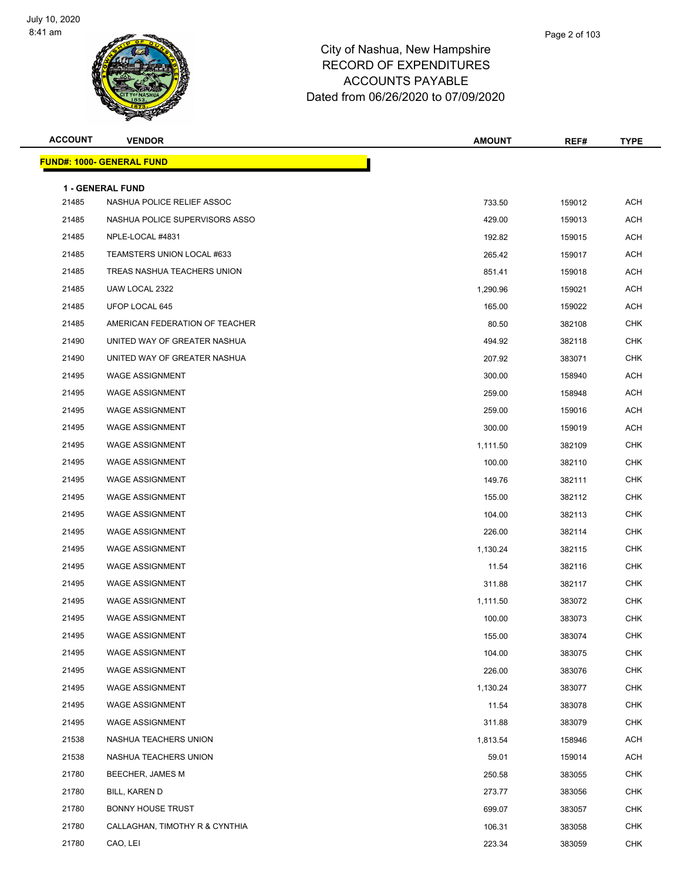# City of Nashua, New Hampshire
## RECORD OF EXPENDITURES
## ACCOUNTS PAYABLE
## Dated from 06/26/2020 to 07/09/2020

| ACCOUNT | VENDOR | AMOUNT | REF# | TYPE |
|---|---|---|---|---|
| **FUND#: 1000- GENERAL FUND** | | | | |
| **1 - GENERAL FUND** | | | | |
| 21485 | NASHUA POLICE RELIEF ASSOC | 733.50 | 159012 | ACH |
| 21485 | NASHUA POLICE SUPERVISORS ASSO | 429.00 | 159013 | ACH |
| 21485 | NPLE-LOCAL #4831 | 192.82 | 159015 | ACH |
| 21485 | TEAMSTERS UNION LOCAL #633 | 265.42 | 159017 | ACH |
| 21485 | TREAS NASHUA TEACHERS UNION | 851.41 | 159018 | ACH |
| 21485 | UAW LOCAL 2322 | 1,290.96 | 159021 | ACH |
| 21485 | UFOP LOCAL 645 | 165.00 | 159022 | ACH |
| 21485 | AMERICAN FEDERATION OF TEACHER | 80.50 | 382108 | CHK |
| 21490 | UNITED WAY OF GREATER NASHUA | 494.92 | 382118 | CHK |
| 21490 | UNITED WAY OF GREATER NASHUA | 207.92 | 383071 | CHK |
| 21495 | WAGE ASSIGNMENT | 300.00 | 158940 | ACH |
| 21495 | WAGE ASSIGNMENT | 259.00 | 158948 | ACH |
| 21495 | WAGE ASSIGNMENT | 259.00 | 159016 | ACH |
| 21495 | WAGE ASSIGNMENT | 300.00 | 159019 | ACH |
| 21495 | WAGE ASSIGNMENT | 1,111.50 | 382109 | CHK |
| 21495 | WAGE ASSIGNMENT | 100.00 | 382110 | CHK |
| 21495 | WAGE ASSIGNMENT | 149.76 | 382111 | CHK |
| 21495 | WAGE ASSIGNMENT | 155.00 | 382112 | CHK |
| 21495 | WAGE ASSIGNMENT | 104.00 | 382113 | CHK |
| 21495 | WAGE ASSIGNMENT | 226.00 | 382114 | CHK |
| 21495 | WAGE ASSIGNMENT | 1,130.24 | 382115 | CHK |
| 21495 | WAGE ASSIGNMENT | 11.54 | 382116 | CHK |
| 21495 | WAGE ASSIGNMENT | 311.88 | 382117 | CHK |
| 21495 | WAGE ASSIGNMENT | 1,111.50 | 383072 | CHK |
| 21495 | WAGE ASSIGNMENT | 100.00 | 383073 | CHK |
| 21495 | WAGE ASSIGNMENT | 155.00 | 383074 | CHK |
| 21495 | WAGE ASSIGNMENT | 104.00 | 383075 | CHK |
| 21495 | WAGE ASSIGNMENT | 226.00 | 383076 | CHK |
| 21495 | WAGE ASSIGNMENT | 1,130.24 | 383077 | CHK |
| 21495 | WAGE ASSIGNMENT | 11.54 | 383078 | CHK |
| 21495 | WAGE ASSIGNMENT | 311.88 | 383079 | CHK |
| 21538 | NASHUA TEACHERS UNION | 1,813.54 | 158946 | ACH |
| 21538 | NASHUA TEACHERS UNION | 59.01 | 159014 | ACH |
| 21780 | BEECHER, JAMES M | 250.58 | 383055 | CHK |
| 21780 | BILL, KAREN D | 273.77 | 383056 | CHK |
| 21780 | BONNY HOUSE TRUST | 699.07 | 383057 | CHK |
| 21780 | CALLAGHAN, TIMOTHY R & CYNTHIA | 106.31 | 383058 | CHK |
| 21780 | CAO, LEI | 223.34 | 383059 | CHK |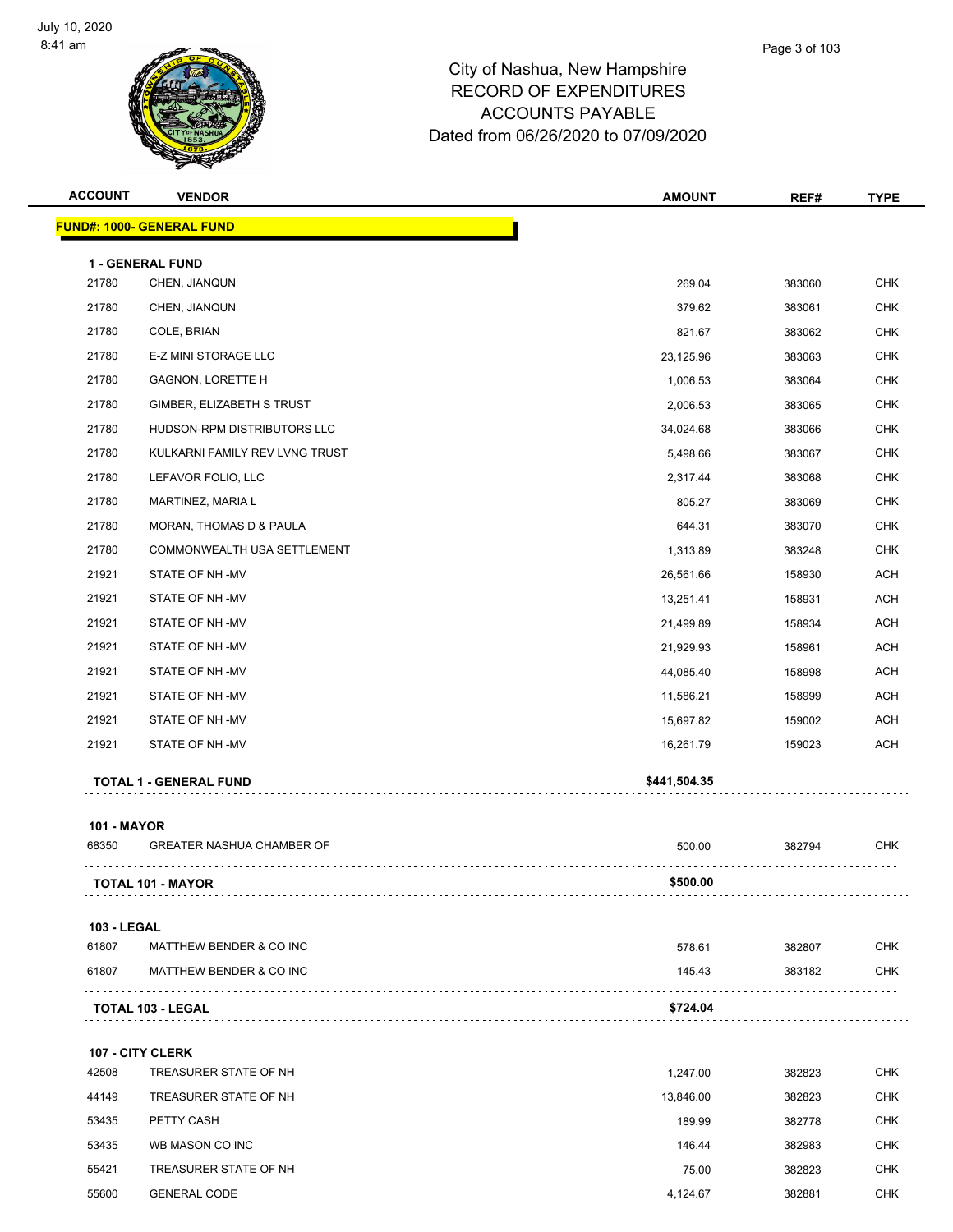# City of Nashua, New Hampshire
## RECORD OF EXPENDITURES
## ACCOUNTS PAYABLE
## Dated from 06/26/2020 to 07/09/2020

July 10, 2020
8:41 am

| ACCOUNT | VENDOR | AMOUNT | REF# | TYPE |
|---|---|---|---|---|
| **FUND#: 1000- GENERAL FUND** | | | | |
| **1 - GENERAL FUND** | | | | |
| 21780 | CHEN, JIANQUN | 269.04 | 383060 | CHK |
| 21780 | CHEN, JIANQUN | 379.62 | 383061 | CHK |
| 21780 | COLE, BRIAN | 821.67 | 383062 | CHK |
| 21780 | E-Z MINI STORAGE LLC | 23,125.96 | 383063 | CHK |
| 21780 | GAGNON, LORETTE H | 1,006.53 | 383064 | CHK |
| 21780 | GIMBER, ELIZABETH S TRUST | 2,006.53 | 383065 | CHK |
| 21780 | HUDSON-RPM DISTRIBUTORS LLC | 34,024.68 | 383066 | CHK |
| 21780 | KULKARNI FAMILY REV LVNG TRUST | 5,498.66 | 383067 | CHK |
| 21780 | LEFAVOR FOLIO, LLC | 2,317.44 | 383068 | CHK |
| 21780 | MARTINEZ, MARIA L | 805.27 | 383069 | CHK |
| 21780 | MORAN, THOMAS D & PAULA | 644.31 | 383070 | CHK |
| 21780 | COMMONWEALTH USA SETTLEMENT | 1,313.89 | 383248 | CHK |
| 21921 | STATE OF NH -MV | 26,561.66 | 158930 | ACH |
| 21921 | STATE OF NH -MV | 13,251.41 | 158931 | ACH |
| 21921 | STATE OF NH -MV | 21,499.89 | 158934 | ACH |
| 21921 | STATE OF NH -MV | 21,929.93 | 158961 | ACH |
| 21921 | STATE OF NH -MV | 44,085.40 | 158998 | ACH |
| 21921 | STATE OF NH -MV | 11,586.21 | 158999 | ACH |
| 21921 | STATE OF NH -MV | 15,697.82 | 159002 | ACH |
| 21921 | STATE OF NH -MV | 16,261.79 | 159023 | ACH |
| **TOTAL 1 - GENERAL FUND** | | **$441,504.35** | | |
| **101 - MAYOR** | | | | |
| 68350 | GREATER NASHUA CHAMBER OF | 500.00 | 382794 | CHK |
| **TOTAL 101 - MAYOR** | | **$500.00** | | |
| **103 - LEGAL** | | | | |
| 61807 | MATTHEW BENDER & CO INC | 578.61 | 382807 | CHK |
| 61807 | MATTHEW BENDER & CO INC | 145.43 | 383182 | CHK |
| **TOTAL 103 - LEGAL** | | **$724.04** | | |
| **107 - CITY CLERK** | | | | |
| 42508 | TREASURER STATE OF NH | 1,247.00 | 382823 | CHK |
| 44149 | TREASURER STATE OF NH | 13,846.00 | 382823 | CHK |
| 53435 | PETTY CASH | 189.99 | 382778 | CHK |
| 53435 | WB MASON CO INC | 146.44 | 382983 | CHK |
| 55421 | TREASURER STATE OF NH | 75.00 | 382823 | CHK |
| 55600 | GENERAL CODE | 4,124.67 | 382881 | CHK |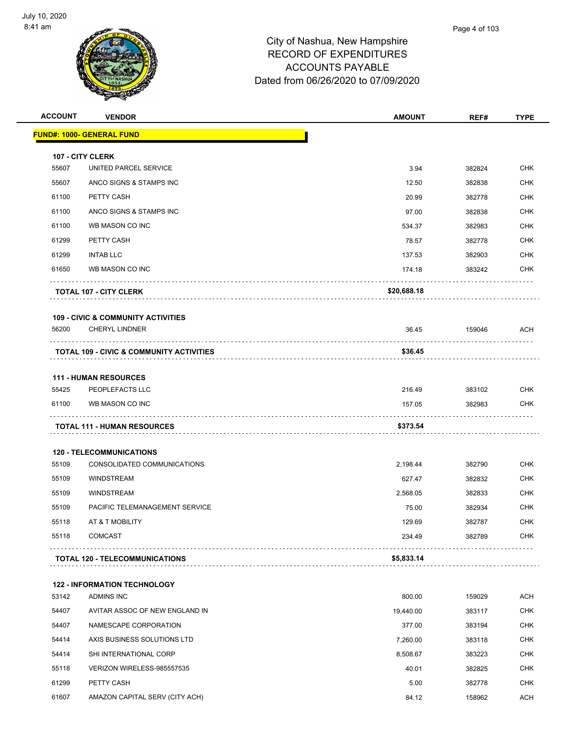City of Nashua, New Hampshire
RECORD OF EXPENDITURES
ACCOUNTS PAYABLE
Dated from 06/26/2020 to 07/09/2020

| ACCOUNT | VENDOR | AMOUNT | REF# | TYPE |
|---|---|---|---|---|
| **FUND#: 1000- GENERAL FUND** | | | | |
| **107 - CITY CLERK** | | | | |
| 55607 | UNITED PARCEL SERVICE | 3.94 | 382824 | CHK |
| 55607 | ANCO SIGNS & STAMPS INC | 12.50 | 382838 | CHK |
| 61100 | PETTY CASH | 20.99 | 382778 | CHK |
| 61100 | ANCO SIGNS & STAMPS INC | 97.00 | 382838 | CHK |
| 61100 | WB MASON CO INC | 534.37 | 382983 | CHK |
| 61299 | PETTY CASH | 78.57 | 382778 | CHK |
| 61299 | INTAB LLC | 137.53 | 382903 | CHK |
| 61650 | WB MASON CO INC | 174.18 | 383242 | CHK |
| | **TOTAL 107 - CITY CLERK** | **$20,688.18** | | |
| **109 - CIVIC & COMMUNITY ACTIVITIES** | | | | |
| 56200 | CHERYL LINDNER | 36.45 | 159046 | ACH |
| | **TOTAL 109 - CIVIC & COMMUNITY ACTIVITIES** | **$36.45** | | |
| **111 - HUMAN RESOURCES** | | | | |
| 55425 | PEOPLEFACTS LLC | 216.49 | 383102 | CHK |
| 61100 | WB MASON CO INC | 157.05 | 382983 | CHK |
| | **TOTAL 111 - HUMAN RESOURCES** | **$373.54** | | |
| **120 - TELECOMMUNICATIONS** | | | | |
| 55109 | CONSOLIDATED COMMUNICATIONS | 2,198.44 | 382790 | CHK |
| 55109 | WINDSTREAM | 627.47 | 382832 | CHK |
| 55109 | WINDSTREAM | 2,568.05 | 382833 | CHK |
| 55109 | PACIFIC TELEMANAGEMENT SERVICE | 75.00 | 382934 | CHK |
| 55118 | AT & T MOBILITY | 129.69 | 382787 | CHK |
| 55118 | COMCAST | 234.49 | 382789 | CHK |
| | **TOTAL 120 - TELECOMMUNICATIONS** | **$5,833.14** | | |
| **122 - INFORMATION TECHNOLOGY** | | | | |
| 53142 | ADMINS INC | 800.00 | 159029 | ACH |
| 54407 | AVITAR ASSOC OF NEW ENGLAND IN | 19,440.00 | 383117 | CHK |
| 54407 | NAMESCAPE CORPORATION | 377.00 | 383194 | CHK |
| 54414 | AXIS BUSINESS SOLUTIONS LTD | 7,260.00 | 383118 | CHK |
| 54414 | SHI INTERNATIONAL CORP | 8,508.67 | 383223 | CHK |
| 55118 | VERIZON WIRELESS-985557535 | 40.01 | 382825 | CHK |
| 61299 | PETTY CASH | 5.00 | 382778 | CHK |
| 61607 | AMAZON CAPITAL SERV (CITY ACH) | 84.12 | 158962 | ACH |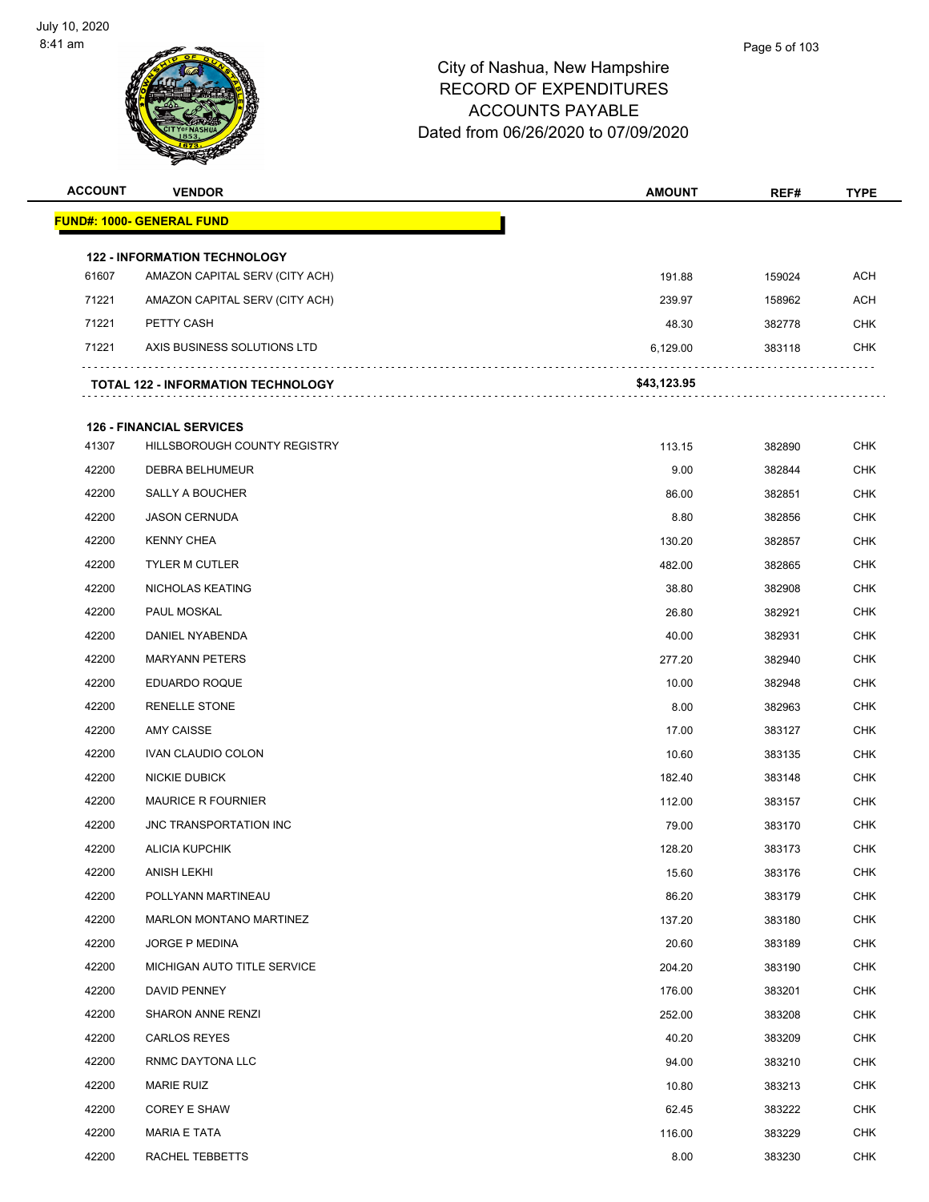City of Nashua, New Hampshire
RECORD OF EXPENDITURES
ACCOUNTS PAYABLE
Dated from 06/26/2020 to 07/09/2020

| ACCOUNT | VENDOR | AMOUNT | REF# | TYPE |
|---|---|---|---|---|
| **FUND#: 1000- GENERAL FUND** | | | | |
| **122 - INFORMATION TECHNOLOGY** | | | | |
| 61607 | AMAZON CAPITAL SERV (CITY ACH) | 191.88 | 159024 | ACH |
| 71221 | AMAZON CAPITAL SERV (CITY ACH) | 239.97 | 158962 | ACH |
| 71221 | PETTY CASH | 48.30 | 382778 | CHK |
| 71221 | AXIS BUSINESS SOLUTIONS LTD | 6,129.00 | 383118 | CHK |
| | **TOTAL 122 - INFORMATION TECHNOLOGY** | **$43,123.95** | | |
| **126 - FINANCIAL SERVICES** | | | | |
| 41307 | HILLSBOROUGH COUNTY REGISTRY | 113.15 | 382890 | CHK |
| 42200 | DEBRA BELHUMEUR | 9.00 | 382844 | CHK |
| 42200 | SALLY A BOUCHER | 86.00 | 382851 | CHK |
| 42200 | JASON CERNUDA | 8.80 | 382856 | CHK |
| 42200 | KENNY CHEA | 130.20 | 382857 | CHK |
| 42200 | TYLER M CUTLER | 482.00 | 382865 | CHK |
| 42200 | NICHOLAS KEATING | 38.80 | 382908 | CHK |
| 42200 | PAUL MOSKAL | 26.80 | 382921 | CHK |
| 42200 | DANIEL NYABENDA | 40.00 | 382931 | CHK |
| 42200 | MARYANN PETERS | 277.20 | 382940 | CHK |
| 42200 | EDUARDO ROQUE | 10.00 | 382948 | CHK |
| 42200 | RENELLE STONE | 8.00 | 382963 | CHK |
| 42200 | AMY CAISSE | 17.00 | 383127 | CHK |
| 42200 | IVAN CLAUDIO COLON | 10.60 | 383135 | CHK |
| 42200 | NICKIE DUBICK | 182.40 | 383148 | CHK |
| 42200 | MAURICE R FOURNIER | 112.00 | 383157 | CHK |
| 42200 | JNC TRANSPORTATION INC | 79.00 | 383170 | CHK |
| 42200 | ALICIA KUPCHIK | 128.20 | 383173 | CHK |
| 42200 | ANISH LEKHI | 15.60 | 383176 | CHK |
| 42200 | POLLYANN MARTINEAU | 86.20 | 383179 | CHK |
| 42200 | MARLON MONTANO MARTINEZ | 137.20 | 383180 | CHK |
| 42200 | JORGE P MEDINA | 20.60 | 383189 | CHK |
| 42200 | MICHIGAN AUTO TITLE SERVICE | 204.20 | 383190 | CHK |
| 42200 | DAVID PENNEY | 176.00 | 383201 | CHK |
| 42200 | SHARON ANNE RENZI | 252.00 | 383208 | CHK |
| 42200 | CARLOS REYES | 40.20 | 383209 | CHK |
| 42200 | RNMC DAYTONA LLC | 94.00 | 383210 | CHK |
| 42200 | MARIE RUIZ | 10.80 | 383213 | CHK |
| 42200 | COREY E SHAW | 62.45 | 383222 | CHK |
| 42200 | MARIA E TATA | 116.00 | 383229 | CHK |
| 42200 | RACHEL TEBBETTS | 8.00 | 383230 | CHK |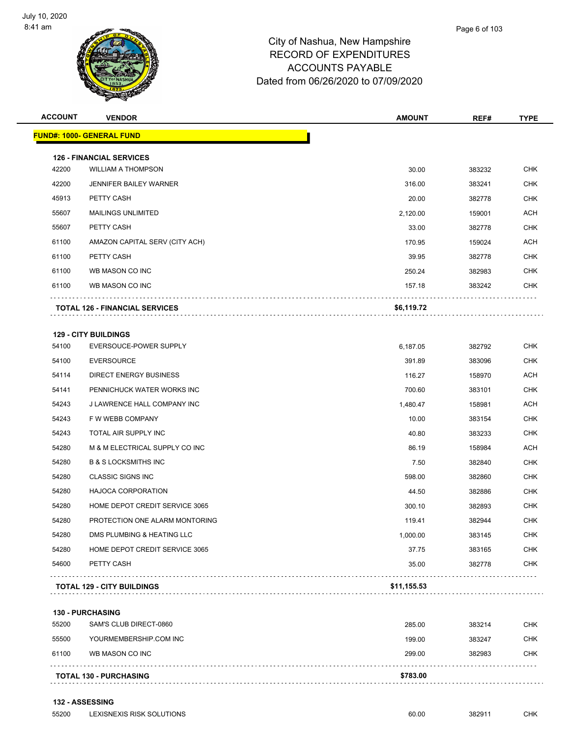City of Nashua, New Hampshire
RECORD OF EXPENDITURES
ACCOUNTS PAYABLE
Dated from 06/26/2020 to 07/09/2020

| ACCOUNT | VENDOR | AMOUNT | REF# | TYPE |
|---|---|---|---|---|
| **FUND#: 1000- GENERAL FUND** | | | | |
| **126 - FINANCIAL SERVICES** | | | | |
| 42200 | WILLIAM A THOMPSON | 30.00 | 383232 | CHK |
| 42200 | JENNIFER BAILEY WARNER | 316.00 | 383241 | CHK |
| 45913 | PETTY CASH | 20.00 | 382778 | CHK |
| 55607 | MAILINGS UNLIMITED | 2,120.00 | 159001 | ACH |
| 55607 | PETTY CASH | 33.00 | 382778 | CHK |
| 61100 | AMAZON CAPITAL SERV (CITY ACH) | 170.95 | 159024 | ACH |
| 61100 | PETTY CASH | 39.95 | 382778 | CHK |
| 61100 | WB MASON CO INC | 250.24 | 382983 | CHK |
| 61100 | WB MASON CO INC | 157.18 | 383242 | CHK |
| **TOTAL 126 - FINANCIAL SERVICES** | | **$6,119.72** | | |
| **129 - CITY BUILDINGS** | | | | |
| 54100 | EVERSOUCE-POWER SUPPLY | 6,187.05 | 382792 | CHK |
| 54100 | EVERSOURCE | 391.89 | 383096 | CHK |
| 54114 | DIRECT ENERGY BUSINESS | 116.27 | 158970 | ACH |
| 54141 | PENNICHUCK WATER WORKS INC | 700.60 | 383101 | CHK |
| 54243 | J LAWRENCE HALL COMPANY INC | 1,480.47 | 158981 | ACH |
| 54243 | F W WEBB COMPANY | 10.00 | 383154 | CHK |
| 54243 | TOTAL AIR SUPPLY INC | 40.80 | 383233 | CHK |
| 54280 | M & M ELECTRICAL SUPPLY CO INC | 86.19 | 158984 | ACH |
| 54280 | B & S LOCKSMITHS INC | 7.50 | 382840 | CHK |
| 54280 | CLASSIC SIGNS INC | 598.00 | 382860 | CHK |
| 54280 | HAJOCA CORPORATION | 44.50 | 382886 | CHK |
| 54280 | HOME DEPOT CREDIT SERVICE 3065 | 300.10 | 382893 | CHK |
| 54280 | PROTECTION ONE ALARM MONTORING | 119.41 | 382944 | CHK |
| 54280 | DMS PLUMBING & HEATING LLC | 1,000.00 | 383145 | CHK |
| 54280 | HOME DEPOT CREDIT SERVICE 3065 | 37.75 | 383165 | CHK |
| 54600 | PETTY CASH | 35.00 | 382778 | CHK |
| **TOTAL 129 - CITY BUILDINGS** | | **$11,155.53** | | |
| **130 - PURCHASING** | | | | |
| 55200 | SAM'S CLUB DIRECT-0860 | 285.00 | 383214 | CHK |
| 55500 | YOURMEMBERSHIP.COM INC | 199.00 | 383247 | CHK |
| 61100 | WB MASON CO INC | 299.00 | 382983 | CHK |
| **TOTAL 130 - PURCHASING** | | **$783.00** | | |
| **132 - ASSESSING** | | | | |
| 55200 | LEXISNEXIS RISK SOLUTIONS | 60.00 | 382911 | CHK |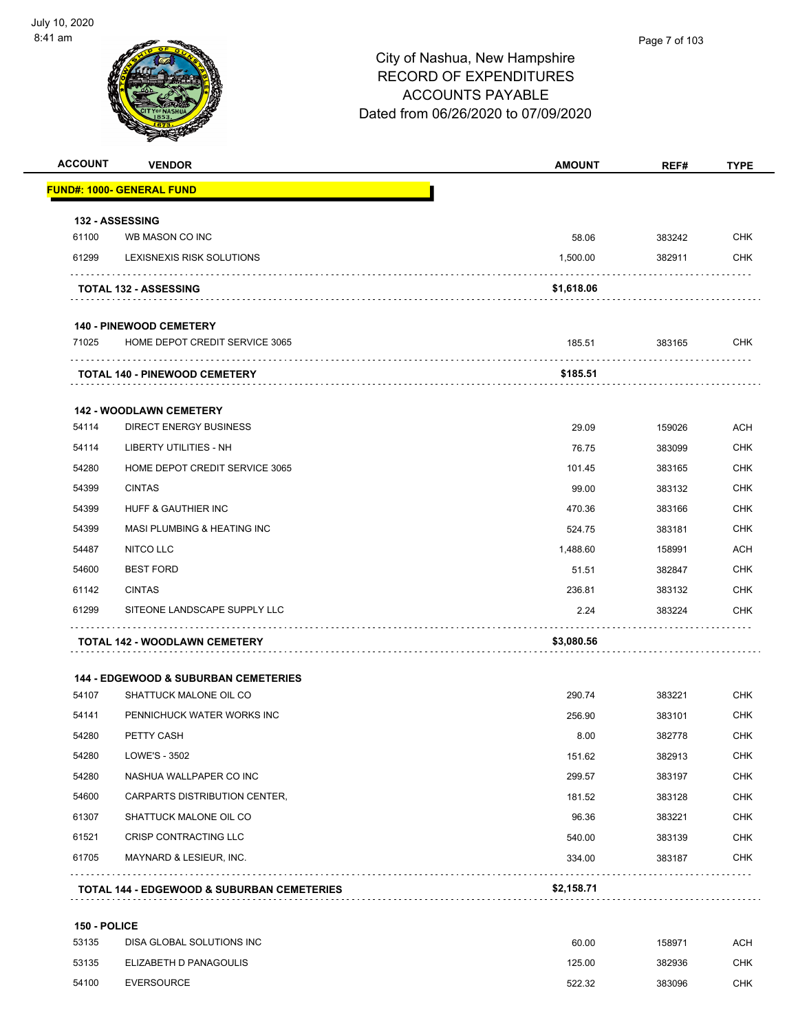# City of Nashua, New Hampshire
## RECORD OF EXPENDITURES
## ACCOUNTS PAYABLE
## Dated from 06/26/2020 to 07/09/2020

| ACCOUNT | VENDOR | AMOUNT | REF# | TYPE |
|---|---|---|---|---|
| **FUND#: 1000- GENERAL FUND** | | | | |
| **132 - ASSESSING** | | | | |
| 61100 | WB MASON CO INC | 58.06 | 383242 | CHK |
| 61299 | LEXISNEXIS RISK SOLUTIONS | 1,500.00 | 382911 | CHK |
| | **TOTAL 132 - ASSESSING** | **$1,618.06** | | |
| **140 - PINEWOOD CEMETERY** | | | | |
| 71025 | HOME DEPOT CREDIT SERVICE 3065 | 185.51 | 383165 | CHK |
| | **TOTAL 140 - PINEWOOD CEMETERY** | **$185.51** | | |
| **142 - WOODLAWN CEMETERY** | | | | |
| 54114 | DIRECT ENERGY BUSINESS | 29.09 | 159026 | ACH |
| 54114 | LIBERTY UTILITIES - NH | 76.75 | 383099 | CHK |
| 54280 | HOME DEPOT CREDIT SERVICE 3065 | 101.45 | 383165 | CHK |
| 54399 | CINTAS | 99.00 | 383132 | CHK |
| 54399 | HUFF & GAUTHIER INC | 470.36 | 383166 | CHK |
| 54399 | MASI PLUMBING & HEATING INC | 524.75 | 383181 | CHK |
| 54487 | NITCO LLC | 1,488.60 | 158991 | ACH |
| 54600 | BEST FORD | 51.51 | 382847 | CHK |
| 61142 | CINTAS | 236.81 | 383132 | CHK |
| 61299 | SITEONE LANDSCAPE SUPPLY LLC | 2.24 | 383224 | CHK |
| | **TOTAL 142 - WOODLAWN CEMETERY** | **$3,080.56** | | |
| **144 - EDGEWOOD & SUBURBAN CEMETERIES** | | | | |
| 54107 | SHATTUCK MALONE OIL CO | 290.74 | 383221 | CHK |
| 54141 | PENNICHUCK WATER WORKS INC | 256.90 | 383101 | CHK |
| 54280 | PETTY CASH | 8.00 | 382778 | CHK |
| 54280 | LOWE'S - 3502 | 151.62 | 382913 | CHK |
| 54280 | NASHUA WALLPAPER CO INC | 299.57 | 383197 | CHK |
| 54600 | CARPARTS DISTRIBUTION CENTER, | 181.52 | 383128 | CHK |
| 61307 | SHATTUCK MALONE OIL CO | 96.36 | 383221 | CHK |
| 61521 | CRISP CONTRACTING LLC | 540.00 | 383139 | CHK |
| 61705 | MAYNARD & LESIEUR, INC. | 334.00 | 383187 | CHK |
| | **TOTAL 144 - EDGEWOOD & SUBURBAN CEMETERIES** | **$2,158.71** | | |
| **150 - POLICE** | | | | |
| 53135 | DISA GLOBAL SOLUTIONS INC | 60.00 | 158971 | ACH |
| 53135 | ELIZABETH D PANAGOULIS | 125.00 | 382936 | CHK |
| 54100 | EVERSOURCE | 522.32 | 383096 | CHK |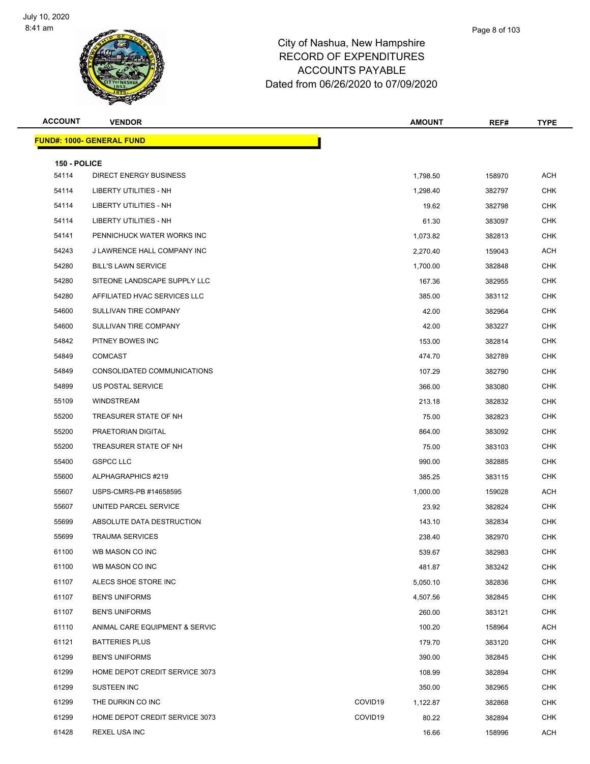# City of Nashua, New Hampshire
# RECORD OF EXPENDITURES
# ACCOUNTS PAYABLE
# Dated from 06/26/2020 to 07/09/2020

| ACCOUNT | VENDOR | | AMOUNT | REF# | TYPE |
|---|---|---|---|---|---|
| **FUND#: 1000- GENERAL FUND** | | | | | |
| **150 - POLICE** | | | | | |
| 54114 | DIRECT ENERGY BUSINESS | | 1,798.50 | 158970 | ACH |
| 54114 | LIBERTY UTILITIES - NH | | 1,298.40 | 382797 | CHK |
| 54114 | LIBERTY UTILITIES - NH | | 19.62 | 382798 | CHK |
| 54114 | LIBERTY UTILITIES - NH | | 61.30 | 383097 | CHK |
| 54141 | PENNICHUCK WATER WORKS INC | | 1,073.82 | 382813 | CHK |
| 54243 | J LAWRENCE HALL COMPANY INC | | 2,270.40 | 159043 | ACH |
| 54280 | BILL'S LAWN SERVICE | | 1,700.00 | 382848 | CHK |
| 54280 | SITEONE LANDSCAPE SUPPLY LLC | | 167.36 | 382955 | CHK |
| 54280 | AFFILIATED HVAC SERVICES LLC | | 385.00 | 383112 | CHK |
| 54600 | SULLIVAN TIRE COMPANY | | 42.00 | 382964 | CHK |
| 54600 | SULLIVAN TIRE COMPANY | | 42.00 | 383227 | CHK |
| 54842 | PITNEY BOWES INC | | 153.00 | 382814 | CHK |
| 54849 | COMCAST | | 474.70 | 382789 | CHK |
| 54849 | CONSOLIDATED COMMUNICATIONS | | 107.29 | 382790 | CHK |
| 54899 | US POSTAL SERVICE | | 366.00 | 383080 | CHK |
| 55109 | WINDSTREAM | | 213.18 | 382832 | CHK |
| 55200 | TREASURER STATE OF NH | | 75.00 | 382823 | CHK |
| 55200 | PRAETORIAN DIGITAL | | 864.00 | 383092 | CHK |
| 55200 | TREASURER STATE OF NH | | 75.00 | 383103 | CHK |
| 55400 | GSPCC LLC | | 990.00 | 382885 | CHK |
| 55600 | ALPHAGRAPHICS #219 | | 385.25 | 383115 | CHK |
| 55607 | USPS-CMRS-PB #14658595 | | 1,000.00 | 159028 | ACH |
| 55607 | UNITED PARCEL SERVICE | | 23.92 | 382824 | CHK |
| 55699 | ABSOLUTE DATA DESTRUCTION | | 143.10 | 382834 | CHK |
| 55699 | TRAUMA SERVICES | | 238.40 | 382970 | CHK |
| 61100 | WB MASON CO INC | | 539.67 | 382983 | CHK |
| 61100 | WB MASON CO INC | | 481.87 | 383242 | CHK |
| 61107 | ALECS SHOE STORE INC | | 5,050.10 | 382836 | CHK |
| 61107 | BEN'S UNIFORMS | | 4,507.56 | 382845 | CHK |
| 61107 | BEN'S UNIFORMS | | 260.00 | 383121 | CHK |
| 61110 | ANIMAL CARE EQUIPMENT & SERVIC | | 100.20 | 158964 | ACH |
| 61121 | BATTERIES PLUS | | 179.70 | 383120 | CHK |
| 61299 | BEN'S UNIFORMS | | 390.00 | 382845 | CHK |
| 61299 | HOME DEPOT CREDIT SERVICE 3073 | | 108.99 | 382894 | CHK |
| 61299 | SUSTEEN INC | | 350.00 | 382965 | CHK |
| 61299 | THE DURKIN CO INC | COVID19 | 1,122.87 | 382868 | CHK |
| 61299 | HOME DEPOT CREDIT SERVICE 3073 | COVID19 | 80.22 | 382894 | CHK |
| 61428 | REXEL USA INC | | 16.66 | 158996 | ACH |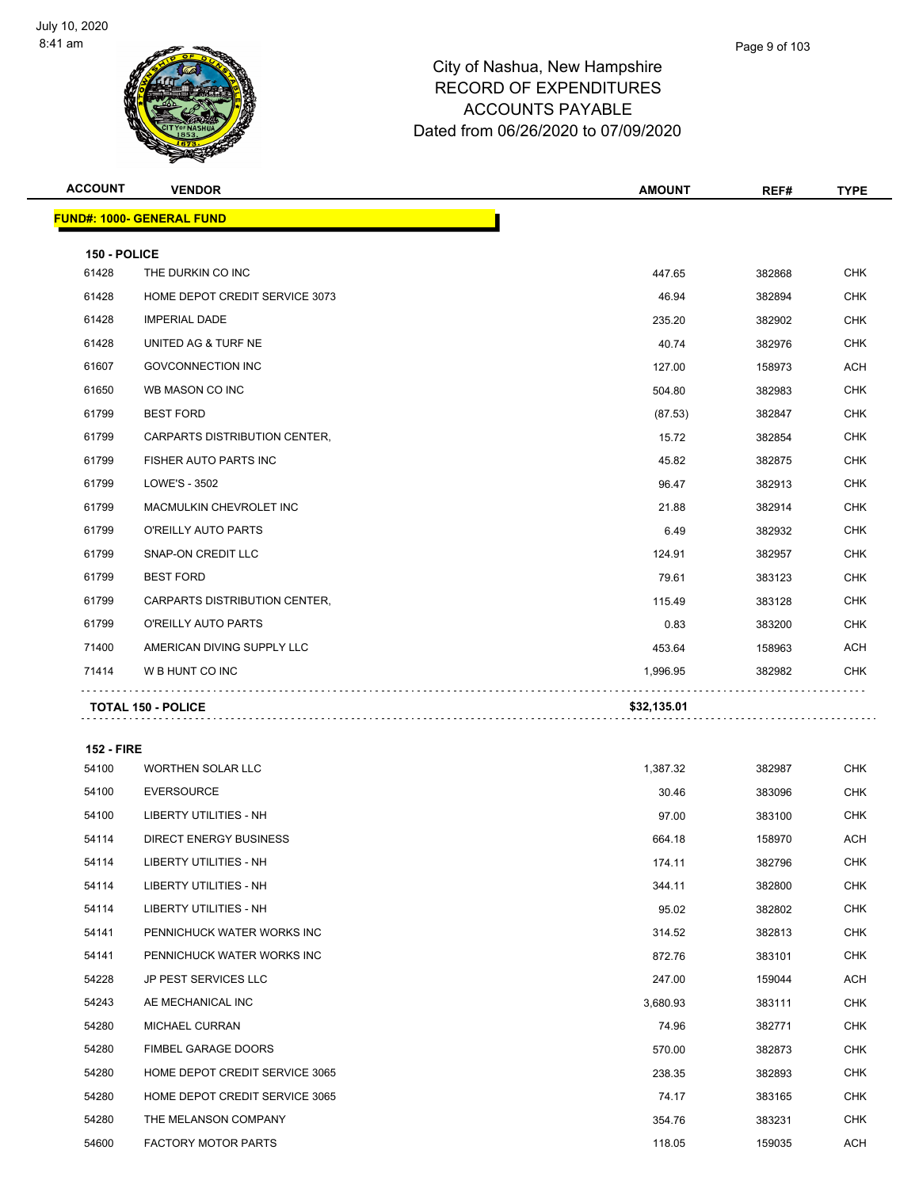# City of Nashua, New Hampshire
## RECORD OF EXPENDITURES
## ACCOUNTS PAYABLE
## Dated from 06/26/2020 to 07/09/2020

| ACCOUNT | VENDOR | AMOUNT | REF# | TYPE |
|---|---|---|---|---|
| **FUND#: 1000- GENERAL FUND** | | | | |
| **150 - POLICE** | | | | |
| 61428 | THE DURKIN CO INC | 447.65 | 382868 | CHK |
| 61428 | HOME DEPOT CREDIT SERVICE 3073 | 46.94 | 382894 | CHK |
| 61428 | IMPERIAL DADE | 235.20 | 382902 | CHK |
| 61428 | UNITED AG & TURF NE | 40.74 | 382976 | CHK |
| 61607 | GOVCONNECTION INC | 127.00 | 158973 | ACH |
| 61650 | WB MASON CO INC | 504.80 | 382983 | CHK |
| 61799 | BEST FORD | (87.53) | 382847 | CHK |
| 61799 | CARPARTS DISTRIBUTION CENTER, | 15.72 | 382854 | CHK |
| 61799 | FISHER AUTO PARTS INC | 45.82 | 382875 | CHK |
| 61799 | LOWE'S - 3502 | 96.47 | 382913 | CHK |
| 61799 | MACMULKIN CHEVROLET INC | 21.88 | 382914 | CHK |
| 61799 | O'REILLY AUTO PARTS | 6.49 | 382932 | CHK |
| 61799 | SNAP-ON CREDIT LLC | 124.91 | 382957 | CHK |
| 61799 | BEST FORD | 79.61 | 383123 | CHK |
| 61799 | CARPARTS DISTRIBUTION CENTER, | 115.49 | 383128 | CHK |
| 61799 | O'REILLY AUTO PARTS | 0.83 | 383200 | CHK |
| 71400 | AMERICAN DIVING SUPPLY LLC | 453.64 | 158963 | ACH |
| 71414 | W B HUNT CO INC | 1,996.95 | 382982 | CHK |
| **TOTAL 150 - POLICE** | | **$32,135.01** | | |
| **152 - FIRE** | | | | |
| 54100 | WORTHEN SOLAR LLC | 1,387.32 | 382987 | CHK |
| 54100 | EVERSOURCE | 30.46 | 383096 | CHK |
| 54100 | LIBERTY UTILITIES - NH | 97.00 | 383100 | CHK |
| 54114 | DIRECT ENERGY BUSINESS | 664.18 | 158970 | ACH |
| 54114 | LIBERTY UTILITIES - NH | 174.11 | 382796 | CHK |
| 54114 | LIBERTY UTILITIES - NH | 344.11 | 382800 | CHK |
| 54114 | LIBERTY UTILITIES - NH | 95.02 | 382802 | CHK |
| 54141 | PENNICHUCK WATER WORKS INC | 314.52 | 382813 | CHK |
| 54141 | PENNICHUCK WATER WORKS INC | 872.76 | 383101 | CHK |
| 54228 | JP PEST SERVICES LLC | 247.00 | 159044 | ACH |
| 54243 | AE MECHANICAL INC | 3,680.93 | 383111 | CHK |
| 54280 | MICHAEL CURRAN | 74.96 | 382771 | CHK |
| 54280 | FIMBEL GARAGE DOORS | 570.00 | 382873 | CHK |
| 54280 | HOME DEPOT CREDIT SERVICE 3065 | 238.35 | 382893 | CHK |
| 54280 | HOME DEPOT CREDIT SERVICE 3065 | 74.17 | 383165 | CHK |
| 54280 | THE MELANSON COMPANY | 354.76 | 383231 | CHK |
| 54600 | FACTORY MOTOR PARTS | 118.05 | 159035 | ACH |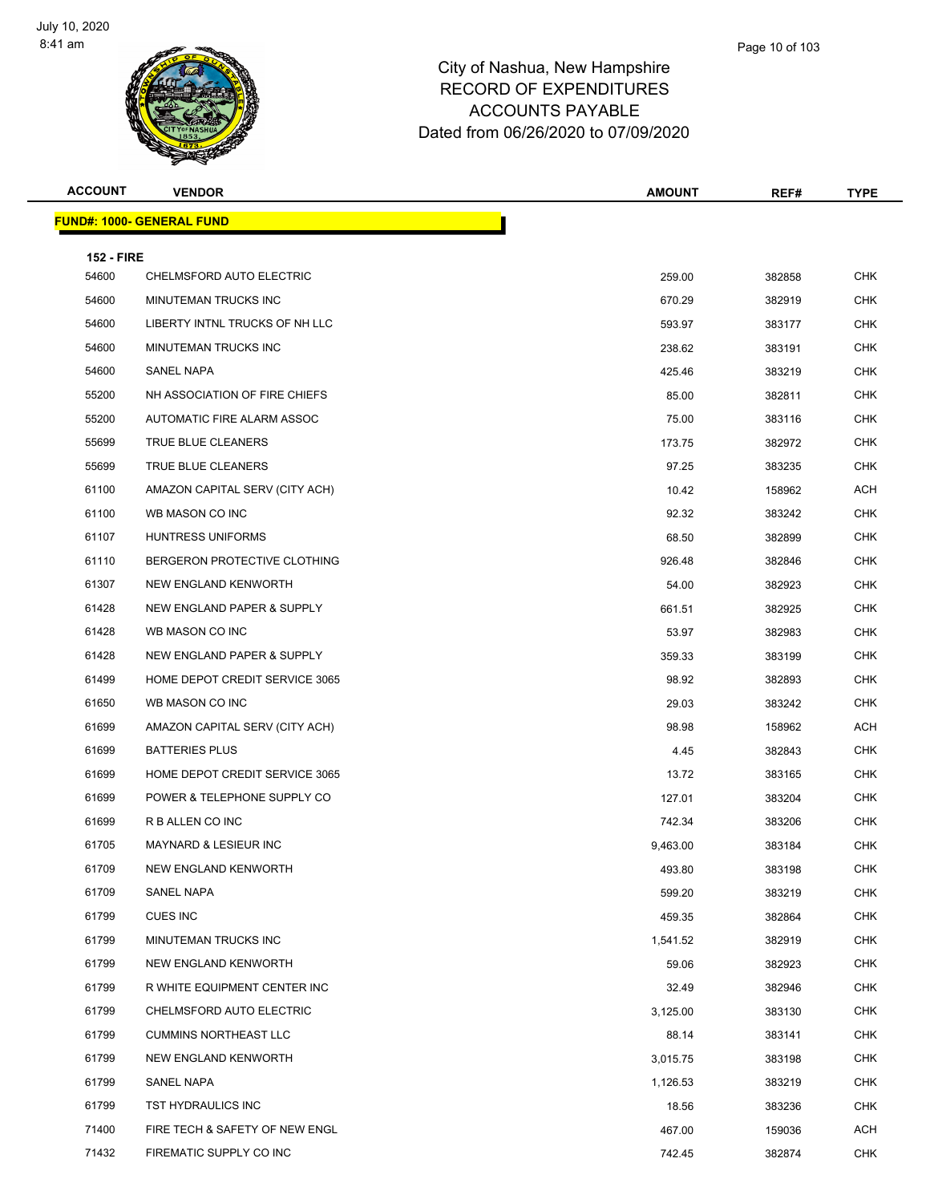# City of Nashua, New Hampshire
## RECORD OF EXPENDITURES
## ACCOUNTS PAYABLE
## Dated from 06/26/2020 to 07/09/2020

| ACCOUNT | VENDOR | AMOUNT | REF# | TYPE |
|---|---|---|---|---|
| **FUND#: 1000- GENERAL FUND** | | | | |
| **152 - FIRE** | | | | |
| 54600 | CHELMSFORD AUTO ELECTRIC | 259.00 | 382858 | CHK |
| 54600 | MINUTEMAN TRUCKS INC | 670.29 | 382919 | CHK |
| 54600 | LIBERTY INTNL TRUCKS OF NH LLC | 593.97 | 383177 | CHK |
| 54600 | MINUTEMAN TRUCKS INC | 238.62 | 383191 | CHK |
| 54600 | SANEL NAPA | 425.46 | 383219 | CHK |
| 55200 | NH ASSOCIATION OF FIRE CHIEFS | 85.00 | 382811 | CHK |
| 55200 | AUTOMATIC FIRE ALARM ASSOC | 75.00 | 383116 | CHK |
| 55699 | TRUE BLUE CLEANERS | 173.75 | 382972 | CHK |
| 55699 | TRUE BLUE CLEANERS | 97.25 | 383235 | CHK |
| 61100 | AMAZON CAPITAL SERV (CITY ACH) | 10.42 | 158962 | ACH |
| 61100 | WB MASON CO INC | 92.32 | 383242 | CHK |
| 61107 | HUNTRESS UNIFORMS | 68.50 | 382899 | CHK |
| 61110 | BERGERON PROTECTIVE CLOTHING | 926.48 | 382846 | CHK |
| 61307 | NEW ENGLAND KENWORTH | 54.00 | 382923 | CHK |
| 61428 | NEW ENGLAND PAPER & SUPPLY | 661.51 | 382925 | CHK |
| 61428 | WB MASON CO INC | 53.97 | 382983 | CHK |
| 61428 | NEW ENGLAND PAPER & SUPPLY | 359.33 | 383199 | CHK |
| 61499 | HOME DEPOT CREDIT SERVICE 3065 | 98.92 | 382893 | CHK |
| 61650 | WB MASON CO INC | 29.03 | 383242 | CHK |
| 61699 | AMAZON CAPITAL SERV (CITY ACH) | 98.98 | 158962 | ACH |
| 61699 | BATTERIES PLUS | 4.45 | 382843 | CHK |
| 61699 | HOME DEPOT CREDIT SERVICE 3065 | 13.72 | 383165 | CHK |
| 61699 | POWER & TELEPHONE SUPPLY CO | 127.01 | 383204 | CHK |
| 61699 | R B ALLEN CO INC | 742.34 | 383206 | CHK |
| 61705 | MAYNARD & LESIEUR INC | 9,463.00 | 383184 | CHK |
| 61709 | NEW ENGLAND KENWORTH | 493.80 | 383198 | CHK |
| 61709 | SANEL NAPA | 599.20 | 383219 | CHK |
| 61799 | CUES INC | 459.35 | 382864 | CHK |
| 61799 | MINUTEMAN TRUCKS INC | 1,541.52 | 382919 | CHK |
| 61799 | NEW ENGLAND KENWORTH | 59.06 | 382923 | CHK |
| 61799 | R WHITE EQUIPMENT CENTER INC | 32.49 | 382946 | CHK |
| 61799 | CHELMSFORD AUTO ELECTRIC | 3,125.00 | 383130 | CHK |
| 61799 | CUMMINS NORTHEAST LLC | 88.14 | 383141 | CHK |
| 61799 | NEW ENGLAND KENWORTH | 3,015.75 | 383198 | CHK |
| 61799 | SANEL NAPA | 1,126.53 | 383219 | CHK |
| 61799 | TST HYDRAULICS INC | 18.56 | 383236 | CHK |
| 71400 | FIRE TECH & SAFETY OF NEW ENGL | 467.00 | 159036 | ACH |
| 71432 | FIREMATIC SUPPLY CO INC | 742.45 | 382874 | CHK |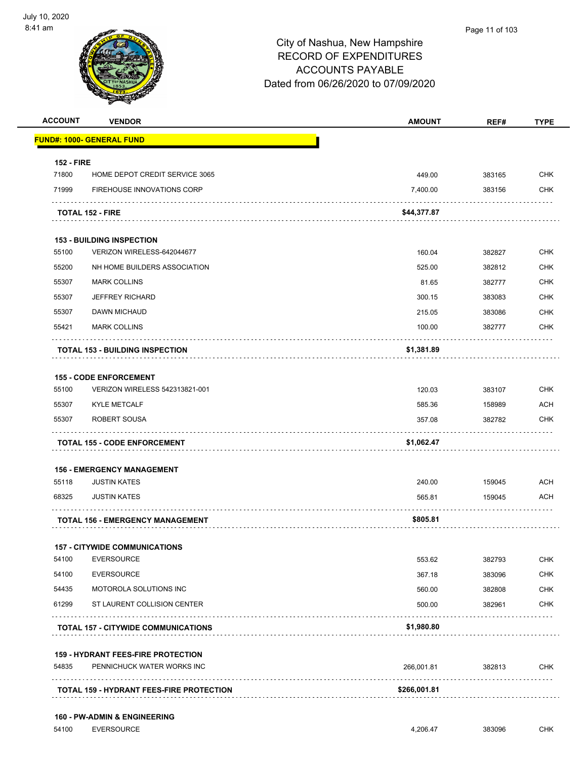City of Nashua, New Hampshire
RECORD OF EXPENDITURES
ACCOUNTS PAYABLE
Dated from 06/26/2020 to 07/09/2020

| ACCOUNT | VENDOR | AMOUNT | REF# | TYPE |
|---|---|---|---|---|
| **FUND#: 1000- GENERAL FUND** | | | | |
| **152 - FIRE** | | | | |
| 71800 | HOME DEPOT CREDIT SERVICE 3065 | 449.00 | 383165 | CHK |
| 71999 | FIREHOUSE INNOVATIONS CORP | 7,400.00 | 383156 | CHK |
| **TOTAL 152 - FIRE** | | **$44,377.87** | | |
| **153 - BUILDING INSPECTION** | | | | |
| 55100 | VERIZON WIRELESS-642044677 | 160.04 | 382827 | CHK |
| 55200 | NH HOME BUILDERS ASSOCIATION | 525.00 | 382812 | CHK |
| 55307 | MARK COLLINS | 81.65 | 382777 | CHK |
| 55307 | JEFFREY RICHARD | 300.15 | 383083 | CHK |
| 55307 | DAWN MICHAUD | 215.05 | 383086 | CHK |
| 55421 | MARK COLLINS | 100.00 | 382777 | CHK |
| **TOTAL 153 - BUILDING INSPECTION** | | **$1,381.89** | | |
| **155 - CODE ENFORCEMENT** | | | | |
| 55100 | VERIZON WIRELESS 542313821-001 | 120.03 | 383107 | CHK |
| 55307 | KYLE METCALF | 585.36 | 158989 | ACH |
| 55307 | ROBERT SOUSA | 357.08 | 382782 | CHK |
| **TOTAL 155 - CODE ENFORCEMENT** | | **$1,062.47** | | |
| **156 - EMERGENCY MANAGEMENT** | | | | |
| 55118 | JUSTIN KATES | 240.00 | 159045 | ACH |
| 68325 | JUSTIN KATES | 565.81 | 159045 | ACH |
| **TOTAL 156 - EMERGENCY MANAGEMENT** | | **$805.81** | | |
| **157 - CITYWIDE COMMUNICATIONS** | | | | |
| 54100 | EVERSOURCE | 553.62 | 382793 | CHK |
| 54100 | EVERSOURCE | 367.18 | 383096 | CHK |
| 54435 | MOTOROLA SOLUTIONS INC | 560.00 | 382808 | CHK |
| 61299 | ST LAURENT COLLISION CENTER | 500.00 | 382961 | CHK |
| **TOTAL 157 - CITYWIDE COMMUNICATIONS** | | **$1,980.80** | | |
| **159 - HYDRANT FEES-FIRE PROTECTION** | | | | |
| 54835 | PENNICHUCK WATER WORKS INC | 266,001.81 | 382813 | CHK |
| **TOTAL 159 - HYDRANT FEES-FIRE PROTECTION** | | **$266,001.81** | | |
| **160 - PW-ADMIN & ENGINEERING** | | | | |
| 54100 | EVERSOURCE | 4,206.47 | 383096 | CHK |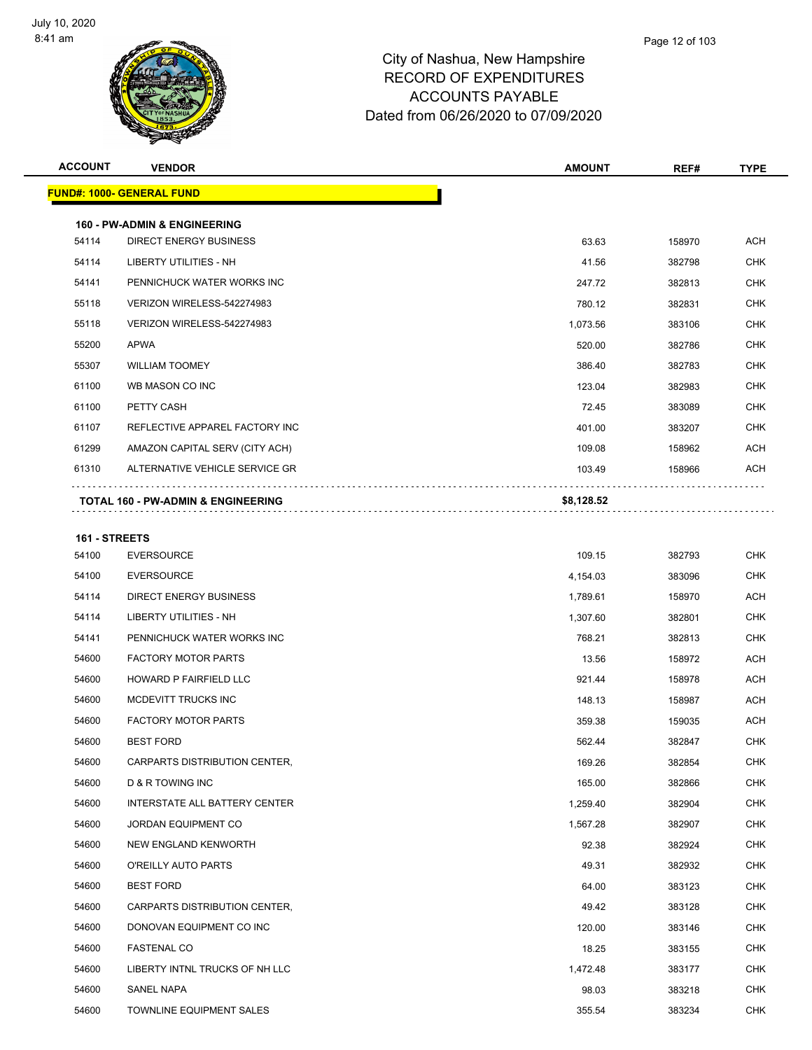City of Nashua, New Hampshire
RECORD OF EXPENDITURES
ACCOUNTS PAYABLE
Dated from 06/26/2020 to 07/09/2020

| ACCOUNT | VENDOR | AMOUNT | REF# | TYPE |
|---|---|---|---|---|
| **FUND#: 1000- GENERAL FUND** | | | | |
| **160 - PW-ADMIN & ENGINEERING** | | | | |
| 54114 | DIRECT ENERGY BUSINESS | 63.63 | 158970 | ACH |
| 54114 | LIBERTY UTILITIES - NH | 41.56 | 382798 | CHK |
| 54141 | PENNICHUCK WATER WORKS INC | 247.72 | 382813 | CHK |
| 55118 | VERIZON WIRELESS-542274983 | 780.12 | 382831 | CHK |
| 55118 | VERIZON WIRELESS-542274983 | 1,073.56 | 383106 | CHK |
| 55200 | APWA | 520.00 | 382786 | CHK |
| 55307 | WILLIAM TOOMEY | 386.40 | 382783 | CHK |
| 61100 | WB MASON CO INC | 123.04 | 382983 | CHK |
| 61100 | PETTY CASH | 72.45 | 383089 | CHK |
| 61107 | REFLECTIVE APPAREL FACTORY INC | 401.00 | 383207 | CHK |
| 61299 | AMAZON CAPITAL SERV (CITY ACH) | 109.08 | 158962 | ACH |
| 61310 | ALTERNATIVE VEHICLE SERVICE GR | 103.49 | 158966 | ACH |
| **TOTAL 160 - PW-ADMIN & ENGINEERING** | | **$8,128.52** | | |
| **161 - STREETS** | | | | |
| 54100 | EVERSOURCE | 109.15 | 382793 | CHK |
| 54100 | EVERSOURCE | 4,154.03 | 383096 | CHK |
| 54114 | DIRECT ENERGY BUSINESS | 1,789.61 | 158970 | ACH |
| 54114 | LIBERTY UTILITIES - NH | 1,307.60 | 382801 | CHK |
| 54141 | PENNICHUCK WATER WORKS INC | 768.21 | 382813 | CHK |
| 54600 | FACTORY MOTOR PARTS | 13.56 | 158972 | ACH |
| 54600 | HOWARD P FAIRFIELD LLC | 921.44 | 158978 | ACH |
| 54600 | MCDEVITT TRUCKS INC | 148.13 | 158987 | ACH |
| 54600 | FACTORY MOTOR PARTS | 359.38 | 159035 | ACH |
| 54600 | BEST FORD | 562.44 | 382847 | CHK |
| 54600 | CARPARTS DISTRIBUTION CENTER, | 169.26 | 382854 | CHK |
| 54600 | D & R TOWING INC | 165.00 | 382866 | CHK |
| 54600 | INTERSTATE ALL BATTERY CENTER | 1,259.40 | 382904 | CHK |
| 54600 | JORDAN EQUIPMENT CO | 1,567.28 | 382907 | CHK |
| 54600 | NEW ENGLAND KENWORTH | 92.38 | 382924 | CHK |
| 54600 | O'REILLY AUTO PARTS | 49.31 | 382932 | CHK |
| 54600 | BEST FORD | 64.00 | 383123 | CHK |
| 54600 | CARPARTS DISTRIBUTION CENTER, | 49.42 | 383128 | CHK |
| 54600 | DONOVAN EQUIPMENT CO INC | 120.00 | 383146 | CHK |
| 54600 | FASTENAL CO | 18.25 | 383155 | CHK |
| 54600 | LIBERTY INTNL TRUCKS OF NH LLC | 1,472.48 | 383177 | CHK |
| 54600 | SANEL NAPA | 98.03 | 383218 | CHK |
| 54600 | TOWNLINE EQUIPMENT SALES | 355.54 | 383234 | CHK |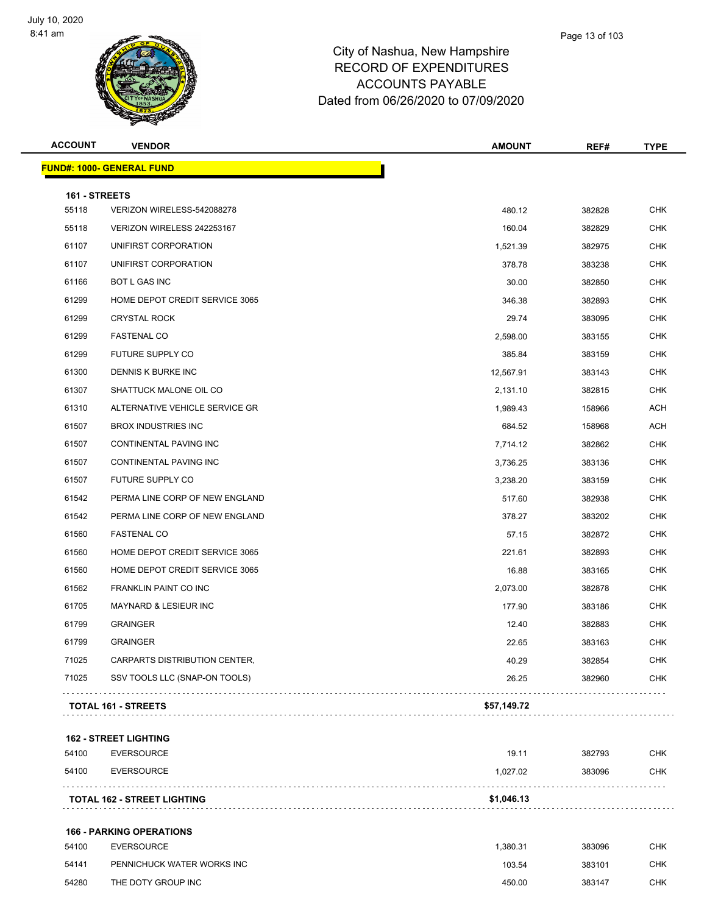# City of Nashua, New Hampshire
## RECORD OF EXPENDITURES
## ACCOUNTS PAYABLE
## Dated from 06/26/2020 to 07/09/2020

July 10, 2020
8:41 am

| ACCOUNT | VENDOR | AMOUNT | REF# | TYPE |
|---|---|---|---|---|
| **FUND#: 1000- GENERAL FUND** | | | | |
| **161 - STREETS** | | | | |
| 55118 | VERIZON WIRELESS-542088278 | 480.12 | 382828 | CHK |
| 55118 | VERIZON WIRELESS 242253167 | 160.04 | 382829 | CHK |
| 61107 | UNIFIRST CORPORATION | 1,521.39 | 382975 | CHK |
| 61107 | UNIFIRST CORPORATION | 378.78 | 383238 | CHK |
| 61166 | BOT L GAS INC | 30.00 | 382850 | CHK |
| 61299 | HOME DEPOT CREDIT SERVICE 3065 | 346.38 | 382893 | CHK |
| 61299 | CRYSTAL ROCK | 29.74 | 383095 | CHK |
| 61299 | FASTENAL CO | 2,598.00 | 383155 | CHK |
| 61299 | FUTURE SUPPLY CO | 385.84 | 383159 | CHK |
| 61300 | DENNIS K BURKE INC | 12,567.91 | 383143 | CHK |
| 61307 | SHATTUCK MALONE OIL CO | 2,131.10 | 382815 | CHK |
| 61310 | ALTERNATIVE VEHICLE SERVICE GR | 1,989.43 | 158966 | ACH |
| 61507 | BROX INDUSTRIES INC | 684.52 | 158968 | ACH |
| 61507 | CONTINENTAL PAVING INC | 7,714.12 | 382862 | CHK |
| 61507 | CONTINENTAL PAVING INC | 3,736.25 | 383136 | CHK |
| 61507 | FUTURE SUPPLY CO | 3,238.20 | 383159 | CHK |
| 61542 | PERMA LINE CORP OF NEW ENGLAND | 517.60 | 382938 | CHK |
| 61542 | PERMA LINE CORP OF NEW ENGLAND | 378.27 | 383202 | CHK |
| 61560 | FASTENAL CO | 57.15 | 382872 | CHK |
| 61560 | HOME DEPOT CREDIT SERVICE 3065 | 221.61 | 382893 | CHK |
| 61560 | HOME DEPOT CREDIT SERVICE 3065 | 16.88 | 383165 | CHK |
| 61562 | FRANKLIN PAINT CO INC | 2,073.00 | 382878 | CHK |
| 61705 | MAYNARD & LESIEUR INC | 177.90 | 383186 | CHK |
| 61799 | GRAINGER | 12.40 | 382883 | CHK |
| 61799 | GRAINGER | 22.65 | 383163 | CHK |
| 71025 | CARPARTS DISTRIBUTION CENTER, | 40.29 | 382854 | CHK |
| 71025 | SSV TOOLS LLC (SNAP-ON TOOLS) | 26.25 | 382960 | CHK |
| **TOTAL 161 - STREETS** | | **$57,149.72** | | |
| **162 - STREET LIGHTING** | | | | |
| 54100 | EVERSOURCE | 19.11 | 382793 | CHK |
| 54100 | EVERSOURCE | 1,027.02 | 383096 | CHK |
| **TOTAL 162 - STREET LIGHTING** | | **$1,046.13** | | |
| **166 - PARKING OPERATIONS** | | | | |
| 54100 | EVERSOURCE | 1,380.31 | 383096 | CHK |
| 54141 | PENNICHUCK WATER WORKS INC | 103.54 | 383101 | CHK |
| 54280 | THE DOTY GROUP INC | 450.00 | 383147 | CHK |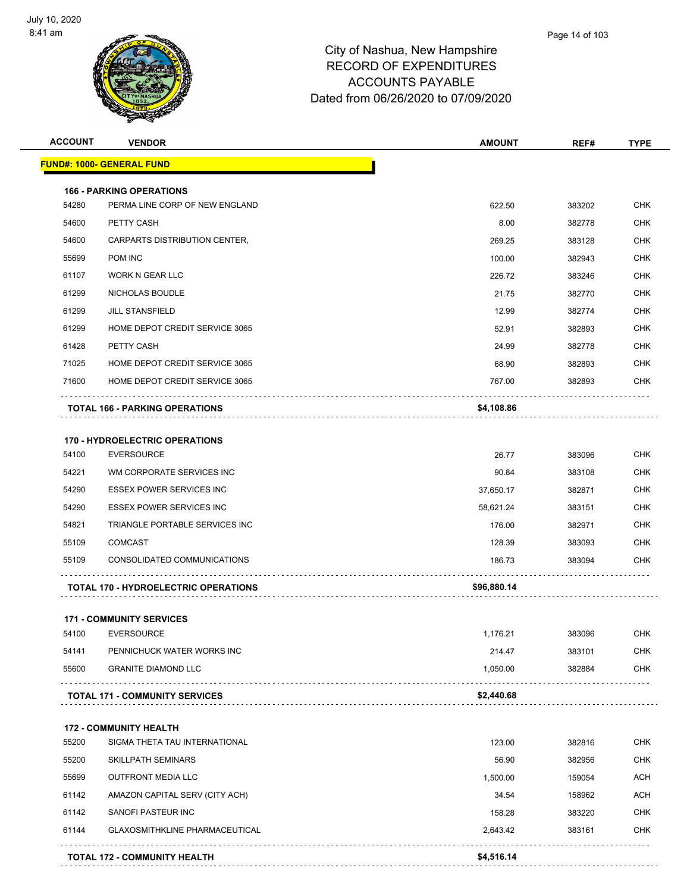# City of Nashua, New Hampshire
## RECORD OF EXPENDITURES
## ACCOUNTS PAYABLE
## Dated from 06/26/2020 to 07/09/2020

| ACCOUNT | VENDOR | AMOUNT | REF# | TYPE |
|---|---|---|---|---|
| **FUND#: 1000- GENERAL FUND** | | | | |
| **166 - PARKING OPERATIONS** | | | | |
| 54280 | PERMA LINE CORP OF NEW ENGLAND | 622.50 | 383202 | CHK |
| 54600 | PETTY CASH | 8.00 | 382778 | CHK |
| 54600 | CARPARTS DISTRIBUTION CENTER, | 269.25 | 383128 | CHK |
| 55699 | POM INC | 100.00 | 382943 | CHK |
| 61107 | WORK N GEAR LLC | 226.72 | 383246 | CHK |
| 61299 | NICHOLAS BOUDLE | 21.75 | 382770 | CHK |
| 61299 | JILL STANSFIELD | 12.99 | 382774 | CHK |
| 61299 | HOME DEPOT CREDIT SERVICE 3065 | 52.91 | 382893 | CHK |
| 61428 | PETTY CASH | 24.99 | 382778 | CHK |
| 71025 | HOME DEPOT CREDIT SERVICE 3065 | 68.90 | 382893 | CHK |
| 71600 | HOME DEPOT CREDIT SERVICE 3065 | 767.00 | 382893 | CHK |
| **TOTAL 166 - PARKING OPERATIONS** | | **$4,108.86** | | |
| **170 - HYDROELECTRIC OPERATIONS** | | | | |
| 54100 | EVERSOURCE | 26.77 | 383096 | CHK |
| 54221 | WM CORPORATE SERVICES INC | 90.84 | 383108 | CHK |
| 54290 | ESSEX POWER SERVICES INC | 37,650.17 | 382871 | CHK |
| 54290 | ESSEX POWER SERVICES INC | 58,621.24 | 383151 | CHK |
| 54821 | TRIANGLE PORTABLE SERVICES INC | 176.00 | 382971 | CHK |
| 55109 | COMCAST | 128.39 | 383093 | CHK |
| 55109 | CONSOLIDATED COMMUNICATIONS | 186.73 | 383094 | CHK |
| **TOTAL 170 - HYDROELECTRIC OPERATIONS** | | **$96,880.14** | | |
| **171 - COMMUNITY SERVICES** | | | | |
| 54100 | EVERSOURCE | 1,176.21 | 383096 | CHK |
| 54141 | PENNICHUCK WATER WORKS INC | 214.47 | 383101 | CHK |
| 55600 | GRANITE DIAMOND LLC | 1,050.00 | 382884 | CHK |
| **TOTAL 171 - COMMUNITY SERVICES** | | **$2,440.68** | | |
| **172 - COMMUNITY HEALTH** | | | | |
| 55200 | SIGMA THETA TAU INTERNATIONAL | 123.00 | 382816 | CHK |
| 55200 | SKILLPATH SEMINARS | 56.90 | 382956 | CHK |
| 55699 | OUTFRONT MEDIA LLC | 1,500.00 | 159054 | ACH |
| 61142 | AMAZON CAPITAL SERV (CITY ACH) | 34.54 | 158962 | ACH |
| 61142 | SANOFI PASTEUR INC | 158.28 | 383220 | CHK |
| 61144 | GLAXOSMITHKLINE PHARMACEUTICAL | 2,643.42 | 383161 | CHK |
| **TOTAL 172 - COMMUNITY HEALTH** | | **$4,516.14** | | |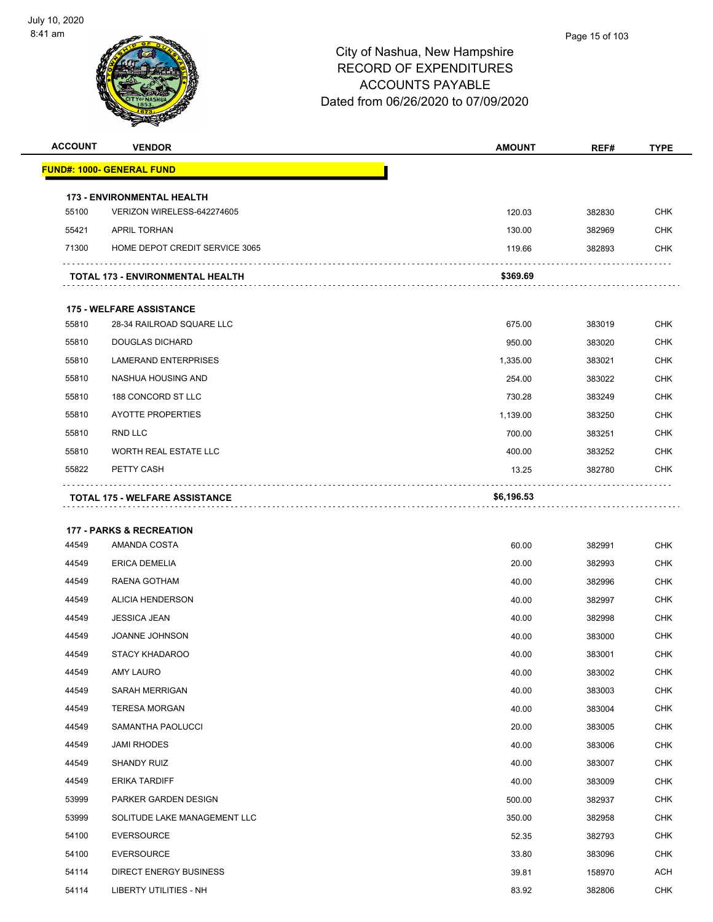# City of Nashua, New Hampshire
## RECORD OF EXPENDITURES
## ACCOUNTS PAYABLE
## Dated from 06/26/2020 to 07/09/2020

| ACCOUNT | VENDOR | AMOUNT | REF# | TYPE |
|---|---|---|---|---|
| **FUND#: 1000- GENERAL FUND** | | | | |
| **173 - ENVIRONMENTAL HEALTH** | | | | |
| 55100 | VERIZON WIRELESS-642274605 | 120.03 | 382830 | CHK |
| 55421 | APRIL TORHAN | 130.00 | 382969 | CHK |
| 71300 | HOME DEPOT CREDIT SERVICE 3065 | 119.66 | 382893 | CHK |
| **TOTAL 173 - ENVIRONMENTAL HEALTH** | | **$369.69** | | |
| **175 - WELFARE ASSISTANCE** | | | | |
| 55810 | 28-34 RAILROAD SQUARE LLC | 675.00 | 383019 | CHK |
| 55810 | DOUGLAS DICHARD | 950.00 | 383020 | CHK |
| 55810 | LAMERAND ENTERPRISES | 1,335.00 | 383021 | CHK |
| 55810 | NASHUA HOUSING AND | 254.00 | 383022 | CHK |
| 55810 | 188 CONCORD ST LLC | 730.28 | 383249 | CHK |
| 55810 | AYOTTE PROPERTIES | 1,139.00 | 383250 | CHK |
| 55810 | RND LLC | 700.00 | 383251 | CHK |
| 55810 | WORTH REAL ESTATE LLC | 400.00 | 383252 | CHK |
| 55822 | PETTY CASH | 13.25 | 382780 | CHK |
| **TOTAL 175 - WELFARE ASSISTANCE** | | **$6,196.53** | | |
| **177 - PARKS & RECREATION** | | | | |
| 44549 | AMANDA COSTA | 60.00 | 382991 | CHK |
| 44549 | ERICA DEMELIA | 20.00 | 382993 | CHK |
| 44549 | RAENA GOTHAM | 40.00 | 382996 | CHK |
| 44549 | ALICIA HENDERSON | 40.00 | 382997 | CHK |
| 44549 | JESSICA JEAN | 40.00 | 382998 | CHK |
| 44549 | JOANNE JOHNSON | 40.00 | 383000 | CHK |
| 44549 | STACY KHADAROO | 40.00 | 383001 | CHK |
| 44549 | AMY LAURO | 40.00 | 383002 | CHK |
| 44549 | SARAH MERRIGAN | 40.00 | 383003 | CHK |
| 44549 | TERESA MORGAN | 40.00 | 383004 | CHK |
| 44549 | SAMANTHA PAOLUCCI | 20.00 | 383005 | CHK |
| 44549 | JAMI RHODES | 40.00 | 383006 | CHK |
| 44549 | SHANDY RUIZ | 40.00 | 383007 | CHK |
| 44549 | ERIKA TARDIFF | 40.00 | 383009 | CHK |
| 53999 | PARKER GARDEN DESIGN | 500.00 | 382937 | CHK |
| 53999 | SOLITUDE LAKE MANAGEMENT LLC | 350.00 | 382958 | CHK |
| 54100 | EVERSOURCE | 52.35 | 382793 | CHK |
| 54100 | EVERSOURCE | 33.80 | 383096 | CHK |
| 54114 | DIRECT ENERGY BUSINESS | 39.81 | 158970 | ACH |
| 54114 | LIBERTY UTILITIES - NH | 83.92 | 382806 | CHK |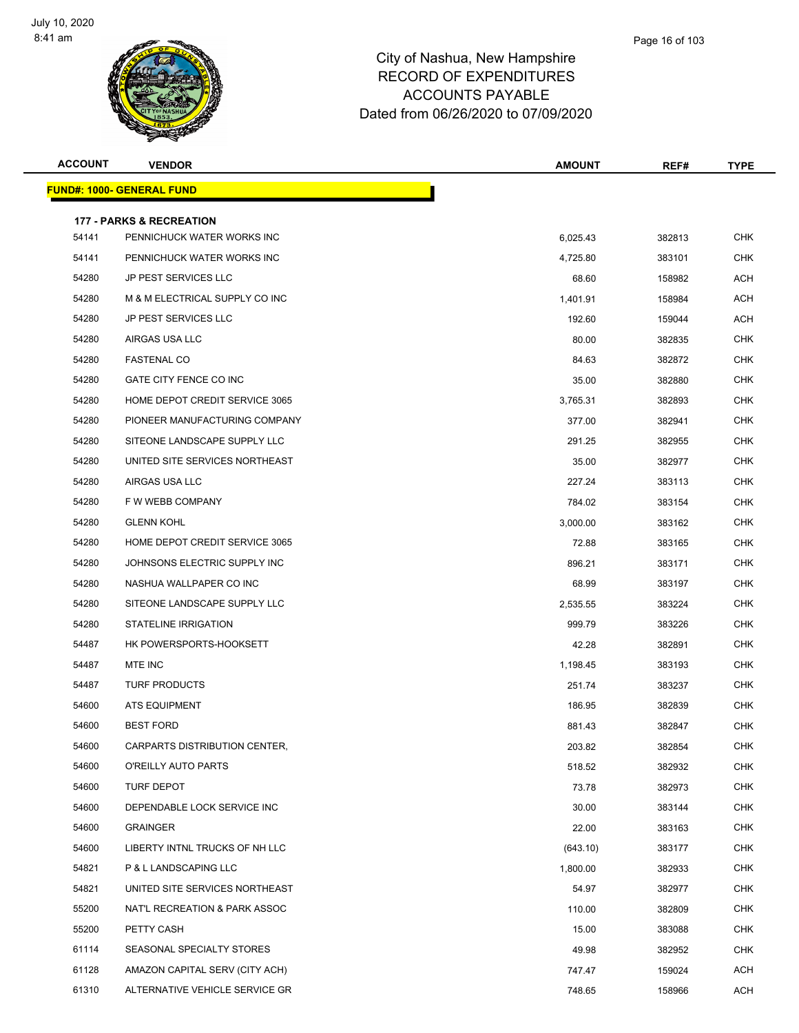City of Nashua, New Hampshire
RECORD OF EXPENDITURES
ACCOUNTS PAYABLE
Dated from 06/26/2020 to 07/09/2020

| ACCOUNT | VENDOR | AMOUNT | REF# | TYPE |
|---|---|---|---|---|
| **FUND#: 1000- GENERAL FUND** | | | | |
| **177 - PARKS & RECREATION** | | | | |
| 54141 | PENNICHUCK WATER WORKS INC | 6,025.43 | 382813 | CHK |
| 54141 | PENNICHUCK WATER WORKS INC | 4,725.80 | 383101 | CHK |
| 54280 | JP PEST SERVICES LLC | 68.60 | 158982 | ACH |
| 54280 | M & M ELECTRICAL SUPPLY CO INC | 1,401.91 | 158984 | ACH |
| 54280 | JP PEST SERVICES LLC | 192.60 | 159044 | ACH |
| 54280 | AIRGAS USA LLC | 80.00 | 382835 | CHK |
| 54280 | FASTENAL CO | 84.63 | 382872 | CHK |
| 54280 | GATE CITY FENCE CO INC | 35.00 | 382880 | CHK |
| 54280 | HOME DEPOT CREDIT SERVICE 3065 | 3,765.31 | 382893 | CHK |
| 54280 | PIONEER MANUFACTURING COMPANY | 377.00 | 382941 | CHK |
| 54280 | SITEONE LANDSCAPE SUPPLY LLC | 291.25 | 382955 | CHK |
| 54280 | UNITED SITE SERVICES NORTHEAST | 35.00 | 382977 | CHK |
| 54280 | AIRGAS USA LLC | 227.24 | 383113 | CHK |
| 54280 | F W WEBB COMPANY | 784.02 | 383154 | CHK |
| 54280 | GLENN KOHL | 3,000.00 | 383162 | CHK |
| 54280 | HOME DEPOT CREDIT SERVICE 3065 | 72.88 | 383165 | CHK |
| 54280 | JOHNSONS ELECTRIC SUPPLY INC | 896.21 | 383171 | CHK |
| 54280 | NASHUA WALLPAPER CO INC | 68.99 | 383197 | CHK |
| 54280 | SITEONE LANDSCAPE SUPPLY LLC | 2,535.55 | 383224 | CHK |
| 54280 | STATELINE IRRIGATION | 999.79 | 383226 | CHK |
| 54487 | HK POWERSPORTS-HOOKSETT | 42.28 | 382891 | CHK |
| 54487 | MTE INC | 1,198.45 | 383193 | CHK |
| 54487 | TURF PRODUCTS | 251.74 | 383237 | CHK |
| 54600 | ATS EQUIPMENT | 186.95 | 382839 | CHK |
| 54600 | BEST FORD | 881.43 | 382847 | CHK |
| 54600 | CARPARTS DISTRIBUTION CENTER, | 203.82 | 382854 | CHK |
| 54600 | O'REILLY AUTO PARTS | 518.52 | 382932 | CHK |
| 54600 | TURF DEPOT | 73.78 | 382973 | CHK |
| 54600 | DEPENDABLE LOCK SERVICE INC | 30.00 | 383144 | CHK |
| 54600 | GRAINGER | 22.00 | 383163 | CHK |
| 54600 | LIBERTY INTNL TRUCKS OF NH LLC | (643.10) | 383177 | CHK |
| 54821 | P & L LANDSCAPING LLC | 1,800.00 | 382933 | CHK |
| 54821 | UNITED SITE SERVICES NORTHEAST | 54.97 | 382977 | CHK |
| 55200 | NAT'L RECREATION & PARK ASSOC | 110.00 | 382809 | CHK |
| 55200 | PETTY CASH | 15.00 | 383088 | CHK |
| 61114 | SEASONAL SPECIALTY STORES | 49.98 | 382952 | CHK |
| 61128 | AMAZON CAPITAL SERV (CITY ACH) | 747.47 | 159024 | ACH |
| 61310 | ALTERNATIVE VEHICLE SERVICE GR | 748.65 | 158966 | ACH |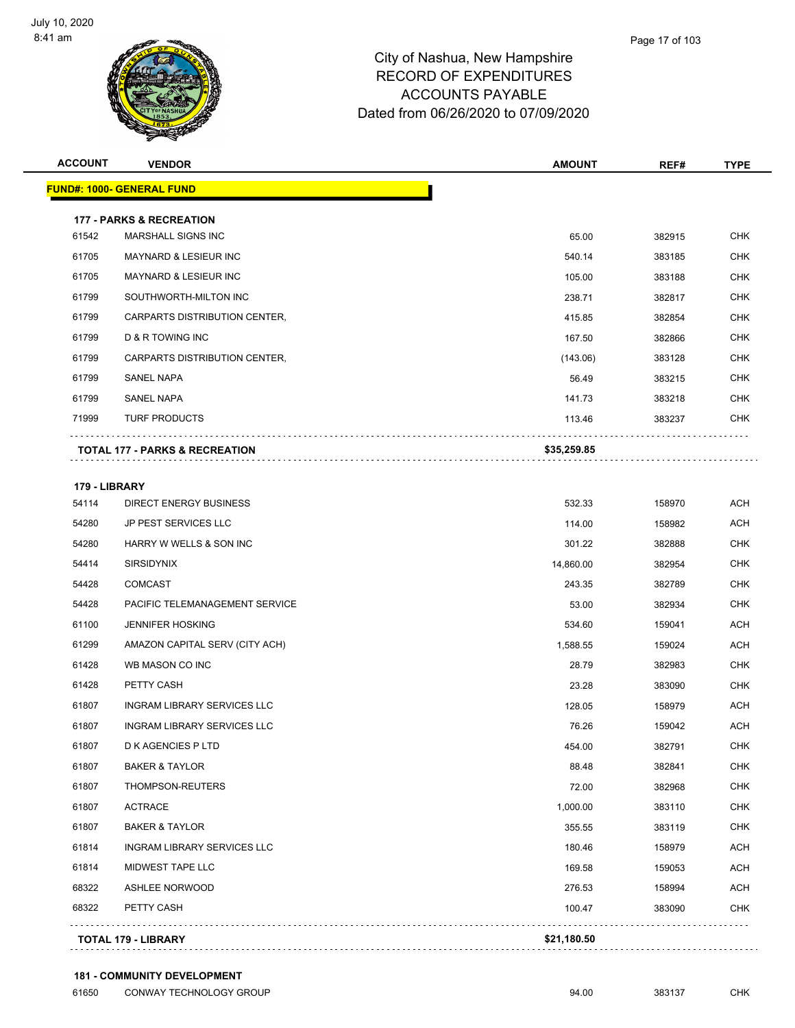# City of Nashua, New Hampshire
## RECORD OF EXPENDITURES
## ACCOUNTS PAYABLE
## Dated from 06/26/2020 to 07/09/2020

| ACCOUNT | VENDOR | AMOUNT | REF# | TYPE |
|---|---|---|---|---|
| **FUND#: 1000- GENERAL FUND** | | | | |
| **177 - PARKS & RECREATION** | | | | |
| 61542 | MARSHALL SIGNS INC | 65.00 | 382915 | CHK |
| 61705 | MAYNARD & LESIEUR INC | 540.14 | 383185 | CHK |
| 61705 | MAYNARD & LESIEUR INC | 105.00 | 383188 | CHK |
| 61799 | SOUTHWORTH-MILTON INC | 238.71 | 382817 | CHK |
| 61799 | CARPARTS DISTRIBUTION CENTER, | 415.85 | 382854 | CHK |
| 61799 | D & R TOWING INC | 167.50 | 382866 | CHK |
| 61799 | CARPARTS DISTRIBUTION CENTER, | (143.06) | 383128 | CHK |
| 61799 | SANEL NAPA | 56.49 | 383215 | CHK |
| 61799 | SANEL NAPA | 141.73 | 383218 | CHK |
| 71999 | TURF PRODUCTS | 113.46 | 383237 | CHK |
| **TOTAL 177 - PARKS & RECREATION** | | **$35,259.85** | | |
| **179 - LIBRARY** | | | | |
| 54114 | DIRECT ENERGY BUSINESS | 532.33 | 158970 | ACH |
| 54280 | JP PEST SERVICES LLC | 114.00 | 158982 | ACH |
| 54280 | HARRY W WELLS & SON INC | 301.22 | 382888 | CHK |
| 54414 | SIRSIDYNIX | 14,860.00 | 382954 | CHK |
| 54428 | COMCAST | 243.35 | 382789 | CHK |
| 54428 | PACIFIC TELEMANAGEMENT SERVICE | 53.00 | 382934 | CHK |
| 61100 | JENNIFER HOSKING | 534.60 | 159041 | ACH |
| 61299 | AMAZON CAPITAL SERV (CITY ACH) | 1,588.55 | 159024 | ACH |
| 61428 | WB MASON CO INC | 28.79 | 382983 | CHK |
| 61428 | PETTY CASH | 23.28 | 383090 | CHK |
| 61807 | INGRAM LIBRARY SERVICES LLC | 128.05 | 158979 | ACH |
| 61807 | INGRAM LIBRARY SERVICES LLC | 76.26 | 159042 | ACH |
| 61807 | D K AGENCIES P LTD | 454.00 | 382791 | CHK |
| 61807 | BAKER & TAYLOR | 88.48 | 382841 | CHK |
| 61807 | THOMPSON-REUTERS | 72.00 | 382968 | CHK |
| 61807 | ACTRACE | 1,000.00 | 383110 | CHK |
| 61807 | BAKER & TAYLOR | 355.55 | 383119 | CHK |
| 61814 | INGRAM LIBRARY SERVICES LLC | 180.46 | 158979 | ACH |
| 61814 | MIDWEST TAPE LLC | 169.58 | 159053 | ACH |
| 68322 | ASHLEE NORWOOD | 276.53 | 158994 | ACH |
| 68322 | PETTY CASH | 100.47 | 383090 | CHK |
| **TOTAL 179 - LIBRARY** | | **$21,180.50** | | |
| **181 - COMMUNITY DEVELOPMENT** | | | | |
| 61650 | CONWAY TECHNOLOGY GROUP | 94.00 | 383137 | CHK |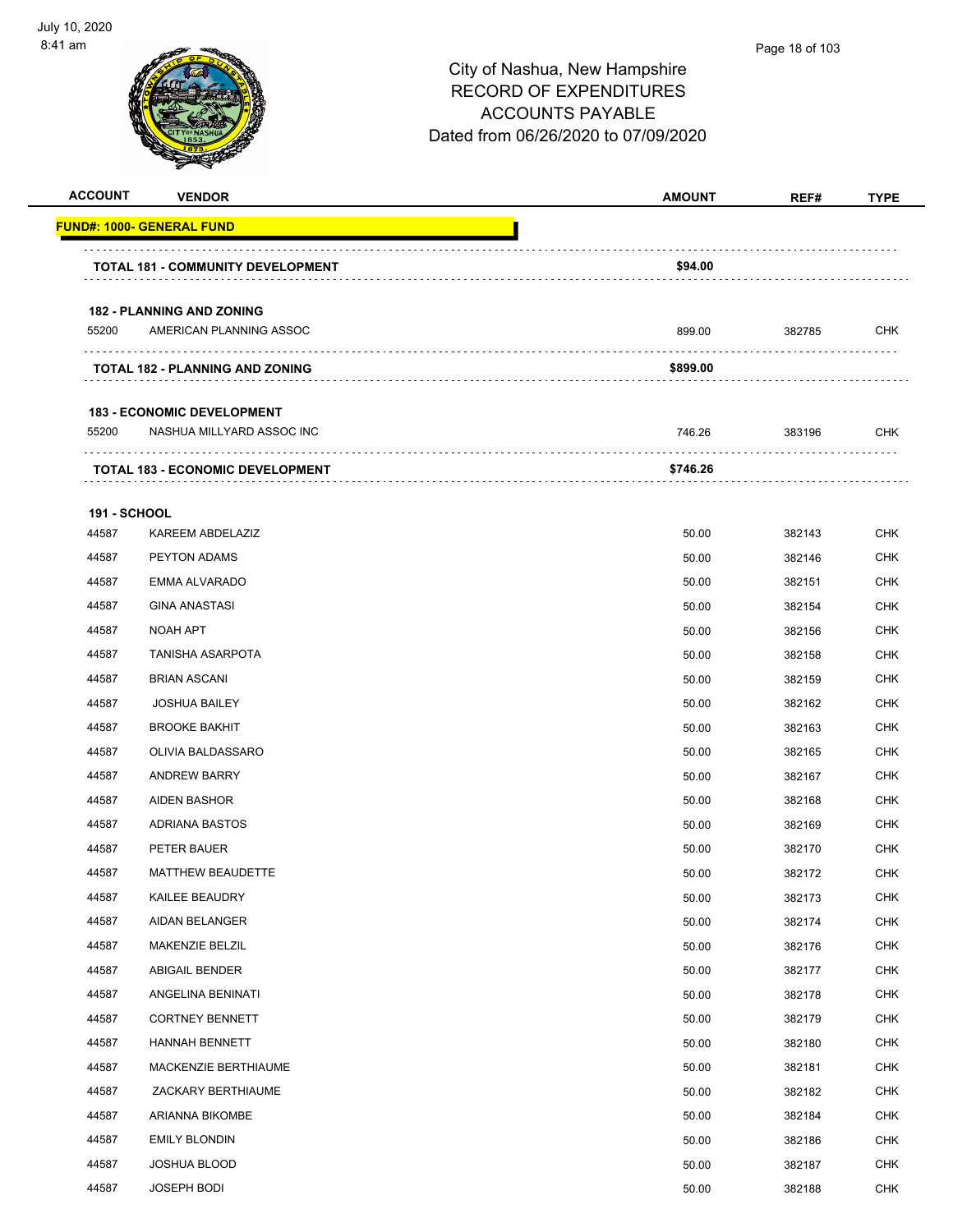City of Nashua, New Hampshire
RECORD OF EXPENDITURES
ACCOUNTS PAYABLE
Dated from 06/26/2020 to 07/09/2020

| ACCOUNT | VENDOR | AMOUNT | REF# | TYPE |
|---|---|---|---|---|
| **FUND#: 1000- GENERAL FUND** | | | | |
| | **TOTAL 181 - COMMUNITY DEVELOPMENT** | **$94.00** | | |
| **182 - PLANNING AND ZONING** | | | | |
| 55200 | AMERICAN PLANNING ASSOC | 899.00 | 382785 | CHK |
| | **TOTAL 182 - PLANNING AND ZONING** | **$899.00** | | |
| **183 - ECONOMIC DEVELOPMENT** | | | | |
| 55200 | NASHUA MILLYARD ASSOC INC | 746.26 | 383196 | CHK |
| | **TOTAL 183 - ECONOMIC DEVELOPMENT** | **$746.26** | | |
| **191 - SCHOOL** | | | | |
| 44587 | KAREEM ABDELAZIZ | 50.00 | 382143 | CHK |
| 44587 | PEYTON ADAMS | 50.00 | 382146 | CHK |
| 44587 | EMMA ALVARADO | 50.00 | 382151 | CHK |
| 44587 | GINA ANASTASI | 50.00 | 382154 | CHK |
| 44587 | NOAH APT | 50.00 | 382156 | CHK |
| 44587 | TANISHA ASARPOTA | 50.00 | 382158 | CHK |
| 44587 | BRIAN ASCANI | 50.00 | 382159 | CHK |
| 44587 | JOSHUA BAILEY | 50.00 | 382162 | CHK |
| 44587 | BROOKE BAKHIT | 50.00 | 382163 | CHK |
| 44587 | OLIVIA BALDASSARO | 50.00 | 382165 | CHK |
| 44587 | ANDREW BARRY | 50.00 | 382167 | CHK |
| 44587 | AIDEN BASHOR | 50.00 | 382168 | CHK |
| 44587 | ADRIANA BASTOS | 50.00 | 382169 | CHK |
| 44587 | PETER BAUER | 50.00 | 382170 | CHK |
| 44587 | MATTHEW BEAUDETTE | 50.00 | 382172 | CHK |
| 44587 | KAILEE BEAUDRY | 50.00 | 382173 | CHK |
| 44587 | AIDAN BELANGER | 50.00 | 382174 | CHK |
| 44587 | MAKENZIE BELZIL | 50.00 | 382176 | CHK |
| 44587 | ABIGAIL BENDER | 50.00 | 382177 | CHK |
| 44587 | ANGELINA BENINATI | 50.00 | 382178 | CHK |
| 44587 | CORTNEY BENNETT | 50.00 | 382179 | CHK |
| 44587 | HANNAH BENNETT | 50.00 | 382180 | CHK |
| 44587 | MACKENZIE BERTHIAUME | 50.00 | 382181 | CHK |
| 44587 | ZACKARY BERTHIAUME | 50.00 | 382182 | CHK |
| 44587 | ARIANNA BIKOMBE | 50.00 | 382184 | CHK |
| 44587 | EMILY BLONDIN | 50.00 | 382186 | CHK |
| 44587 | JOSHUA BLOOD | 50.00 | 382187 | CHK |
| 44587 | JOSEPH BODI | 50.00 | 382188 | CHK |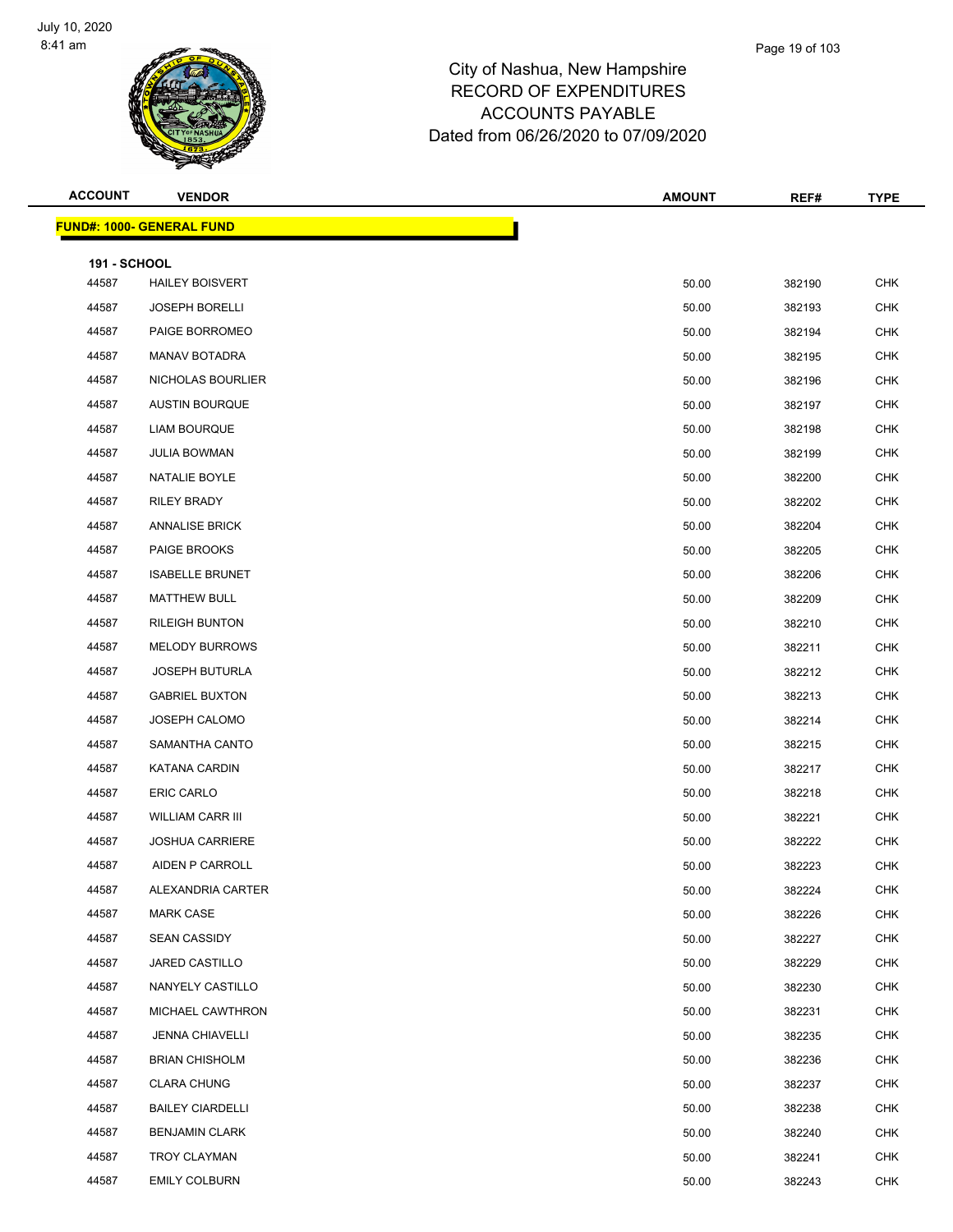# City of Nashua, New Hampshire
## RECORD OF EXPENDITURES
## ACCOUNTS PAYABLE
## Dated from 06/26/2020 to 07/09/2020

**FUND#: 1000- GENERAL FUND**

**191 - SCHOOL**

| ACCOUNT | VENDOR | AMOUNT | REF# | TYPE |
|---|---|---|---|---|
| 44587 | HAILEY BOISVERT | 50.00 | 382190 | CHK |
| 44587 | JOSEPH BORELLI | 50.00 | 382193 | CHK |
| 44587 | PAIGE BORROMEO | 50.00 | 382194 | CHK |
| 44587 | MANAV BOTADRA | 50.00 | 382195 | CHK |
| 44587 | NICHOLAS BOURLIER | 50.00 | 382196 | CHK |
| 44587 | AUSTIN BOURQUE | 50.00 | 382197 | CHK |
| 44587 | LIAM BOURQUE | 50.00 | 382198 | CHK |
| 44587 | JULIA BOWMAN | 50.00 | 382199 | CHK |
| 44587 | NATALIE BOYLE | 50.00 | 382200 | CHK |
| 44587 | RILEY BRADY | 50.00 | 382202 | CHK |
| 44587 | ANNALISE BRICK | 50.00 | 382204 | CHK |
| 44587 | PAIGE BROOKS | 50.00 | 382205 | CHK |
| 44587 | ISABELLE BRUNET | 50.00 | 382206 | CHK |
| 44587 | MATTHEW BULL | 50.00 | 382209 | CHK |
| 44587 | RILEIGH BUNTON | 50.00 | 382210 | CHK |
| 44587 | MELODY BURROWS | 50.00 | 382211 | CHK |
| 44587 | JOSEPH BUTURLA | 50.00 | 382212 | CHK |
| 44587 | GABRIEL BUXTON | 50.00 | 382213 | CHK |
| 44587 | JOSEPH CALOMO | 50.00 | 382214 | CHK |
| 44587 | SAMANTHA CANTO | 50.00 | 382215 | CHK |
| 44587 | KATANA CARDIN | 50.00 | 382217 | CHK |
| 44587 | ERIC CARLO | 50.00 | 382218 | CHK |
| 44587 | WILLIAM CARR III | 50.00 | 382221 | CHK |
| 44587 | JOSHUA CARRIERE | 50.00 | 382222 | CHK |
| 44587 | AIDEN P CARROLL | 50.00 | 382223 | CHK |
| 44587 | ALEXANDRIA CARTER | 50.00 | 382224 | CHK |
| 44587 | MARK CASE | 50.00 | 382226 | CHK |
| 44587 | SEAN CASSIDY | 50.00 | 382227 | CHK |
| 44587 | JARED CASTILLO | 50.00 | 382229 | CHK |
| 44587 | NANYELY CASTILLO | 50.00 | 382230 | CHK |
| 44587 | MICHAEL CAWTHRON | 50.00 | 382231 | CHK |
| 44587 | JENNA CHIAVELLI | 50.00 | 382235 | CHK |
| 44587 | BRIAN CHISHOLM | 50.00 | 382236 | CHK |
| 44587 | CLARA CHUNG | 50.00 | 382237 | CHK |
| 44587 | BAILEY CIARDELLI | 50.00 | 382238 | CHK |
| 44587 | BENJAMIN CLARK | 50.00 | 382240 | CHK |
| 44587 | TROY CLAYMAN | 50.00 | 382241 | CHK |
| 44587 | EMILY COLBURN | 50.00 | 382243 | CHK |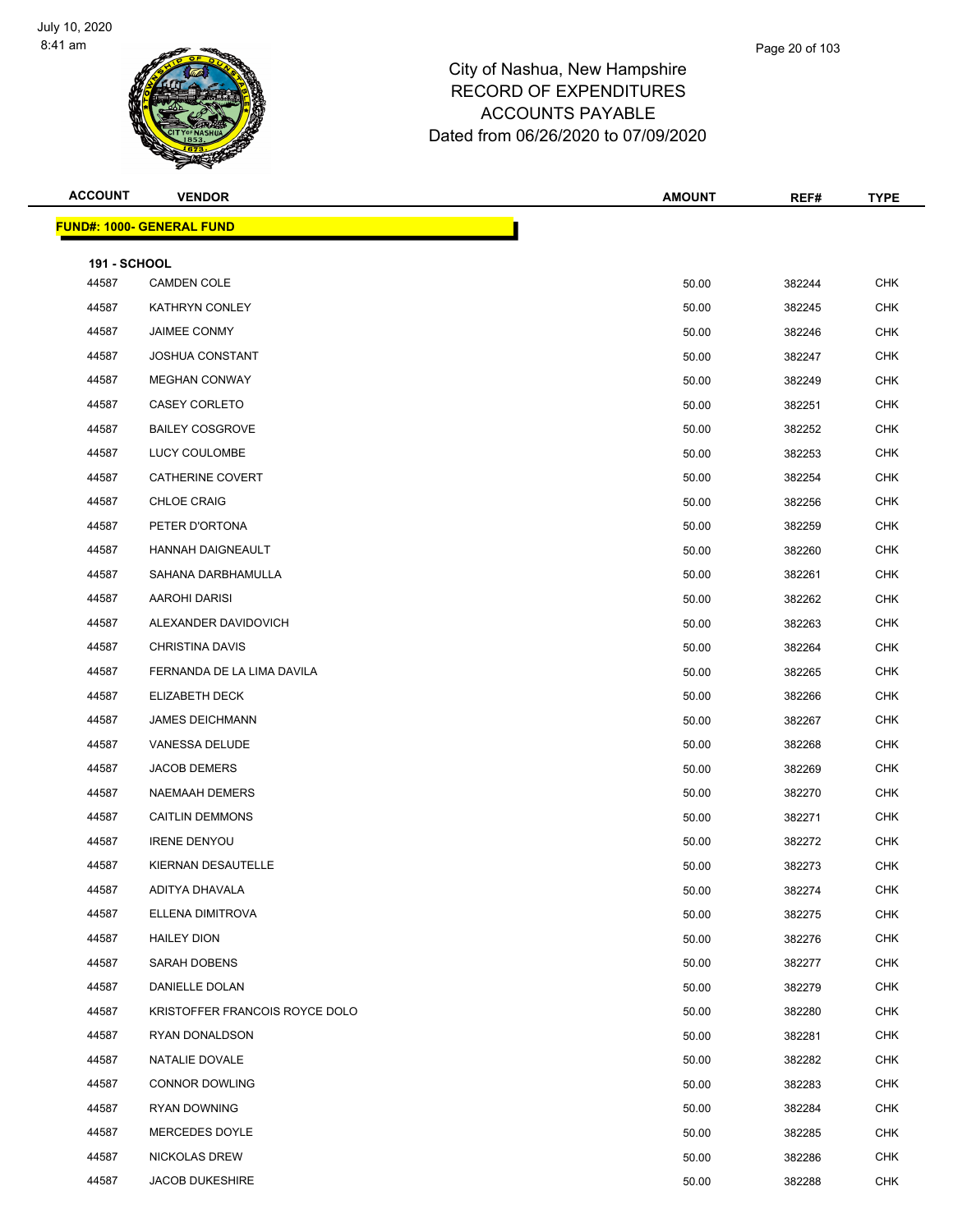# City of Nashua, New Hampshire
## RECORD OF EXPENDITURES
## ACCOUNTS PAYABLE
## Dated from 06/26/2020 to 07/09/2020

| ACCOUNT | VENDOR | AMOUNT | REF# | TYPE |
|---|---|---|---|---|
| **FUND#: 1000- GENERAL FUND** | | | | |
| **191 - SCHOOL** | | | | |
| 44587 | CAMDEN COLE | 50.00 | 382244 | CHK |
| 44587 | KATHRYN CONLEY | 50.00 | 382245 | CHK |
| 44587 | JAIMEE CONMY | 50.00 | 382246 | CHK |
| 44587 | JOSHUA CONSTANT | 50.00 | 382247 | CHK |
| 44587 | MEGHAN CONWAY | 50.00 | 382249 | CHK |
| 44587 | CASEY CORLETO | 50.00 | 382251 | CHK |
| 44587 | BAILEY COSGROVE | 50.00 | 382252 | CHK |
| 44587 | LUCY COULOMBE | 50.00 | 382253 | CHK |
| 44587 | CATHERINE COVERT | 50.00 | 382254 | CHK |
| 44587 | CHLOE CRAIG | 50.00 | 382256 | CHK |
| 44587 | PETER D'ORTONA | 50.00 | 382259 | CHK |
| 44587 | HANNAH DAIGNEAULT | 50.00 | 382260 | CHK |
| 44587 | SAHANA DARBHAMULLA | 50.00 | 382261 | CHK |
| 44587 | AAROHI DARISI | 50.00 | 382262 | CHK |
| 44587 | ALEXANDER DAVIDOVICH | 50.00 | 382263 | CHK |
| 44587 | CHRISTINA DAVIS | 50.00 | 382264 | CHK |
| 44587 | FERNANDA DE LA LIMA DAVILA | 50.00 | 382265 | CHK |
| 44587 | ELIZABETH DECK | 50.00 | 382266 | CHK |
| 44587 | JAMES DEICHMANN | 50.00 | 382267 | CHK |
| 44587 | VANESSA DELUDE | 50.00 | 382268 | CHK |
| 44587 | JACOB DEMERS | 50.00 | 382269 | CHK |
| 44587 | NAEMAAH DEMERS | 50.00 | 382270 | CHK |
| 44587 | CAITLIN DEMMONS | 50.00 | 382271 | CHK |
| 44587 | IRENE DENYOU | 50.00 | 382272 | CHK |
| 44587 | KIERNAN DESAUTELLE | 50.00 | 382273 | CHK |
| 44587 | ADITYA DHAVALA | 50.00 | 382274 | CHK |
| 44587 | ELLENA DIMITROVA | 50.00 | 382275 | CHK |
| 44587 | HAILEY DION | 50.00 | 382276 | CHK |
| 44587 | SARAH DOBENS | 50.00 | 382277 | CHK |
| 44587 | DANIELLE DOLAN | 50.00 | 382279 | CHK |
| 44587 | KRISTOFFER FRANCOIS ROYCE DOLO | 50.00 | 382280 | CHK |
| 44587 | RYAN DONALDSON | 50.00 | 382281 | CHK |
| 44587 | NATALIE DOVALE | 50.00 | 382282 | CHK |
| 44587 | CONNOR DOWLING | 50.00 | 382283 | CHK |
| 44587 | RYAN DOWNING | 50.00 | 382284 | CHK |
| 44587 | MERCEDES DOYLE | 50.00 | 382285 | CHK |
| 44587 | NICKOLAS DREW | 50.00 | 382286 | CHK |
| 44587 | JACOB DUKESHIRE | 50.00 | 382288 | CHK |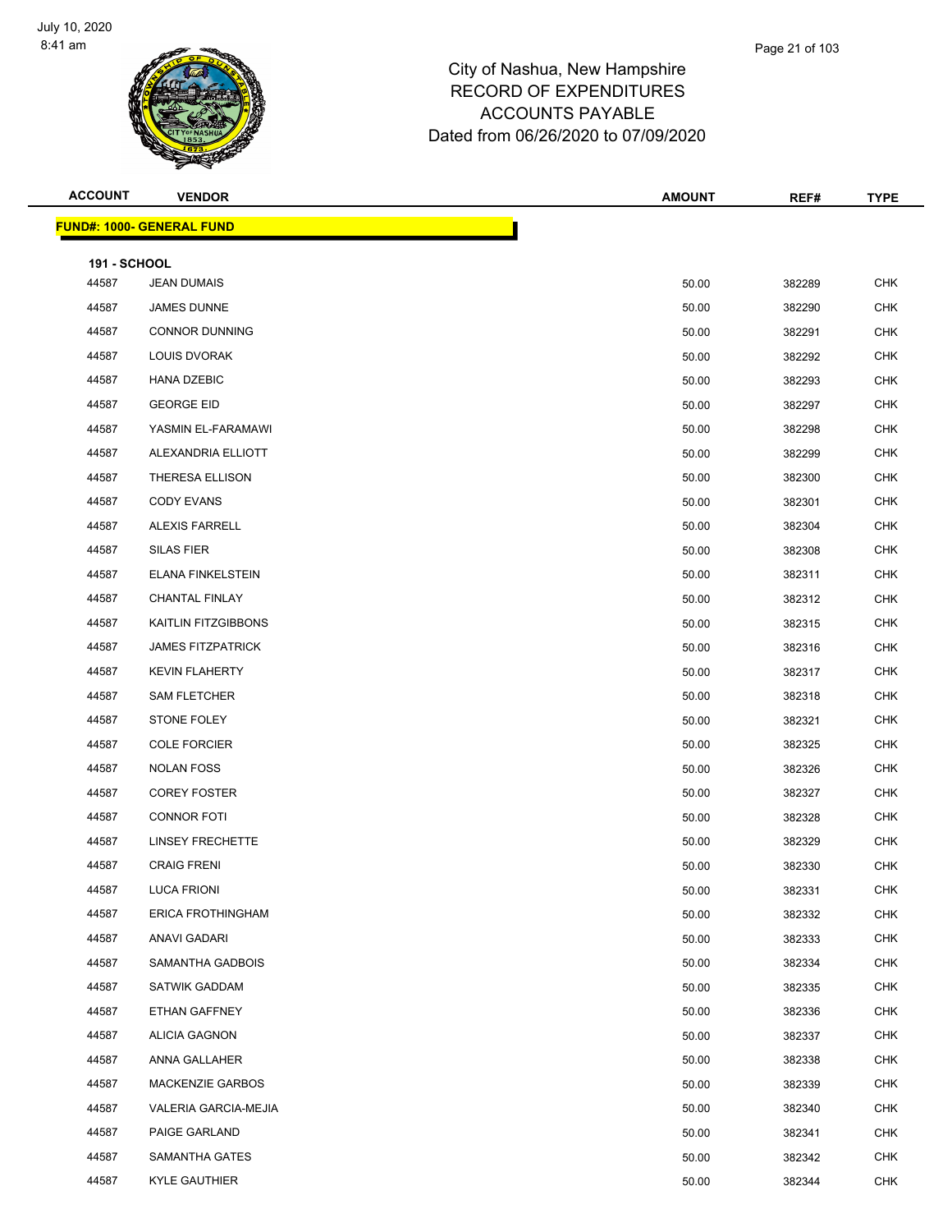# City of Nashua, New Hampshire
# RECORD OF EXPENDITURES
# ACCOUNTS PAYABLE
# Dated from 06/26/2020 to 07/09/2020

| ACCOUNT | VENDOR | AMOUNT | REF# | TYPE |
|---|---|---|---|---|
| **FUND#: 1000- GENERAL FUND** | | | | |
| **191 - SCHOOL** | | | | |
| 44587 | JEAN DUMAIS | 50.00 | 382289 | CHK |
| 44587 | JAMES DUNNE | 50.00 | 382290 | CHK |
| 44587 | CONNOR DUNNING | 50.00 | 382291 | CHK |
| 44587 | LOUIS DVORAK | 50.00 | 382292 | CHK |
| 44587 | HANA DZEBIC | 50.00 | 382293 | CHK |
| 44587 | GEORGE EID | 50.00 | 382297 | CHK |
| 44587 | YASMIN EL-FARAMAWI | 50.00 | 382298 | CHK |
| 44587 | ALEXANDRIA ELLIOTT | 50.00 | 382299 | CHK |
| 44587 | THERESA ELLISON | 50.00 | 382300 | CHK |
| 44587 | CODY EVANS | 50.00 | 382301 | CHK |
| 44587 | ALEXIS FARRELL | 50.00 | 382304 | CHK |
| 44587 | SILAS FIER | 50.00 | 382308 | CHK |
| 44587 | ELANA FINKELSTEIN | 50.00 | 382311 | CHK |
| 44587 | CHANTAL FINLAY | 50.00 | 382312 | CHK |
| 44587 | KAITLIN FITZGIBBONS | 50.00 | 382315 | CHK |
| 44587 | JAMES FITZPATRICK | 50.00 | 382316 | CHK |
| 44587 | KEVIN FLAHERTY | 50.00 | 382317 | CHK |
| 44587 | SAM FLETCHER | 50.00 | 382318 | CHK |
| 44587 | STONE FOLEY | 50.00 | 382321 | CHK |
| 44587 | COLE FORCIER | 50.00 | 382325 | CHK |
| 44587 | NOLAN FOSS | 50.00 | 382326 | CHK |
| 44587 | COREY FOSTER | 50.00 | 382327 | CHK |
| 44587 | CONNOR FOTI | 50.00 | 382328 | CHK |
| 44587 | LINSEY FRECHETTE | 50.00 | 382329 | CHK |
| 44587 | CRAIG FRENI | 50.00 | 382330 | CHK |
| 44587 | LUCA FRIONI | 50.00 | 382331 | CHK |
| 44587 | ERICA FROTHINGHAM | 50.00 | 382332 | CHK |
| 44587 | ANAVI GADARI | 50.00 | 382333 | CHK |
| 44587 | SAMANTHA GADBOIS | 50.00 | 382334 | CHK |
| 44587 | SATWIK GADDAM | 50.00 | 382335 | CHK |
| 44587 | ETHAN GAFFNEY | 50.00 | 382336 | CHK |
| 44587 | ALICIA GAGNON | 50.00 | 382337 | CHK |
| 44587 | ANNA GALLAHER | 50.00 | 382338 | CHK |
| 44587 | MACKENZIE GARBOS | 50.00 | 382339 | CHK |
| 44587 | VALERIA GARCIA-MEJIA | 50.00 | 382340 | CHK |
| 44587 | PAIGE GARLAND | 50.00 | 382341 | CHK |
| 44587 | SAMANTHA GATES | 50.00 | 382342 | CHK |
| 44587 | KYLE GAUTHIER | 50.00 | 382344 | CHK |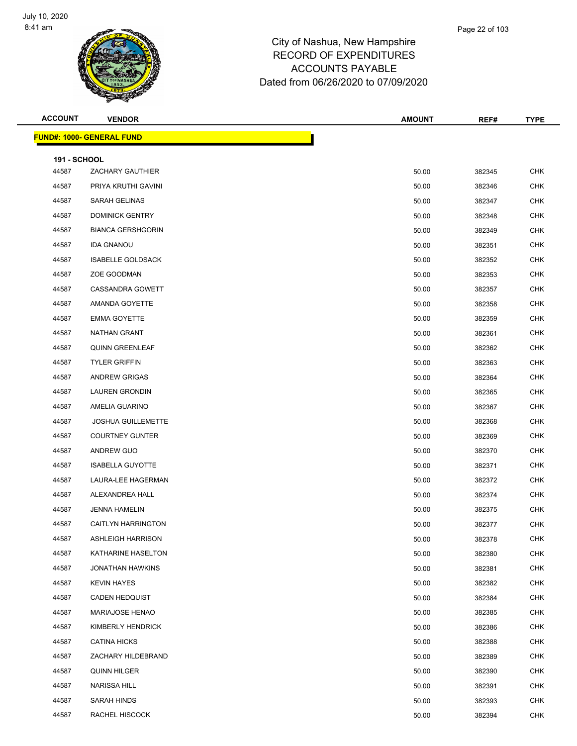# City of Nashua, New Hampshire
## RECORD OF EXPENDITURES
## ACCOUNTS PAYABLE
## Dated from 06/26/2020 to 07/09/2020

July 10, 2020
8:41 am

**FUND#: 1000- GENERAL FUND**

**191 - SCHOOL**

| ACCOUNT | VENDOR | AMOUNT | REF# | TYPE |
|---|---|---|---|---|
| 44587 | ZACHARY GAUTHIER | 50.00 | 382345 | CHK |
| 44587 | PRIYA KRUTHI GAVINI | 50.00 | 382346 | CHK |
| 44587 | SARAH GELINAS | 50.00 | 382347 | CHK |
| 44587 | DOMINICK GENTRY | 50.00 | 382348 | CHK |
| 44587 | BIANCA GERSHGORIN | 50.00 | 382349 | CHK |
| 44587 | IDA GNANOU | 50.00 | 382351 | CHK |
| 44587 | ISABELLE GOLDSACK | 50.00 | 382352 | CHK |
| 44587 | ZOE GOODMAN | 50.00 | 382353 | CHK |
| 44587 | CASSANDRA GOWETT | 50.00 | 382357 | CHK |
| 44587 | AMANDA GOYETTE | 50.00 | 382358 | CHK |
| 44587 | EMMA GOYETTE | 50.00 | 382359 | CHK |
| 44587 | NATHAN GRANT | 50.00 | 382361 | CHK |
| 44587 | QUINN GREENLEAF | 50.00 | 382362 | CHK |
| 44587 | TYLER GRIFFIN | 50.00 | 382363 | CHK |
| 44587 | ANDREW GRIGAS | 50.00 | 382364 | CHK |
| 44587 | LAUREN GRONDIN | 50.00 | 382365 | CHK |
| 44587 | AMELIA GUARINO | 50.00 | 382367 | CHK |
| 44587 | JOSHUA GUILLEMETTE | 50.00 | 382368 | CHK |
| 44587 | COURTNEY GUNTER | 50.00 | 382369 | CHK |
| 44587 | ANDREW GUO | 50.00 | 382370 | CHK |
| 44587 | ISABELLA GUYOTTE | 50.00 | 382371 | CHK |
| 44587 | LAURA-LEE HAGERMAN | 50.00 | 382372 | CHK |
| 44587 | ALEXANDREA HALL | 50.00 | 382374 | CHK |
| 44587 | JENNA HAMELIN | 50.00 | 382375 | CHK |
| 44587 | CAITLYN HARRINGTON | 50.00 | 382377 | CHK |
| 44587 | ASHLEIGH HARRISON | 50.00 | 382378 | CHK |
| 44587 | KATHARINE HASELTON | 50.00 | 382380 | CHK |
| 44587 | JONATHAN HAWKINS | 50.00 | 382381 | CHK |
| 44587 | KEVIN HAYES | 50.00 | 382382 | CHK |
| 44587 | CADEN HEDQUIST | 50.00 | 382384 | CHK |
| 44587 | MARIAJOSE HENAO | 50.00 | 382385 | CHK |
| 44587 | KIMBERLY HENDRICK | 50.00 | 382386 | CHK |
| 44587 | CATINA HICKS | 50.00 | 382388 | CHK |
| 44587 | ZACHARY HILDEBRAND | 50.00 | 382389 | CHK |
| 44587 | QUINN HILGER | 50.00 | 382390 | CHK |
| 44587 | NARISSA HILL | 50.00 | 382391 | CHK |
| 44587 | SARAH HINDS | 50.00 | 382393 | CHK |
| 44587 | RACHEL HISCOCK | 50.00 | 382394 | CHK |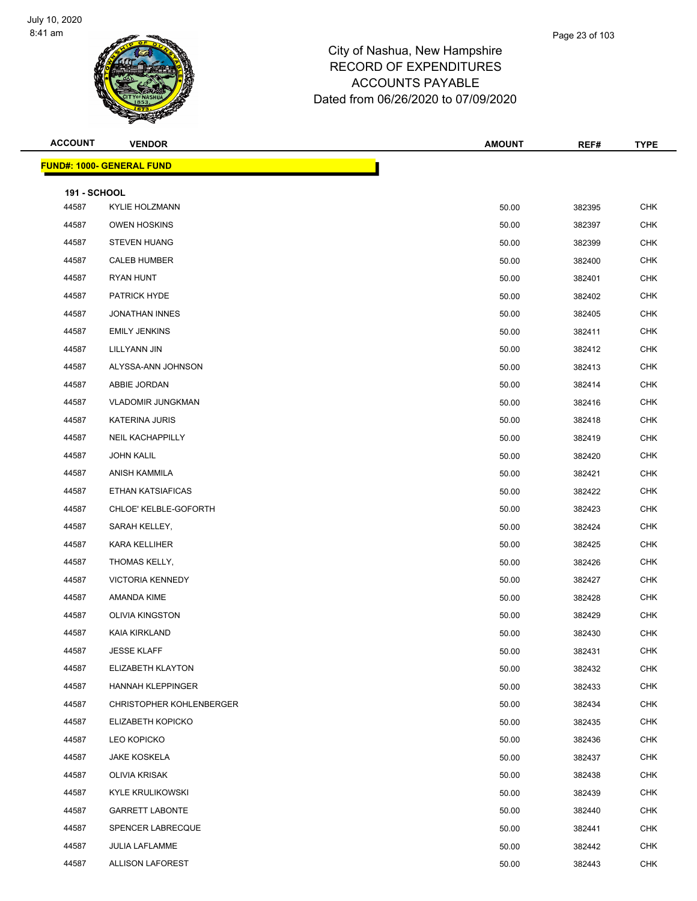# City of Nashua, New Hampshire
## RECORD OF EXPENDITURES
## ACCOUNTS PAYABLE
## Dated from 06/26/2020 to 07/09/2020

| ACCOUNT | VENDOR | AMOUNT | REF# | TYPE |
|---|---|---|---|---|

**FUND#: 1000- GENERAL FUND**

**191 - SCHOOL**

| ACCOUNT | VENDOR | AMOUNT | REF# | TYPE |
|---|---|---|---|---|
| 44587 | KYLIE HOLZMANN | 50.00 | 382395 | CHK |
| 44587 | OWEN HOSKINS | 50.00 | 382397 | CHK |
| 44587 | STEVEN HUANG | 50.00 | 382399 | CHK |
| 44587 | CALEB HUMBER | 50.00 | 382400 | CHK |
| 44587 | RYAN HUNT | 50.00 | 382401 | CHK |
| 44587 | PATRICK HYDE | 50.00 | 382402 | CHK |
| 44587 | JONATHAN INNES | 50.00 | 382405 | CHK |
| 44587 | EMILY JENKINS | 50.00 | 382411 | CHK |
| 44587 | LILLYANN JIN | 50.00 | 382412 | CHK |
| 44587 | ALYSSA-ANN JOHNSON | 50.00 | 382413 | CHK |
| 44587 | ABBIE JORDAN | 50.00 | 382414 | CHK |
| 44587 | VLADOMIR JUNGKMAN | 50.00 | 382416 | CHK |
| 44587 | KATERINA JURIS | 50.00 | 382418 | CHK |
| 44587 | NEIL KACHAPPILLY | 50.00 | 382419 | CHK |
| 44587 | JOHN KALIL | 50.00 | 382420 | CHK |
| 44587 | ANISH KAMMILA | 50.00 | 382421 | CHK |
| 44587 | ETHAN KATSIAFICAS | 50.00 | 382422 | CHK |
| 44587 | CHLOE' KELBLE-GOFORTH | 50.00 | 382423 | CHK |
| 44587 | SARAH KELLEY, | 50.00 | 382424 | CHK |
| 44587 | KARA KELLIHER | 50.00 | 382425 | CHK |
| 44587 | THOMAS KELLY, | 50.00 | 382426 | CHK |
| 44587 | VICTORIA KENNEDY | 50.00 | 382427 | CHK |
| 44587 | AMANDA KIME | 50.00 | 382428 | CHK |
| 44587 | OLIVIA KINGSTON | 50.00 | 382429 | CHK |
| 44587 | KAIA KIRKLAND | 50.00 | 382430 | CHK |
| 44587 | JESSE KLAFF | 50.00 | 382431 | CHK |
| 44587 | ELIZABETH KLAYTON | 50.00 | 382432 | CHK |
| 44587 | HANNAH KLEPPINGER | 50.00 | 382433 | CHK |
| 44587 | CHRISTOPHER KOHLENBERGER | 50.00 | 382434 | CHK |
| 44587 | ELIZABETH KOPICKO | 50.00 | 382435 | CHK |
| 44587 | LEO KOPICKO | 50.00 | 382436 | CHK |
| 44587 | JAKE KOSKELA | 50.00 | 382437 | CHK |
| 44587 | OLIVIA KRISAK | 50.00 | 382438 | CHK |
| 44587 | KYLE KRULIKOWSKI | 50.00 | 382439 | CHK |
| 44587 | GARRETT LABONTE | 50.00 | 382440 | CHK |
| 44587 | SPENCER LABRECQUE | 50.00 | 382441 | CHK |
| 44587 | JULIA LAFLAMME | 50.00 | 382442 | CHK |
| 44587 | ALLISON LAFOREST | 50.00 | 382443 | CHK |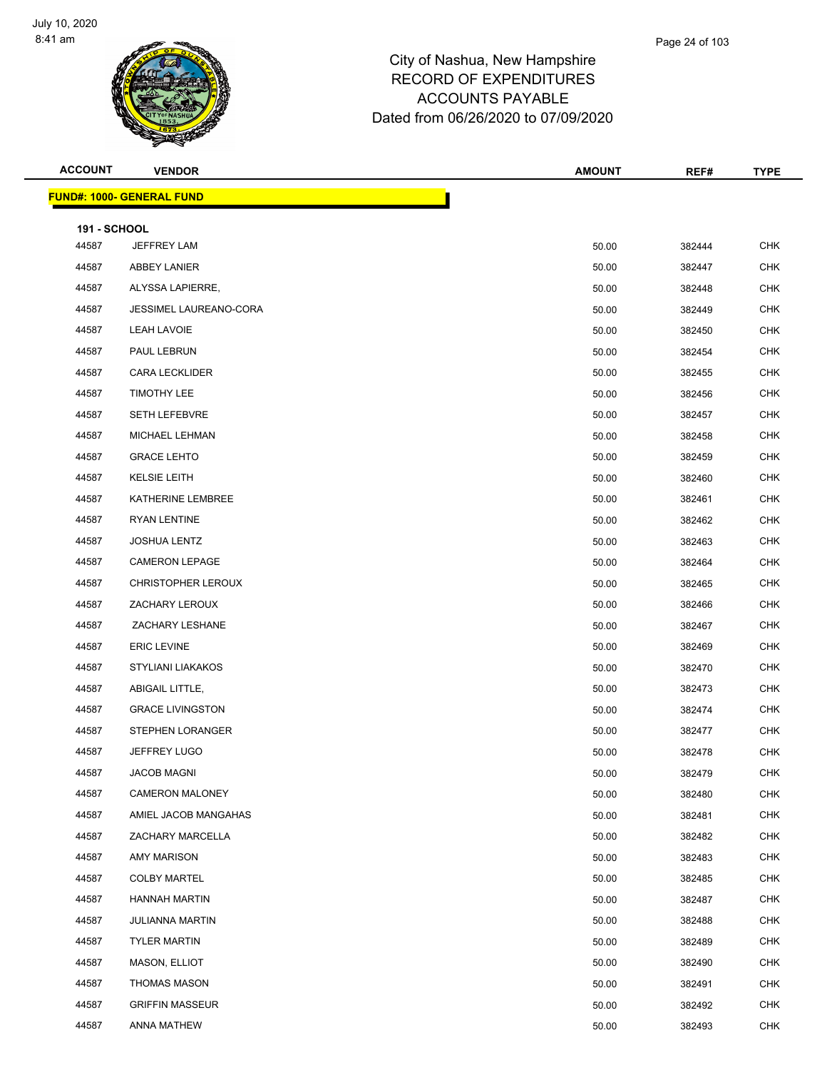City of Nashua, New Hampshire
RECORD OF EXPENDITURES
ACCOUNTS PAYABLE
Dated from 06/26/2020 to 07/09/2020

| ACCOUNT | VENDOR | AMOUNT | REF# | TYPE |
|---|---|---|---|---|

**FUND#: 1000- GENERAL FUND**

**191 - SCHOOL**

| ACCOUNT | VENDOR | AMOUNT | REF# | TYPE |
|---|---|---|---|---|
| 44587 | JEFFREY LAM | 50.00 | 382444 | CHK |
| 44587 | ABBEY LANIER | 50.00 | 382447 | CHK |
| 44587 | ALYSSA LAPIERRE, | 50.00 | 382448 | CHK |
| 44587 | JESSIMEL LAUREANO-CORA | 50.00 | 382449 | CHK |
| 44587 | LEAH LAVOIE | 50.00 | 382450 | CHK |
| 44587 | PAUL LEBRUN | 50.00 | 382454 | CHK |
| 44587 | CARA LECKLIDER | 50.00 | 382455 | CHK |
| 44587 | TIMOTHY LEE | 50.00 | 382456 | CHK |
| 44587 | SETH LEFEBVRE | 50.00 | 382457 | CHK |
| 44587 | MICHAEL LEHMAN | 50.00 | 382458 | CHK |
| 44587 | GRACE LEHTO | 50.00 | 382459 | CHK |
| 44587 | KELSIE LEITH | 50.00 | 382460 | CHK |
| 44587 | KATHERINE LEMBREE | 50.00 | 382461 | CHK |
| 44587 | RYAN LENTINE | 50.00 | 382462 | CHK |
| 44587 | JOSHUA LENTZ | 50.00 | 382463 | CHK |
| 44587 | CAMERON LEPAGE | 50.00 | 382464 | CHK |
| 44587 | CHRISTOPHER LEROUX | 50.00 | 382465 | CHK |
| 44587 | ZACHARY LEROUX | 50.00 | 382466 | CHK |
| 44587 | ZACHARY LESHANE | 50.00 | 382467 | CHK |
| 44587 | ERIC LEVINE | 50.00 | 382469 | CHK |
| 44587 | STYLIANI LIAKAKOS | 50.00 | 382470 | CHK |
| 44587 | ABIGAIL LITTLE, | 50.00 | 382473 | CHK |
| 44587 | GRACE LIVINGSTON | 50.00 | 382474 | CHK |
| 44587 | STEPHEN LORANGER | 50.00 | 382477 | CHK |
| 44587 | JEFFREY LUGO | 50.00 | 382478 | CHK |
| 44587 | JACOB MAGNI | 50.00 | 382479 | CHK |
| 44587 | CAMERON MALONEY | 50.00 | 382480 | CHK |
| 44587 | AMIEL JACOB MANGAHAS | 50.00 | 382481 | CHK |
| 44587 | ZACHARY MARCELLA | 50.00 | 382482 | CHK |
| 44587 | AMY MARISON | 50.00 | 382483 | CHK |
| 44587 | COLBY MARTEL | 50.00 | 382485 | CHK |
| 44587 | HANNAH MARTIN | 50.00 | 382487 | CHK |
| 44587 | JULIANNA MARTIN | 50.00 | 382488 | CHK |
| 44587 | TYLER MARTIN | 50.00 | 382489 | CHK |
| 44587 | MASON, ELLIOT | 50.00 | 382490 | CHK |
| 44587 | THOMAS MASON | 50.00 | 382491 | CHK |
| 44587 | GRIFFIN MASSEUR | 50.00 | 382492 | CHK |
| 44587 | ANNA MATHEW | 50.00 | 382493 | CHK |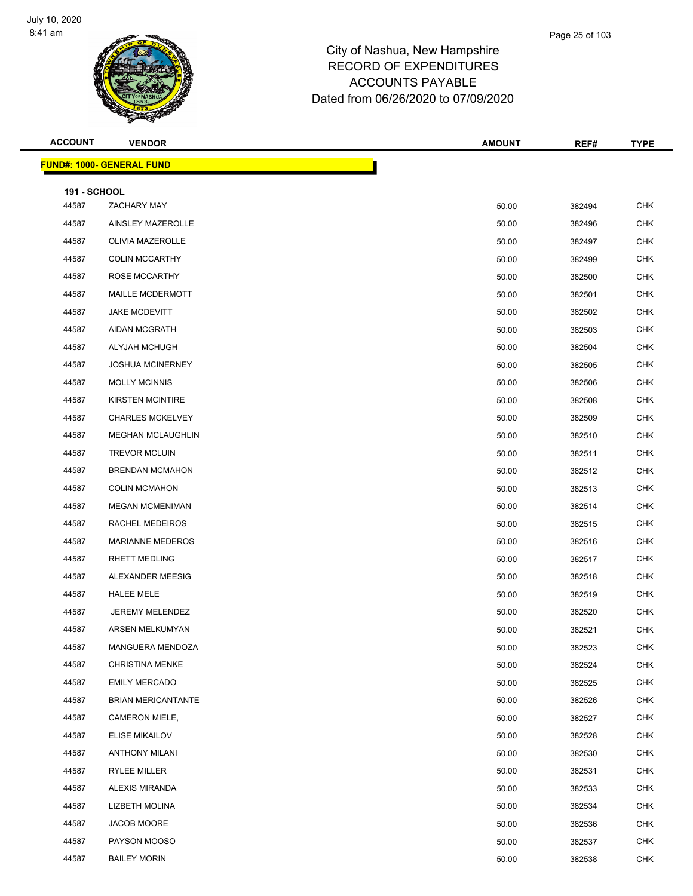# City of Nashua, New Hampshire
# RECORD OF EXPENDITURES
# ACCOUNTS PAYABLE
# Dated from 06/26/2020 to 07/09/2020

**FUND#: 1000- GENERAL FUND**

**191 - SCHOOL**

| ACCOUNT | VENDOR | AMOUNT | REF# | TYPE |
|---|---|---|---|---|
| 44587 | ZACHARY MAY | 50.00 | 382494 | CHK |
| 44587 | AINSLEY MAZEROLLE | 50.00 | 382496 | CHK |
| 44587 | OLIVIA MAZEROLLE | 50.00 | 382497 | CHK |
| 44587 | COLIN MCCARTHY | 50.00 | 382499 | CHK |
| 44587 | ROSE MCCARTHY | 50.00 | 382500 | CHK |
| 44587 | MAILLE MCDERMOTT | 50.00 | 382501 | CHK |
| 44587 | JAKE MCDEVITT | 50.00 | 382502 | CHK |
| 44587 | AIDAN MCGRATH | 50.00 | 382503 | CHK |
| 44587 | ALYJAH MCHUGH | 50.00 | 382504 | CHK |
| 44587 | JOSHUA MCINERNEY | 50.00 | 382505 | CHK |
| 44587 | MOLLY MCINNIS | 50.00 | 382506 | CHK |
| 44587 | KIRSTEN MCINTIRE | 50.00 | 382508 | CHK |
| 44587 | CHARLES MCKELVEY | 50.00 | 382509 | CHK |
| 44587 | MEGHAN MCLAUGHLIN | 50.00 | 382510 | CHK |
| 44587 | TREVOR MCLUIN | 50.00 | 382511 | CHK |
| 44587 | BRENDAN MCMAHON | 50.00 | 382512 | CHK |
| 44587 | COLIN MCMAHON | 50.00 | 382513 | CHK |
| 44587 | MEGAN MCMENIMAN | 50.00 | 382514 | CHK |
| 44587 | RACHEL MEDEIROS | 50.00 | 382515 | CHK |
| 44587 | MARIANNE MEDEROS | 50.00 | 382516 | CHK |
| 44587 | RHETT MEDLING | 50.00 | 382517 | CHK |
| 44587 | ALEXANDER MEESIG | 50.00 | 382518 | CHK |
| 44587 | HALEE MELE | 50.00 | 382519 | CHK |
| 44587 | JEREMY MELENDEZ | 50.00 | 382520 | CHK |
| 44587 | ARSEN MELKUMYAN | 50.00 | 382521 | CHK |
| 44587 | MANGUERA MENDOZA | 50.00 | 382523 | CHK |
| 44587 | CHRISTINA MENKE | 50.00 | 382524 | CHK |
| 44587 | EMILY MERCADO | 50.00 | 382525 | CHK |
| 44587 | BRIAN MERICANTANTE | 50.00 | 382526 | CHK |
| 44587 | CAMERON MIELE, | 50.00 | 382527 | CHK |
| 44587 | ELISE MIKAILOV | 50.00 | 382528 | CHK |
| 44587 | ANTHONY MILANI | 50.00 | 382530 | CHK |
| 44587 | RYLEE MILLER | 50.00 | 382531 | CHK |
| 44587 | ALEXIS MIRANDA | 50.00 | 382533 | CHK |
| 44587 | LIZBETH MOLINA | 50.00 | 382534 | CHK |
| 44587 | JACOB MOORE | 50.00 | 382536 | CHK |
| 44587 | PAYSON MOOSO | 50.00 | 382537 | CHK |
| 44587 | BAILEY MORIN | 50.00 | 382538 | CHK |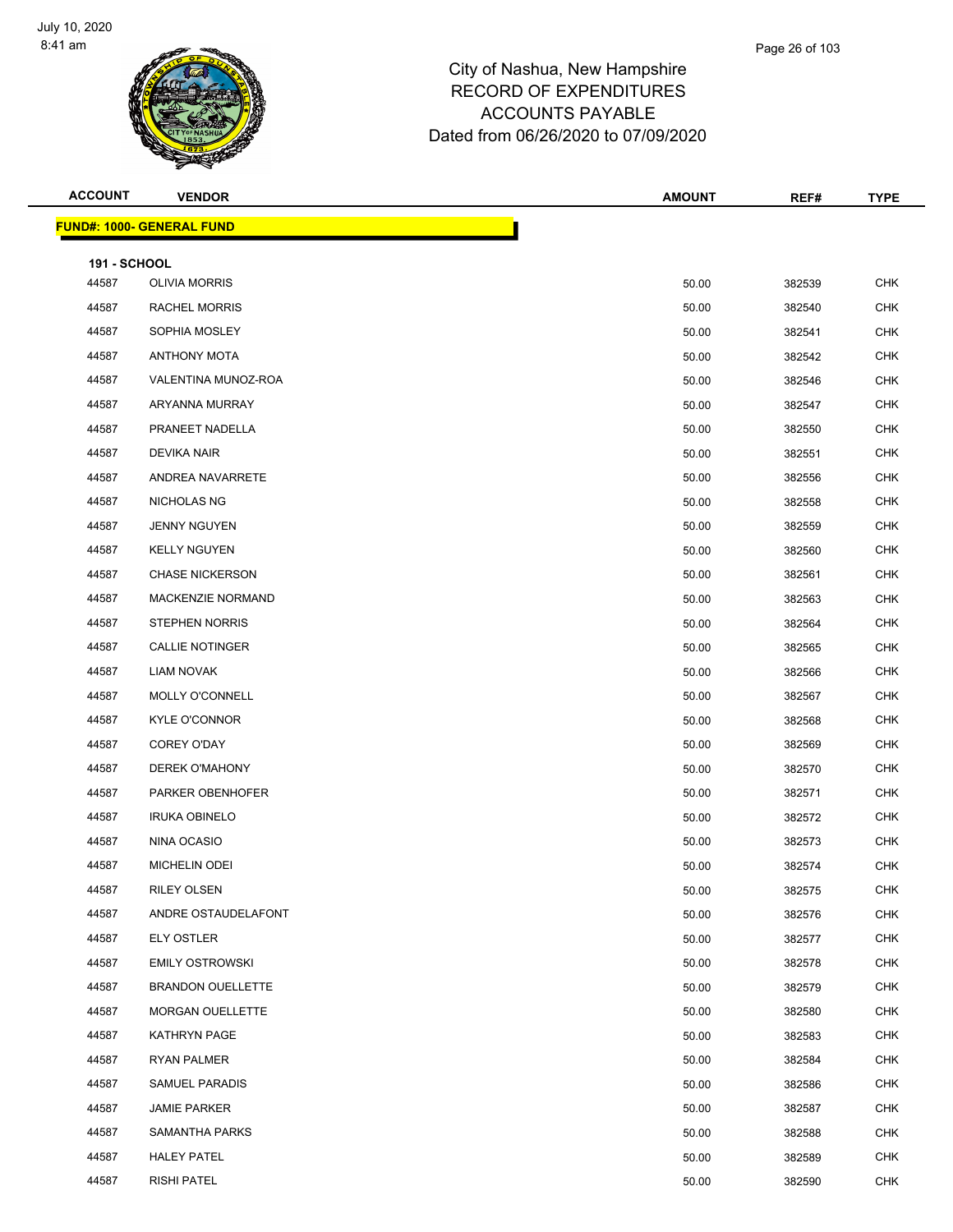# City of Nashua, New Hampshire
## RECORD OF EXPENDITURES
## ACCOUNTS PAYABLE
## Dated from 06/26/2020 to 07/09/2020

| ACCOUNT | VENDOR | AMOUNT | REF# | TYPE |
|---|---|---|---|---|
| **FUND#: 1000- GENERAL FUND** | | | | |
| **191 - SCHOOL** | | | | |
| 44587 | OLIVIA MORRIS | 50.00 | 382539 | CHK |
| 44587 | RACHEL MORRIS | 50.00 | 382540 | CHK |
| 44587 | SOPHIA MOSLEY | 50.00 | 382541 | CHK |
| 44587 | ANTHONY MOTA | 50.00 | 382542 | CHK |
| 44587 | VALENTINA MUNOZ-ROA | 50.00 | 382546 | CHK |
| 44587 | ARYANNA MURRAY | 50.00 | 382547 | CHK |
| 44587 | PRANEET NADELLA | 50.00 | 382550 | CHK |
| 44587 | DEVIKA NAIR | 50.00 | 382551 | CHK |
| 44587 | ANDREA NAVARRETE | 50.00 | 382556 | CHK |
| 44587 | NICHOLAS NG | 50.00 | 382558 | CHK |
| 44587 | JENNY NGUYEN | 50.00 | 382559 | CHK |
| 44587 | KELLY NGUYEN | 50.00 | 382560 | CHK |
| 44587 | CHASE NICKERSON | 50.00 | 382561 | CHK |
| 44587 | MACKENZIE NORMAND | 50.00 | 382563 | CHK |
| 44587 | STEPHEN NORRIS | 50.00 | 382564 | CHK |
| 44587 | CALLIE NOTINGER | 50.00 | 382565 | CHK |
| 44587 | LIAM NOVAK | 50.00 | 382566 | CHK |
| 44587 | MOLLY O'CONNELL | 50.00 | 382567 | CHK |
| 44587 | KYLE O'CONNOR | 50.00 | 382568 | CHK |
| 44587 | COREY O'DAY | 50.00 | 382569 | CHK |
| 44587 | DEREK O'MAHONY | 50.00 | 382570 | CHK |
| 44587 | PARKER OBENHOFER | 50.00 | 382571 | CHK |
| 44587 | IRUKA OBINELO | 50.00 | 382572 | CHK |
| 44587 | NINA OCASIO | 50.00 | 382573 | CHK |
| 44587 | MICHELIN ODEI | 50.00 | 382574 | CHK |
| 44587 | RILEY OLSEN | 50.00 | 382575 | CHK |
| 44587 | ANDRE OSTAUDELAFONT | 50.00 | 382576 | CHK |
| 44587 | ELY OSTLER | 50.00 | 382577 | CHK |
| 44587 | EMILY OSTROWSKI | 50.00 | 382578 | CHK |
| 44587 | BRANDON OUELLETTE | 50.00 | 382579 | CHK |
| 44587 | MORGAN OUELLETTE | 50.00 | 382580 | CHK |
| 44587 | KATHRYN PAGE | 50.00 | 382583 | CHK |
| 44587 | RYAN PALMER | 50.00 | 382584 | CHK |
| 44587 | SAMUEL PARADIS | 50.00 | 382586 | CHK |
| 44587 | JAMIE PARKER | 50.00 | 382587 | CHK |
| 44587 | SAMANTHA PARKS | 50.00 | 382588 | CHK |
| 44587 | HALEY PATEL | 50.00 | 382589 | CHK |
| 44587 | RISHI PATEL | 50.00 | 382590 | CHK |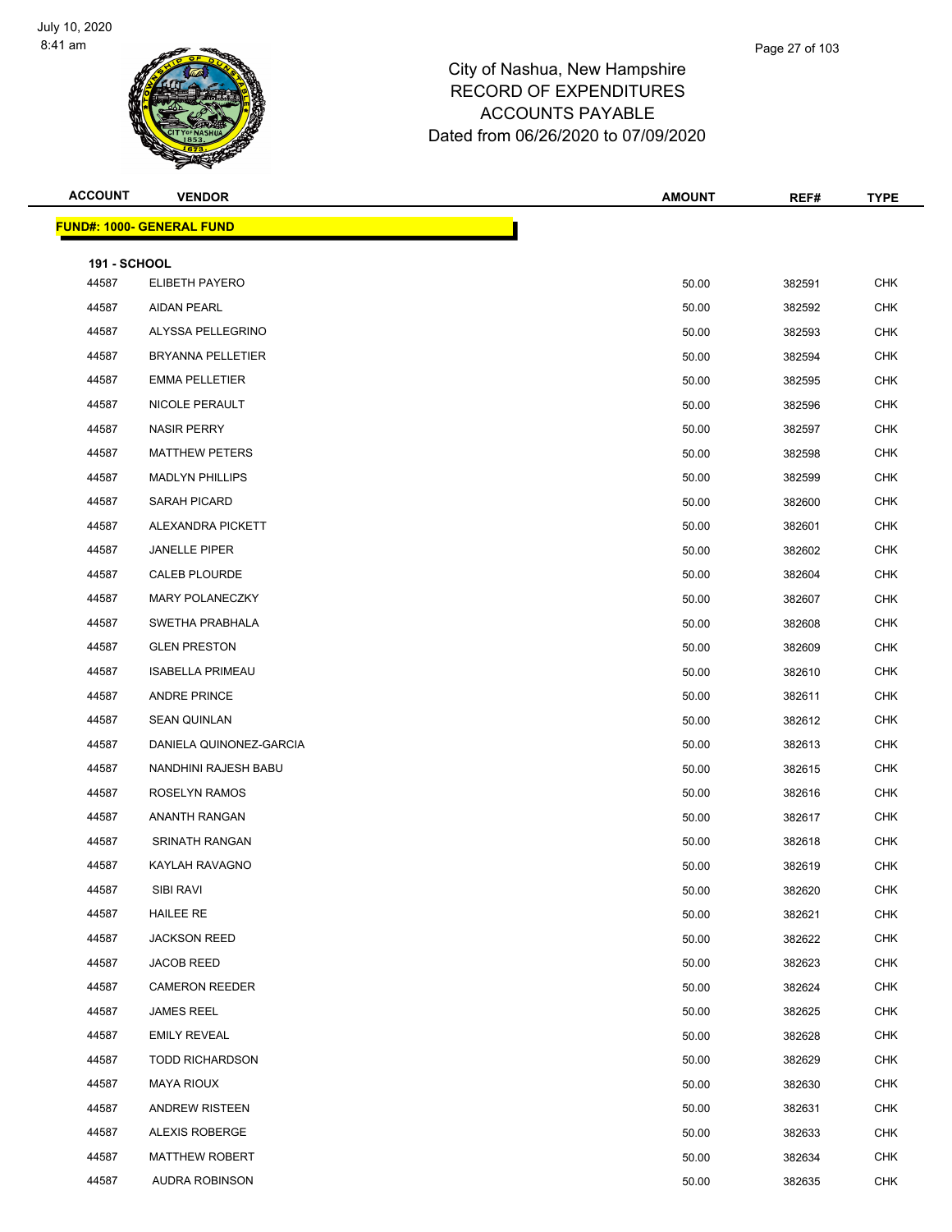# City of Nashua, New Hampshire
# RECORD OF EXPENDITURES
# ACCOUNTS PAYABLE
# Dated from 06/26/2020 to 07/09/2020

| ACCOUNT | VENDOR | AMOUNT | REF# | TYPE |
|---|---|---|---|---|
| **FUND#: 1000- GENERAL FUND** | | | | |
| **191 - SCHOOL** | | | | |
| 44587 | ELIBETH PAYERO | 50.00 | 382591 | CHK |
| 44587 | AIDAN PEARL | 50.00 | 382592 | CHK |
| 44587 | ALYSSA PELLEGRINO | 50.00 | 382593 | CHK |
| 44587 | BRYANNA PELLETIER | 50.00 | 382594 | CHK |
| 44587 | EMMA PELLETIER | 50.00 | 382595 | CHK |
| 44587 | NICOLE PERAULT | 50.00 | 382596 | CHK |
| 44587 | NASIR PERRY | 50.00 | 382597 | CHK |
| 44587 | MATTHEW PETERS | 50.00 | 382598 | CHK |
| 44587 | MADLYN PHILLIPS | 50.00 | 382599 | CHK |
| 44587 | SARAH PICARD | 50.00 | 382600 | CHK |
| 44587 | ALEXANDRA PICKETT | 50.00 | 382601 | CHK |
| 44587 | JANELLE PIPER | 50.00 | 382602 | CHK |
| 44587 | CALEB PLOURDE | 50.00 | 382604 | CHK |
| 44587 | MARY POLANECZKY | 50.00 | 382607 | CHK |
| 44587 | SWETHA PRABHALA | 50.00 | 382608 | CHK |
| 44587 | GLEN PRESTON | 50.00 | 382609 | CHK |
| 44587 | ISABELLA PRIMEAU | 50.00 | 382610 | CHK |
| 44587 | ANDRE PRINCE | 50.00 | 382611 | CHK |
| 44587 | SEAN QUINLAN | 50.00 | 382612 | CHK |
| 44587 | DANIELA QUINONEZ-GARCIA | 50.00 | 382613 | CHK |
| 44587 | NANDHINI RAJESH BABU | 50.00 | 382615 | CHK |
| 44587 | ROSELYN RAMOS | 50.00 | 382616 | CHK |
| 44587 | ANANTH RANGAN | 50.00 | 382617 | CHK |
| 44587 | SRINATH RANGAN | 50.00 | 382618 | CHK |
| 44587 | KAYLAH RAVAGNO | 50.00 | 382619 | CHK |
| 44587 | SIBI RAVI | 50.00 | 382620 | CHK |
| 44587 | HAILEE RE | 50.00 | 382621 | CHK |
| 44587 | JACKSON REED | 50.00 | 382622 | CHK |
| 44587 | JACOB REED | 50.00 | 382623 | CHK |
| 44587 | CAMERON REEDER | 50.00 | 382624 | CHK |
| 44587 | JAMES REEL | 50.00 | 382625 | CHK |
| 44587 | EMILY REVEAL | 50.00 | 382628 | CHK |
| 44587 | TODD RICHARDSON | 50.00 | 382629 | CHK |
| 44587 | MAYA RIOUX | 50.00 | 382630 | CHK |
| 44587 | ANDREW RISTEEN | 50.00 | 382631 | CHK |
| 44587 | ALEXIS ROBERGE | 50.00 | 382633 | CHK |
| 44587 | MATTHEW ROBERT | 50.00 | 382634 | CHK |
| 44587 | AUDRA ROBINSON | 50.00 | 382635 | CHK |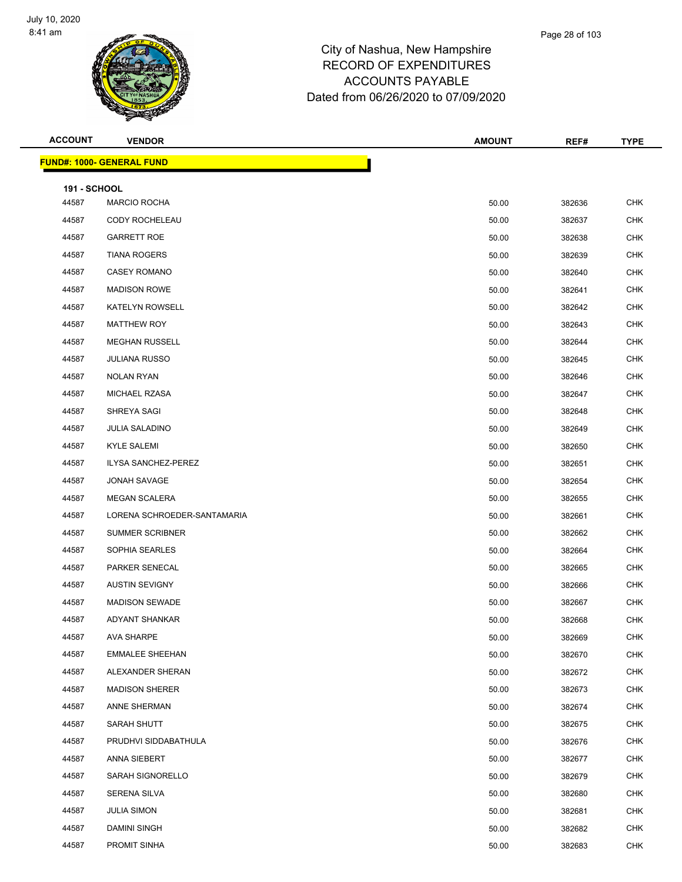July 10, 2020
8:41 am

# City of Nashua, New Hampshire
## RECORD OF EXPENDITURES
## ACCOUNTS PAYABLE
## Dated from 06/26/2020 to 07/09/2020

| ACCOUNT | VENDOR | AMOUNT | REF# | TYPE |
|---|---|---|---|---|
| **FUND#: 1000- GENERAL FUND** | | | | |
| **191 - SCHOOL** | | | | |
| 44587 | MARCIO ROCHA | 50.00 | 382636 | CHK |
| 44587 | CODY ROCHELEAU | 50.00 | 382637 | CHK |
| 44587 | GARRETT ROE | 50.00 | 382638 | CHK |
| 44587 | TIANA ROGERS | 50.00 | 382639 | CHK |
| 44587 | CASEY ROMANO | 50.00 | 382640 | CHK |
| 44587 | MADISON ROWE | 50.00 | 382641 | CHK |
| 44587 | KATELYN ROWSELL | 50.00 | 382642 | CHK |
| 44587 | MATTHEW ROY | 50.00 | 382643 | CHK |
| 44587 | MEGHAN RUSSELL | 50.00 | 382644 | CHK |
| 44587 | JULIANA RUSSO | 50.00 | 382645 | CHK |
| 44587 | NOLAN RYAN | 50.00 | 382646 | CHK |
| 44587 | MICHAEL RZASA | 50.00 | 382647 | CHK |
| 44587 | SHREYA SAGI | 50.00 | 382648 | CHK |
| 44587 | JULIA SALADINO | 50.00 | 382649 | CHK |
| 44587 | KYLE SALEMI | 50.00 | 382650 | CHK |
| 44587 | ILYSA SANCHEZ-PEREZ | 50.00 | 382651 | CHK |
| 44587 | JONAH SAVAGE | 50.00 | 382654 | CHK |
| 44587 | MEGAN SCALERA | 50.00 | 382655 | CHK |
| 44587 | LORENA SCHROEDER-SANTAMARIA | 50.00 | 382661 | CHK |
| 44587 | SUMMER SCRIBNER | 50.00 | 382662 | CHK |
| 44587 | SOPHIA SEARLES | 50.00 | 382664 | CHK |
| 44587 | PARKER SENECAL | 50.00 | 382665 | CHK |
| 44587 | AUSTIN SEVIGNY | 50.00 | 382666 | CHK |
| 44587 | MADISON SEWADE | 50.00 | 382667 | CHK |
| 44587 | ADYANT SHANKAR | 50.00 | 382668 | CHK |
| 44587 | AVA SHARPE | 50.00 | 382669 | CHK |
| 44587 | EMMALEE SHEEHAN | 50.00 | 382670 | CHK |
| 44587 | ALEXANDER SHERAN | 50.00 | 382672 | CHK |
| 44587 | MADISON SHERER | 50.00 | 382673 | CHK |
| 44587 | ANNE SHERMAN | 50.00 | 382674 | CHK |
| 44587 | SARAH SHUTT | 50.00 | 382675 | CHK |
| 44587 | PRUDHVI SIDDABATHULA | 50.00 | 382676 | CHK |
| 44587 | ANNA SIEBERT | 50.00 | 382677 | CHK |
| 44587 | SARAH SIGNORELLO | 50.00 | 382679 | CHK |
| 44587 | SERENA SILVA | 50.00 | 382680 | CHK |
| 44587 | JULIA SIMON | 50.00 | 382681 | CHK |
| 44587 | DAMINI SINGH | 50.00 | 382682 | CHK |
| 44587 | PROMIT SINHA | 50.00 | 382683 | CHK |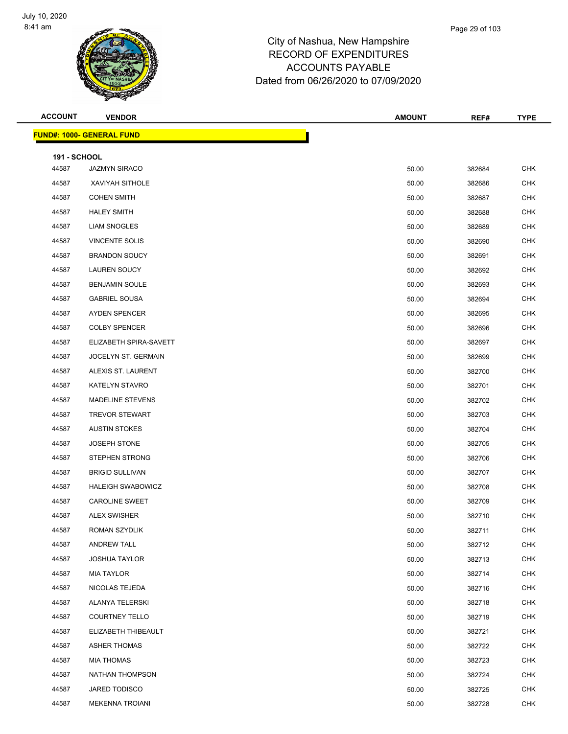# City of Nashua, New Hampshire
# RECORD OF EXPENDITURES
# ACCOUNTS PAYABLE
# Dated from 06/26/2020 to 07/09/2020

**FUND#: 1000- GENERAL FUND**

**191 - SCHOOL**

| ACCOUNT | VENDOR | AMOUNT | REF# | TYPE |
|---|---|---|---|---|
| 44587 | JAZMYN SIRACO | 50.00 | 382684 | CHK |
| 44587 | XAVIYAH SITHOLE | 50.00 | 382686 | CHK |
| 44587 | COHEN SMITH | 50.00 | 382687 | CHK |
| 44587 | HALEY SMITH | 50.00 | 382688 | CHK |
| 44587 | LIAM SNOGLES | 50.00 | 382689 | CHK |
| 44587 | VINCENTE SOLIS | 50.00 | 382690 | CHK |
| 44587 | BRANDON SOUCY | 50.00 | 382691 | CHK |
| 44587 | LAUREN SOUCY | 50.00 | 382692 | CHK |
| 44587 | BENJAMIN SOULE | 50.00 | 382693 | CHK |
| 44587 | GABRIEL SOUSA | 50.00 | 382694 | CHK |
| 44587 | AYDEN SPENCER | 50.00 | 382695 | CHK |
| 44587 | COLBY SPENCER | 50.00 | 382696 | CHK |
| 44587 | ELIZABETH SPIRA-SAVETT | 50.00 | 382697 | CHK |
| 44587 | JOCELYN ST. GERMAIN | 50.00 | 382699 | CHK |
| 44587 | ALEXIS ST. LAURENT | 50.00 | 382700 | CHK |
| 44587 | KATELYN STAVRO | 50.00 | 382701 | CHK |
| 44587 | MADELINE STEVENS | 50.00 | 382702 | CHK |
| 44587 | TREVOR STEWART | 50.00 | 382703 | CHK |
| 44587 | AUSTIN STOKES | 50.00 | 382704 | CHK |
| 44587 | JOSEPH STONE | 50.00 | 382705 | CHK |
| 44587 | STEPHEN STRONG | 50.00 | 382706 | CHK |
| 44587 | BRIGID SULLIVAN | 50.00 | 382707 | CHK |
| 44587 | HALEIGH SWABOWICZ | 50.00 | 382708 | CHK |
| 44587 | CAROLINE SWEET | 50.00 | 382709 | CHK |
| 44587 | ALEX SWISHER | 50.00 | 382710 | CHK |
| 44587 | ROMAN SZYDLIK | 50.00 | 382711 | CHK |
| 44587 | ANDREW TALL | 50.00 | 382712 | CHK |
| 44587 | JOSHUA TAYLOR | 50.00 | 382713 | CHK |
| 44587 | MIA TAYLOR | 50.00 | 382714 | CHK |
| 44587 | NICOLAS TEJEDA | 50.00 | 382716 | CHK |
| 44587 | ALANYA TELERSKI | 50.00 | 382718 | CHK |
| 44587 | COURTNEY TELLO | 50.00 | 382719 | CHK |
| 44587 | ELIZABETH THIBEAULT | 50.00 | 382721 | CHK |
| 44587 | ASHER THOMAS | 50.00 | 382722 | CHK |
| 44587 | MIA THOMAS | 50.00 | 382723 | CHK |
| 44587 | NATHAN THOMPSON | 50.00 | 382724 | CHK |
| 44587 | JARED TODISCO | 50.00 | 382725 | CHK |
| 44587 | MEKENNA TROIANI | 50.00 | 382728 | CHK |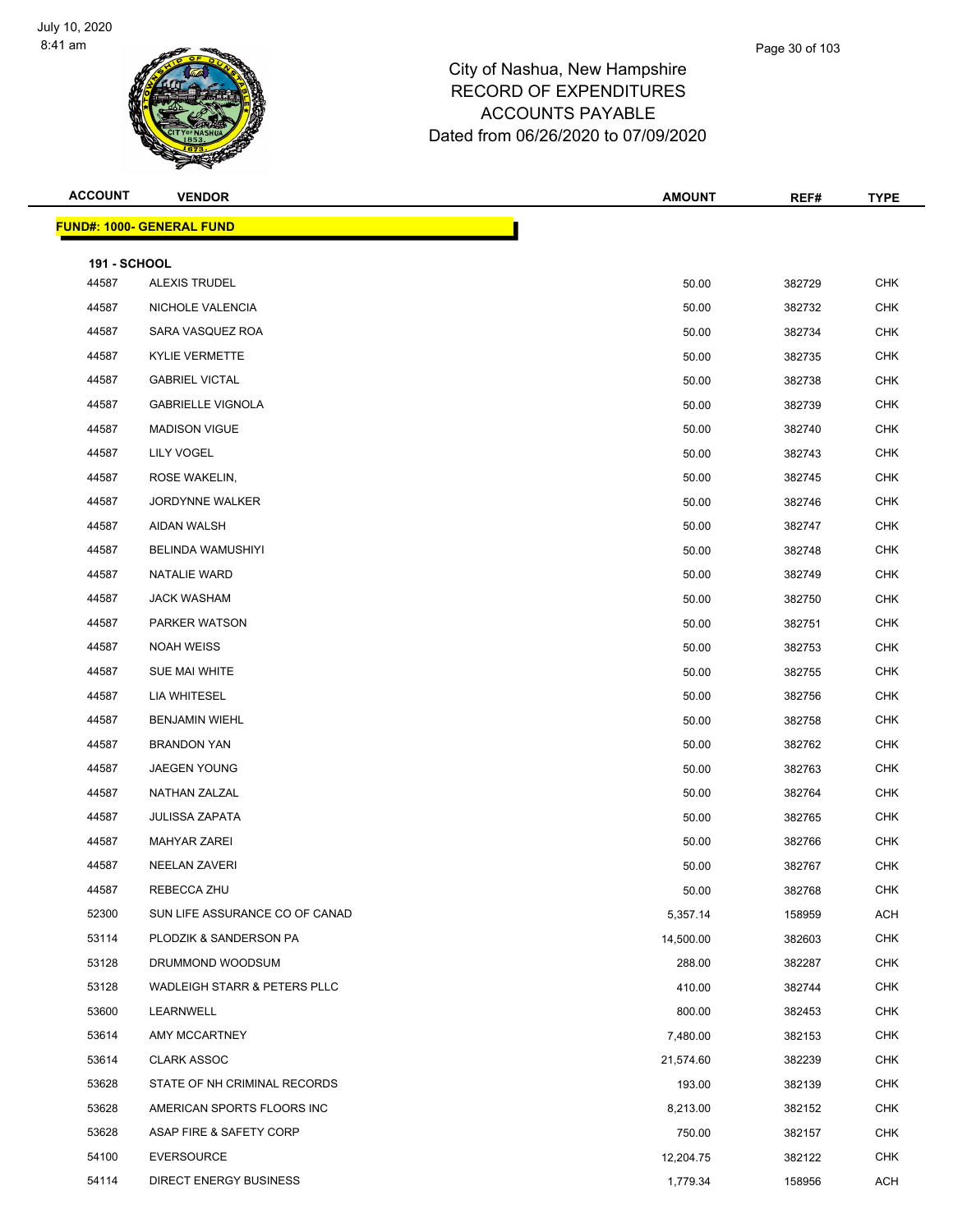# City of Nashua, New Hampshire
# RECORD OF EXPENDITURES
# ACCOUNTS PAYABLE
# Dated from 06/26/2020 to 07/09/2020

| ACCOUNT | VENDOR | AMOUNT | REF# | TYPE |
|---|---|---|---|---|
| **FUND#: 1000- GENERAL FUND** | | | | |
| **191 - SCHOOL** | | | | |
| 44587 | ALEXIS TRUDEL | 50.00 | 382729 | CHK |
| 44587 | NICHOLE VALENCIA | 50.00 | 382732 | CHK |
| 44587 | SARA VASQUEZ ROA | 50.00 | 382734 | CHK |
| 44587 | KYLIE VERMETTE | 50.00 | 382735 | CHK |
| 44587 | GABRIEL VICTAL | 50.00 | 382738 | CHK |
| 44587 | GABRIELLE VIGNOLA | 50.00 | 382739 | CHK |
| 44587 | MADISON VIGUE | 50.00 | 382740 | CHK |
| 44587 | LILY VOGEL | 50.00 | 382743 | CHK |
| 44587 | ROSE WAKELIN, | 50.00 | 382745 | CHK |
| 44587 | JORDYNNE WALKER | 50.00 | 382746 | CHK |
| 44587 | AIDAN WALSH | 50.00 | 382747 | CHK |
| 44587 | BELINDA WAMUSHIYI | 50.00 | 382748 | CHK |
| 44587 | NATALIE WARD | 50.00 | 382749 | CHK |
| 44587 | JACK WASHAM | 50.00 | 382750 | CHK |
| 44587 | PARKER WATSON | 50.00 | 382751 | CHK |
| 44587 | NOAH WEISS | 50.00 | 382753 | CHK |
| 44587 | SUE MAI WHITE | 50.00 | 382755 | CHK |
| 44587 | LIA WHITESEL | 50.00 | 382756 | CHK |
| 44587 | BENJAMIN WIEHL | 50.00 | 382758 | CHK |
| 44587 | BRANDON YAN | 50.00 | 382762 | CHK |
| 44587 | JAEGEN YOUNG | 50.00 | 382763 | CHK |
| 44587 | NATHAN ZALZAL | 50.00 | 382764 | CHK |
| 44587 | JULISSA ZAPATA | 50.00 | 382765 | CHK |
| 44587 | MAHYAR ZAREI | 50.00 | 382766 | CHK |
| 44587 | NEELAN ZAVERI | 50.00 | 382767 | CHK |
| 44587 | REBECCA ZHU | 50.00 | 382768 | CHK |
| 52300 | SUN LIFE ASSURANCE CO OF CANAD | 5,357.14 | 158959 | ACH |
| 53114 | PLODZIK & SANDERSON PA | 14,500.00 | 382603 | CHK |
| 53128 | DRUMMOND WOODSUM | 288.00 | 382287 | CHK |
| 53128 | WADLEIGH STARR & PETERS PLLC | 410.00 | 382744 | CHK |
| 53600 | LEARNWELL | 800.00 | 382453 | CHK |
| 53614 | AMY MCCARTNEY | 7,480.00 | 382153 | CHK |
| 53614 | CLARK ASSOC | 21,574.60 | 382239 | CHK |
| 53628 | STATE OF NH CRIMINAL RECORDS | 193.00 | 382139 | CHK |
| 53628 | AMERICAN SPORTS FLOORS INC | 8,213.00 | 382152 | CHK |
| 53628 | ASAP FIRE & SAFETY CORP | 750.00 | 382157 | CHK |
| 54100 | EVERSOURCE | 12,204.75 | 382122 | CHK |
| 54114 | DIRECT ENERGY BUSINESS | 1,779.34 | 158956 | ACH |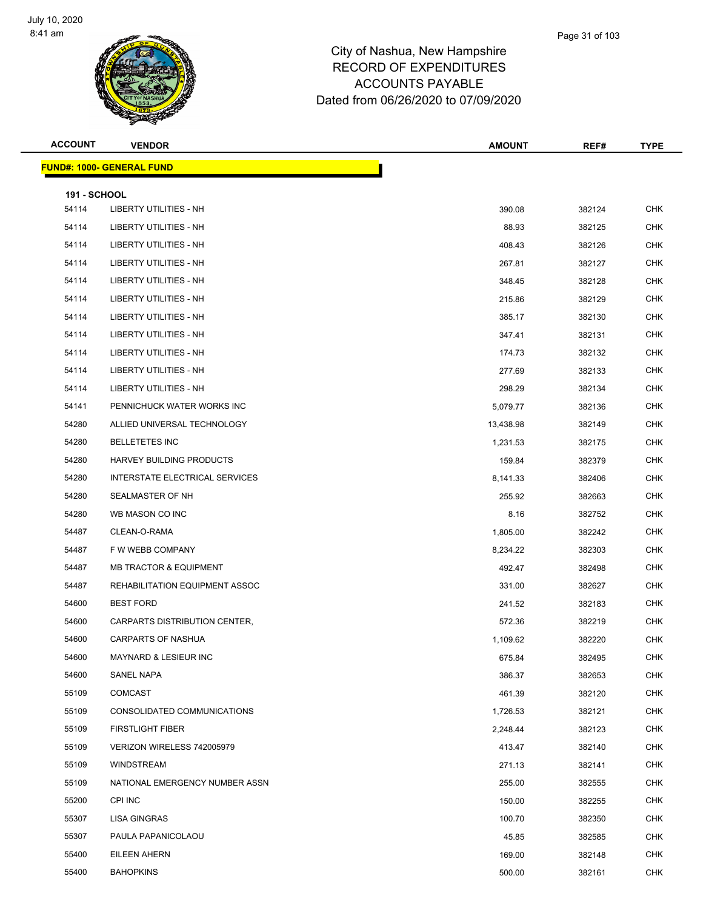# City of Nashua, New Hampshire
## RECORD OF EXPENDITURES
## ACCOUNTS PAYABLE
## Dated from 06/26/2020 to 07/09/2020

| ACCOUNT | VENDOR | AMOUNT | REF# | TYPE |
|---|---|---|---|---|
| **FUND#: 1000- GENERAL FUND** | | | | |
| **191 - SCHOOL** | | | | |
| 54114 | LIBERTY UTILITIES - NH | 390.08 | 382124 | CHK |
| 54114 | LIBERTY UTILITIES - NH | 88.93 | 382125 | CHK |
| 54114 | LIBERTY UTILITIES - NH | 408.43 | 382126 | CHK |
| 54114 | LIBERTY UTILITIES - NH | 267.81 | 382127 | CHK |
| 54114 | LIBERTY UTILITIES - NH | 348.45 | 382128 | CHK |
| 54114 | LIBERTY UTILITIES - NH | 215.86 | 382129 | CHK |
| 54114 | LIBERTY UTILITIES - NH | 385.17 | 382130 | CHK |
| 54114 | LIBERTY UTILITIES - NH | 347.41 | 382131 | CHK |
| 54114 | LIBERTY UTILITIES - NH | 174.73 | 382132 | CHK |
| 54114 | LIBERTY UTILITIES - NH | 277.69 | 382133 | CHK |
| 54114 | LIBERTY UTILITIES - NH | 298.29 | 382134 | CHK |
| 54141 | PENNICHUCK WATER WORKS INC | 5,079.77 | 382136 | CHK |
| 54280 | ALLIED UNIVERSAL TECHNOLOGY | 13,438.98 | 382149 | CHK |
| 54280 | BELLETETES INC | 1,231.53 | 382175 | CHK |
| 54280 | HARVEY BUILDING PRODUCTS | 159.84 | 382379 | CHK |
| 54280 | INTERSTATE ELECTRICAL SERVICES | 8,141.33 | 382406 | CHK |
| 54280 | SEALMASTER OF NH | 255.92 | 382663 | CHK |
| 54280 | WB MASON CO INC | 8.16 | 382752 | CHK |
| 54487 | CLEAN-O-RAMA | 1,805.00 | 382242 | CHK |
| 54487 | F W WEBB COMPANY | 8,234.22 | 382303 | CHK |
| 54487 | MB TRACTOR & EQUIPMENT | 492.47 | 382498 | CHK |
| 54487 | REHABILITATION EQUIPMENT ASSOC | 331.00 | 382627 | CHK |
| 54600 | BEST FORD | 241.52 | 382183 | CHK |
| 54600 | CARPARTS DISTRIBUTION CENTER, | 572.36 | 382219 | CHK |
| 54600 | CARPARTS OF NASHUA | 1,109.62 | 382220 | CHK |
| 54600 | MAYNARD & LESIEUR INC | 675.84 | 382495 | CHK |
| 54600 | SANEL NAPA | 386.37 | 382653 | CHK |
| 55109 | COMCAST | 461.39 | 382120 | CHK |
| 55109 | CONSOLIDATED COMMUNICATIONS | 1,726.53 | 382121 | CHK |
| 55109 | FIRSTLIGHT FIBER | 2,248.44 | 382123 | CHK |
| 55109 | VERIZON WIRELESS 742005979 | 413.47 | 382140 | CHK |
| 55109 | WINDSTREAM | 271.13 | 382141 | CHK |
| 55109 | NATIONAL EMERGENCY NUMBER ASSN | 255.00 | 382555 | CHK |
| 55200 | CPI INC | 150.00 | 382255 | CHK |
| 55307 | LISA GINGRAS | 100.70 | 382350 | CHK |
| 55307 | PAULA PAPANICOLAOU | 45.85 | 382585 | CHK |
| 55400 | EILEEN AHERN | 169.00 | 382148 | CHK |
| 55400 | BAHOPKINS | 500.00 | 382161 | CHK |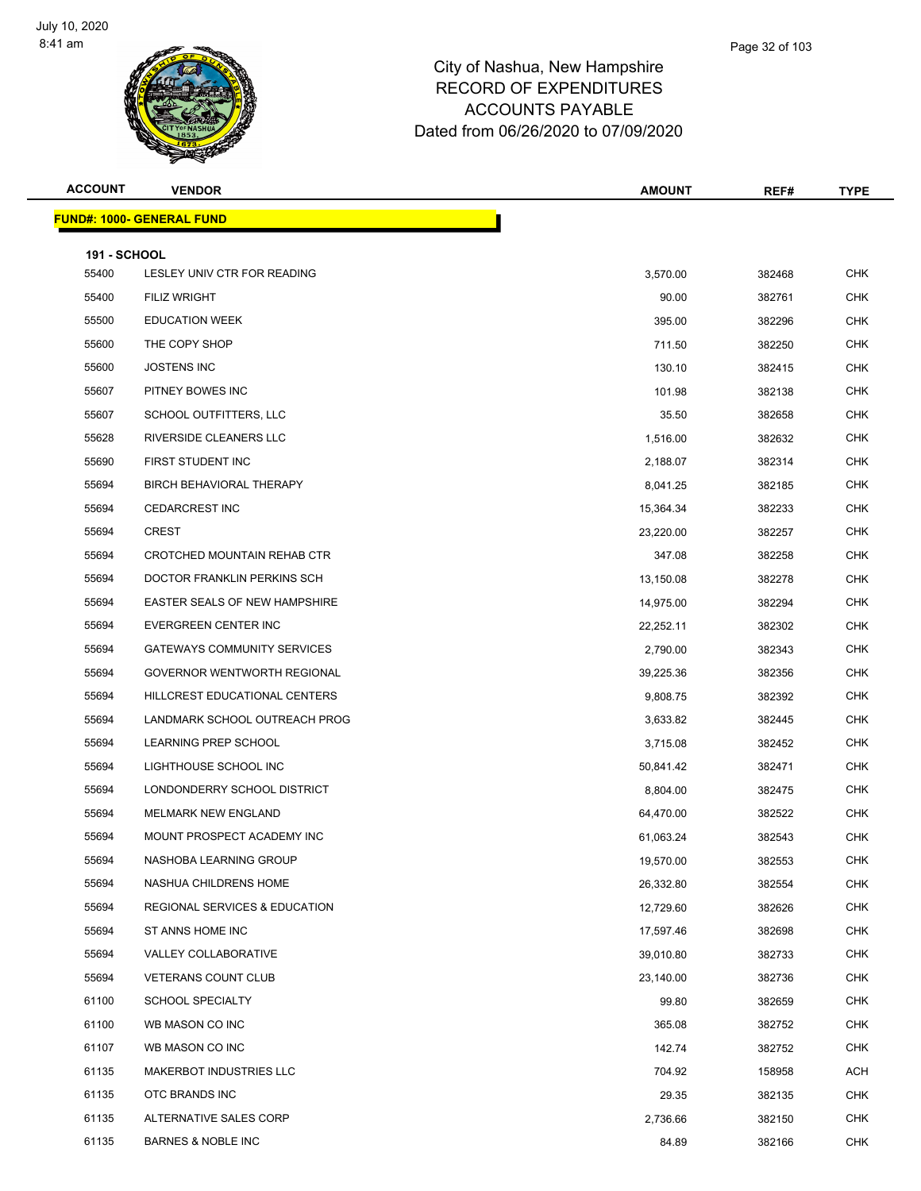# City of Nashua, New Hampshire
## RECORD OF EXPENDITURES
## ACCOUNTS PAYABLE
## Dated from 06/26/2020 to 07/09/2020

July 10, 2020
8:41 am

| ACCOUNT | VENDOR | AMOUNT | REF# | TYPE |
|---|---|---|---|---|
| **FUND#: 1000- GENERAL FUND** | | | | |
| **191 - SCHOOL** | | | | |
| 55400 | LESLEY UNIV CTR FOR READING | 3,570.00 | 382468 | CHK |
| 55400 | FILIZ WRIGHT | 90.00 | 382761 | CHK |
| 55500 | EDUCATION WEEK | 395.00 | 382296 | CHK |
| 55600 | THE COPY SHOP | 711.50 | 382250 | CHK |
| 55600 | JOSTENS INC | 130.10 | 382415 | CHK |
| 55607 | PITNEY BOWES INC | 101.98 | 382138 | CHK |
| 55607 | SCHOOL OUTFITTERS, LLC | 35.50 | 382658 | CHK |
| 55628 | RIVERSIDE CLEANERS LLC | 1,516.00 | 382632 | CHK |
| 55690 | FIRST STUDENT INC | 2,188.07 | 382314 | CHK |
| 55694 | BIRCH BEHAVIORAL THERAPY | 8,041.25 | 382185 | CHK |
| 55694 | CEDARCREST INC | 15,364.34 | 382233 | CHK |
| 55694 | CREST | 23,220.00 | 382257 | CHK |
| 55694 | CROTCHED MOUNTAIN REHAB CTR | 347.08 | 382258 | CHK |
| 55694 | DOCTOR FRANKLIN PERKINS SCH | 13,150.08 | 382278 | CHK |
| 55694 | EASTER SEALS OF NEW HAMPSHIRE | 14,975.00 | 382294 | CHK |
| 55694 | EVERGREEN CENTER INC | 22,252.11 | 382302 | CHK |
| 55694 | GATEWAYS COMMUNITY SERVICES | 2,790.00 | 382343 | CHK |
| 55694 | GOVERNOR WENTWORTH REGIONAL | 39,225.36 | 382356 | CHK |
| 55694 | HILLCREST EDUCATIONAL CENTERS | 9,808.75 | 382392 | CHK |
| 55694 | LANDMARK SCHOOL OUTREACH PROG | 3,633.82 | 382445 | CHK |
| 55694 | LEARNING PREP SCHOOL | 3,715.08 | 382452 | CHK |
| 55694 | LIGHTHOUSE SCHOOL INC | 50,841.42 | 382471 | CHK |
| 55694 | LONDONDERRY SCHOOL DISTRICT | 8,804.00 | 382475 | CHK |
| 55694 | MELMARK NEW ENGLAND | 64,470.00 | 382522 | CHK |
| 55694 | MOUNT PROSPECT ACADEMY INC | 61,063.24 | 382543 | CHK |
| 55694 | NASHOBA LEARNING GROUP | 19,570.00 | 382553 | CHK |
| 55694 | NASHUA CHILDRENS HOME | 26,332.80 | 382554 | CHK |
| 55694 | REGIONAL SERVICES & EDUCATION | 12,729.60 | 382626 | CHK |
| 55694 | ST ANNS HOME INC | 17,597.46 | 382698 | CHK |
| 55694 | VALLEY COLLABORATIVE | 39,010.80 | 382733 | CHK |
| 55694 | VETERANS COUNT CLUB | 23,140.00 | 382736 | CHK |
| 61100 | SCHOOL SPECIALTY | 99.80 | 382659 | CHK |
| 61100 | WB MASON CO INC | 365.08 | 382752 | CHK |
| 61107 | WB MASON CO INC | 142.74 | 382752 | CHK |
| 61135 | MAKERBOT INDUSTRIES LLC | 704.92 | 158958 | ACH |
| 61135 | OTC BRANDS INC | 29.35 | 382135 | CHK |
| 61135 | ALTERNATIVE SALES CORP | 2,736.66 | 382150 | CHK |
| 61135 | BARNES & NOBLE INC | 84.89 | 382166 | CHK |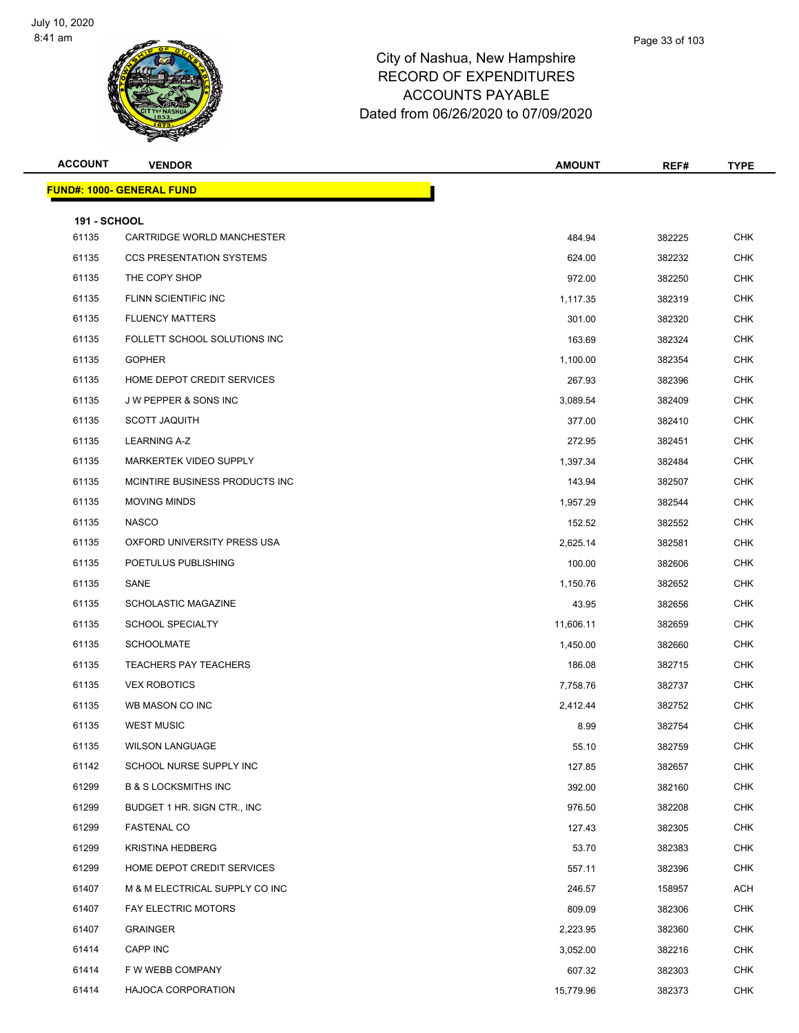# City of Nashua, New Hampshire
# RECORD OF EXPENDITURES
# ACCOUNTS PAYABLE
# Dated from 06/26/2020 to 07/09/2020

| ACCOUNT | VENDOR | AMOUNT | REF# | TYPE |
|---|---|---|---|---|
| **FUND#: 1000- GENERAL FUND** | | | | |
| **191 - SCHOOL** | | | | |
| 61135 | CARTRIDGE WORLD MANCHESTER | 484.94 | 382225 | CHK |
| 61135 | CCS PRESENTATION SYSTEMS | 624.00 | 382232 | CHK |
| 61135 | THE COPY SHOP | 972.00 | 382250 | CHK |
| 61135 | FLINN SCIENTIFIC INC | 1,117.35 | 382319 | CHK |
| 61135 | FLUENCY MATTERS | 301.00 | 382320 | CHK |
| 61135 | FOLLETT SCHOOL SOLUTIONS INC | 163.69 | 382324 | CHK |
| 61135 | GOPHER | 1,100.00 | 382354 | CHK |
| 61135 | HOME DEPOT CREDIT SERVICES | 267.93 | 382396 | CHK |
| 61135 | J W PEPPER & SONS INC | 3,089.54 | 382409 | CHK |
| 61135 | SCOTT JAQUITH | 377.00 | 382410 | CHK |
| 61135 | LEARNING A-Z | 272.95 | 382451 | CHK |
| 61135 | MARKERTEK VIDEO SUPPLY | 1,397.34 | 382484 | CHK |
| 61135 | MCINTIRE BUSINESS PRODUCTS INC | 143.94 | 382507 | CHK |
| 61135 | MOVING MINDS | 1,957.29 | 382544 | CHK |
| 61135 | NASCO | 152.52 | 382552 | CHK |
| 61135 | OXFORD UNIVERSITY PRESS USA | 2,625.14 | 382581 | CHK |
| 61135 | POETULUS PUBLISHING | 100.00 | 382606 | CHK |
| 61135 | SANE | 1,150.76 | 382652 | CHK |
| 61135 | SCHOLASTIC MAGAZINE | 43.95 | 382656 | CHK |
| 61135 | SCHOOL SPECIALTY | 11,606.11 | 382659 | CHK |
| 61135 | SCHOOLMATE | 1,450.00 | 382660 | CHK |
| 61135 | TEACHERS PAY TEACHERS | 186.08 | 382715 | CHK |
| 61135 | VEX ROBOTICS | 7,758.76 | 382737 | CHK |
| 61135 | WB MASON CO INC | 2,412.44 | 382752 | CHK |
| 61135 | WEST MUSIC | 8.99 | 382754 | CHK |
| 61135 | WILSON LANGUAGE | 55.10 | 382759 | CHK |
| 61142 | SCHOOL NURSE SUPPLY INC | 127.85 | 382657 | CHK |
| 61299 | B & S LOCKSMITHS INC | 392.00 | 382160 | CHK |
| 61299 | BUDGET 1 HR. SIGN CTR., INC | 976.50 | 382208 | CHK |
| 61299 | FASTENAL CO | 127.43 | 382305 | CHK |
| 61299 | KRISTINA HEDBERG | 53.70 | 382383 | CHK |
| 61299 | HOME DEPOT CREDIT SERVICES | 557.11 | 382396 | CHK |
| 61407 | M & M ELECTRICAL SUPPLY CO INC | 246.57 | 158957 | ACH |
| 61407 | FAY ELECTRIC MOTORS | 809.09 | 382306 | CHK |
| 61407 | GRAINGER | 2,223.95 | 382360 | CHK |
| 61414 | CAPP INC | 3,052.00 | 382216 | CHK |
| 61414 | F W WEBB COMPANY | 607.32 | 382303 | CHK |
| 61414 | HAJOCA CORPORATION | 15,779.96 | 382373 | CHK |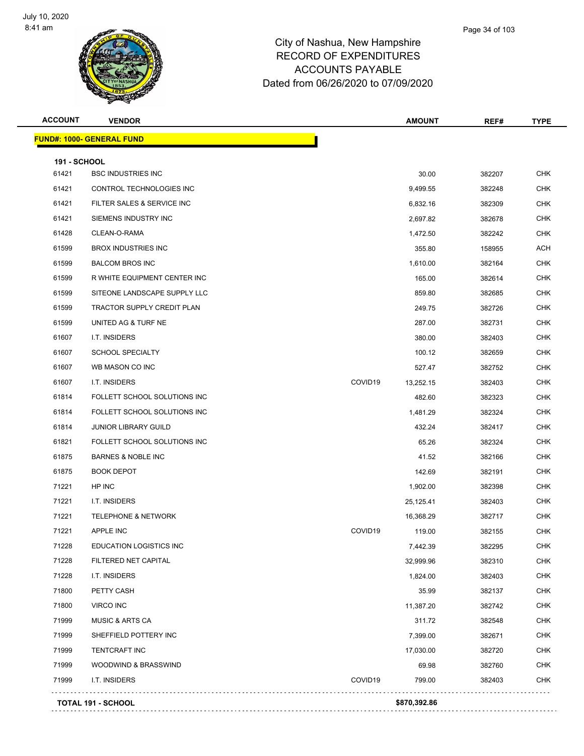# City of Nashua, New Hampshire
## RECORD OF EXPENDITURES
## ACCOUNTS PAYABLE
## Dated from 06/26/2020 to 07/09/2020

July 10, 2020
8:41 am

| ACCOUNT | VENDOR | | AMOUNT | REF# | TYPE |
|---|---|---|---|---|---|
| **FUND#: 1000- GENERAL FUND** | | | | | |
| **191 - SCHOOL** | | | | | |
| 61421 | BSC INDUSTRIES INC | | 30.00 | 382207 | CHK |
| 61421 | CONTROL TECHNOLOGIES INC | | 9,499.55 | 382248 | CHK |
| 61421 | FILTER SALES & SERVICE INC | | 6,832.16 | 382309 | CHK |
| 61421 | SIEMENS INDUSTRY INC | | 2,697.82 | 382678 | CHK |
| 61428 | CLEAN-O-RAMA | | 1,472.50 | 382242 | CHK |
| 61599 | BROX INDUSTRIES INC | | 355.80 | 158955 | ACH |
| 61599 | BALCOM BROS INC | | 1,610.00 | 382164 | CHK |
| 61599 | R WHITE EQUIPMENT CENTER INC | | 165.00 | 382614 | CHK |
| 61599 | SITEONE LANDSCAPE SUPPLY LLC | | 859.80 | 382685 | CHK |
| 61599 | TRACTOR SUPPLY CREDIT PLAN | | 249.75 | 382726 | CHK |
| 61599 | UNITED AG & TURF NE | | 287.00 | 382731 | CHK |
| 61607 | I.T. INSIDERS | | 380.00 | 382403 | CHK |
| 61607 | SCHOOL SPECIALTY | | 100.12 | 382659 | CHK |
| 61607 | WB MASON CO INC | | 527.47 | 382752 | CHK |
| 61607 | I.T. INSIDERS | COVID19 | 13,252.15 | 382403 | CHK |
| 61814 | FOLLETT SCHOOL SOLUTIONS INC | | 482.60 | 382323 | CHK |
| 61814 | FOLLETT SCHOOL SOLUTIONS INC | | 1,481.29 | 382324 | CHK |
| 61814 | JUNIOR LIBRARY GUILD | | 432.24 | 382417 | CHK |
| 61821 | FOLLETT SCHOOL SOLUTIONS INC | | 65.26 | 382324 | CHK |
| 61875 | BARNES & NOBLE INC | | 41.52 | 382166 | CHK |
| 61875 | BOOK DEPOT | | 142.69 | 382191 | CHK |
| 71221 | HP INC | | 1,902.00 | 382398 | CHK |
| 71221 | I.T. INSIDERS | | 25,125.41 | 382403 | CHK |
| 71221 | TELEPHONE & NETWORK | | 16,368.29 | 382717 | CHK |
| 71221 | APPLE INC | COVID19 | 119.00 | 382155 | CHK |
| 71228 | EDUCATION LOGISTICS INC | | 7,442.39 | 382295 | CHK |
| 71228 | FILTERED NET CAPITAL | | 32,999.96 | 382310 | CHK |
| 71228 | I.T. INSIDERS | | 1,824.00 | 382403 | CHK |
| 71800 | PETTY CASH | | 35.99 | 382137 | CHK |
| 71800 | VIRCO INC | | 11,387.20 | 382742 | CHK |
| 71999 | MUSIC & ARTS CA | | 311.72 | 382548 | CHK |
| 71999 | SHEFFIELD POTTERY INC | | 7,399.00 | 382671 | CHK |
| 71999 | TENTCRAFT INC | | 17,030.00 | 382720 | CHK |
| 71999 | WOODWIND & BRASSWIND | | 69.98 | 382760 | CHK |
| 71999 | I.T. INSIDERS | COVID19 | 799.00 | 382403 | CHK |
| **TOTAL 191 - SCHOOL** | | | **$870,392.86** | | |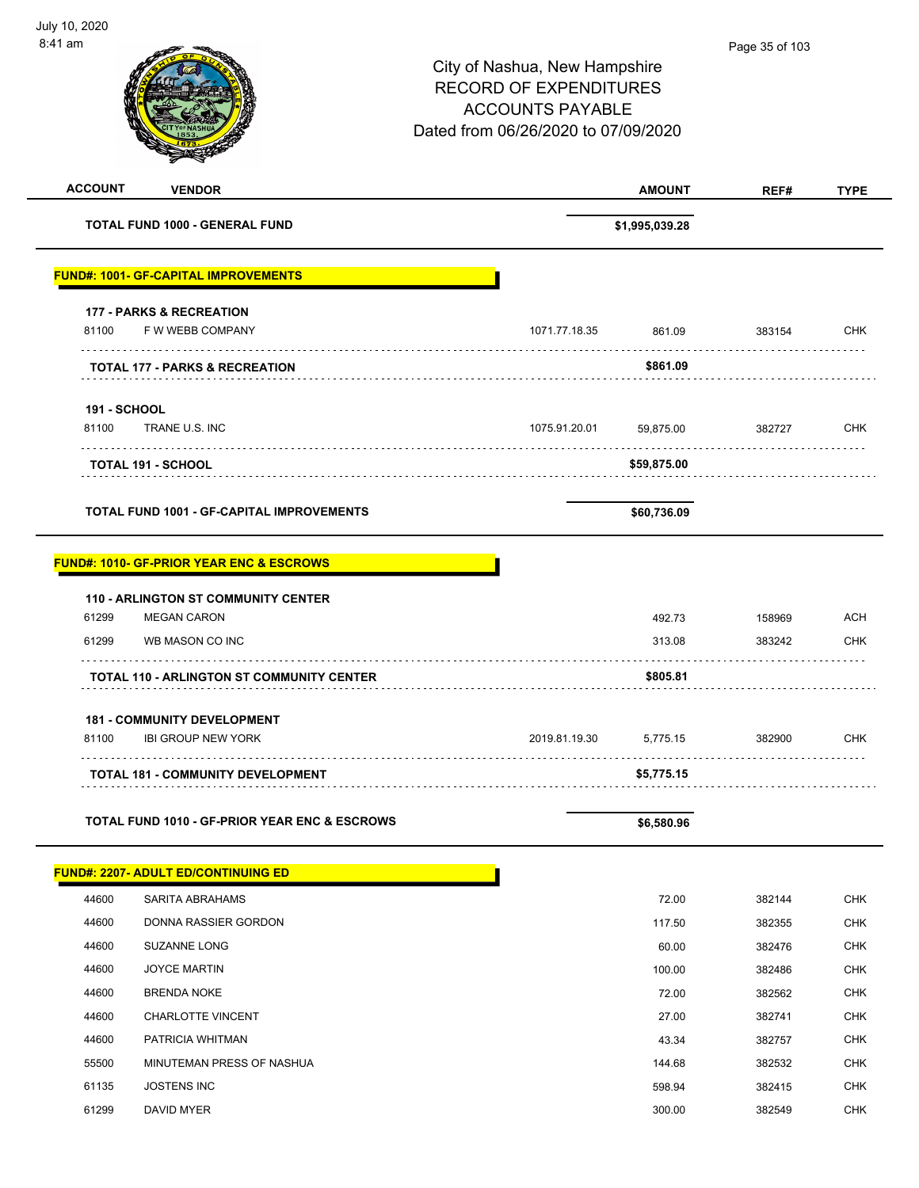# City of Nashua, New Hampshire
## RECORD OF EXPENDITURES
## ACCOUNTS PAYABLE
## Dated from 06/26/2020 to 07/09/2020

July 10, 2020
8:41 am

| ACCOUNT | VENDOR | | AMOUNT | REF# | TYPE |
|---|---|---|---|---|---|
| | **TOTAL FUND 1000 - GENERAL FUND** | | **$1,995,039.28** | | |
| | **FUND#: 1001- GF-CAPITAL IMPROVEMENTS** | | | | |
| | **177 - PARKS & RECREATION** | | | | |
| 81100 | F W WEBB COMPANY | 1071.77.18.35 | 861.09 | 383154 | CHK |
| | **TOTAL 177 - PARKS & RECREATION** | | **$861.09** | | |
| | **191 - SCHOOL** | | | | |
| 81100 | TRANE U.S. INC | 1075.91.20.01 | 59,875.00 | 382727 | CHK |
| | **TOTAL 191 - SCHOOL** | | **$59,875.00** | | |
| | **TOTAL FUND 1001 - GF-CAPITAL IMPROVEMENTS** | | **$60,736.09** | | |
| | **FUND#: 1010- GF-PRIOR YEAR ENC & ESCROWS** | | | | |
| | **110 - ARLINGTON ST COMMUNITY CENTER** | | | | |
| 61299 | MEGAN CARON | | 492.73 | 158969 | ACH |
| 61299 | WB MASON CO INC | | 313.08 | 383242 | CHK |
| | **TOTAL 110 - ARLINGTON ST COMMUNITY CENTER** | | **$805.81** | | |
| | **181 - COMMUNITY DEVELOPMENT** | | | | |
| 81100 | IBI GROUP NEW YORK | 2019.81.19.30 | 5,775.15 | 382900 | CHK |
| | **TOTAL 181 - COMMUNITY DEVELOPMENT** | | **$5,775.15** | | |
| | **TOTAL FUND 1010 - GF-PRIOR YEAR ENC & ESCROWS** | | **$6,580.96** | | |
| | **FUND#: 2207- ADULT ED/CONTINUING ED** | | | | |
| 44600 | SARITA ABRAHAMS | | 72.00 | 382144 | CHK |
| 44600 | DONNA RASSIER GORDON | | 117.50 | 382355 | CHK |
| 44600 | SUZANNE LONG | | 60.00 | 382476 | CHK |
| 44600 | JOYCE MARTIN | | 100.00 | 382486 | CHK |
| 44600 | BRENDA NOKE | | 72.00 | 382562 | CHK |
| 44600 | CHARLOTTE VINCENT | | 27.00 | 382741 | CHK |
| 44600 | PATRICIA WHITMAN | | 43.34 | 382757 | CHK |
| 55500 | MINUTEMAN PRESS OF NASHUA | | 144.68 | 382532 | CHK |
| 61135 | JOSTENS INC | | 598.94 | 382415 | CHK |
| 61299 | DAVID MYER | | 300.00 | 382549 | CHK |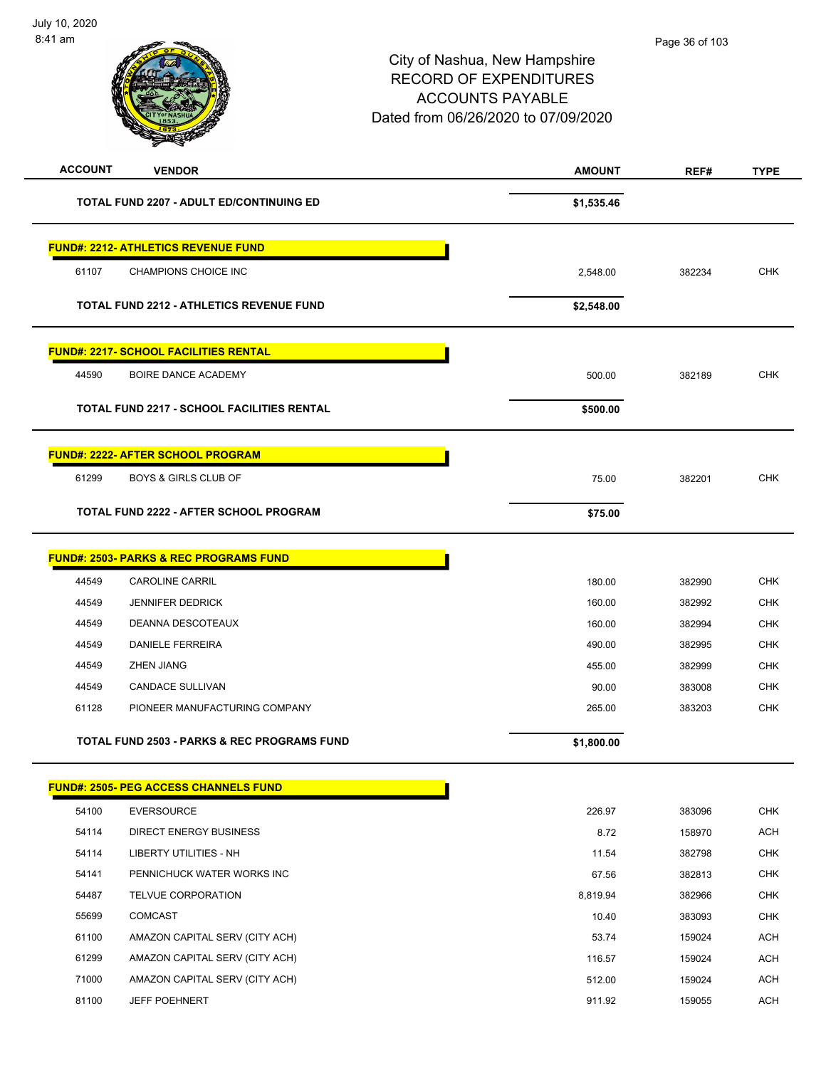City of Nashua, New Hampshire
RECORD OF EXPENDITURES
ACCOUNTS PAYABLE
Dated from 06/26/2020 to 07/09/2020

| ACCOUNT | VENDOR | AMOUNT | REF# | TYPE |
|---|---|---|---|---|
| | **TOTAL FUND 2207 - ADULT ED/CONTINUING ED** | **$1,535.46** | | |
| | **FUND#: 2212- ATHLETICS REVENUE FUND** | | | |
| 61107 | CHAMPIONS CHOICE INC | 2,548.00 | 382234 | CHK |
| | **TOTAL FUND 2212 - ATHLETICS REVENUE FUND** | **$2,548.00** | | |
| | **FUND#: 2217- SCHOOL FACILITIES RENTAL** | | | |
| 44590 | BOIRE DANCE ACADEMY | 500.00 | 382189 | CHK |
| | **TOTAL FUND 2217 - SCHOOL FACILITIES RENTAL** | **$500.00** | | |
| | **FUND#: 2222- AFTER SCHOOL PROGRAM** | | | |
| 61299 | BOYS & GIRLS CLUB OF | 75.00 | 382201 | CHK |
| | **TOTAL FUND 2222 - AFTER SCHOOL PROGRAM** | **$75.00** | | |
| | **FUND#: 2503- PARKS & REC PROGRAMS FUND** | | | |
| 44549 | CAROLINE CARRIL | 180.00 | 382990 | CHK |
| 44549 | JENNIFER DEDRICK | 160.00 | 382992 | CHK |
| 44549 | DEANNA DESCOTEAUX | 160.00 | 382994 | CHK |
| 44549 | DANIELE FERREIRA | 490.00 | 382995 | CHK |
| 44549 | ZHEN JIANG | 455.00 | 382999 | CHK |
| 44549 | CANDACE SULLIVAN | 90.00 | 383008 | CHK |
| 61128 | PIONEER MANUFACTURING COMPANY | 265.00 | 383203 | CHK |
| | **TOTAL FUND 2503 - PARKS & REC PROGRAMS FUND** | **$1,800.00** | | |
| | **FUND#: 2505- PEG ACCESS CHANNELS FUND** | | | |
| 54100 | EVERSOURCE | 226.97 | 383096 | CHK |
| 54114 | DIRECT ENERGY BUSINESS | 8.72 | 158970 | ACH |
| 54114 | LIBERTY UTILITIES - NH | 11.54 | 382798 | CHK |
| 54141 | PENNICHUCK WATER WORKS INC | 67.56 | 382813 | CHK |
| 54487 | TELVUE CORPORATION | 8,819.94 | 382966 | CHK |
| 55699 | COMCAST | 10.40 | 383093 | CHK |
| 61100 | AMAZON CAPITAL SERV (CITY ACH) | 53.74 | 159024 | ACH |
| 61299 | AMAZON CAPITAL SERV (CITY ACH) | 116.57 | 159024 | ACH |
| 71000 | AMAZON CAPITAL SERV (CITY ACH) | 512.00 | 159024 | ACH |
| 81100 | JEFF POEHNERT | 911.92 | 159055 | ACH |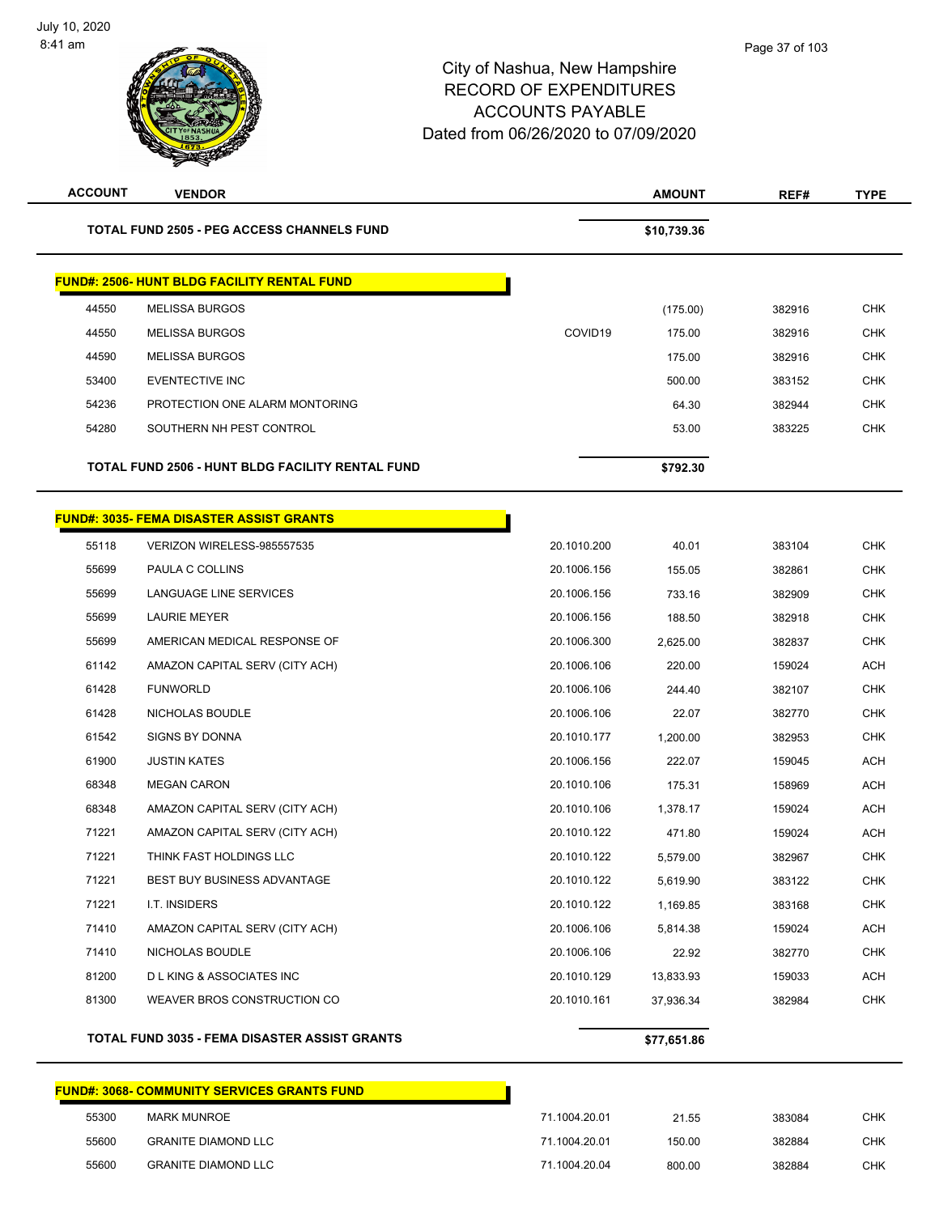City of Nashua, New Hampshire
RECORD OF EXPENDITURES
ACCOUNTS PAYABLE
Dated from 06/26/2020 to 07/09/2020

| ACCOUNT | VENDOR | | AMOUNT | REF# | TYPE |
|---|---|---|---|---|---|
| | **TOTAL FUND 2505 - PEG ACCESS CHANNELS FUND** | | **$10,739.36** | | |
| **FUND#: 2506- HUNT BLDG FACILITY RENTAL FUND** | | | | | |
| 44550 | MELISSA BURGOS | | (175.00) | 382916 | CHK |
| 44550 | MELISSA BURGOS | COVID19 | 175.00 | 382916 | CHK |
| 44590 | MELISSA BURGOS | | 175.00 | 382916 | CHK |
| 53400 | EVENTECTIVE INC | | 500.00 | 383152 | CHK |
| 54236 | PROTECTION ONE ALARM MONTORING | | 64.30 | 382944 | CHK |
| 54280 | SOUTHERN NH PEST CONTROL | | 53.00 | 383225 | CHK |
| | **TOTAL FUND 2506 - HUNT BLDG FACILITY RENTAL FUND** | | **$792.30** | | |
| **FUND#: 3035- FEMA DISASTER ASSIST GRANTS** | | | | | |
| 55118 | VERIZON WIRELESS-985557535 | 20.1010.200 | 40.01 | 383104 | CHK |
| 55699 | PAULA C COLLINS | 20.1006.156 | 155.05 | 382861 | CHK |
| 55699 | LANGUAGE LINE SERVICES | 20.1006.156 | 733.16 | 382909 | CHK |
| 55699 | LAURIE MEYER | 20.1006.156 | 188.50 | 382918 | CHK |
| 55699 | AMERICAN MEDICAL RESPONSE OF | 20.1006.300 | 2,625.00 | 382837 | CHK |
| 61142 | AMAZON CAPITAL SERV (CITY ACH) | 20.1006.106 | 220.00 | 159024 | ACH |
| 61428 | FUNWORLD | 20.1006.106 | 244.40 | 382107 | CHK |
| 61428 | NICHOLAS BOUDLE | 20.1006.106 | 22.07 | 382770 | CHK |
| 61542 | SIGNS BY DONNA | 20.1010.177 | 1,200.00 | 382953 | CHK |
| 61900 | JUSTIN KATES | 20.1006.156 | 222.07 | 159045 | ACH |
| 68348 | MEGAN CARON | 20.1010.106 | 175.31 | 158969 | ACH |
| 68348 | AMAZON CAPITAL SERV (CITY ACH) | 20.1010.106 | 1,378.17 | 159024 | ACH |
| 71221 | AMAZON CAPITAL SERV (CITY ACH) | 20.1010.122 | 471.80 | 159024 | ACH |
| 71221 | THINK FAST HOLDINGS LLC | 20.1010.122 | 5,579.00 | 382967 | CHK |
| 71221 | BEST BUY BUSINESS ADVANTAGE | 20.1010.122 | 5,619.90 | 383122 | CHK |
| 71221 | I.T. INSIDERS | 20.1010.122 | 1,169.85 | 383168 | CHK |
| 71410 | AMAZON CAPITAL SERV (CITY ACH) | 20.1006.106 | 5,814.38 | 159024 | ACH |
| 71410 | NICHOLAS BOUDLE | 20.1006.106 | 22.92 | 382770 | CHK |
| 81200 | D L KING & ASSOCIATES INC | 20.1010.129 | 13,833.93 | 159033 | ACH |
| 81300 | WEAVER BROS CONSTRUCTION CO | 20.1010.161 | 37,936.34 | 382984 | CHK |
| | **TOTAL FUND 3035 - FEMA DISASTER ASSIST GRANTS** | | **$77,651.86** | | |
| **FUND#: 3068- COMMUNITY SERVICES GRANTS FUND** | | | | | |
| 55300 | MARK MUNROE | 71.1004.20.01 | 21.55 | 383084 | CHK |
| 55600 | GRANITE DIAMOND LLC | 71.1004.20.01 | 150.00 | 382884 | CHK |
| 55600 | GRANITE DIAMOND LLC | 71.1004.20.04 | 800.00 | 382884 | CHK |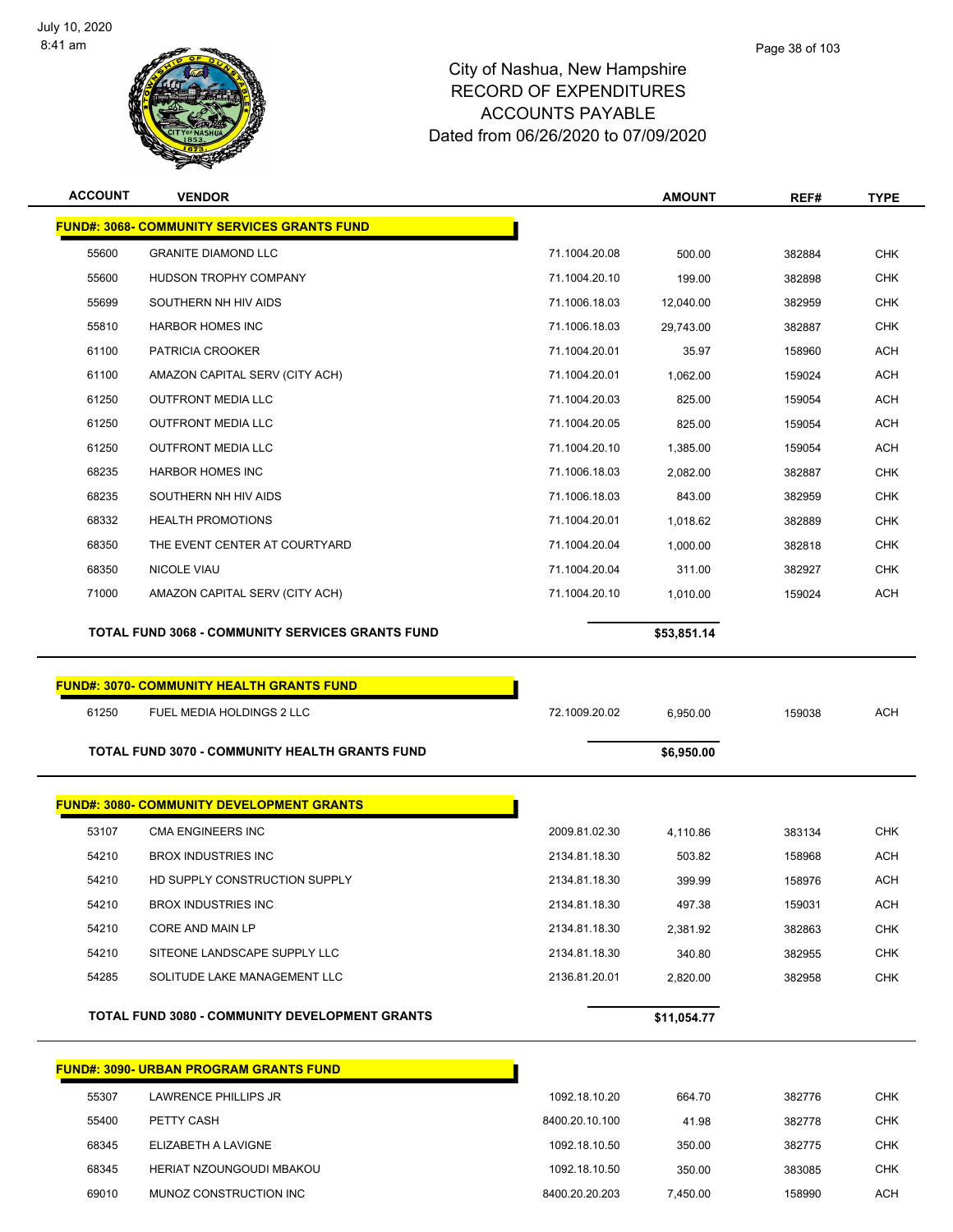# City of Nashua, New Hampshire
## RECORD OF EXPENDITURES
## ACCOUNTS PAYABLE
## Dated from 06/26/2020 to 07/09/2020

| ACCOUNT | VENDOR | | AMOUNT | REF# | TYPE |
|---|---|---|---|---|---|
| **FUND#: 3068- COMMUNITY SERVICES GRANTS FUND** | | | | | |
| 55600 | GRANITE DIAMOND LLC | 71.1004.20.08 | 500.00 | 382884 | CHK |
| 55600 | HUDSON TROPHY COMPANY | 71.1004.20.10 | 199.00 | 382898 | CHK |
| 55699 | SOUTHERN NH HIV AIDS | 71.1006.18.03 | 12,040.00 | 382959 | CHK |
| 55810 | HARBOR HOMES INC | 71.1006.18.03 | 29,743.00 | 382887 | CHK |
| 61100 | PATRICIA CROOKER | 71.1004.20.01 | 35.97 | 158960 | ACH |
| 61100 | AMAZON CAPITAL SERV (CITY ACH) | 71.1004.20.01 | 1,062.00 | 159024 | ACH |
| 61250 | OUTFRONT MEDIA LLC | 71.1004.20.03 | 825.00 | 159054 | ACH |
| 61250 | OUTFRONT MEDIA LLC | 71.1004.20.05 | 825.00 | 159054 | ACH |
| 61250 | OUTFRONT MEDIA LLC | 71.1004.20.10 | 1,385.00 | 159054 | ACH |
| 68235 | HARBOR HOMES INC | 71.1006.18.03 | 2,082.00 | 382887 | CHK |
| 68235 | SOUTHERN NH HIV AIDS | 71.1006.18.03 | 843.00 | 382959 | CHK |
| 68332 | HEALTH PROMOTIONS | 71.1004.20.01 | 1,018.62 | 382889 | CHK |
| 68350 | THE EVENT CENTER AT COURTYARD | 71.1004.20.04 | 1,000.00 | 382818 | CHK |
| 68350 | NICOLE VIAU | 71.1004.20.04 | 311.00 | 382927 | CHK |
| 71000 | AMAZON CAPITAL SERV (CITY ACH) | 71.1004.20.10 | 1,010.00 | 159024 | ACH |
| **TOTAL FUND 3068 - COMMUNITY SERVICES GRANTS FUND** | | | **$53,851.14** | | |
| **FUND#: 3070- COMMUNITY HEALTH GRANTS FUND** | | | | | |
| 61250 | FUEL MEDIA HOLDINGS 2 LLC | 72.1009.20.02 | 6,950.00 | 159038 | ACH |
| **TOTAL FUND 3070 - COMMUNITY HEALTH GRANTS FUND** | | | **$6,950.00** | | |
| **FUND#: 3080- COMMUNITY DEVELOPMENT GRANTS** | | | | | |
| 53107 | CMA ENGINEERS INC | 2009.81.02.30 | 4,110.86 | 383134 | CHK |
| 54210 | BROX INDUSTRIES INC | 2134.81.18.30 | 503.82 | 158968 | ACH |
| 54210 | HD SUPPLY CONSTRUCTION SUPPLY | 2134.81.18.30 | 399.99 | 158976 | ACH |
| 54210 | BROX INDUSTRIES INC | 2134.81.18.30 | 497.38 | 159031 | ACH |
| 54210 | CORE AND MAIN LP | 2134.81.18.30 | 2,381.92 | 382863 | CHK |
| 54210 | SITEONE LANDSCAPE SUPPLY LLC | 2134.81.18.30 | 340.80 | 382955 | CHK |
| 54285 | SOLITUDE LAKE MANAGEMENT LLC | 2136.81.20.01 | 2,820.00 | 382958 | CHK |
| **TOTAL FUND 3080 - COMMUNITY DEVELOPMENT GRANTS** | | | **$11,054.77** | | |
| **FUND#: 3090- URBAN PROGRAM GRANTS FUND** | | | | | |
| 55307 | LAWRENCE PHILLIPS JR | 1092.18.10.20 | 664.70 | 382776 | CHK |
| 55400 | PETTY CASH | 8400.20.10.100 | 41.98 | 382778 | CHK |
| 68345 | ELIZABETH A LAVIGNE | 1092.18.10.50 | 350.00 | 382775 | CHK |
| 68345 | HERIAT NZOUNGOUDI MBAKOU | 1092.18.10.50 | 350.00 | 383085 | CHK |
| 69010 | MUNOZ CONSTRUCTION INC | 8400.20.20.203 | 7,450.00 | 158990 | ACH |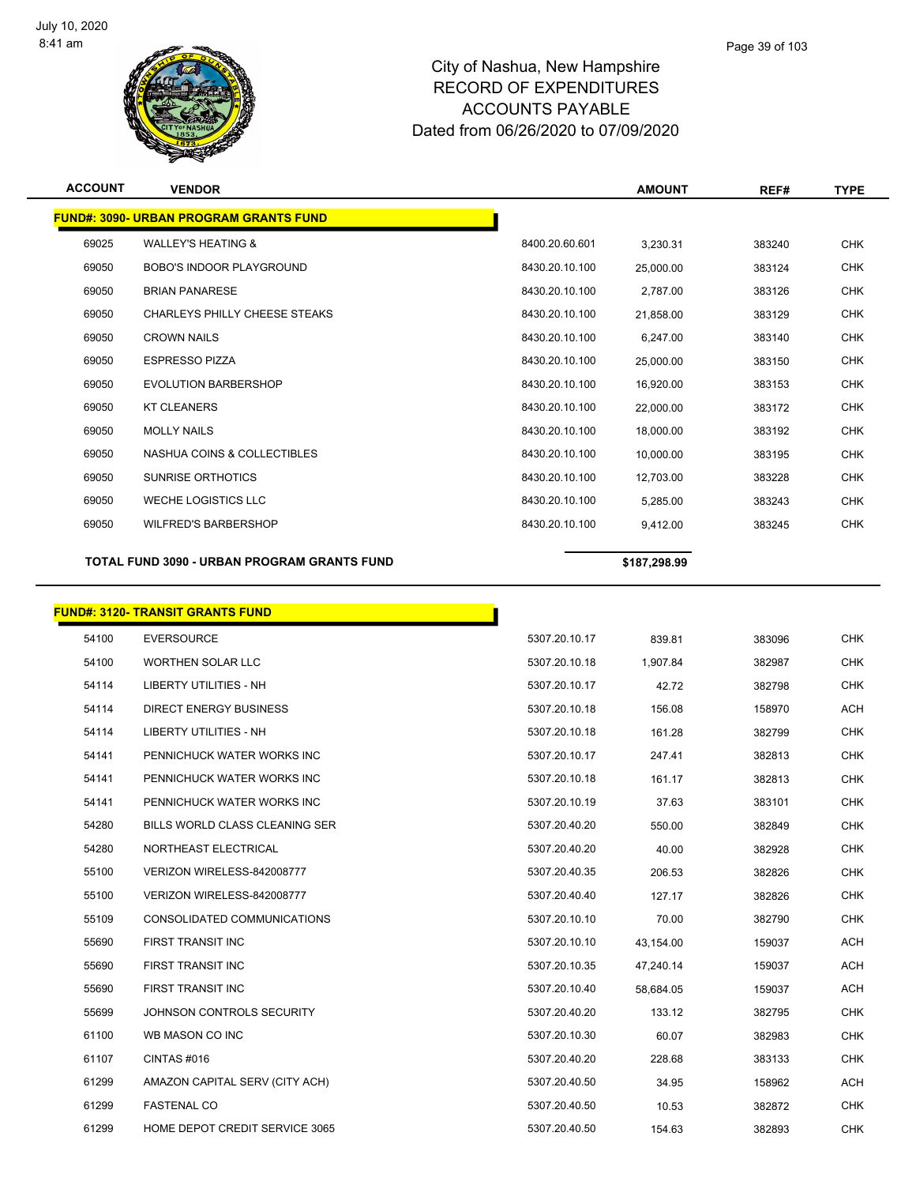City of Nashua, New Hampshire
RECORD OF EXPENDITURES
ACCOUNTS PAYABLE
Dated from 06/26/2020 to 07/09/2020

| ACCOUNT | VENDOR | | AMOUNT | REF# | TYPE |
|---|---|---|---|---|---|
| **FUND#: 3090- URBAN PROGRAM GRANTS FUND** | | | | | |
| 69025 | WALLEY'S HEATING & | 8400.20.60.601 | 3,230.31 | 383240 | CHK |
| 69050 | BOBO'S INDOOR PLAYGROUND | 8430.20.10.100 | 25,000.00 | 383124 | CHK |
| 69050 | BRIAN PANARESE | 8430.20.10.100 | 2,787.00 | 383126 | CHK |
| 69050 | CHARLEYS PHILLY CHEESE STEAKS | 8430.20.10.100 | 21,858.00 | 383129 | CHK |
| 69050 | CROWN NAILS | 8430.20.10.100 | 6,247.00 | 383140 | CHK |
| 69050 | ESPRESSO PIZZA | 8430.20.10.100 | 25,000.00 | 383150 | CHK |
| 69050 | EVOLUTION BARBERSHOP | 8430.20.10.100 | 16,920.00 | 383153 | CHK |
| 69050 | KT CLEANERS | 8430.20.10.100 | 22,000.00 | 383172 | CHK |
| 69050 | MOLLY NAILS | 8430.20.10.100 | 18,000.00 | 383192 | CHK |
| 69050 | NASHUA COINS & COLLECTIBLES | 8430.20.10.100 | 10,000.00 | 383195 | CHK |
| 69050 | SUNRISE ORTHOTICS | 8430.20.10.100 | 12,703.00 | 383228 | CHK |
| 69050 | WECHE LOGISTICS LLC | 8430.20.10.100 | 5,285.00 | 383243 | CHK |
| 69050 | WILFRED'S BARBERSHOP | 8430.20.10.100 | 9,412.00 | 383245 | CHK |
| **TOTAL FUND 3090 - URBAN PROGRAM GRANTS FUND** | | | **$187,298.99** | | |

| ACCOUNT | VENDOR | | AMOUNT | REF# | TYPE |
|---|---|---|---|---|---|
| **FUND#: 3120- TRANSIT GRANTS FUND** | | | | | |
| 54100 | EVERSOURCE | 5307.20.10.17 | 839.81 | 383096 | CHK |
| 54100 | WORTHEN SOLAR LLC | 5307.20.10.18 | 1,907.84 | 382987 | CHK |
| 54114 | LIBERTY UTILITIES - NH | 5307.20.10.17 | 42.72 | 382798 | CHK |
| 54114 | DIRECT ENERGY BUSINESS | 5307.20.10.18 | 156.08 | 158970 | ACH |
| 54114 | LIBERTY UTILITIES - NH | 5307.20.10.18 | 161.28 | 382799 | CHK |
| 54141 | PENNICHUCK WATER WORKS INC | 5307.20.10.17 | 247.41 | 382813 | CHK |
| 54141 | PENNICHUCK WATER WORKS INC | 5307.20.10.18 | 161.17 | 382813 | CHK |
| 54141 | PENNICHUCK WATER WORKS INC | 5307.20.10.19 | 37.63 | 383101 | CHK |
| 54280 | BILLS WORLD CLASS CLEANING SER | 5307.20.40.20 | 550.00 | 382849 | CHK |
| 54280 | NORTHEAST ELECTRICAL | 5307.20.40.20 | 40.00 | 382928 | CHK |
| 55100 | VERIZON WIRELESS-842008777 | 5307.20.40.35 | 206.53 | 382826 | CHK |
| 55100 | VERIZON WIRELESS-842008777 | 5307.20.40.40 | 127.17 | 382826 | CHK |
| 55109 | CONSOLIDATED COMMUNICATIONS | 5307.20.10.10 | 70.00 | 382790 | CHK |
| 55690 | FIRST TRANSIT INC | 5307.20.10.10 | 43,154.00 | 159037 | ACH |
| 55690 | FIRST TRANSIT INC | 5307.20.10.35 | 47,240.14 | 159037 | ACH |
| 55690 | FIRST TRANSIT INC | 5307.20.10.40 | 58,684.05 | 159037 | ACH |
| 55699 | JOHNSON CONTROLS SECURITY | 5307.20.40.20 | 133.12 | 382795 | CHK |
| 61100 | WB MASON CO INC | 5307.20.10.30 | 60.07 | 382983 | CHK |
| 61107 | CINTAS #016 | 5307.20.40.20 | 228.68 | 383133 | CHK |
| 61299 | AMAZON CAPITAL SERV (CITY ACH) | 5307.20.40.50 | 34.95 | 158962 | ACH |
| 61299 | FASTENAL CO | 5307.20.40.50 | 10.53 | 382872 | CHK |
| 61299 | HOME DEPOT CREDIT SERVICE 3065 | 5307.20.40.50 | 154.63 | 382893 | CHK |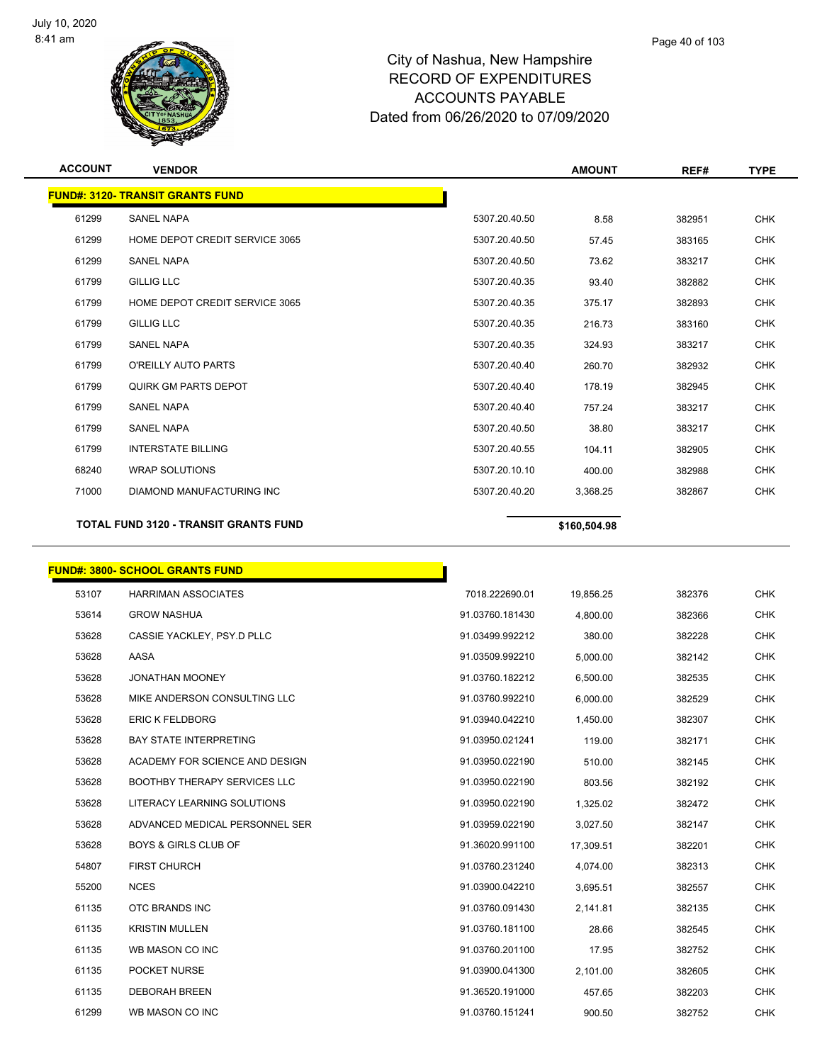# City of Nashua, New Hampshire
# RECORD OF EXPENDITURES
# ACCOUNTS PAYABLE
# Dated from 06/26/2020 to 07/09/2020

| ACCOUNT | VENDOR | | AMOUNT | REF# | TYPE |
|---|---|---|---|---|---|
| **FUND#: 3120- TRANSIT GRANTS FUND** | | | | | |
| 61299 | SANEL NAPA | 5307.20.40.50 | 8.58 | 382951 | CHK |
| 61299 | HOME DEPOT CREDIT SERVICE 3065 | 5307.20.40.50 | 57.45 | 383165 | CHK |
| 61299 | SANEL NAPA | 5307.20.40.50 | 73.62 | 383217 | CHK |
| 61799 | GILLIG LLC | 5307.20.40.35 | 93.40 | 382882 | CHK |
| 61799 | HOME DEPOT CREDIT SERVICE 3065 | 5307.20.40.35 | 375.17 | 382893 | CHK |
| 61799 | GILLIG LLC | 5307.20.40.35 | 216.73 | 383160 | CHK |
| 61799 | SANEL NAPA | 5307.20.40.35 | 324.93 | 383217 | CHK |
| 61799 | O'REILLY AUTO PARTS | 5307.20.40.40 | 260.70 | 382932 | CHK |
| 61799 | QUIRK GM PARTS DEPOT | 5307.20.40.40 | 178.19 | 382945 | CHK |
| 61799 | SANEL NAPA | 5307.20.40.40 | 757.24 | 383217 | CHK |
| 61799 | SANEL NAPA | 5307.20.40.50 | 38.80 | 383217 | CHK |
| 61799 | INTERSTATE BILLING | 5307.20.40.55 | 104.11 | 382905 | CHK |
| 68240 | WRAP SOLUTIONS | 5307.20.10.10 | 400.00 | 382988 | CHK |
| 71000 | DIAMOND MANUFACTURING INC | 5307.20.40.20 | 3,368.25 | 382867 | CHK |
| **TOTAL FUND 3120 - TRANSIT GRANTS FUND** | | | **$160,504.98** | | |

| ACCOUNT | VENDOR | | AMOUNT | REF# | TYPE |
|---|---|---|---|---|---|
| **FUND#: 3800- SCHOOL GRANTS FUND** | | | | | |
| 53107 | HARRIMAN ASSOCIATES | 7018.222690.01 | 19,856.25 | 382376 | CHK |
| 53614 | GROW NASHUA | 91.03760.181430 | 4,800.00 | 382366 | CHK |
| 53628 | CASSIE YACKLEY, PSY.D PLLC | 91.03499.992212 | 380.00 | 382228 | CHK |
| 53628 | AASA | 91.03509.992210 | 5,000.00 | 382142 | CHK |
| 53628 | JONATHAN MOONEY | 91.03760.182212 | 6,500.00 | 382535 | CHK |
| 53628 | MIKE ANDERSON CONSULTING LLC | 91.03760.992210 | 6,000.00 | 382529 | CHK |
| 53628 | ERIC K FELDBORG | 91.03940.042210 | 1,450.00 | 382307 | CHK |
| 53628 | BAY STATE INTERPRETING | 91.03950.021241 | 119.00 | 382171 | CHK |
| 53628 | ACADEMY FOR SCIENCE AND DESIGN | 91.03950.022190 | 510.00 | 382145 | CHK |
| 53628 | BOOTHBY THERAPY SERVICES LLC | 91.03950.022190 | 803.56 | 382192 | CHK |
| 53628 | LITERACY LEARNING SOLUTIONS | 91.03950.022190 | 1,325.02 | 382472 | CHK |
| 53628 | ADVANCED MEDICAL PERSONNEL SER | 91.03959.022190 | 3,027.50 | 382147 | CHK |
| 53628 | BOYS & GIRLS CLUB OF | 91.36020.991100 | 17,309.51 | 382201 | CHK |
| 54807 | FIRST CHURCH | 91.03760.231240 | 4,074.00 | 382313 | CHK |
| 55200 | NCES | 91.03900.042210 | 3,695.51 | 382557 | CHK |
| 61135 | OTC BRANDS INC | 91.03760.091430 | 2,141.81 | 382135 | CHK |
| 61135 | KRISTIN MULLEN | 91.03760.181100 | 28.66 | 382545 | CHK |
| 61135 | WB MASON CO INC | 91.03760.201100 | 17.95 | 382752 | CHK |
| 61135 | POCKET NURSE | 91.03900.041300 | 2,101.00 | 382605 | CHK |
| 61135 | DEBORAH BREEN | 91.36520.191000 | 457.65 | 382203 | CHK |
| 61299 | WB MASON CO INC | 91.03760.151241 | 900.50 | 382752 | CHK |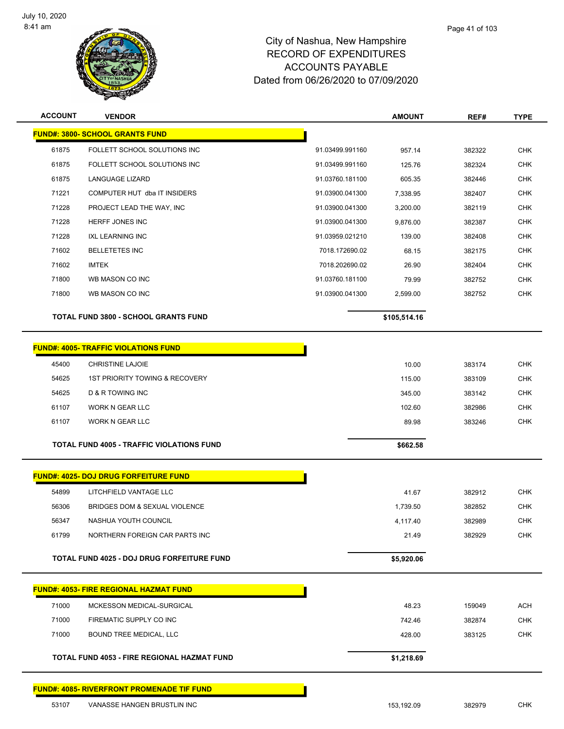City of Nashua, New Hampshire
RECORD OF EXPENDITURES
ACCOUNTS PAYABLE
Dated from 06/26/2020 to 07/09/2020

| ACCOUNT | VENDOR | | AMOUNT | REF# | TYPE |
|---|---|---|---|---|---|
| **FUND#: 3800- SCHOOL GRANTS FUND** | | | | | |
| 61875 | FOLLETT SCHOOL SOLUTIONS INC | 91.03499.991160 | 957.14 | 382322 | CHK |
| 61875 | FOLLETT SCHOOL SOLUTIONS INC | 91.03499.991160 | 125.76 | 382324 | CHK |
| 61875 | LANGUAGE LIZARD | 91.03760.181100 | 605.35 | 382446 | CHK |
| 71221 | COMPUTER HUT dba IT INSIDERS | 91.03900.041300 | 7,338.95 | 382407 | CHK |
| 71228 | PROJECT LEAD THE WAY, INC | 91.03900.041300 | 3,200.00 | 382119 | CHK |
| 71228 | HERFF JONES INC | 91.03900.041300 | 9,876.00 | 382387 | CHK |
| 71228 | IXL LEARNING INC | 91.03959.021210 | 139.00 | 382408 | CHK |
| 71602 | BELLETETES INC | 7018.172690.02 | 68.15 | 382175 | CHK |
| 71602 | IMTEK | 7018.202690.02 | 26.90 | 382404 | CHK |
| 71800 | WB MASON CO INC | 91.03760.181100 | 79.99 | 382752 | CHK |
| 71800 | WB MASON CO INC | 91.03900.041300 | 2,599.00 | 382752 | CHK |
| | **TOTAL FUND 3800 - SCHOOL GRANTS FUND** | | **$105,514.16** | | |
| **FUND#: 4005- TRAFFIC VIOLATIONS FUND** | | | | | |
| 45400 | CHRISTINE LAJOIE | | 10.00 | 383174 | CHK |
| 54625 | 1ST PRIORITY TOWING & RECOVERY | | 115.00 | 383109 | CHK |
| 54625 | D & R TOWING INC | | 345.00 | 383142 | CHK |
| 61107 | WORK N GEAR LLC | | 102.60 | 382986 | CHK |
| 61107 | WORK N GEAR LLC | | 89.98 | 383246 | CHK |
| | **TOTAL FUND 4005 - TRAFFIC VIOLATIONS FUND** | | **$662.58** | | |
| **FUND#: 4025- DOJ DRUG FORFEITURE FUND** | | | | | |
| 54899 | LITCHFIELD VANTAGE LLC | | 41.67 | 382912 | CHK |
| 56306 | BRIDGES DOM & SEXUAL VIOLENCE | | 1,739.50 | 382852 | CHK |
| 56347 | NASHUA YOUTH COUNCIL | | 4,117.40 | 382989 | CHK |
| 61799 | NORTHERN FOREIGN CAR PARTS INC | | 21.49 | 382929 | CHK |
| | **TOTAL FUND 4025 - DOJ DRUG FORFEITURE FUND** | | **$5,920.06** | | |
| **FUND#: 4053- FIRE REGIONAL HAZMAT FUND** | | | | | |
| 71000 | MCKESSON MEDICAL-SURGICAL | | 48.23 | 159049 | ACH |
| 71000 | FIREMATIC SUPPLY CO INC | | 742.46 | 382874 | CHK |
| 71000 | BOUND TREE MEDICAL, LLC | | 428.00 | 383125 | CHK |
| | **TOTAL FUND 4053 - FIRE REGIONAL HAZMAT FUND** | | **$1,218.69** | | |
| **FUND#: 4085- RIVERFRONT PROMENADE TIF FUND** | | | | | |
| 53107 | VANASSE HANGEN BRUSTLIN INC | | 153,192.09 | 382979 | CHK |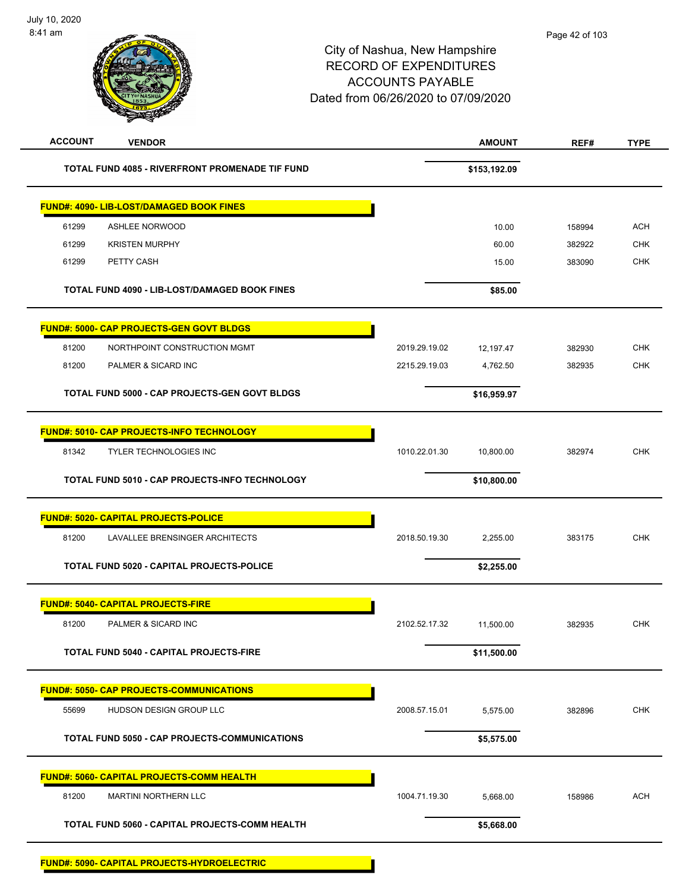City of Nashua, New Hampshire
RECORD OF EXPENDITURES
ACCOUNTS PAYABLE
Dated from 06/26/2020 to 07/09/2020

| ACCOUNT | VENDOR | | AMOUNT | REF# | TYPE |
|---|---|---|---|---|---|
| | **TOTAL FUND 4085 - RIVERFRONT PROMENADE TIF FUND** | | **$153,192.09** | | |
| **FUND#: 4090- LIB-LOST/DAMAGED BOOK FINES** | | | | | |
| 61299 | ASHLEE NORWOOD | | 10.00 | 158994 | ACH |
| 61299 | KRISTEN MURPHY | | 60.00 | 382922 | CHK |
| 61299 | PETTY CASH | | 15.00 | 383090 | CHK |
| | **TOTAL FUND 4090 - LIB-LOST/DAMAGED BOOK FINES** | | **$85.00** | | |
| **FUND#: 5000- CAP PROJECTS-GEN GOVT BLDGS** | | | | | |
| 81200 | NORTHPOINT CONSTRUCTION MGMT | 2019.29.19.02 | 12,197.47 | 382930 | CHK |
| 81200 | PALMER & SICARD INC | 2215.29.19.03 | 4,762.50 | 382935 | CHK |
| | **TOTAL FUND 5000 - CAP PROJECTS-GEN GOVT BLDGS** | | **$16,959.97** | | |
| **FUND#: 5010- CAP PROJECTS-INFO TECHNOLOGY** | | | | | |
| 81342 | TYLER TECHNOLOGIES INC | 1010.22.01.30 | 10,800.00 | 382974 | CHK |
| | **TOTAL FUND 5010 - CAP PROJECTS-INFO TECHNOLOGY** | | **$10,800.00** | | |
| **FUND#: 5020- CAPITAL PROJECTS-POLICE** | | | | | |
| 81200 | LAVALLEE BRENSINGER ARCHITECTS | 2018.50.19.30 | 2,255.00 | 383175 | CHK |
| | **TOTAL FUND 5020 - CAPITAL PROJECTS-POLICE** | | **$2,255.00** | | |
| **FUND#: 5040- CAPITAL PROJECTS-FIRE** | | | | | |
| 81200 | PALMER & SICARD INC | 2102.52.17.32 | 11,500.00 | 382935 | CHK |
| | **TOTAL FUND 5040 - CAPITAL PROJECTS-FIRE** | | **$11,500.00** | | |
| **FUND#: 5050- CAP PROJECTS-COMMUNICATIONS** | | | | | |
| 55699 | HUDSON DESIGN GROUP LLC | 2008.57.15.01 | 5,575.00 | 382896 | CHK |
| | **TOTAL FUND 5050 - CAP PROJECTS-COMMUNICATIONS** | | **$5,575.00** | | |
| **FUND#: 5060- CAPITAL PROJECTS-COMM HEALTH** | | | | | |
| 81200 | MARTINI NORTHERN LLC | 1004.71.19.30 | 5,668.00 | 158986 | ACH |
| | **TOTAL FUND 5060 - CAPITAL PROJECTS-COMM HEALTH** | | **$5,668.00** | | |
| **FUND#: 5090- CAPITAL PROJECTS-HYDROELECTRIC** | | | | | |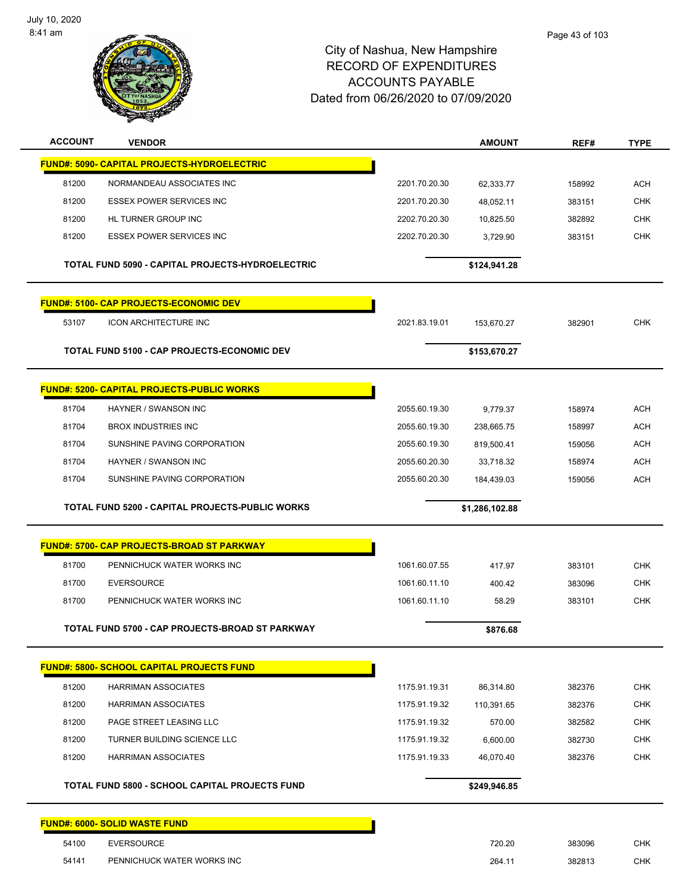City of Nashua, New Hampshire
RECORD OF EXPENDITURES
ACCOUNTS PAYABLE
Dated from 06/26/2020 to 07/09/2020

| ACCOUNT | VENDOR | | AMOUNT | REF# | TYPE |
|---|---|---|---|---|---|
| **FUND#: 5090- CAPITAL PROJECTS-HYDROELECTRIC** | | | | | |
| 81200 | NORMANDEAU ASSOCIATES INC | 2201.70.20.30 | 62,333.77 | 158992 | ACH |
| 81200 | ESSEX POWER SERVICES INC | 2201.70.20.30 | 48,052.11 | 383151 | CHK |
| 81200 | HL TURNER GROUP INC | 2202.70.20.30 | 10,825.50 | 382892 | CHK |
| 81200 | ESSEX POWER SERVICES INC | 2202.70.20.30 | 3,729.90 | 383151 | CHK |
| **TOTAL FUND 5090 - CAPITAL PROJECTS-HYDROELECTRIC** | | | **$124,941.28** | | |
| **FUND#: 5100- CAP PROJECTS-ECONOMIC DEV** | | | | | |
| 53107 | ICON ARCHITECTURE INC | 2021.83.19.01 | 153,670.27 | 382901 | CHK |
| **TOTAL FUND 5100 - CAP PROJECTS-ECONOMIC DEV** | | | **$153,670.27** | | |
| **FUND#: 5200- CAPITAL PROJECTS-PUBLIC WORKS** | | | | | |
| 81704 | HAYNER / SWANSON INC | 2055.60.19.30 | 9,779.37 | 158974 | ACH |
| 81704 | BROX INDUSTRIES INC | 2055.60.19.30 | 238,665.75 | 158997 | ACH |
| 81704 | SUNSHINE PAVING CORPORATION | 2055.60.19.30 | 819,500.41 | 159056 | ACH |
| 81704 | HAYNER / SWANSON INC | 2055.60.20.30 | 33,718.32 | 158974 | ACH |
| 81704 | SUNSHINE PAVING CORPORATION | 2055.60.20.30 | 184,439.03 | 159056 | ACH |
| **TOTAL FUND 5200 - CAPITAL PROJECTS-PUBLIC WORKS** | | | **$1,286,102.88** | | |
| **FUND#: 5700- CAP PROJECTS-BROAD ST PARKWAY** | | | | | |
| 81700 | PENNICHUCK WATER WORKS INC | 1061.60.07.55 | 417.97 | 383101 | CHK |
| 81700 | EVERSOURCE | 1061.60.11.10 | 400.42 | 383096 | CHK |
| 81700 | PENNICHUCK WATER WORKS INC | 1061.60.11.10 | 58.29 | 383101 | CHK |
| **TOTAL FUND 5700 - CAP PROJECTS-BROAD ST PARKWAY** | | | **$876.68** | | |
| **FUND#: 5800- SCHOOL CAPITAL PROJECTS FUND** | | | | | |
| 81200 | HARRIMAN ASSOCIATES | 1175.91.19.31 | 86,314.80 | 382376 | CHK |
| 81200 | HARRIMAN ASSOCIATES | 1175.91.19.32 | 110,391.65 | 382376 | CHK |
| 81200 | PAGE STREET LEASING LLC | 1175.91.19.32 | 570.00 | 382582 | CHK |
| 81200 | TURNER BUILDING SCIENCE LLC | 1175.91.19.32 | 6,600.00 | 382730 | CHK |
| 81200 | HARRIMAN ASSOCIATES | 1175.91.19.33 | 46,070.40 | 382376 | CHK |
| **TOTAL FUND 5800 - SCHOOL CAPITAL PROJECTS FUND** | | | **$249,946.85** | | |
| **FUND#: 6000- SOLID WASTE FUND** | | | | | |
| 54100 | EVERSOURCE | | 720.20 | 383096 | CHK |
| 54141 | PENNICHUCK WATER WORKS INC | | 264.11 | 382813 | CHK |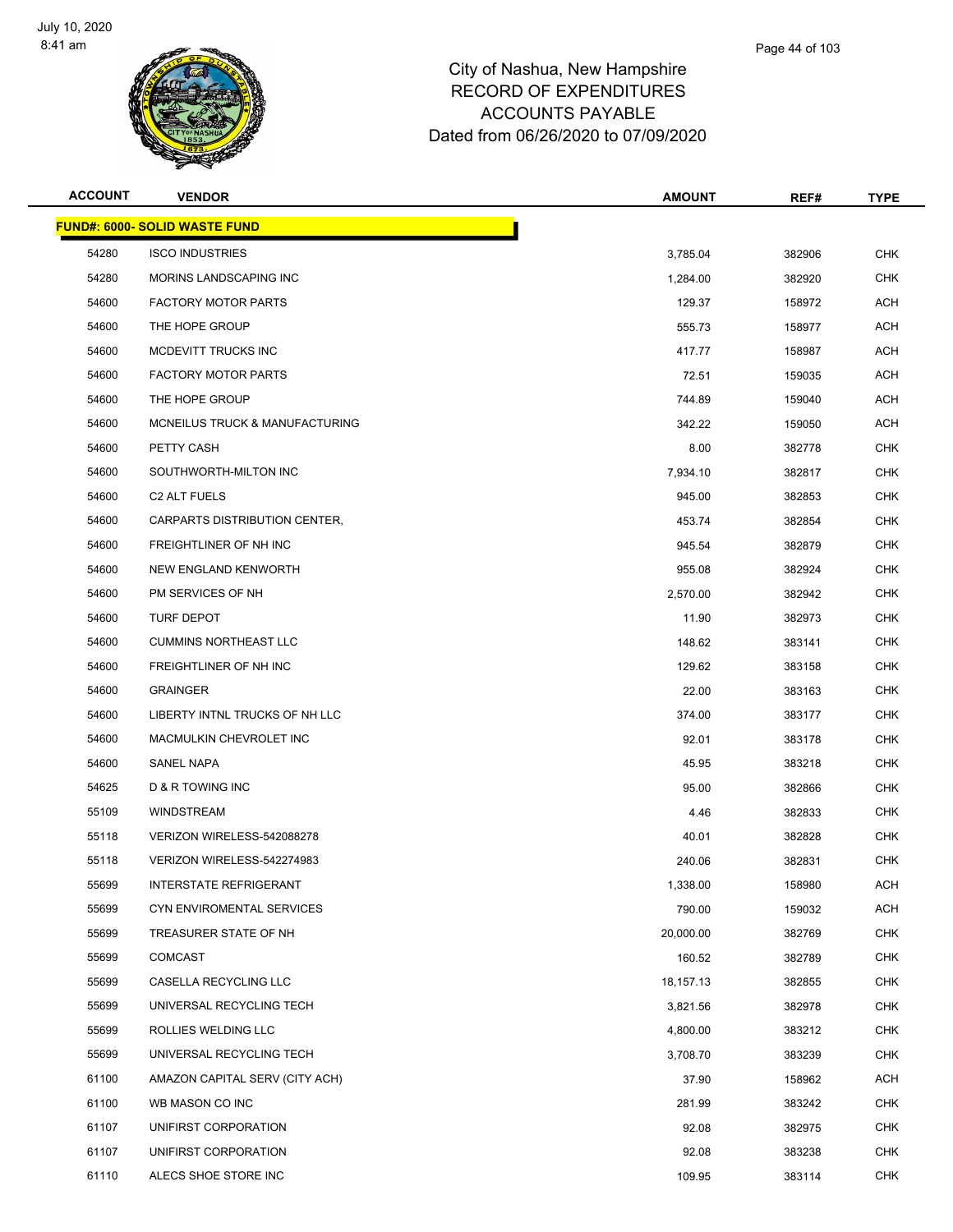# City of Nashua, New Hampshire
# RECORD OF EXPENDITURES
# ACCOUNTS PAYABLE
# Dated from 06/26/2020 to 07/09/2020

| ACCOUNT | VENDOR | AMOUNT | REF# | TYPE |
|---|---|---|---|---|
| **FUND#: 6000- SOLID WASTE FUND** | | | | |
| 54280 | ISCO INDUSTRIES | 3,785.04 | 382906 | CHK |
| 54280 | MORINS LANDSCAPING INC | 1,284.00 | 382920 | CHK |
| 54600 | FACTORY MOTOR PARTS | 129.37 | 158972 | ACH |
| 54600 | THE HOPE GROUP | 555.73 | 158977 | ACH |
| 54600 | MCDEVITT TRUCKS INC | 417.77 | 158987 | ACH |
| 54600 | FACTORY MOTOR PARTS | 72.51 | 159035 | ACH |
| 54600 | THE HOPE GROUP | 744.89 | 159040 | ACH |
| 54600 | MCNEILUS TRUCK & MANUFACTURING | 342.22 | 159050 | ACH |
| 54600 | PETTY CASH | 8.00 | 382778 | CHK |
| 54600 | SOUTHWORTH-MILTON INC | 7,934.10 | 382817 | CHK |
| 54600 | C2 ALT FUELS | 945.00 | 382853 | CHK |
| 54600 | CARPARTS DISTRIBUTION CENTER, | 453.74 | 382854 | CHK |
| 54600 | FREIGHTLINER OF NH INC | 945.54 | 382879 | CHK |
| 54600 | NEW ENGLAND KENWORTH | 955.08 | 382924 | CHK |
| 54600 | PM SERVICES OF NH | 2,570.00 | 382942 | CHK |
| 54600 | TURF DEPOT | 11.90 | 382973 | CHK |
| 54600 | CUMMINS NORTHEAST LLC | 148.62 | 383141 | CHK |
| 54600 | FREIGHTLINER OF NH INC | 129.62 | 383158 | CHK |
| 54600 | GRAINGER | 22.00 | 383163 | CHK |
| 54600 | LIBERTY INTNL TRUCKS OF NH LLC | 374.00 | 383177 | CHK |
| 54600 | MACMULKIN CHEVROLET INC | 92.01 | 383178 | CHK |
| 54600 | SANEL NAPA | 45.95 | 383218 | CHK |
| 54625 | D & R TOWING INC | 95.00 | 382866 | CHK |
| 55109 | WINDSTREAM | 4.46 | 382833 | CHK |
| 55118 | VERIZON WIRELESS-542088278 | 40.01 | 382828 | CHK |
| 55118 | VERIZON WIRELESS-542274983 | 240.06 | 382831 | CHK |
| 55699 | INTERSTATE REFRIGERANT | 1,338.00 | 158980 | ACH |
| 55699 | CYN ENVIROMENTAL SERVICES | 790.00 | 159032 | ACH |
| 55699 | TREASURER STATE OF NH | 20,000.00 | 382769 | CHK |
| 55699 | COMCAST | 160.52 | 382789 | CHK |
| 55699 | CASELLA RECYCLING LLC | 18,157.13 | 382855 | CHK |
| 55699 | UNIVERSAL RECYCLING TECH | 3,821.56 | 382978 | CHK |
| 55699 | ROLLIES WELDING LLC | 4,800.00 | 383212 | CHK |
| 55699 | UNIVERSAL RECYCLING TECH | 3,708.70 | 383239 | CHK |
| 61100 | AMAZON CAPITAL SERV (CITY ACH) | 37.90 | 158962 | ACH |
| 61100 | WB MASON CO INC | 281.99 | 383242 | CHK |
| 61107 | UNIFIRST CORPORATION | 92.08 | 382975 | CHK |
| 61107 | UNIFIRST CORPORATION | 92.08 | 383238 | CHK |
| 61110 | ALECS SHOE STORE INC | 109.95 | 383114 | CHK |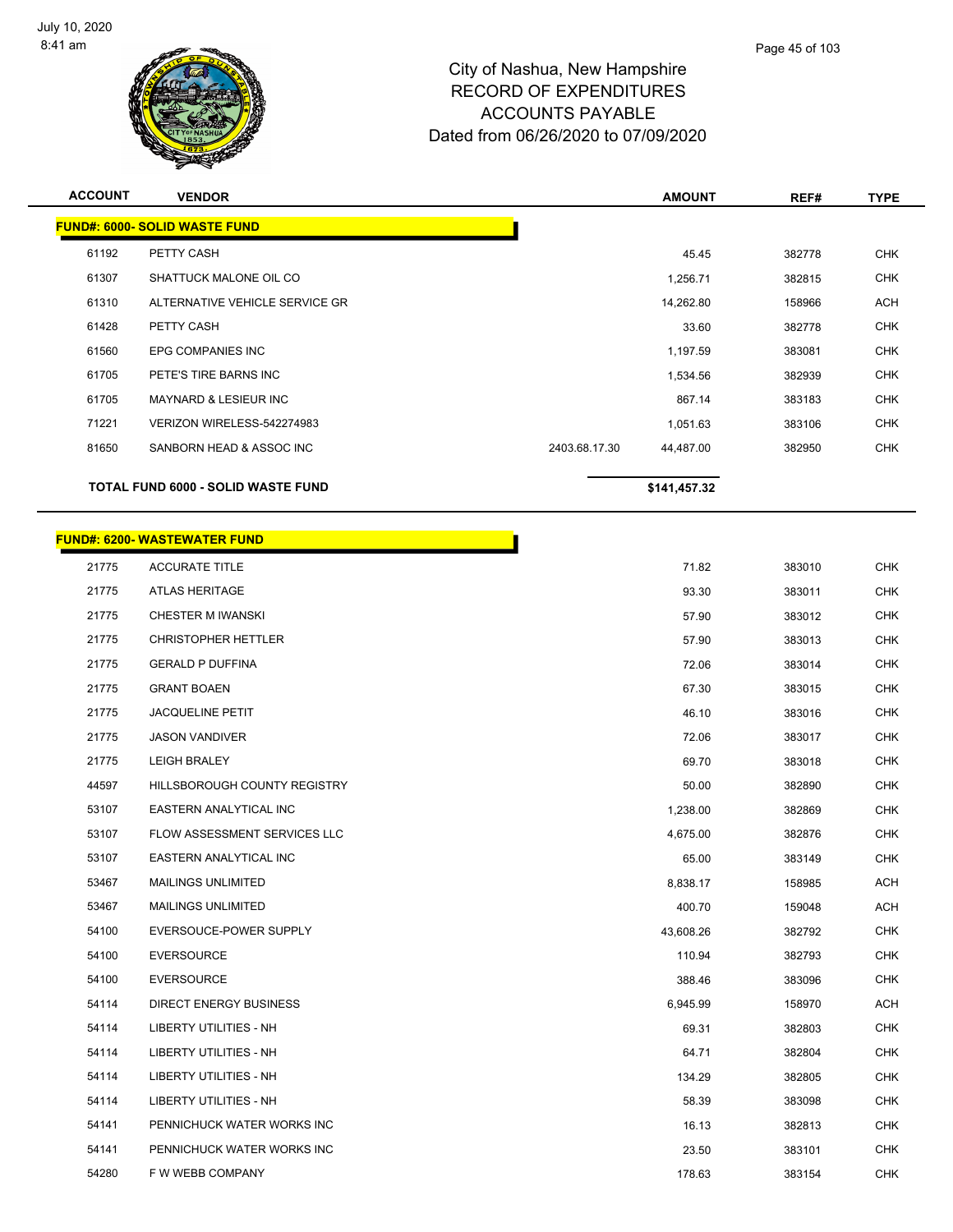# City of Nashua, New Hampshire
# RECORD OF EXPENDITURES
# ACCOUNTS PAYABLE
# Dated from 06/26/2020 to 07/09/2020

| ACCOUNT | VENDOR | | AMOUNT | REF# | TYPE |
|---|---|---|---|---|---|
| **FUND#: 6000- SOLID WASTE FUND** | | | | | |
| 61192 | PETTY CASH | | 45.45 | 382778 | CHK |
| 61307 | SHATTUCK MALONE OIL CO | | 1,256.71 | 382815 | CHK |
| 61310 | ALTERNATIVE VEHICLE SERVICE GR | | 14,262.80 | 158966 | ACH |
| 61428 | PETTY CASH | | 33.60 | 382778 | CHK |
| 61560 | EPG COMPANIES INC | | 1,197.59 | 383081 | CHK |
| 61705 | PETE'S TIRE BARNS INC | | 1,534.56 | 382939 | CHK |
| 61705 | MAYNARD & LESIEUR INC | | 867.14 | 383183 | CHK |
| 71221 | VERIZON WIRELESS-542274983 | | 1,051.63 | 383106 | CHK |
| 81650 | SANBORN HEAD & ASSOC INC | 2403.68.17.30 | 44,487.00 | 382950 | CHK |
| **TOTAL FUND 6000 - SOLID WASTE FUND** | | | **$141,457.32** | | |

| ACCOUNT | VENDOR | AMOUNT | REF# | TYPE |
|---|---|---|---|---|
| **FUND#: 6200- WASTEWATER FUND** | | | | |
| 21775 | ACCURATE TITLE | 71.82 | 383010 | CHK |
| 21775 | ATLAS HERITAGE | 93.30 | 383011 | CHK |
| 21775 | CHESTER M IWANSKI | 57.90 | 383012 | CHK |
| 21775 | CHRISTOPHER HETTLER | 57.90 | 383013 | CHK |
| 21775 | GERALD P DUFFINA | 72.06 | 383014 | CHK |
| 21775 | GRANT BOAEN | 67.30 | 383015 | CHK |
| 21775 | JACQUELINE PETIT | 46.10 | 383016 | CHK |
| 21775 | JASON VANDIVER | 72.06 | 383017 | CHK |
| 21775 | LEIGH BRALEY | 69.70 | 383018 | CHK |
| 44597 | HILLSBOROUGH COUNTY REGISTRY | 50.00 | 382890 | CHK |
| 53107 | EASTERN ANALYTICAL INC | 1,238.00 | 382869 | CHK |
| 53107 | FLOW ASSESSMENT SERVICES LLC | 4,675.00 | 382876 | CHK |
| 53107 | EASTERN ANALYTICAL INC | 65.00 | 383149 | CHK |
| 53467 | MAILINGS UNLIMITED | 8,838.17 | 158985 | ACH |
| 53467 | MAILINGS UNLIMITED | 400.70 | 159048 | ACH |
| 54100 | EVERSOUCE-POWER SUPPLY | 43,608.26 | 382792 | CHK |
| 54100 | EVERSOURCE | 110.94 | 382793 | CHK |
| 54100 | EVERSOURCE | 388.46 | 383096 | CHK |
| 54114 | DIRECT ENERGY BUSINESS | 6,945.99 | 158970 | ACH |
| 54114 | LIBERTY UTILITIES - NH | 69.31 | 382803 | CHK |
| 54114 | LIBERTY UTILITIES - NH | 64.71 | 382804 | CHK |
| 54114 | LIBERTY UTILITIES - NH | 134.29 | 382805 | CHK |
| 54114 | LIBERTY UTILITIES - NH | 58.39 | 383098 | CHK |
| 54141 | PENNICHUCK WATER WORKS INC | 16.13 | 382813 | CHK |
| 54141 | PENNICHUCK WATER WORKS INC | 23.50 | 383101 | CHK |
| 54280 | F W WEBB COMPANY | 178.63 | 383154 | CHK |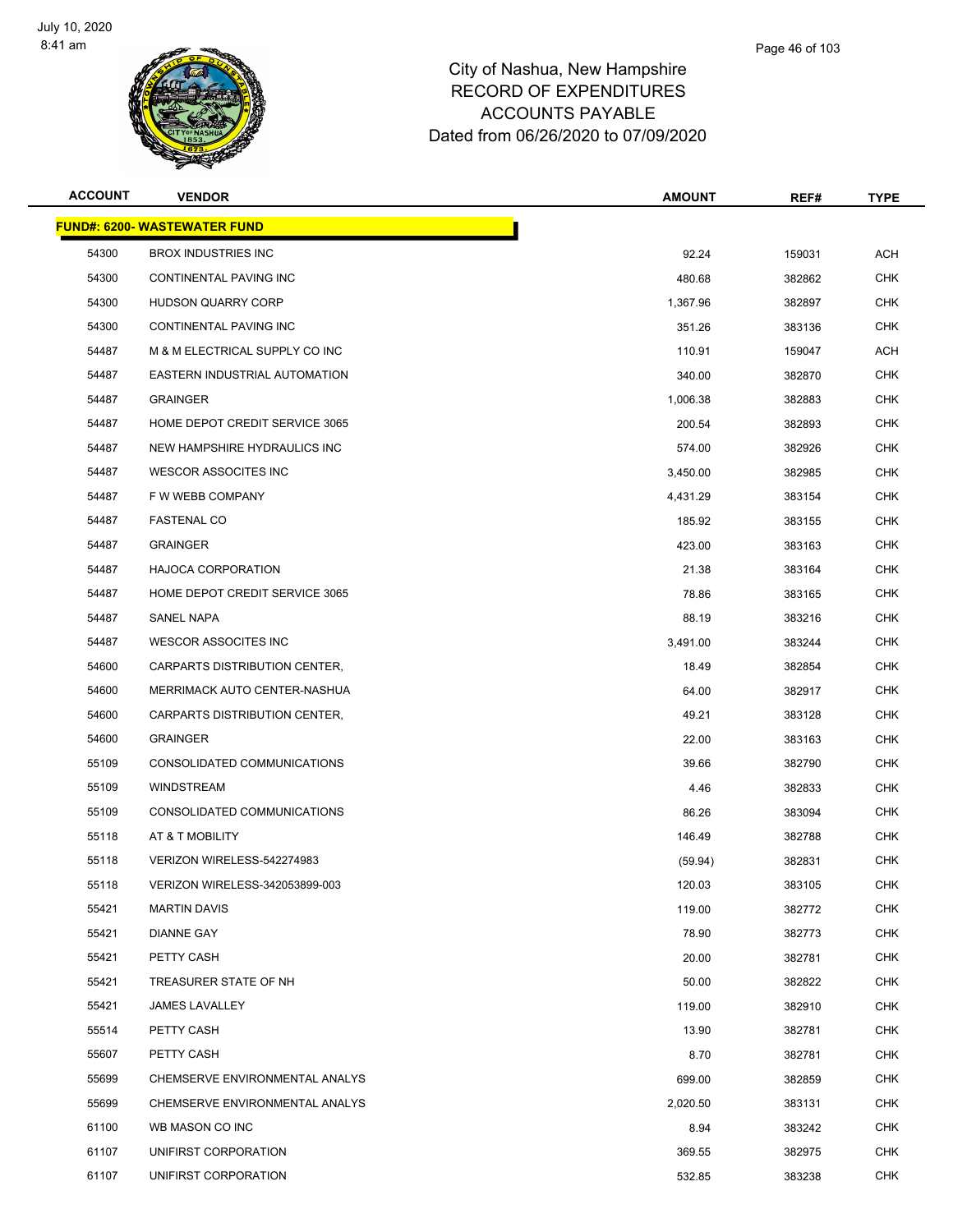July 10, 2020
8:41 am

City of Nashua, New Hampshire
RECORD OF EXPENDITURES
ACCOUNTS PAYABLE
Dated from 06/26/2020 to 07/09/2020

| ACCOUNT | VENDOR | AMOUNT | REF# | TYPE |
|---|---|---|---|---|
| **FUND#: 6200- WASTEWATER FUND** | | | | |
| 54300 | BROX INDUSTRIES INC | 92.24 | 159031 | ACH |
| 54300 | CONTINENTAL PAVING INC | 480.68 | 382862 | CHK |
| 54300 | HUDSON QUARRY CORP | 1,367.96 | 382897 | CHK |
| 54300 | CONTINENTAL PAVING INC | 351.26 | 383136 | CHK |
| 54487 | M & M ELECTRICAL SUPPLY CO INC | 110.91 | 159047 | ACH |
| 54487 | EASTERN INDUSTRIAL AUTOMATION | 340.00 | 382870 | CHK |
| 54487 | GRAINGER | 1,006.38 | 382883 | CHK |
| 54487 | HOME DEPOT CREDIT SERVICE 3065 | 200.54 | 382893 | CHK |
| 54487 | NEW HAMPSHIRE HYDRAULICS INC | 574.00 | 382926 | CHK |
| 54487 | WESCOR ASSOCITES INC | 3,450.00 | 382985 | CHK |
| 54487 | F W WEBB COMPANY | 4,431.29 | 383154 | CHK |
| 54487 | FASTENAL CO | 185.92 | 383155 | CHK |
| 54487 | GRAINGER | 423.00 | 383163 | CHK |
| 54487 | HAJOCA CORPORATION | 21.38 | 383164 | CHK |
| 54487 | HOME DEPOT CREDIT SERVICE 3065 | 78.86 | 383165 | CHK |
| 54487 | SANEL NAPA | 88.19 | 383216 | CHK |
| 54487 | WESCOR ASSOCITES INC | 3,491.00 | 383244 | CHK |
| 54600 | CARPARTS DISTRIBUTION CENTER, | 18.49 | 382854 | CHK |
| 54600 | MERRIMACK AUTO CENTER-NASHUA | 64.00 | 382917 | CHK |
| 54600 | CARPARTS DISTRIBUTION CENTER, | 49.21 | 383128 | CHK |
| 54600 | GRAINGER | 22.00 | 383163 | CHK |
| 55109 | CONSOLIDATED COMMUNICATIONS | 39.66 | 382790 | CHK |
| 55109 | WINDSTREAM | 4.46 | 382833 | CHK |
| 55109 | CONSOLIDATED COMMUNICATIONS | 86.26 | 383094 | CHK |
| 55118 | AT & T MOBILITY | 146.49 | 382788 | CHK |
| 55118 | VERIZON WIRELESS-542274983 | (59.94) | 382831 | CHK |
| 55118 | VERIZON WIRELESS-342053899-003 | 120.03 | 383105 | CHK |
| 55421 | MARTIN DAVIS | 119.00 | 382772 | CHK |
| 55421 | DIANNE GAY | 78.90 | 382773 | CHK |
| 55421 | PETTY CASH | 20.00 | 382781 | CHK |
| 55421 | TREASURER STATE OF NH | 50.00 | 382822 | CHK |
| 55421 | JAMES LAVALLEY | 119.00 | 382910 | CHK |
| 55514 | PETTY CASH | 13.90 | 382781 | CHK |
| 55607 | PETTY CASH | 8.70 | 382781 | CHK |
| 55699 | CHEMSERVE ENVIRONMENTAL ANALYS | 699.00 | 382859 | CHK |
| 55699 | CHEMSERVE ENVIRONMENTAL ANALYS | 2,020.50 | 383131 | CHK |
| 61100 | WB MASON CO INC | 8.94 | 383242 | CHK |
| 61107 | UNIFIRST CORPORATION | 369.55 | 382975 | CHK |
| 61107 | UNIFIRST CORPORATION | 532.85 | 383238 | CHK |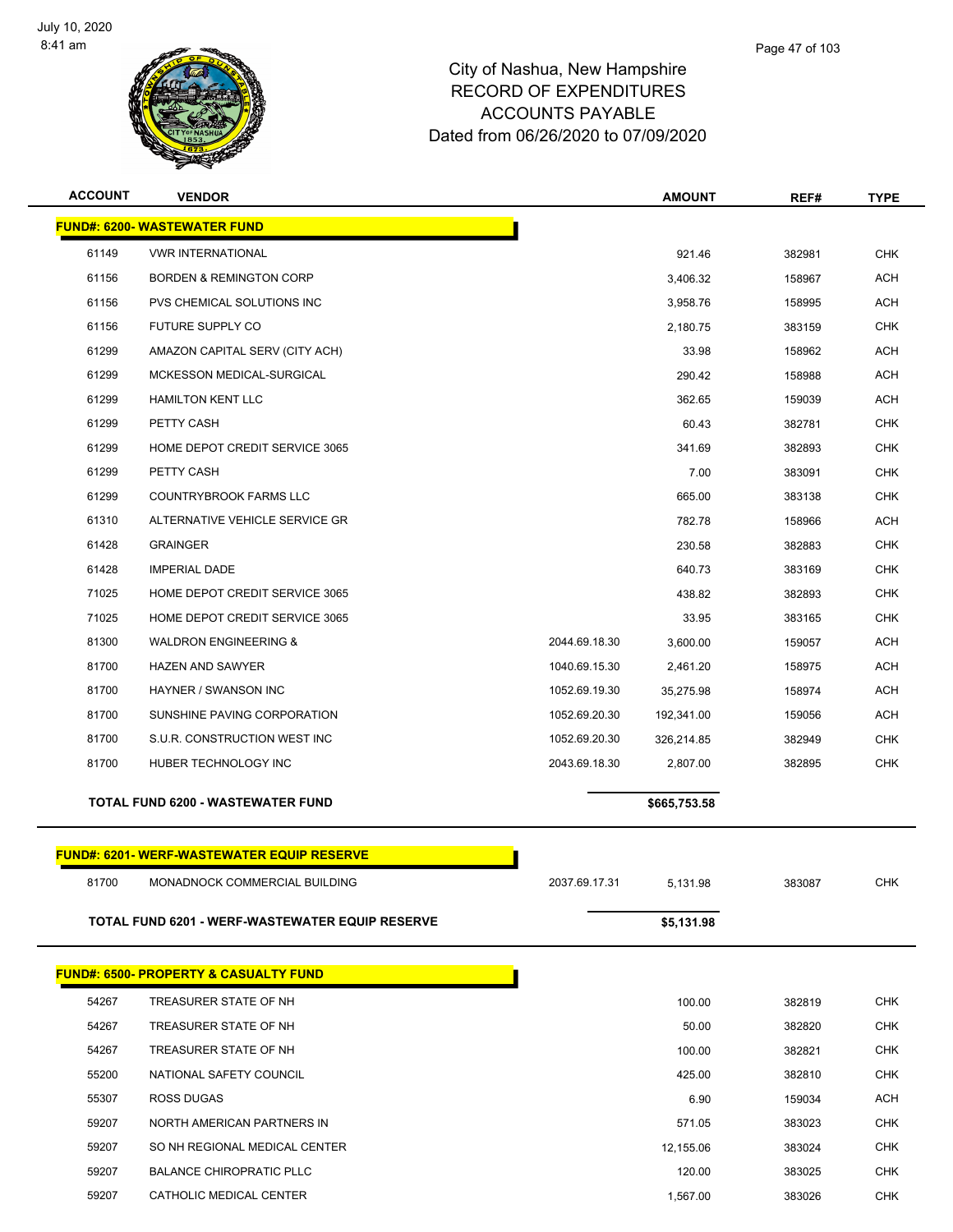City of Nashua, New Hampshire
RECORD OF EXPENDITURES
ACCOUNTS PAYABLE
Dated from 06/26/2020 to 07/09/2020

| ACCOUNT | VENDOR | | AMOUNT | REF# | TYPE |
|---|---|---|---|---|---|
| **FUND#: 6200- WASTEWATER FUND** | | | | | |
| 61149 | VWR INTERNATIONAL | | 921.46 | 382981 | CHK |
| 61156 | BORDEN & REMINGTON CORP | | 3,406.32 | 158967 | ACH |
| 61156 | PVS CHEMICAL SOLUTIONS INC | | 3,958.76 | 158995 | ACH |
| 61156 | FUTURE SUPPLY CO | | 2,180.75 | 383159 | CHK |
| 61299 | AMAZON CAPITAL SERV (CITY ACH) | | 33.98 | 158962 | ACH |
| 61299 | MCKESSON MEDICAL-SURGICAL | | 290.42 | 158988 | ACH |
| 61299 | HAMILTON KENT LLC | | 362.65 | 159039 | ACH |
| 61299 | PETTY CASH | | 60.43 | 382781 | CHK |
| 61299 | HOME DEPOT CREDIT SERVICE 3065 | | 341.69 | 382893 | CHK |
| 61299 | PETTY CASH | | 7.00 | 383091 | CHK |
| 61299 | COUNTRYBROOK FARMS LLC | | 665.00 | 383138 | CHK |
| 61310 | ALTERNATIVE VEHICLE SERVICE GR | | 782.78 | 158966 | ACH |
| 61428 | GRAINGER | | 230.58 | 382883 | CHK |
| 61428 | IMPERIAL DADE | | 640.73 | 383169 | CHK |
| 71025 | HOME DEPOT CREDIT SERVICE 3065 | | 438.82 | 382893 | CHK |
| 71025 | HOME DEPOT CREDIT SERVICE 3065 | | 33.95 | 383165 | CHK |
| 81300 | WALDRON ENGINEERING & | 2044.69.18.30 | 3,600.00 | 159057 | ACH |
| 81700 | HAZEN AND SAWYER | 1040.69.15.30 | 2,461.20 | 158975 | ACH |
| 81700 | HAYNER / SWANSON INC | 1052.69.19.30 | 35,275.98 | 158974 | ACH |
| 81700 | SUNSHINE PAVING CORPORATION | 1052.69.20.30 | 192,341.00 | 159056 | ACH |
| 81700 | S.U.R. CONSTRUCTION WEST INC | 1052.69.20.30 | 326,214.85 | 382949 | CHK |
| 81700 | HUBER TECHNOLOGY INC | 2043.69.18.30 | 2,807.00 | 382895 | CHK |
| **TOTAL FUND 6200 - WASTEWATER FUND** | | | **$665,753.58** | | |
| **FUND#: 6201- WERF-WASTEWATER EQUIP RESERVE** | | | | | |
| 81700 | MONADNOCK COMMERCIAL BUILDING | 2037.69.17.31 | 5,131.98 | 383087 | CHK |
| **TOTAL FUND 6201 - WERF-WASTEWATER EQUIP RESERVE** | | | **$5,131.98** | | |
| **FUND#: 6500- PROPERTY & CASUALTY FUND** | | | | | |
| 54267 | TREASURER STATE OF NH | | 100.00 | 382819 | CHK |
| 54267 | TREASURER STATE OF NH | | 50.00 | 382820 | CHK |
| 54267 | TREASURER STATE OF NH | | 100.00 | 382821 | CHK |
| 55200 | NATIONAL SAFETY COUNCIL | | 425.00 | 382810 | CHK |
| 55307 | ROSS DUGAS | | 6.90 | 159034 | ACH |
| 59207 | NORTH AMERICAN PARTNERS IN | | 571.05 | 383023 | CHK |
| 59207 | SO NH REGIONAL MEDICAL CENTER | | 12,155.06 | 383024 | CHK |
| 59207 | BALANCE CHIROPRATIC PLLC | | 120.00 | 383025 | CHK |
| 59207 | CATHOLIC MEDICAL CENTER | | 1,567.00 | 383026 | CHK |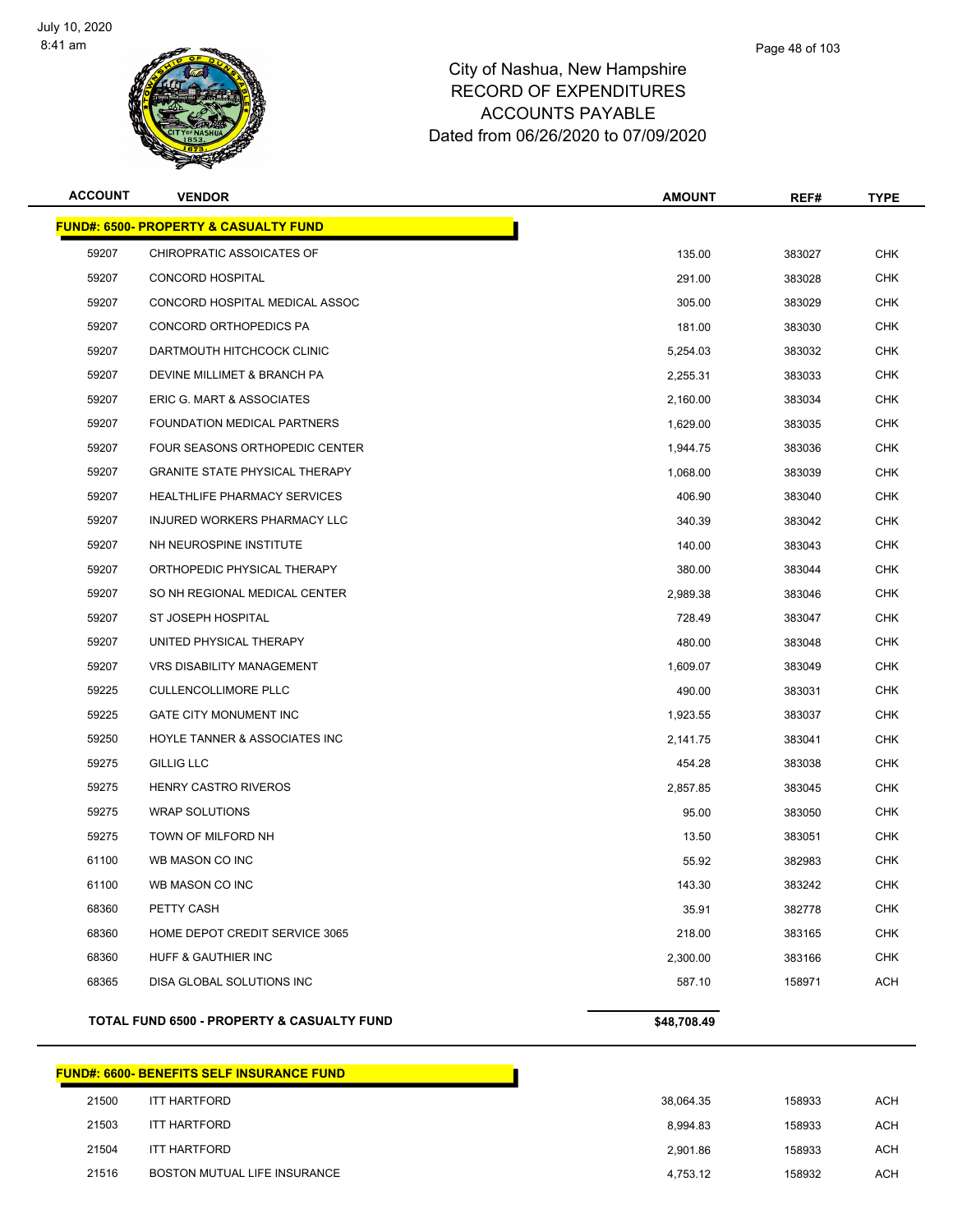# City of Nashua, New Hampshire
## RECORD OF EXPENDITURES
## ACCOUNTS PAYABLE
## Dated from 06/26/2020 to 07/09/2020

| ACCOUNT | VENDOR | AMOUNT | REF# | TYPE |
|---|---|---|---|---|
| **FUND#: 6500- PROPERTY & CASUALTY FUND** | | | | |
| 59207 | CHIROPRATIC ASSOICATES OF | 135.00 | 383027 | CHK |
| 59207 | CONCORD HOSPITAL | 291.00 | 383028 | CHK |
| 59207 | CONCORD HOSPITAL MEDICAL ASSOC | 305.00 | 383029 | CHK |
| 59207 | CONCORD ORTHOPEDICS PA | 181.00 | 383030 | CHK |
| 59207 | DARTMOUTH HITCHCOCK CLINIC | 5,254.03 | 383032 | CHK |
| 59207 | DEVINE MILLIMET & BRANCH PA | 2,255.31 | 383033 | CHK |
| 59207 | ERIC G. MART & ASSOCIATES | 2,160.00 | 383034 | CHK |
| 59207 | FOUNDATION MEDICAL PARTNERS | 1,629.00 | 383035 | CHK |
| 59207 | FOUR SEASONS ORTHOPEDIC CENTER | 1,944.75 | 383036 | CHK |
| 59207 | GRANITE STATE PHYSICAL THERAPY | 1,068.00 | 383039 | CHK |
| 59207 | HEALTHLIFE PHARMACY SERVICES | 406.90 | 383040 | CHK |
| 59207 | INJURED WORKERS PHARMACY LLC | 340.39 | 383042 | CHK |
| 59207 | NH NEUROSPINE INSTITUTE | 140.00 | 383043 | CHK |
| 59207 | ORTHOPEDIC PHYSICAL THERAPY | 380.00 | 383044 | CHK |
| 59207 | SO NH REGIONAL MEDICAL CENTER | 2,989.38 | 383046 | CHK |
| 59207 | ST JOSEPH HOSPITAL | 728.49 | 383047 | CHK |
| 59207 | UNITED PHYSICAL THERAPY | 480.00 | 383048 | CHK |
| 59207 | VRS DISABILITY MANAGEMENT | 1,609.07 | 383049 | CHK |
| 59225 | CULLENCOLLIMORE PLLC | 490.00 | 383031 | CHK |
| 59225 | GATE CITY MONUMENT INC | 1,923.55 | 383037 | CHK |
| 59250 | HOYLE TANNER & ASSOCIATES INC | 2,141.75 | 383041 | CHK |
| 59275 | GILLIG LLC | 454.28 | 383038 | CHK |
| 59275 | HENRY CASTRO RIVEROS | 2,857.85 | 383045 | CHK |
| 59275 | WRAP SOLUTIONS | 95.00 | 383050 | CHK |
| 59275 | TOWN OF MILFORD NH | 13.50 | 383051 | CHK |
| 61100 | WB MASON CO INC | 55.92 | 382983 | CHK |
| 61100 | WB MASON CO INC | 143.30 | 383242 | CHK |
| 68360 | PETTY CASH | 35.91 | 382778 | CHK |
| 68360 | HOME DEPOT CREDIT SERVICE 3065 | 218.00 | 383165 | CHK |
| 68360 | HUFF & GAUTHIER INC | 2,300.00 | 383166 | CHK |
| 68365 | DISA GLOBAL SOLUTIONS INC | 587.10 | 158971 | ACH |
| **TOTAL FUND 6500 - PROPERTY & CASUALTY FUND** | | **$48,708.49** | | |

| ACCOUNT | VENDOR | AMOUNT | REF# | TYPE |
|---|---|---|---|---|
| **FUND#: 6600- BENEFITS SELF INSURANCE FUND** | | | | |
| 21500 | ITT HARTFORD | 38,064.35 | 158933 | ACH |
| 21503 | ITT HARTFORD | 8,994.83 | 158933 | ACH |
| 21504 | ITT HARTFORD | 2,901.86 | 158933 | ACH |
| 21516 | BOSTON MUTUAL LIFE INSURANCE | 4,753.12 | 158932 | ACH |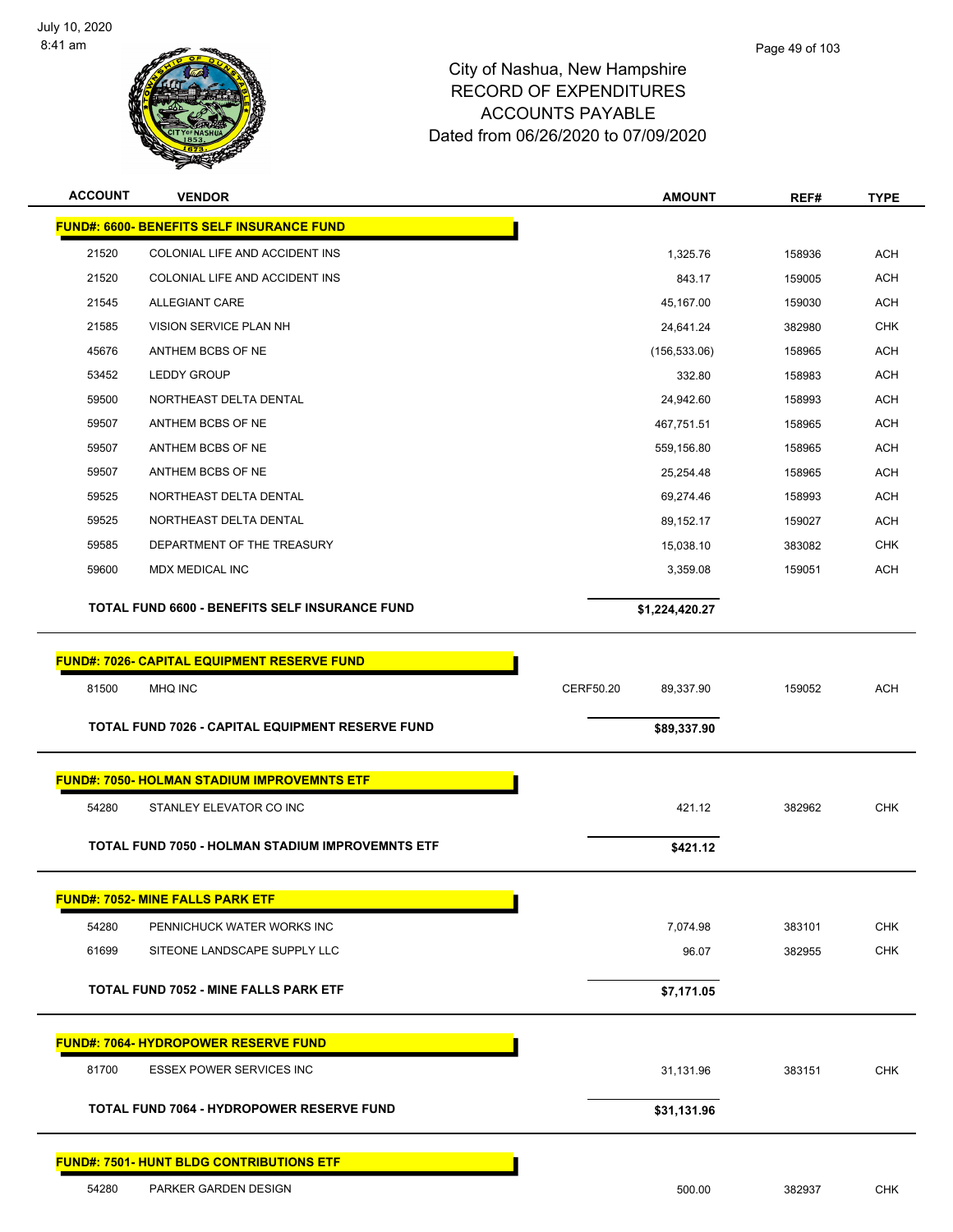City of Nashua, New Hampshire
RECORD OF EXPENDITURES
ACCOUNTS PAYABLE
Dated from 06/26/2020 to 07/09/2020

| ACCOUNT | VENDOR | | AMOUNT | REF# | TYPE |
|---|---|---|---|---|---|
| **FUND#: 6600- BENEFITS SELF INSURANCE FUND** | | | | | |
| 21520 | COLONIAL LIFE AND ACCIDENT INS | | 1,325.76 | 158936 | ACH |
| 21520 | COLONIAL LIFE AND ACCIDENT INS | | 843.17 | 159005 | ACH |
| 21545 | ALLEGIANT CARE | | 45,167.00 | 159030 | ACH |
| 21585 | VISION SERVICE PLAN NH | | 24,641.24 | 382980 | CHK |
| 45676 | ANTHEM BCBS OF NE | | (156,533.06) | 158965 | ACH |
| 53452 | LEDDY GROUP | | 332.80 | 158983 | ACH |
| 59500 | NORTHEAST DELTA DENTAL | | 24,942.60 | 158993 | ACH |
| 59507 | ANTHEM BCBS OF NE | | 467,751.51 | 158965 | ACH |
| 59507 | ANTHEM BCBS OF NE | | 559,156.80 | 158965 | ACH |
| 59507 | ANTHEM BCBS OF NE | | 25,254.48 | 158965 | ACH |
| 59525 | NORTHEAST DELTA DENTAL | | 69,274.46 | 158993 | ACH |
| 59525 | NORTHEAST DELTA DENTAL | | 89,152.17 | 159027 | ACH |
| 59585 | DEPARTMENT OF THE TREASURY | | 15,038.10 | 383082 | CHK |
| 59600 | MDX MEDICAL INC | | 3,359.08 | 159051 | ACH |
| **TOTAL FUND 6600 - BENEFITS SELF INSURANCE FUND** | | | **$1,224,420.27** | | |
| **FUND#: 7026- CAPITAL EQUIPMENT RESERVE FUND** | | | | | |
| 81500 | MHQ INC | CERF50.20 | 89,337.90 | 159052 | ACH |
| **TOTAL FUND 7026 - CAPITAL EQUIPMENT RESERVE FUND** | | | **$89,337.90** | | |
| **FUND#: 7050- HOLMAN STADIUM IMPROVEMNTS ETF** | | | | | |
| 54280 | STANLEY ELEVATOR CO INC | | 421.12 | 382962 | CHK |
| **TOTAL FUND 7050 - HOLMAN STADIUM IMPROVEMNTS ETF** | | | **$421.12** | | |
| **FUND#: 7052- MINE FALLS PARK ETF** | | | | | |
| 54280 | PENNICHUCK WATER WORKS INC | | 7,074.98 | 383101 | CHK |
| 61699 | SITEONE LANDSCAPE SUPPLY LLC | | 96.07 | 382955 | CHK |
| **TOTAL FUND 7052 - MINE FALLS PARK ETF** | | | **$7,171.05** | | |
| **FUND#: 7064- HYDROPOWER RESERVE FUND** | | | | | |
| 81700 | ESSEX POWER SERVICES INC | | 31,131.96 | 383151 | CHK |
| **TOTAL FUND 7064 - HYDROPOWER RESERVE FUND** | | | **$31,131.96** | | |
| **FUND#: 7501- HUNT BLDG CONTRIBUTIONS ETF** | | | | | |
| 54280 | PARKER GARDEN DESIGN | | 500.00 | 382937 | CHK |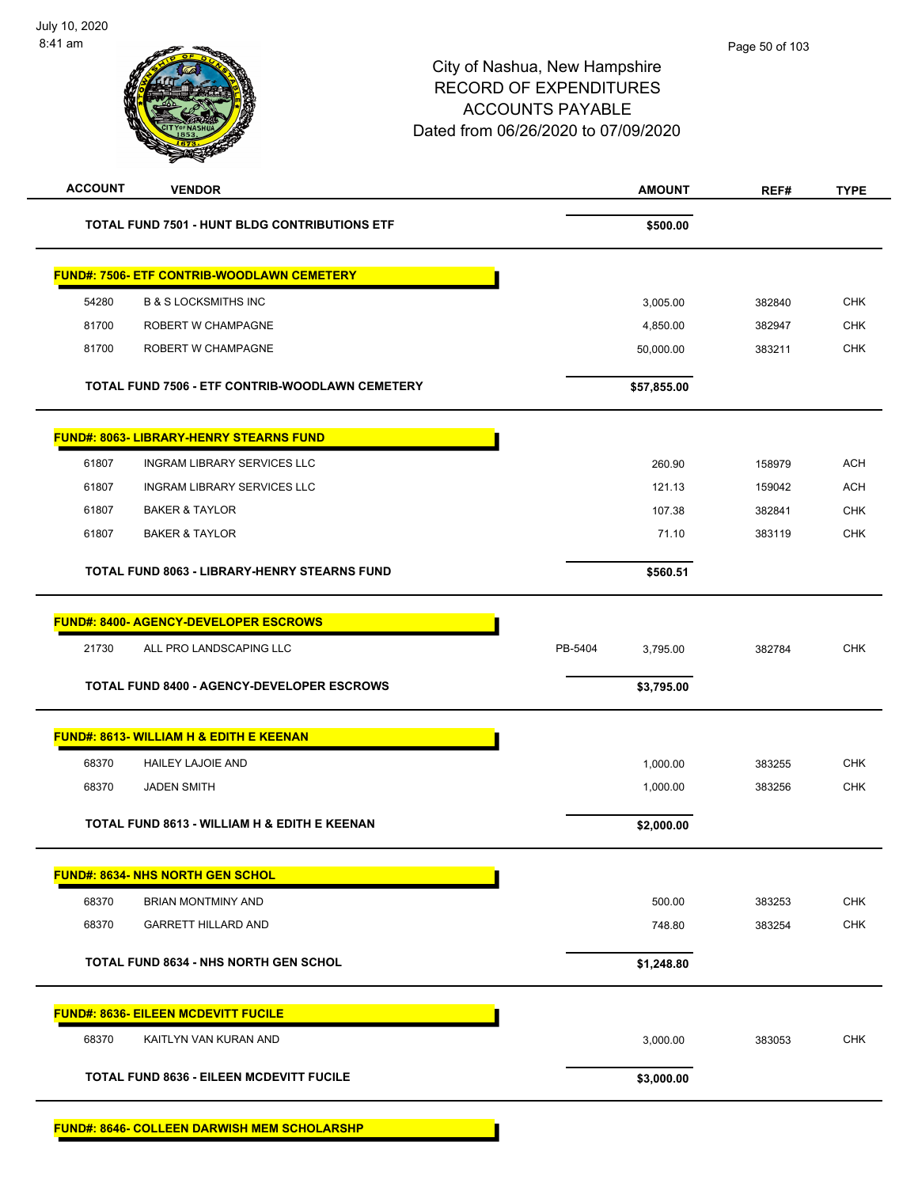July 10, 2020
8:41 am

City of Nashua, New Hampshire
RECORD OF EXPENDITURES
ACCOUNTS PAYABLE
Dated from 06/26/2020 to 07/09/2020

| ACCOUNT | VENDOR | | AMOUNT | REF# | TYPE |
|---|---|---|---|---|---|
| | **TOTAL FUND 7501 - HUNT BLDG CONTRIBUTIONS ETF** | | **$500.00** | | |
| **FUND#: 7506- ETF CONTRIB-WOODLAWN CEMETERY** | | | | | |
| 54280 | B & S LOCKSMITHS INC | | 3,005.00 | 382840 | CHK |
| 81700 | ROBERT W CHAMPAGNE | | 4,850.00 | 382947 | CHK |
| 81700 | ROBERT W CHAMPAGNE | | 50,000.00 | 383211 | CHK |
| | **TOTAL FUND 7506 - ETF CONTRIB-WOODLAWN CEMETERY** | | **$57,855.00** | | |
| **FUND#: 8063- LIBRARY-HENRY STEARNS FUND** | | | | | |
| 61807 | INGRAM LIBRARY SERVICES LLC | | 260.90 | 158979 | ACH |
| 61807 | INGRAM LIBRARY SERVICES LLC | | 121.13 | 159042 | ACH |
| 61807 | BAKER & TAYLOR | | 107.38 | 382841 | CHK |
| 61807 | BAKER & TAYLOR | | 71.10 | 383119 | CHK |
| | **TOTAL FUND 8063 - LIBRARY-HENRY STEARNS FUND** | | **$560.51** | | |
| **FUND#: 8400- AGENCY-DEVELOPER ESCROWS** | | | | | |
| 21730 | ALL PRO LANDSCAPING LLC | PB-5404 | 3,795.00 | 382784 | CHK |
| | **TOTAL FUND 8400 - AGENCY-DEVELOPER ESCROWS** | | **$3,795.00** | | |
| **FUND#: 8613- WILLIAM H & EDITH E KEENAN** | | | | | |
| 68370 | HAILEY LAJOIE AND | | 1,000.00 | 383255 | CHK |
| 68370 | JADEN SMITH | | 1,000.00 | 383256 | CHK |
| | **TOTAL FUND 8613 - WILLIAM H & EDITH E KEENAN** | | **$2,000.00** | | |
| **FUND#: 8634- NHS NORTH GEN SCHOL** | | | | | |
| 68370 | BRIAN MONTMINY AND | | 500.00 | 383253 | CHK |
| 68370 | GARRETT HILLARD AND | | 748.80 | 383254 | CHK |
| | **TOTAL FUND 8634 - NHS NORTH GEN SCHOL** | | **$1,248.80** | | |
| **FUND#: 8636- EILEEN MCDEVITT FUCILE** | | | | | |
| 68370 | KAITLYN VAN KURAN AND | | 3,000.00 | 383053 | CHK |
| | **TOTAL FUND 8636 - EILEEN MCDEVITT FUCILE** | | **$3,000.00** | | |
| **FUND#: 8646- COLLEEN DARWISH MEM SCHOLARSHP** | | | | | |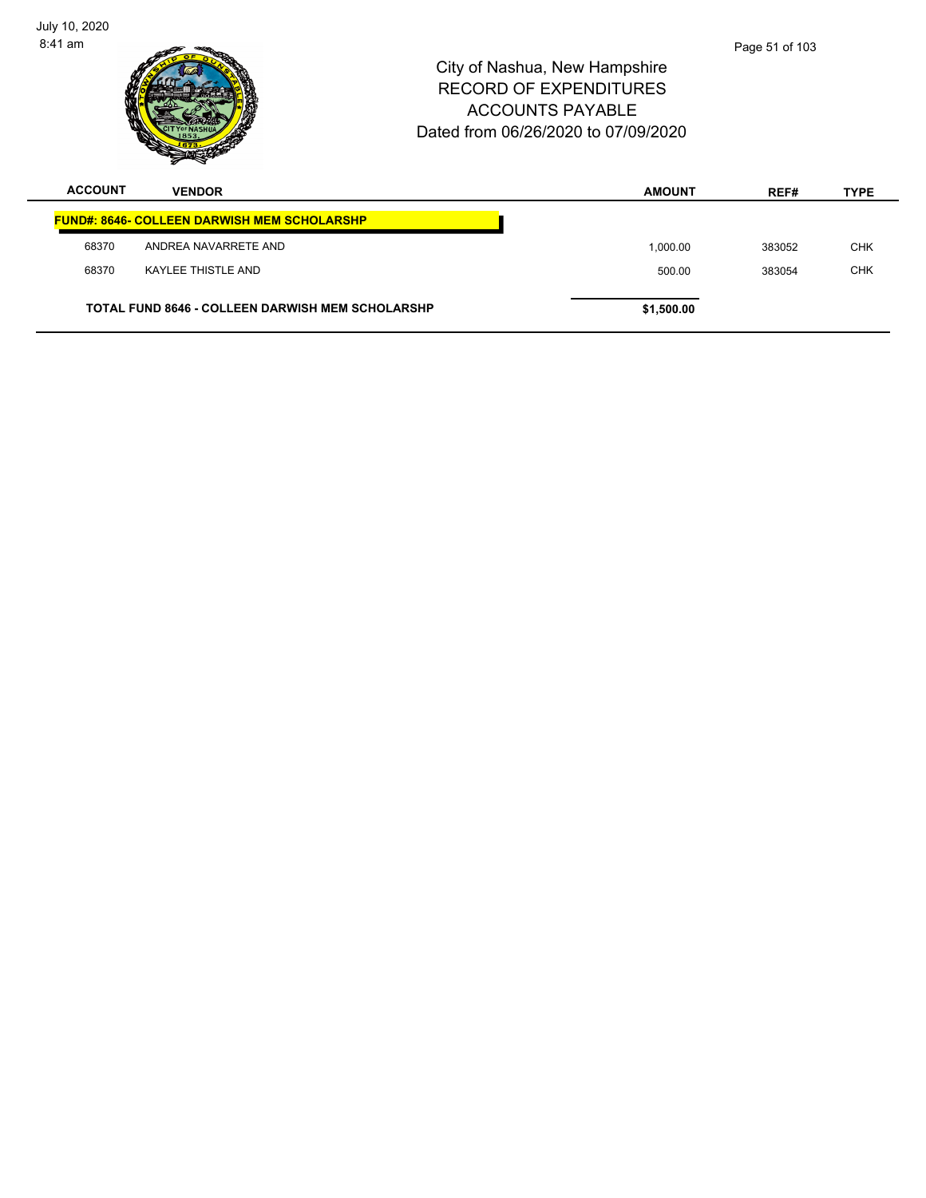City of Nashua, New Hampshire
RECORD OF EXPENDITURES
ACCOUNTS PAYABLE
Dated from 06/26/2020 to 07/09/2020

| ACCOUNT | VENDOR | AMOUNT | REF# | TYPE |
|---|---|---|---|---|
| **FUND#: 8646- COLLEEN DARWISH MEM SCHOLARSHP** | | | | |
| 68370 | ANDREA NAVARRETE AND | 1,000.00 | 383052 | CHK |
| 68370 | KAYLEE THISTLE AND | 500.00 | 383054 | CHK |
| **TOTAL FUND 8646 - COLLEEN DARWISH MEM SCHOLARSHP** | | **$1,500.00** | | |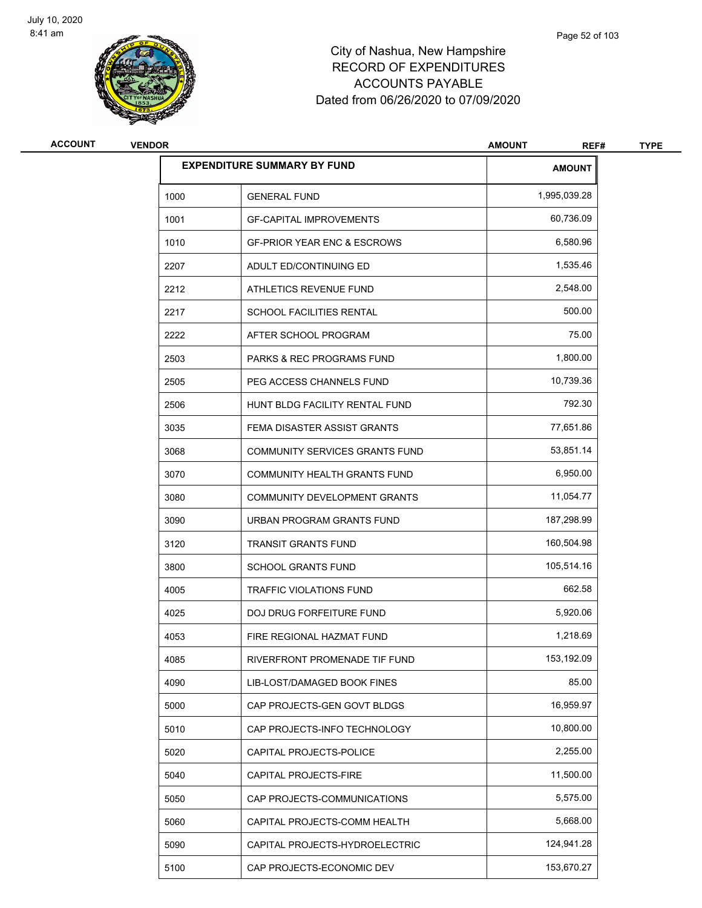City of Nashua, New Hampshire
RECORD OF EXPENDITURES
ACCOUNTS PAYABLE
Dated from 06/26/2020 to 07/09/2020

| ACCOUNT | VENDOR | AMOUNT | REF# | TYPE |
|---|---|---|---|---|

| EXPENDITURE SUMMARY BY FUND | | AMOUNT |
|---|---|---|
| 1000 | GENERAL FUND | 1,995,039.28 |
| 1001 | GF-CAPITAL IMPROVEMENTS | 60,736.09 |
| 1010 | GF-PRIOR YEAR ENC & ESCROWS | 6,580.96 |
| 2207 | ADULT ED/CONTINUING ED | 1,535.46 |
| 2212 | ATHLETICS REVENUE FUND | 2,548.00 |
| 2217 | SCHOOL FACILITIES RENTAL | 500.00 |
| 2222 | AFTER SCHOOL PROGRAM | 75.00 |
| 2503 | PARKS & REC PROGRAMS FUND | 1,800.00 |
| 2505 | PEG ACCESS CHANNELS FUND | 10,739.36 |
| 2506 | HUNT BLDG FACILITY RENTAL FUND | 792.30 |
| 3035 | FEMA DISASTER ASSIST GRANTS | 77,651.86 |
| 3068 | COMMUNITY SERVICES GRANTS FUND | 53,851.14 |
| 3070 | COMMUNITY HEALTH GRANTS FUND | 6,950.00 |
| 3080 | COMMUNITY DEVELOPMENT GRANTS | 11,054.77 |
| 3090 | URBAN PROGRAM GRANTS FUND | 187,298.99 |
| 3120 | TRANSIT GRANTS FUND | 160,504.98 |
| 3800 | SCHOOL GRANTS FUND | 105,514.16 |
| 4005 | TRAFFIC VIOLATIONS FUND | 662.58 |
| 4025 | DOJ DRUG FORFEITURE FUND | 5,920.06 |
| 4053 | FIRE REGIONAL HAZMAT FUND | 1,218.69 |
| 4085 | RIVERFRONT PROMENADE TIF FUND | 153,192.09 |
| 4090 | LIB-LOST/DAMAGED BOOK FINES | 85.00 |
| 5000 | CAP PROJECTS-GEN GOVT BLDGS | 16,959.97 |
| 5010 | CAP PROJECTS-INFO TECHNOLOGY | 10,800.00 |
| 5020 | CAPITAL PROJECTS-POLICE | 2,255.00 |
| 5040 | CAPITAL PROJECTS-FIRE | 11,500.00 |
| 5050 | CAP PROJECTS-COMMUNICATIONS | 5,575.00 |
| 5060 | CAPITAL PROJECTS-COMM HEALTH | 5,668.00 |
| 5090 | CAPITAL PROJECTS-HYDROELECTRIC | 124,941.28 |
| 5100 | CAP PROJECTS-ECONOMIC DEV | 153,670.27 |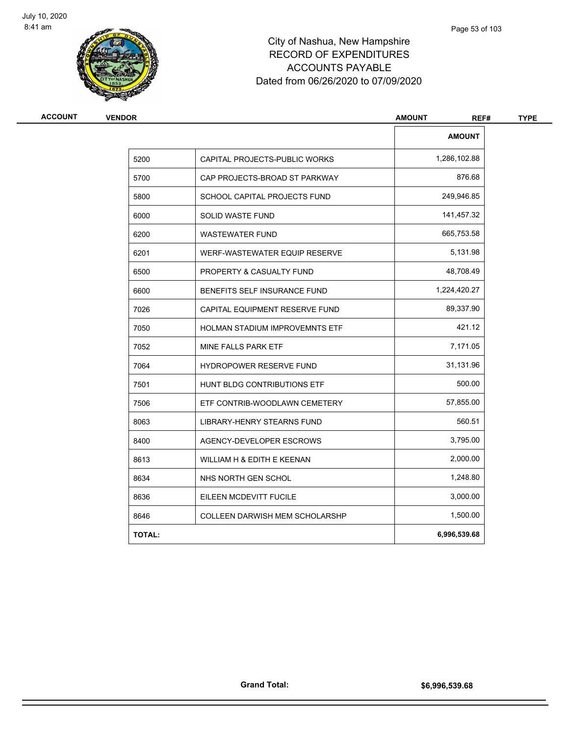# City of Nashua, New Hampshire
## RECORD OF EXPENDITURES
## ACCOUNTS PAYABLE
## Dated from 06/26/2020 to 07/09/2020

| ACCOUNT | VENDOR | AMOUNT | REF# | TYPE |
|---|---|---|---|---|

| | | AMOUNT |
|---|---|---|
| 5200 | CAPITAL PROJECTS-PUBLIC WORKS | 1,286,102.88 |
| 5700 | CAP PROJECTS-BROAD ST PARKWAY | 876.68 |
| 5800 | SCHOOL CAPITAL PROJECTS FUND | 249,946.85 |
| 6000 | SOLID WASTE FUND | 141,457.32 |
| 6200 | WASTEWATER FUND | 665,753.58 |
| 6201 | WERF-WASTEWATER EQUIP RESERVE | 5,131.98 |
| 6500 | PROPERTY & CASUALTY FUND | 48,708.49 |
| 6600 | BENEFITS SELF INSURANCE FUND | 1,224,420.27 |
| 7026 | CAPITAL EQUIPMENT RESERVE FUND | 89,337.90 |
| 7050 | HOLMAN STADIUM IMPROVEMNTS ETF | 421.12 |
| 7052 | MINE FALLS PARK ETF | 7,171.05 |
| 7064 | HYDROPOWER RESERVE FUND | 31,131.96 |
| 7501 | HUNT BLDG CONTRIBUTIONS ETF | 500.00 |
| 7506 | ETF CONTRIB-WOODLAWN CEMETERY | 57,855.00 |
| 8063 | LIBRARY-HENRY STEARNS FUND | 560.51 |
| 8400 | AGENCY-DEVELOPER ESCROWS | 3,795.00 |
| 8613 | WILLIAM H & EDITH E KEENAN | 2,000.00 |
| 8634 | NHS NORTH GEN SCHOL | 1,248.80 |
| 8636 | EILEEN MCDEVITT FUCILE | 3,000.00 |
| 8646 | COLLEEN DARWISH MEM SCHOLARSHP | 1,500.00 |
| **TOTAL:** | | **6,996,539.68** |

**Grand Total:** **$6,996,539.68**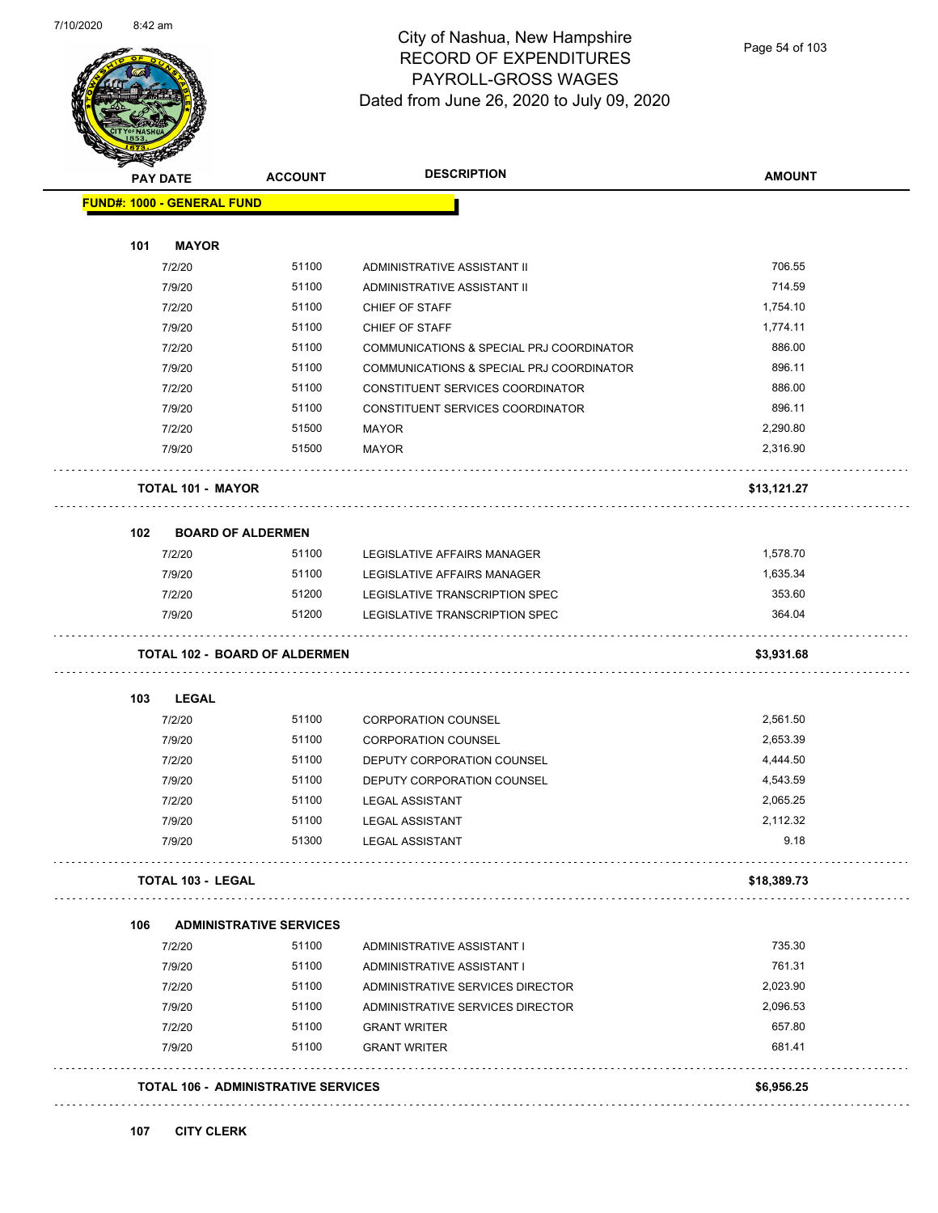# City of Nashua, New Hampshire
## RECORD OF EXPENDITURES
## PAYROLL-GROSS WAGES
## Dated from June 26, 2020 to July 09, 2020

| PAY DATE | ACCOUNT | DESCRIPTION | AMOUNT |
|---|---|---|---|
| **FUND#: 1000 - GENERAL FUND** | | | |
| **101 MAYOR** | | | |
| 7/2/20 | 51100 | ADMINISTRATIVE ASSISTANT II | 706.55 |
| 7/9/20 | 51100 | ADMINISTRATIVE ASSISTANT II | 714.59 |
| 7/2/20 | 51100 | CHIEF OF STAFF | 1,754.10 |
| 7/9/20 | 51100 | CHIEF OF STAFF | 1,774.11 |
| 7/2/20 | 51100 | COMMUNICATIONS & SPECIAL PRJ COORDINATOR | 886.00 |
| 7/9/20 | 51100 | COMMUNICATIONS & SPECIAL PRJ COORDINATOR | 896.11 |
| 7/2/20 | 51100 | CONSTITUENT SERVICES COORDINATOR | 886.00 |
| 7/9/20 | 51100 | CONSTITUENT SERVICES COORDINATOR | 896.11 |
| 7/2/20 | 51500 | MAYOR | 2,290.80 |
| 7/9/20 | 51500 | MAYOR | 2,316.90 |
| **TOTAL 101 - MAYOR** | | | **$13,121.27** |
| **102 BOARD OF ALDERMEN** | | | |
| 7/2/20 | 51100 | LEGISLATIVE AFFAIRS MANAGER | 1,578.70 |
| 7/9/20 | 51100 | LEGISLATIVE AFFAIRS MANAGER | 1,635.34 |
| 7/2/20 | 51200 | LEGISLATIVE TRANSCRIPTION SPEC | 353.60 |
| 7/9/20 | 51200 | LEGISLATIVE TRANSCRIPTION SPEC | 364.04 |
| **TOTAL 102 - BOARD OF ALDERMEN** | | | **$3,931.68** |
| **103 LEGAL** | | | |
| 7/2/20 | 51100 | CORPORATION COUNSEL | 2,561.50 |
| 7/9/20 | 51100 | CORPORATION COUNSEL | 2,653.39 |
| 7/2/20 | 51100 | DEPUTY CORPORATION COUNSEL | 4,444.50 |
| 7/9/20 | 51100 | DEPUTY CORPORATION COUNSEL | 4,543.59 |
| 7/2/20 | 51100 | LEGAL ASSISTANT | 2,065.25 |
| 7/9/20 | 51100 | LEGAL ASSISTANT | 2,112.32 |
| 7/9/20 | 51300 | LEGAL ASSISTANT | 9.18 |
| **TOTAL 103 - LEGAL** | | | **$18,389.73** |
| **106 ADMINISTRATIVE SERVICES** | | | |
| 7/2/20 | 51100 | ADMINISTRATIVE ASSISTANT I | 735.30 |
| 7/9/20 | 51100 | ADMINISTRATIVE ASSISTANT I | 761.31 |
| 7/2/20 | 51100 | ADMINISTRATIVE SERVICES DIRECTOR | 2,023.90 |
| 7/9/20 | 51100 | ADMINISTRATIVE SERVICES DIRECTOR | 2,096.53 |
| 7/2/20 | 51100 | GRANT WRITER | 657.80 |
| 7/9/20 | 51100 | GRANT WRITER | 681.41 |
| **TOTAL 106 - ADMINISTRATIVE SERVICES** | | | **$6,956.25** |
| **107 CITY CLERK** | | | |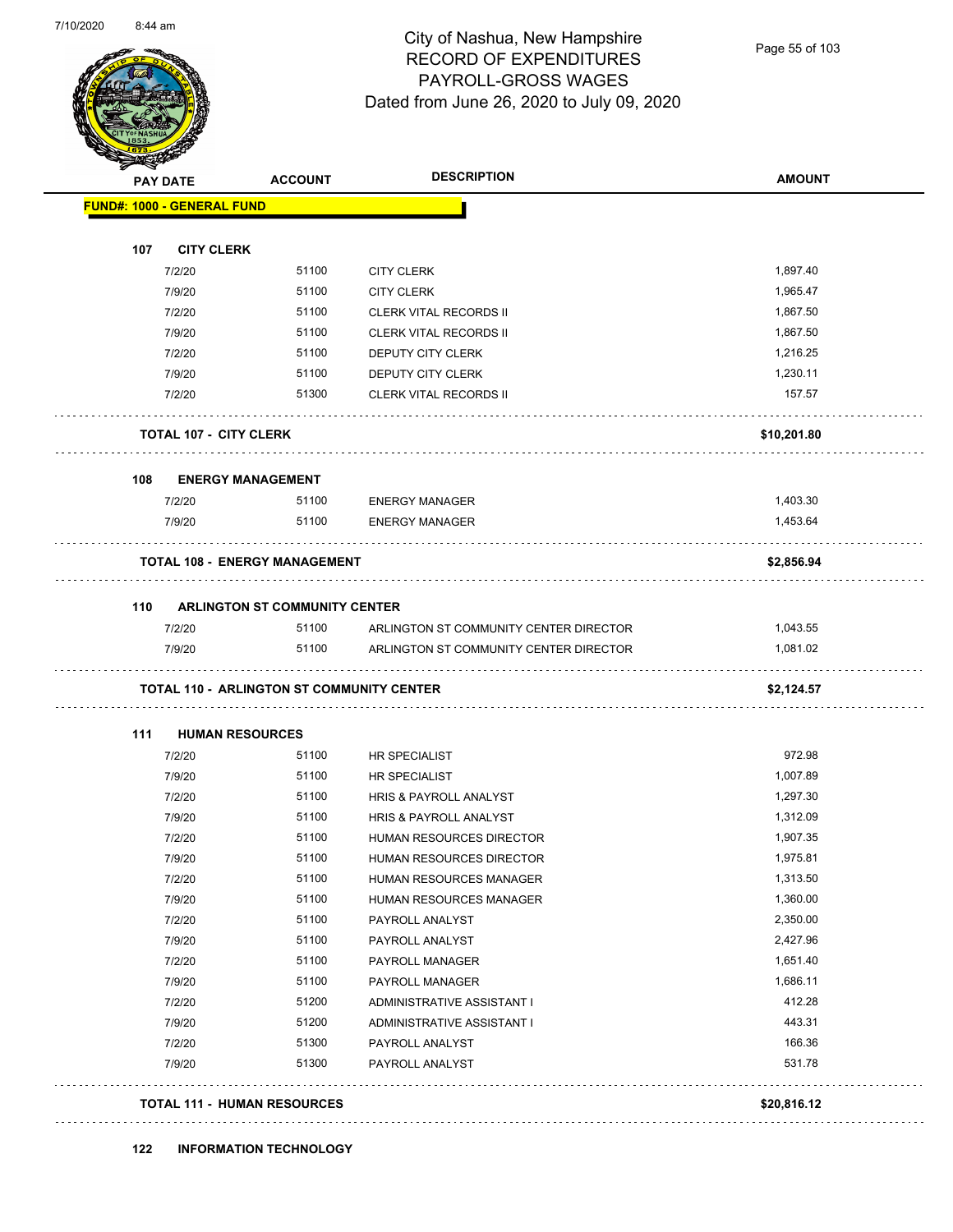# City of Nashua, New Hampshire
## RECORD OF EXPENDITURES
## PAYROLL-GROSS WAGES
Dated from June 26, 2020 to July 09, 2020

| PAY DATE | ACCOUNT | DESCRIPTION | AMOUNT |
|---|---|---|---|
| **FUND#: 1000 - GENERAL FUND** | | | |
| **107 CITY CLERK** | | | |
| 7/2/20 | 51100 | CITY CLERK | 1,897.40 |
| 7/9/20 | 51100 | CITY CLERK | 1,965.47 |
| 7/2/20 | 51100 | CLERK VITAL RECORDS II | 1,867.50 |
| 7/9/20 | 51100 | CLERK VITAL RECORDS II | 1,867.50 |
| 7/2/20 | 51100 | DEPUTY CITY CLERK | 1,216.25 |
| 7/9/20 | 51100 | DEPUTY CITY CLERK | 1,230.11 |
| 7/2/20 | 51300 | CLERK VITAL RECORDS II | 157.57 |
| **TOTAL 107 - CITY CLERK** | | | **$10,201.80** |
| **108 ENERGY MANAGEMENT** | | | |
| 7/2/20 | 51100 | ENERGY MANAGER | 1,403.30 |
| 7/9/20 | 51100 | ENERGY MANAGER | 1,453.64 |
| **TOTAL 108 - ENERGY MANAGEMENT** | | | **$2,856.94** |
| **110 ARLINGTON ST COMMUNITY CENTER** | | | |
| 7/2/20 | 51100 | ARLINGTON ST COMMUNITY CENTER DIRECTOR | 1,043.55 |
| 7/9/20 | 51100 | ARLINGTON ST COMMUNITY CENTER DIRECTOR | 1,081.02 |
| **TOTAL 110 - ARLINGTON ST COMMUNITY CENTER** | | | **$2,124.57** |
| **111 HUMAN RESOURCES** | | | |
| 7/2/20 | 51100 | HR SPECIALIST | 972.98 |
| 7/9/20 | 51100 | HR SPECIALIST | 1,007.89 |
| 7/2/20 | 51100 | HRIS & PAYROLL ANALYST | 1,297.30 |
| 7/9/20 | 51100 | HRIS & PAYROLL ANALYST | 1,312.09 |
| 7/2/20 | 51100 | HUMAN RESOURCES DIRECTOR | 1,907.35 |
| 7/9/20 | 51100 | HUMAN RESOURCES DIRECTOR | 1,975.81 |
| 7/2/20 | 51100 | HUMAN RESOURCES MANAGER | 1,313.50 |
| 7/9/20 | 51100 | HUMAN RESOURCES MANAGER | 1,360.00 |
| 7/2/20 | 51100 | PAYROLL ANALYST | 2,350.00 |
| 7/9/20 | 51100 | PAYROLL ANALYST | 2,427.96 |
| 7/2/20 | 51100 | PAYROLL MANAGER | 1,651.40 |
| 7/9/20 | 51100 | PAYROLL MANAGER | 1,686.11 |
| 7/2/20 | 51200 | ADMINISTRATIVE ASSISTANT I | 412.28 |
| 7/9/20 | 51200 | ADMINISTRATIVE ASSISTANT I | 443.31 |
| 7/2/20 | 51300 | PAYROLL ANALYST | 166.36 |
| 7/9/20 | 51300 | PAYROLL ANALYST | 531.78 |
| **TOTAL 111 - HUMAN RESOURCES** | | | **$20,816.12** |
| **122 INFORMATION TECHNOLOGY** | | | |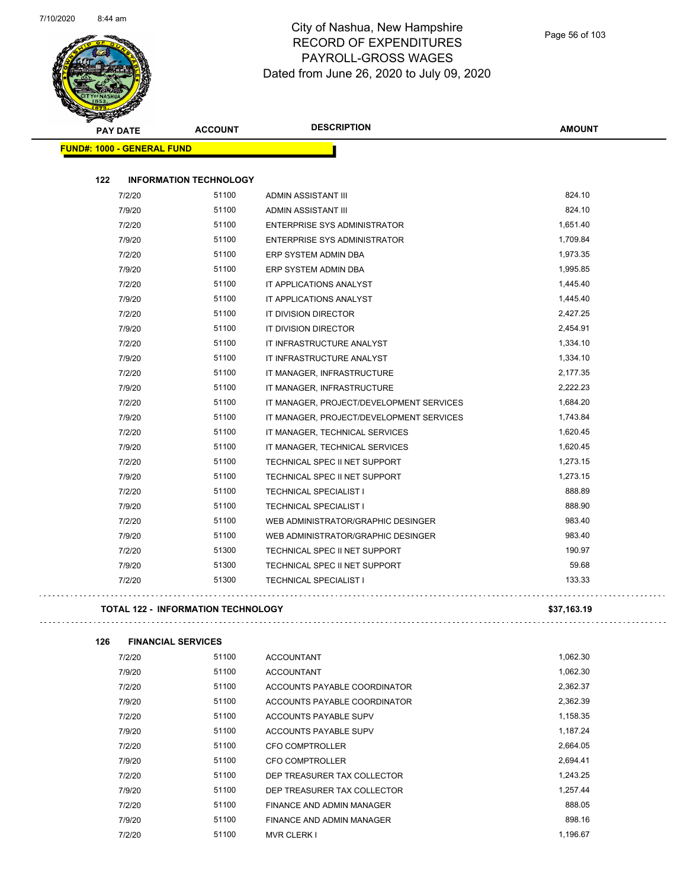# City of Nashua, New Hampshire
## RECORD OF EXPENDITURES
## PAYROLL-GROSS WAGES
## Dated from June 26, 2020 to July 09, 2020

**FUND#: 1000 - GENERAL FUND**

### 122 INFORMATION TECHNOLOGY

| PAY DATE | ACCOUNT | DESCRIPTION | AMOUNT |
|---|---|---|---|
| 7/2/20 | 51100 | ADMIN ASSISTANT III | 824.10 |
| 7/9/20 | 51100 | ADMIN ASSISTANT III | 824.10 |
| 7/2/20 | 51100 | ENTERPRISE SYS ADMINISTRATOR | 1,651.40 |
| 7/9/20 | 51100 | ENTERPRISE SYS ADMINISTRATOR | 1,709.84 |
| 7/2/20 | 51100 | ERP SYSTEM ADMIN DBA | 1,973.35 |
| 7/9/20 | 51100 | ERP SYSTEM ADMIN DBA | 1,995.85 |
| 7/2/20 | 51100 | IT APPLICATIONS ANALYST | 1,445.40 |
| 7/9/20 | 51100 | IT APPLICATIONS ANALYST | 1,445.40 |
| 7/2/20 | 51100 | IT DIVISION DIRECTOR | 2,427.25 |
| 7/9/20 | 51100 | IT DIVISION DIRECTOR | 2,454.91 |
| 7/2/20 | 51100 | IT INFRASTRUCTURE ANALYST | 1,334.10 |
| 7/9/20 | 51100 | IT INFRASTRUCTURE ANALYST | 1,334.10 |
| 7/2/20 | 51100 | IT MANAGER, INFRASTRUCTURE | 2,177.35 |
| 7/9/20 | 51100 | IT MANAGER, INFRASTRUCTURE | 2,222.23 |
| 7/2/20 | 51100 | IT MANAGER, PROJECT/DEVELOPMENT SERVICES | 1,684.20 |
| 7/9/20 | 51100 | IT MANAGER, PROJECT/DEVELOPMENT SERVICES | 1,743.84 |
| 7/2/20 | 51100 | IT MANAGER, TECHNICAL SERVICES | 1,620.45 |
| 7/9/20 | 51100 | IT MANAGER, TECHNICAL SERVICES | 1,620.45 |
| 7/2/20 | 51100 | TECHNICAL SPEC II NET SUPPORT | 1,273.15 |
| 7/9/20 | 51100 | TECHNICAL SPEC II NET SUPPORT | 1,273.15 |
| 7/2/20 | 51100 | TECHNICAL SPECIALIST I | 888.89 |
| 7/9/20 | 51100 | TECHNICAL SPECIALIST I | 888.90 |
| 7/2/20 | 51100 | WEB ADMINISTRATOR/GRAPHIC DESINGER | 983.40 |
| 7/9/20 | 51100 | WEB ADMINISTRATOR/GRAPHIC DESINGER | 983.40 |
| 7/2/20 | 51300 | TECHNICAL SPEC II NET SUPPORT | 190.97 |
| 7/9/20 | 51300 | TECHNICAL SPEC II NET SUPPORT | 59.68 |
| 7/2/20 | 51300 | TECHNICAL SPECIALIST I | 133.33 |

**TOTAL 122 - INFORMATION TECHNOLOGY** **$37,163.19**

### 126 FINANCIAL SERVICES

| PAY DATE | ACCOUNT | DESCRIPTION | AMOUNT |
|---|---|---|---|
| 7/2/20 | 51100 | ACCOUNTANT | 1,062.30 |
| 7/9/20 | 51100 | ACCOUNTANT | 1,062.30 |
| 7/2/20 | 51100 | ACCOUNTS PAYABLE COORDINATOR | 2,362.37 |
| 7/9/20 | 51100 | ACCOUNTS PAYABLE COORDINATOR | 2,362.39 |
| 7/2/20 | 51100 | ACCOUNTS PAYABLE SUPV | 1,158.35 |
| 7/9/20 | 51100 | ACCOUNTS PAYABLE SUPV | 1,187.24 |
| 7/2/20 | 51100 | CFO COMPTROLLER | 2,664.05 |
| 7/9/20 | 51100 | CFO COMPTROLLER | 2,694.41 |
| 7/2/20 | 51100 | DEP TREASURER TAX COLLECTOR | 1,243.25 |
| 7/9/20 | 51100 | DEP TREASURER TAX COLLECTOR | 1,257.44 |
| 7/2/20 | 51100 | FINANCE AND ADMIN MANAGER | 888.05 |
| 7/9/20 | 51100 | FINANCE AND ADMIN MANAGER | 898.16 |
| 7/2/20 | 51100 | MVR CLERK I | 1,196.67 |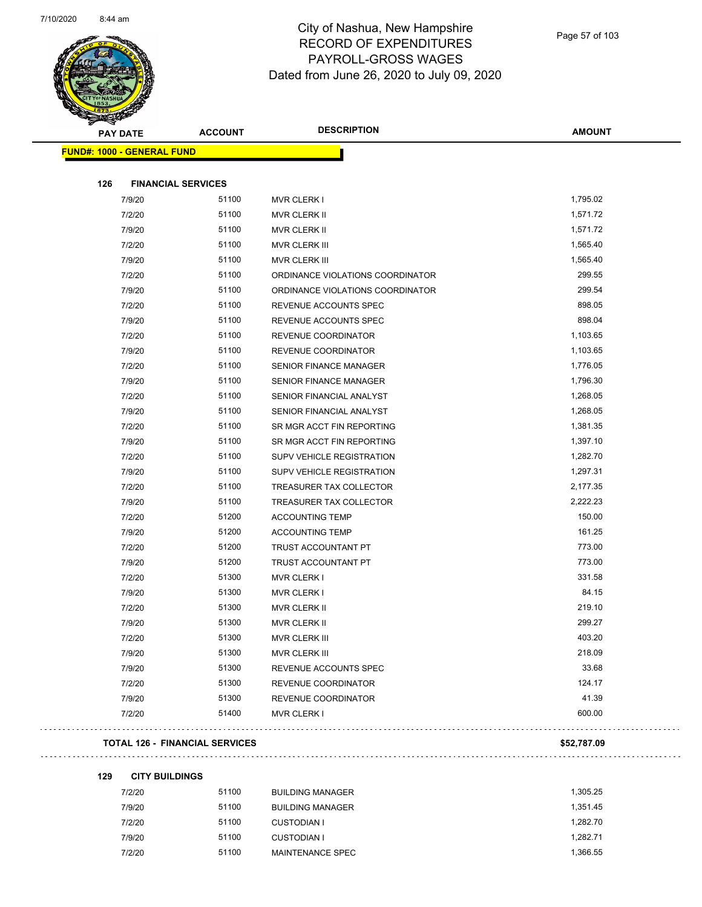# City of Nashua, New Hampshire
## RECORD OF EXPENDITURES
## PAYROLL-GROSS WAGES
Dated from June 26, 2020 to July 09, 2020

| PAY DATE | ACCOUNT | DESCRIPTION | AMOUNT |
|---|---|---|---|
| **FUND#: 1000 - GENERAL FUND** | | | |
| **126 FINANCIAL SERVICES** | | | |
| 7/9/20 | 51100 | MVR CLERK I | 1,795.02 |
| 7/2/20 | 51100 | MVR CLERK II | 1,571.72 |
| 7/9/20 | 51100 | MVR CLERK II | 1,571.72 |
| 7/2/20 | 51100 | MVR CLERK III | 1,565.40 |
| 7/9/20 | 51100 | MVR CLERK III | 1,565.40 |
| 7/2/20 | 51100 | ORDINANCE VIOLATIONS COORDINATOR | 299.55 |
| 7/9/20 | 51100 | ORDINANCE VIOLATIONS COORDINATOR | 299.54 |
| 7/2/20 | 51100 | REVENUE ACCOUNTS SPEC | 898.05 |
| 7/9/20 | 51100 | REVENUE ACCOUNTS SPEC | 898.04 |
| 7/2/20 | 51100 | REVENUE COORDINATOR | 1,103.65 |
| 7/9/20 | 51100 | REVENUE COORDINATOR | 1,103.65 |
| 7/2/20 | 51100 | SENIOR FINANCE MANAGER | 1,776.05 |
| 7/9/20 | 51100 | SENIOR FINANCE MANAGER | 1,796.30 |
| 7/2/20 | 51100 | SENIOR FINANCIAL ANALYST | 1,268.05 |
| 7/9/20 | 51100 | SENIOR FINANCIAL ANALYST | 1,268.05 |
| 7/2/20 | 51100 | SR MGR ACCT FIN REPORTING | 1,381.35 |
| 7/9/20 | 51100 | SR MGR ACCT FIN REPORTING | 1,397.10 |
| 7/2/20 | 51100 | SUPV VEHICLE REGISTRATION | 1,282.70 |
| 7/9/20 | 51100 | SUPV VEHICLE REGISTRATION | 1,297.31 |
| 7/2/20 | 51100 | TREASURER TAX COLLECTOR | 2,177.35 |
| 7/9/20 | 51100 | TREASURER TAX COLLECTOR | 2,222.23 |
| 7/2/20 | 51200 | ACCOUNTING TEMP | 150.00 |
| 7/9/20 | 51200 | ACCOUNTING TEMP | 161.25 |
| 7/2/20 | 51200 | TRUST ACCOUNTANT PT | 773.00 |
| 7/9/20 | 51200 | TRUST ACCOUNTANT PT | 773.00 |
| 7/2/20 | 51300 | MVR CLERK I | 331.58 |
| 7/9/20 | 51300 | MVR CLERK I | 84.15 |
| 7/2/20 | 51300 | MVR CLERK II | 219.10 |
| 7/9/20 | 51300 | MVR CLERK II | 299.27 |
| 7/2/20 | 51300 | MVR CLERK III | 403.20 |
| 7/9/20 | 51300 | MVR CLERK III | 218.09 |
| 7/9/20 | 51300 | REVENUE ACCOUNTS SPEC | 33.68 |
| 7/2/20 | 51300 | REVENUE COORDINATOR | 124.17 |
| 7/9/20 | 51300 | REVENUE COORDINATOR | 41.39 |
| 7/2/20 | 51400 | MVR CLERK I | 600.00 |
| **TOTAL 126 - FINANCIAL SERVICES** | | | **$52,787.09** |
| **129 CITY BUILDINGS** | | | |
| 7/2/20 | 51100 | BUILDING MANAGER | 1,305.25 |
| 7/9/20 | 51100 | BUILDING MANAGER | 1,351.45 |
| 7/2/20 | 51100 | CUSTODIAN I | 1,282.70 |
| 7/9/20 | 51100 | CUSTODIAN I | 1,282.71 |
| 7/2/20 | 51100 | MAINTENANCE SPEC | 1,366.55 |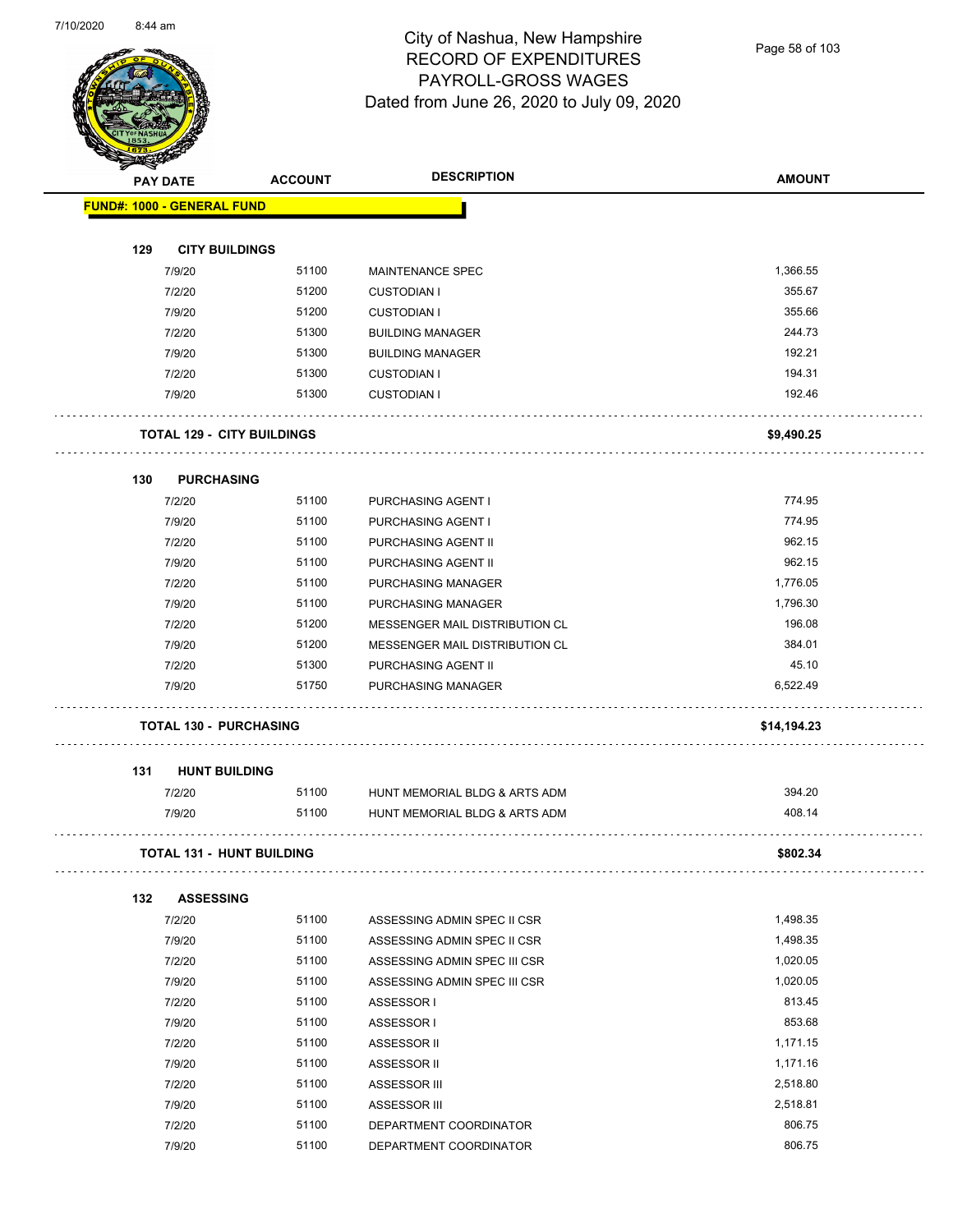City of Nashua, New Hampshire
RECORD OF EXPENDITURES
PAYROLL-GROSS WAGES
Dated from June 26, 2020 to July 09, 2020

| PAY DATE | ACCOUNT | DESCRIPTION | AMOUNT |
|---|---|---|---|
| **FUND#: 1000 - GENERAL FUND** | | | |
| **129 CITY BUILDINGS** | | | |
| 7/9/20 | 51100 | MAINTENANCE SPEC | 1,366.55 |
| 7/2/20 | 51200 | CUSTODIAN I | 355.67 |
| 7/9/20 | 51200 | CUSTODIAN I | 355.66 |
| 7/2/20 | 51300 | BUILDING MANAGER | 244.73 |
| 7/9/20 | 51300 | BUILDING MANAGER | 192.21 |
| 7/2/20 | 51300 | CUSTODIAN I | 194.31 |
| 7/9/20 | 51300 | CUSTODIAN I | 192.46 |
| **TOTAL 129 - CITY BUILDINGS** | | | **$9,490.25** |
| **130 PURCHASING** | | | |
| 7/2/20 | 51100 | PURCHASING AGENT I | 774.95 |
| 7/9/20 | 51100 | PURCHASING AGENT I | 774.95 |
| 7/2/20 | 51100 | PURCHASING AGENT II | 962.15 |
| 7/9/20 | 51100 | PURCHASING AGENT II | 962.15 |
| 7/2/20 | 51100 | PURCHASING MANAGER | 1,776.05 |
| 7/9/20 | 51100 | PURCHASING MANAGER | 1,796.30 |
| 7/2/20 | 51200 | MESSENGER MAIL DISTRIBUTION CL | 196.08 |
| 7/9/20 | 51200 | MESSENGER MAIL DISTRIBUTION CL | 384.01 |
| 7/2/20 | 51300 | PURCHASING AGENT II | 45.10 |
| 7/9/20 | 51750 | PURCHASING MANAGER | 6,522.49 |
| **TOTAL 130 - PURCHASING** | | | **$14,194.23** |
| **131 HUNT BUILDING** | | | |
| 7/2/20 | 51100 | HUNT MEMORIAL BLDG & ARTS ADM | 394.20 |
| 7/9/20 | 51100 | HUNT MEMORIAL BLDG & ARTS ADM | 408.14 |
| **TOTAL 131 - HUNT BUILDING** | | | **$802.34** |
| **132 ASSESSING** | | | |
| 7/2/20 | 51100 | ASSESSING ADMIN SPEC II CSR | 1,498.35 |
| 7/9/20 | 51100 | ASSESSING ADMIN SPEC II CSR | 1,498.35 |
| 7/2/20 | 51100 | ASSESSING ADMIN SPEC III CSR | 1,020.05 |
| 7/9/20 | 51100 | ASSESSING ADMIN SPEC III CSR | 1,020.05 |
| 7/2/20 | 51100 | ASSESSOR I | 813.45 |
| 7/9/20 | 51100 | ASSESSOR I | 853.68 |
| 7/2/20 | 51100 | ASSESSOR II | 1,171.15 |
| 7/9/20 | 51100 | ASSESSOR II | 1,171.16 |
| 7/2/20 | 51100 | ASSESSOR III | 2,518.80 |
| 7/9/20 | 51100 | ASSESSOR III | 2,518.81 |
| 7/2/20 | 51100 | DEPARTMENT COORDINATOR | 806.75 |
| 7/9/20 | 51100 | DEPARTMENT COORDINATOR | 806.75 |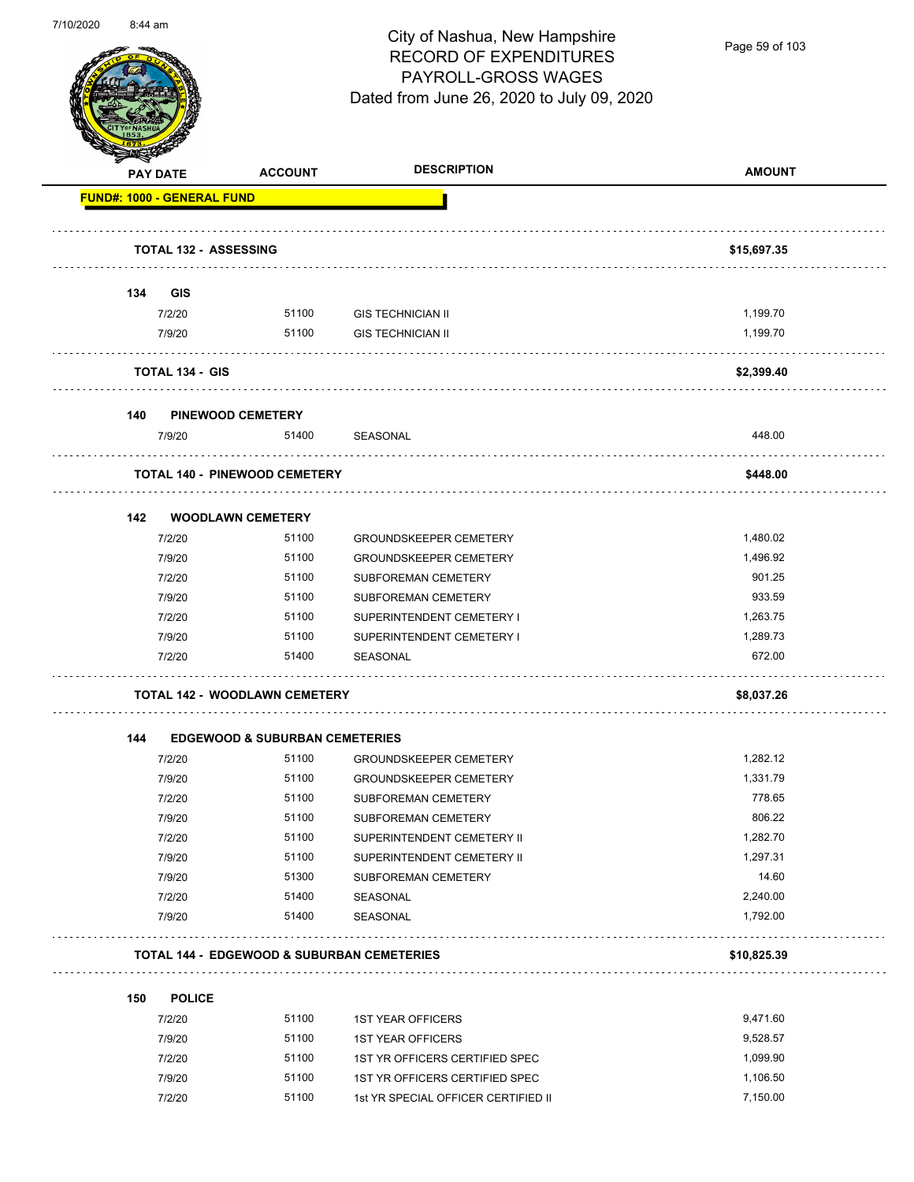# City of Nashua, New Hampshire
## RECORD OF EXPENDITURES
## PAYROLL-GROSS WAGES
## Dated from June 26, 2020 to July 09, 2020

| PAY DATE | ACCOUNT | DESCRIPTION | AMOUNT |
|---|---|---|---|
| **FUND#: 1000 - GENERAL FUND** | | | |
| **TOTAL 132 - ASSESSING** | | | **$15,697.35** |
| **134 GIS** | | | |
| 7/2/20 | 51100 | GIS TECHNICIAN II | 1,199.70 |
| 7/9/20 | 51100 | GIS TECHNICIAN II | 1,199.70 |
| **TOTAL 134 - GIS** | | | **$2,399.40** |
| **140 PINEWOOD CEMETERY** | | | |
| 7/9/20 | 51400 | SEASONAL | 448.00 |
| **TOTAL 140 - PINEWOOD CEMETERY** | | | **$448.00** |
| **142 WOODLAWN CEMETERY** | | | |
| 7/2/20 | 51100 | GROUNDSKEEPER CEMETERY | 1,480.02 |
| 7/9/20 | 51100 | GROUNDSKEEPER CEMETERY | 1,496.92 |
| 7/2/20 | 51100 | SUBFOREMAN CEMETERY | 901.25 |
| 7/9/20 | 51100 | SUBFOREMAN CEMETERY | 933.59 |
| 7/2/20 | 51100 | SUPERINTENDENT CEMETERY I | 1,263.75 |
| 7/9/20 | 51100 | SUPERINTENDENT CEMETERY I | 1,289.73 |
| 7/2/20 | 51400 | SEASONAL | 672.00 |
| **TOTAL 142 - WOODLAWN CEMETERY** | | | **$8,037.26** |
| **144 EDGEWOOD & SUBURBAN CEMETERIES** | | | |
| 7/2/20 | 51100 | GROUNDSKEEPER CEMETERY | 1,282.12 |
| 7/9/20 | 51100 | GROUNDSKEEPER CEMETERY | 1,331.79 |
| 7/2/20 | 51100 | SUBFOREMAN CEMETERY | 778.65 |
| 7/9/20 | 51100 | SUBFOREMAN CEMETERY | 806.22 |
| 7/2/20 | 51100 | SUPERINTENDENT CEMETERY II | 1,282.70 |
| 7/9/20 | 51100 | SUPERINTENDENT CEMETERY II | 1,297.31 |
| 7/9/20 | 51300 | SUBFOREMAN CEMETERY | 14.60 |
| 7/2/20 | 51400 | SEASONAL | 2,240.00 |
| 7/9/20 | 51400 | SEASONAL | 1,792.00 |
| **TOTAL 144 - EDGEWOOD & SUBURBAN CEMETERIES** | | | **$10,825.39** |
| **150 POLICE** | | | |
| 7/2/20 | 51100 | 1ST YEAR OFFICERS | 9,471.60 |
| 7/9/20 | 51100 | 1ST YEAR OFFICERS | 9,528.57 |
| 7/2/20 | 51100 | 1ST YR OFFICERS CERTIFIED SPEC | 1,099.90 |
| 7/9/20 | 51100 | 1ST YR OFFICERS CERTIFIED SPEC | 1,106.50 |
| 7/2/20 | 51100 | 1st YR SPECIAL OFFICER CERTIFIED II | 7,150.00 |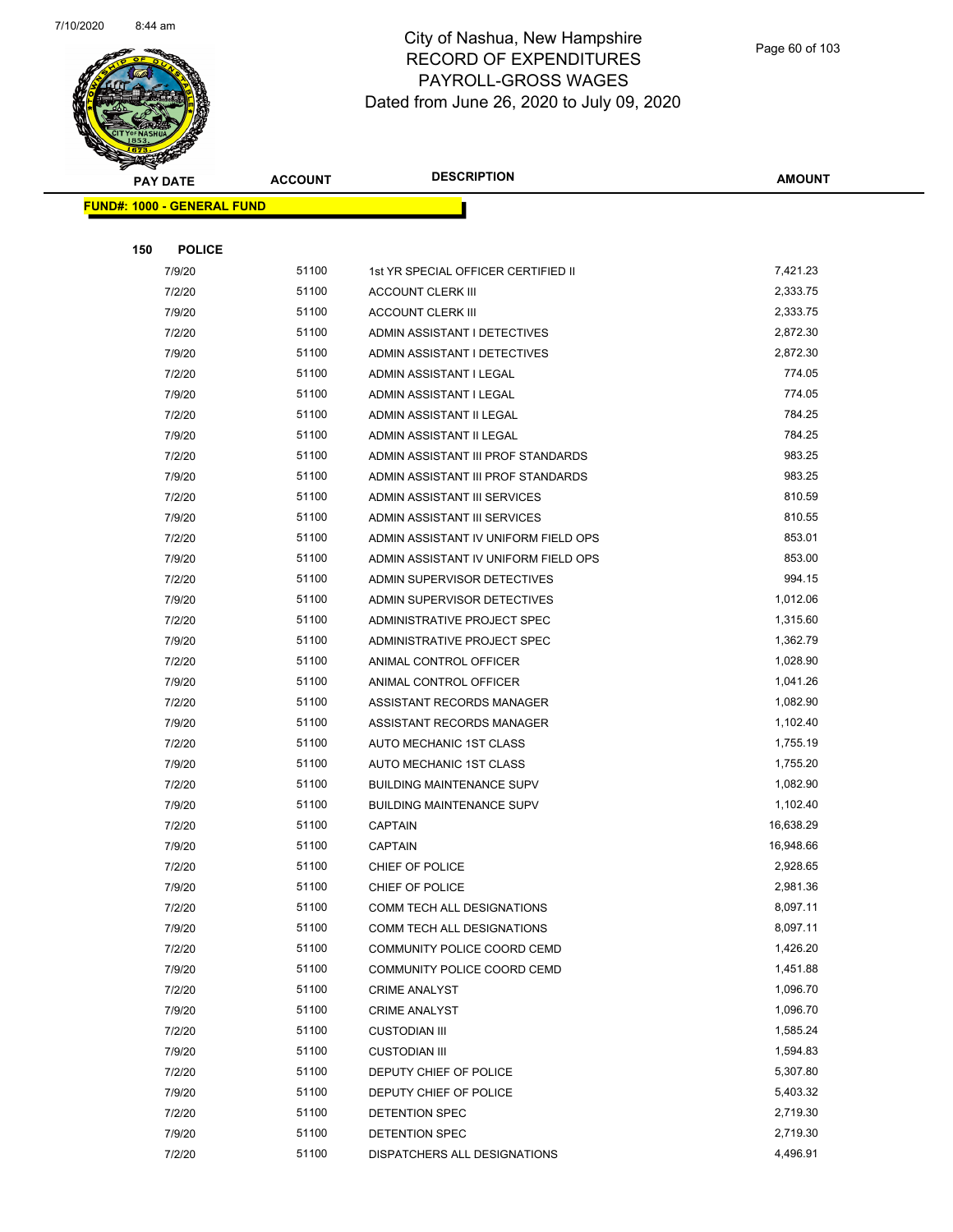# City of Nashua, New Hampshire
## RECORD OF EXPENDITURES
## PAYROLL-GROSS WAGES
## Dated from June 26, 2020 to July 09, 2020

| PAY DATE | ACCOUNT | DESCRIPTION | AMOUNT |
|---|---|---|---|

**FUND#: 1000 - GENERAL FUND**

**150 POLICE**

| PAY DATE | ACCOUNT | DESCRIPTION | AMOUNT |
|---|---|---|---|
| 7/9/20 | 51100 | 1st YR SPECIAL OFFICER CERTIFIED II | 7,421.23 |
| 7/2/20 | 51100 | ACCOUNT CLERK III | 2,333.75 |
| 7/9/20 | 51100 | ACCOUNT CLERK III | 2,333.75 |
| 7/2/20 | 51100 | ADMIN ASSISTANT I DETECTIVES | 2,872.30 |
| 7/9/20 | 51100 | ADMIN ASSISTANT I DETECTIVES | 2,872.30 |
| 7/2/20 | 51100 | ADMIN ASSISTANT I LEGAL | 774.05 |
| 7/9/20 | 51100 | ADMIN ASSISTANT I LEGAL | 774.05 |
| 7/2/20 | 51100 | ADMIN ASSISTANT II LEGAL | 784.25 |
| 7/9/20 | 51100 | ADMIN ASSISTANT II LEGAL | 784.25 |
| 7/2/20 | 51100 | ADMIN ASSISTANT III PROF STANDARDS | 983.25 |
| 7/9/20 | 51100 | ADMIN ASSISTANT III PROF STANDARDS | 983.25 |
| 7/2/20 | 51100 | ADMIN ASSISTANT III SERVICES | 810.59 |
| 7/9/20 | 51100 | ADMIN ASSISTANT III SERVICES | 810.55 |
| 7/2/20 | 51100 | ADMIN ASSISTANT IV UNIFORM FIELD OPS | 853.01 |
| 7/9/20 | 51100 | ADMIN ASSISTANT IV UNIFORM FIELD OPS | 853.00 |
| 7/2/20 | 51100 | ADMIN SUPERVISOR DETECTIVES | 994.15 |
| 7/9/20 | 51100 | ADMIN SUPERVISOR DETECTIVES | 1,012.06 |
| 7/2/20 | 51100 | ADMINISTRATIVE PROJECT SPEC | 1,315.60 |
| 7/9/20 | 51100 | ADMINISTRATIVE PROJECT SPEC | 1,362.79 |
| 7/2/20 | 51100 | ANIMAL CONTROL OFFICER | 1,028.90 |
| 7/9/20 | 51100 | ANIMAL CONTROL OFFICER | 1,041.26 |
| 7/2/20 | 51100 | ASSISTANT RECORDS MANAGER | 1,082.90 |
| 7/9/20 | 51100 | ASSISTANT RECORDS MANAGER | 1,102.40 |
| 7/2/20 | 51100 | AUTO MECHANIC 1ST CLASS | 1,755.19 |
| 7/9/20 | 51100 | AUTO MECHANIC 1ST CLASS | 1,755.20 |
| 7/2/20 | 51100 | BUILDING MAINTENANCE SUPV | 1,082.90 |
| 7/9/20 | 51100 | BUILDING MAINTENANCE SUPV | 1,102.40 |
| 7/2/20 | 51100 | CAPTAIN | 16,638.29 |
| 7/9/20 | 51100 | CAPTAIN | 16,948.66 |
| 7/2/20 | 51100 | CHIEF OF POLICE | 2,928.65 |
| 7/9/20 | 51100 | CHIEF OF POLICE | 2,981.36 |
| 7/2/20 | 51100 | COMM TECH ALL DESIGNATIONS | 8,097.11 |
| 7/9/20 | 51100 | COMM TECH ALL DESIGNATIONS | 8,097.11 |
| 7/2/20 | 51100 | COMMUNITY POLICE COORD CEMD | 1,426.20 |
| 7/9/20 | 51100 | COMMUNITY POLICE COORD CEMD | 1,451.88 |
| 7/2/20 | 51100 | CRIME ANALYST | 1,096.70 |
| 7/9/20 | 51100 | CRIME ANALYST | 1,096.70 |
| 7/2/20 | 51100 | CUSTODIAN III | 1,585.24 |
| 7/9/20 | 51100 | CUSTODIAN III | 1,594.83 |
| 7/2/20 | 51100 | DEPUTY CHIEF OF POLICE | 5,307.80 |
| 7/9/20 | 51100 | DEPUTY CHIEF OF POLICE | 5,403.32 |
| 7/2/20 | 51100 | DETENTION SPEC | 2,719.30 |
| 7/9/20 | 51100 | DETENTION SPEC | 2,719.30 |
| 7/2/20 | 51100 | DISPATCHERS ALL DESIGNATIONS | 4,496.91 |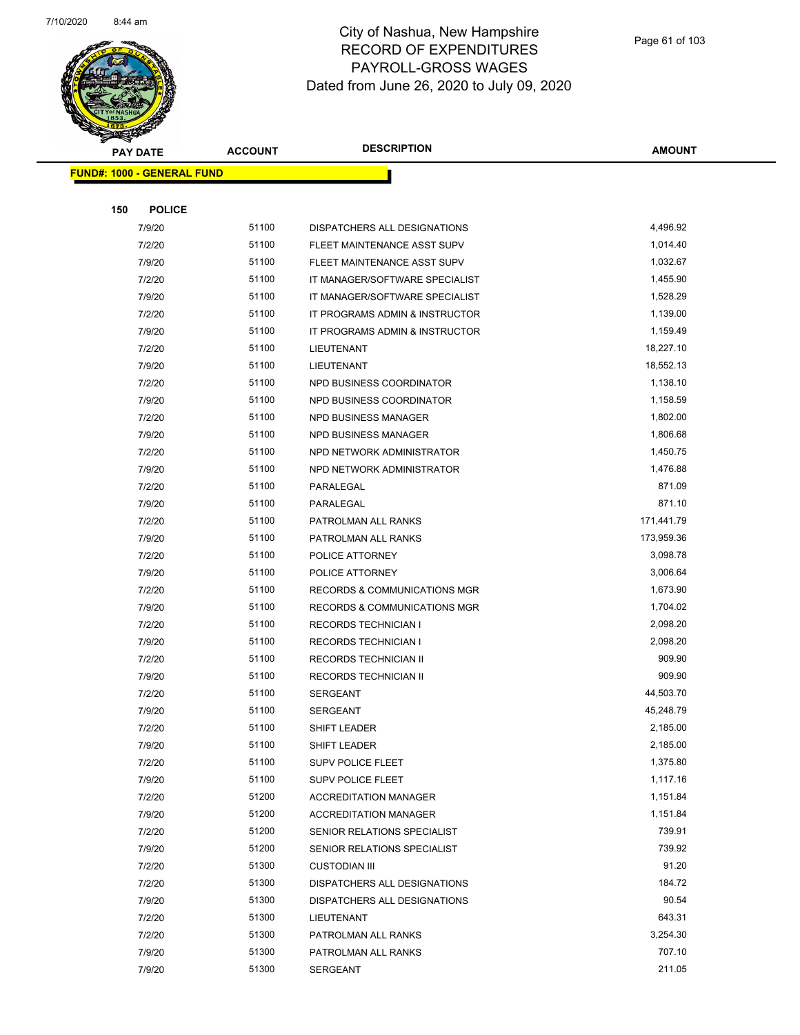# City of Nashua, New Hampshire
## RECORD OF EXPENDITURES
## PAYROLL-GROSS WAGES
## Dated from June 26, 2020 to July 09, 2020

| PAY DATE | ACCOUNT | DESCRIPTION | AMOUNT |
|---|---|---|---|
| **FUND#: 1000 - GENERAL FUND** | | | |
| **150 POLICE** | | | |
| 7/9/20 | 51100 | DISPATCHERS ALL DESIGNATIONS | 4,496.92 |
| 7/2/20 | 51100 | FLEET MAINTENANCE ASST SUPV | 1,014.40 |
| 7/9/20 | 51100 | FLEET MAINTENANCE ASST SUPV | 1,032.67 |
| 7/2/20 | 51100 | IT MANAGER/SOFTWARE SPECIALIST | 1,455.90 |
| 7/9/20 | 51100 | IT MANAGER/SOFTWARE SPECIALIST | 1,528.29 |
| 7/2/20 | 51100 | IT PROGRAMS ADMIN & INSTRUCTOR | 1,139.00 |
| 7/9/20 | 51100 | IT PROGRAMS ADMIN & INSTRUCTOR | 1,159.49 |
| 7/2/20 | 51100 | LIEUTENANT | 18,227.10 |
| 7/9/20 | 51100 | LIEUTENANT | 18,552.13 |
| 7/2/20 | 51100 | NPD BUSINESS COORDINATOR | 1,138.10 |
| 7/9/20 | 51100 | NPD BUSINESS COORDINATOR | 1,158.59 |
| 7/2/20 | 51100 | NPD BUSINESS MANAGER | 1,802.00 |
| 7/9/20 | 51100 | NPD BUSINESS MANAGER | 1,806.68 |
| 7/2/20 | 51100 | NPD NETWORK ADMINISTRATOR | 1,450.75 |
| 7/9/20 | 51100 | NPD NETWORK ADMINISTRATOR | 1,476.88 |
| 7/2/20 | 51100 | PARALEGAL | 871.09 |
| 7/9/20 | 51100 | PARALEGAL | 871.10 |
| 7/2/20 | 51100 | PATROLMAN ALL RANKS | 171,441.79 |
| 7/9/20 | 51100 | PATROLMAN ALL RANKS | 173,959.36 |
| 7/2/20 | 51100 | POLICE ATTORNEY | 3,098.78 |
| 7/9/20 | 51100 | POLICE ATTORNEY | 3,006.64 |
| 7/2/20 | 51100 | RECORDS & COMMUNICATIONS MGR | 1,673.90 |
| 7/9/20 | 51100 | RECORDS & COMMUNICATIONS MGR | 1,704.02 |
| 7/2/20 | 51100 | RECORDS TECHNICIAN I | 2,098.20 |
| 7/9/20 | 51100 | RECORDS TECHNICIAN I | 2,098.20 |
| 7/2/20 | 51100 | RECORDS TECHNICIAN II | 909.90 |
| 7/9/20 | 51100 | RECORDS TECHNICIAN II | 909.90 |
| 7/2/20 | 51100 | SERGEANT | 44,503.70 |
| 7/9/20 | 51100 | SERGEANT | 45,248.79 |
| 7/2/20 | 51100 | SHIFT LEADER | 2,185.00 |
| 7/9/20 | 51100 | SHIFT LEADER | 2,185.00 |
| 7/2/20 | 51100 | SUPV POLICE FLEET | 1,375.80 |
| 7/9/20 | 51100 | SUPV POLICE FLEET | 1,117.16 |
| 7/2/20 | 51200 | ACCREDITATION MANAGER | 1,151.84 |
| 7/9/20 | 51200 | ACCREDITATION MANAGER | 1,151.84 |
| 7/2/20 | 51200 | SENIOR RELATIONS SPECIALIST | 739.91 |
| 7/9/20 | 51200 | SENIOR RELATIONS SPECIALIST | 739.92 |
| 7/2/20 | 51300 | CUSTODIAN III | 91.20 |
| 7/2/20 | 51300 | DISPATCHERS ALL DESIGNATIONS | 184.72 |
| 7/9/20 | 51300 | DISPATCHERS ALL DESIGNATIONS | 90.54 |
| 7/2/20 | 51300 | LIEUTENANT | 643.31 |
| 7/2/20 | 51300 | PATROLMAN ALL RANKS | 3,254.30 |
| 7/9/20 | 51300 | PATROLMAN ALL RANKS | 707.10 |
| 7/9/20 | 51300 | SERGEANT | 211.05 |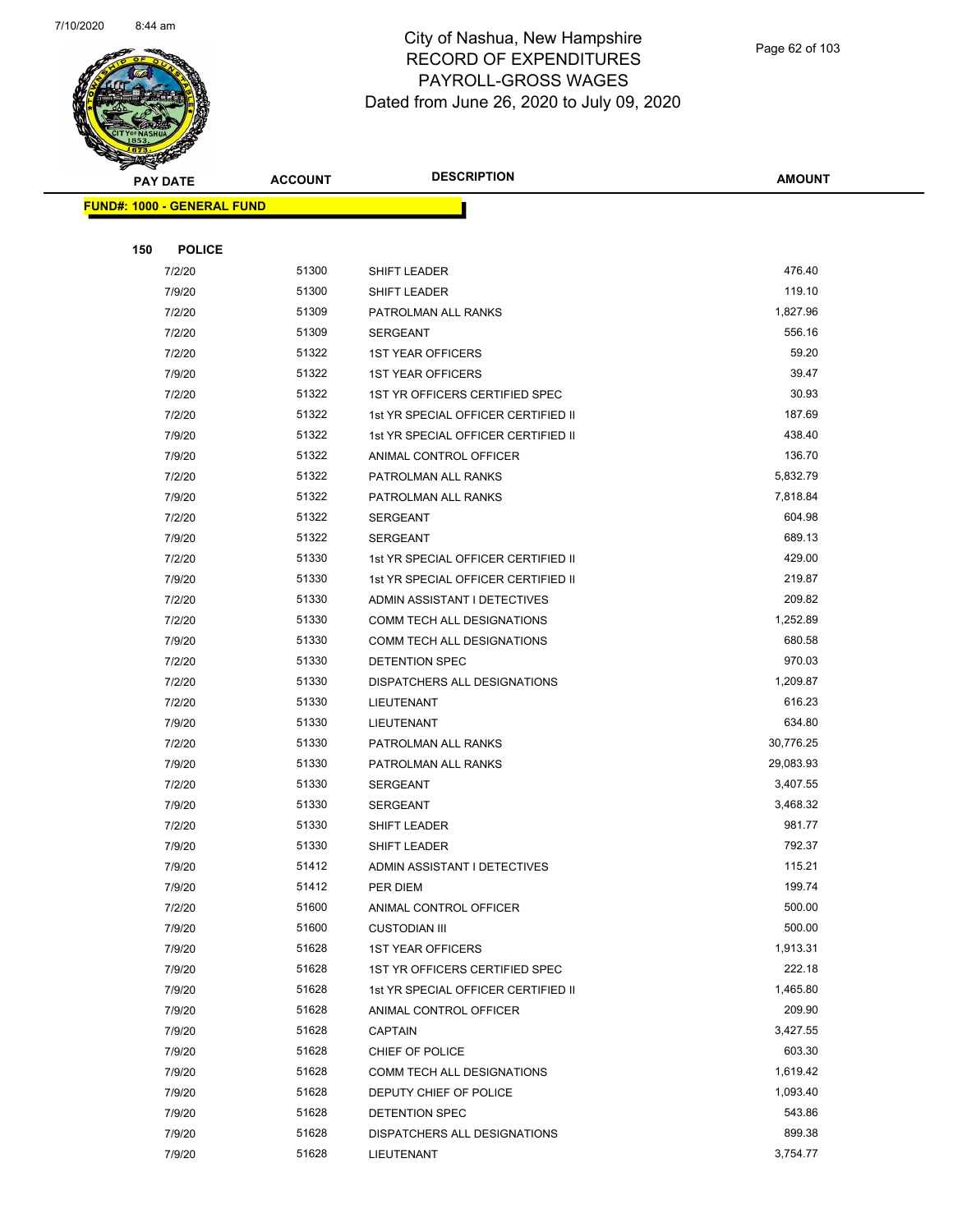# City of Nashua, New Hampshire
## RECORD OF EXPENDITURES
## PAYROLL-GROSS WAGES
## Dated from June 26, 2020 to July 09, 2020

| PAY DATE | ACCOUNT | DESCRIPTION | AMOUNT |
|---|---|---|---|
| **FUND#: 1000 - GENERAL FUND** | | | |
| **150 POLICE** | | | |
| 7/2/20 | 51300 | SHIFT LEADER | 476.40 |
| 7/9/20 | 51300 | SHIFT LEADER | 119.10 |
| 7/2/20 | 51309 | PATROLMAN ALL RANKS | 1,827.96 |
| 7/2/20 | 51309 | SERGEANT | 556.16 |
| 7/2/20 | 51322 | 1ST YEAR OFFICERS | 59.20 |
| 7/9/20 | 51322 | 1ST YEAR OFFICERS | 39.47 |
| 7/2/20 | 51322 | 1ST YR OFFICERS CERTIFIED SPEC | 30.93 |
| 7/2/20 | 51322 | 1st YR SPECIAL OFFICER CERTIFIED II | 187.69 |
| 7/9/20 | 51322 | 1st YR SPECIAL OFFICER CERTIFIED II | 438.40 |
| 7/9/20 | 51322 | ANIMAL CONTROL OFFICER | 136.70 |
| 7/2/20 | 51322 | PATROLMAN ALL RANKS | 5,832.79 |
| 7/9/20 | 51322 | PATROLMAN ALL RANKS | 7,818.84 |
| 7/2/20 | 51322 | SERGEANT | 604.98 |
| 7/9/20 | 51322 | SERGEANT | 689.13 |
| 7/2/20 | 51330 | 1st YR SPECIAL OFFICER CERTIFIED II | 429.00 |
| 7/9/20 | 51330 | 1st YR SPECIAL OFFICER CERTIFIED II | 219.87 |
| 7/2/20 | 51330 | ADMIN ASSISTANT I DETECTIVES | 209.82 |
| 7/2/20 | 51330 | COMM TECH ALL DESIGNATIONS | 1,252.89 |
| 7/9/20 | 51330 | COMM TECH ALL DESIGNATIONS | 680.58 |
| 7/2/20 | 51330 | DETENTION SPEC | 970.03 |
| 7/2/20 | 51330 | DISPATCHERS ALL DESIGNATIONS | 1,209.87 |
| 7/2/20 | 51330 | LIEUTENANT | 616.23 |
| 7/9/20 | 51330 | LIEUTENANT | 634.80 |
| 7/2/20 | 51330 | PATROLMAN ALL RANKS | 30,776.25 |
| 7/9/20 | 51330 | PATROLMAN ALL RANKS | 29,083.93 |
| 7/2/20 | 51330 | SERGEANT | 3,407.55 |
| 7/9/20 | 51330 | SERGEANT | 3,468.32 |
| 7/2/20 | 51330 | SHIFT LEADER | 981.77 |
| 7/9/20 | 51330 | SHIFT LEADER | 792.37 |
| 7/9/20 | 51412 | ADMIN ASSISTANT I DETECTIVES | 115.21 |
| 7/9/20 | 51412 | PER DIEM | 199.74 |
| 7/2/20 | 51600 | ANIMAL CONTROL OFFICER | 500.00 |
| 7/9/20 | 51600 | CUSTODIAN III | 500.00 |
| 7/9/20 | 51628 | 1ST YEAR OFFICERS | 1,913.31 |
| 7/9/20 | 51628 | 1ST YR OFFICERS CERTIFIED SPEC | 222.18 |
| 7/9/20 | 51628 | 1st YR SPECIAL OFFICER CERTIFIED II | 1,465.80 |
| 7/9/20 | 51628 | ANIMAL CONTROL OFFICER | 209.90 |
| 7/9/20 | 51628 | CAPTAIN | 3,427.55 |
| 7/9/20 | 51628 | CHIEF OF POLICE | 603.30 |
| 7/9/20 | 51628 | COMM TECH ALL DESIGNATIONS | 1,619.42 |
| 7/9/20 | 51628 | DEPUTY CHIEF OF POLICE | 1,093.40 |
| 7/9/20 | 51628 | DETENTION SPEC | 543.86 |
| 7/9/20 | 51628 | DISPATCHERS ALL DESIGNATIONS | 899.38 |
| 7/9/20 | 51628 | LIEUTENANT | 3,754.77 |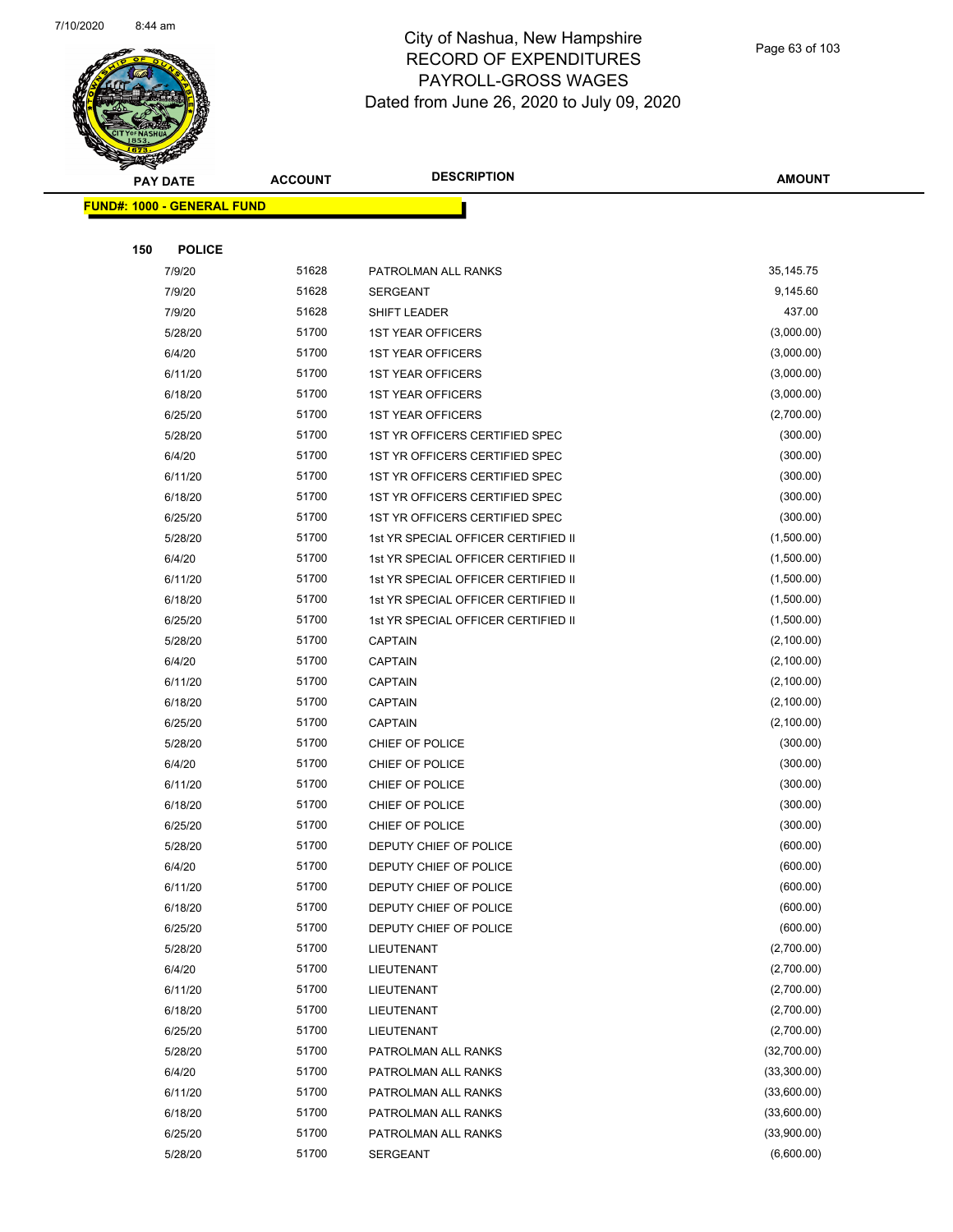# City of Nashua, New Hampshire
## RECORD OF EXPENDITURES
## PAYROLL-GROSS WAGES
### Dated from June 26, 2020 to July 09, 2020

| PAY DATE | ACCOUNT | DESCRIPTION | AMOUNT |
|---|---|---|---|

**FUND#: 1000 - GENERAL FUND**

**150 POLICE**

| PAY DATE | ACCOUNT | DESCRIPTION | AMOUNT |
|---|---|---|---|
| 7/9/20 | 51628 | PATROLMAN ALL RANKS | 35,145.75 |
| 7/9/20 | 51628 | SERGEANT | 9,145.60 |
| 7/9/20 | 51628 | SHIFT LEADER | 437.00 |
| 5/28/20 | 51700 | 1ST YEAR OFFICERS | (3,000.00) |
| 6/4/20 | 51700 | 1ST YEAR OFFICERS | (3,000.00) |
| 6/11/20 | 51700 | 1ST YEAR OFFICERS | (3,000.00) |
| 6/18/20 | 51700 | 1ST YEAR OFFICERS | (3,000.00) |
| 6/25/20 | 51700 | 1ST YEAR OFFICERS | (2,700.00) |
| 5/28/20 | 51700 | 1ST YR OFFICERS CERTIFIED SPEC | (300.00) |
| 6/4/20 | 51700 | 1ST YR OFFICERS CERTIFIED SPEC | (300.00) |
| 6/11/20 | 51700 | 1ST YR OFFICERS CERTIFIED SPEC | (300.00) |
| 6/18/20 | 51700 | 1ST YR OFFICERS CERTIFIED SPEC | (300.00) |
| 6/25/20 | 51700 | 1ST YR OFFICERS CERTIFIED SPEC | (300.00) |
| 5/28/20 | 51700 | 1st YR SPECIAL OFFICER CERTIFIED II | (1,500.00) |
| 6/4/20 | 51700 | 1st YR SPECIAL OFFICER CERTIFIED II | (1,500.00) |
| 6/11/20 | 51700 | 1st YR SPECIAL OFFICER CERTIFIED II | (1,500.00) |
| 6/18/20 | 51700 | 1st YR SPECIAL OFFICER CERTIFIED II | (1,500.00) |
| 6/25/20 | 51700 | 1st YR SPECIAL OFFICER CERTIFIED II | (1,500.00) |
| 5/28/20 | 51700 | CAPTAIN | (2,100.00) |
| 6/4/20 | 51700 | CAPTAIN | (2,100.00) |
| 6/11/20 | 51700 | CAPTAIN | (2,100.00) |
| 6/18/20 | 51700 | CAPTAIN | (2,100.00) |
| 6/25/20 | 51700 | CAPTAIN | (2,100.00) |
| 5/28/20 | 51700 | CHIEF OF POLICE | (300.00) |
| 6/4/20 | 51700 | CHIEF OF POLICE | (300.00) |
| 6/11/20 | 51700 | CHIEF OF POLICE | (300.00) |
| 6/18/20 | 51700 | CHIEF OF POLICE | (300.00) |
| 6/25/20 | 51700 | CHIEF OF POLICE | (300.00) |
| 5/28/20 | 51700 | DEPUTY CHIEF OF POLICE | (600.00) |
| 6/4/20 | 51700 | DEPUTY CHIEF OF POLICE | (600.00) |
| 6/11/20 | 51700 | DEPUTY CHIEF OF POLICE | (600.00) |
| 6/18/20 | 51700 | DEPUTY CHIEF OF POLICE | (600.00) |
| 6/25/20 | 51700 | DEPUTY CHIEF OF POLICE | (600.00) |
| 5/28/20 | 51700 | LIEUTENANT | (2,700.00) |
| 6/4/20 | 51700 | LIEUTENANT | (2,700.00) |
| 6/11/20 | 51700 | LIEUTENANT | (2,700.00) |
| 6/18/20 | 51700 | LIEUTENANT | (2,700.00) |
| 6/25/20 | 51700 | LIEUTENANT | (2,700.00) |
| 5/28/20 | 51700 | PATROLMAN ALL RANKS | (32,700.00) |
| 6/4/20 | 51700 | PATROLMAN ALL RANKS | (33,300.00) |
| 6/11/20 | 51700 | PATROLMAN ALL RANKS | (33,600.00) |
| 6/18/20 | 51700 | PATROLMAN ALL RANKS | (33,600.00) |
| 6/25/20 | 51700 | PATROLMAN ALL RANKS | (33,900.00) |
| 5/28/20 | 51700 | SERGEANT | (6,600.00) |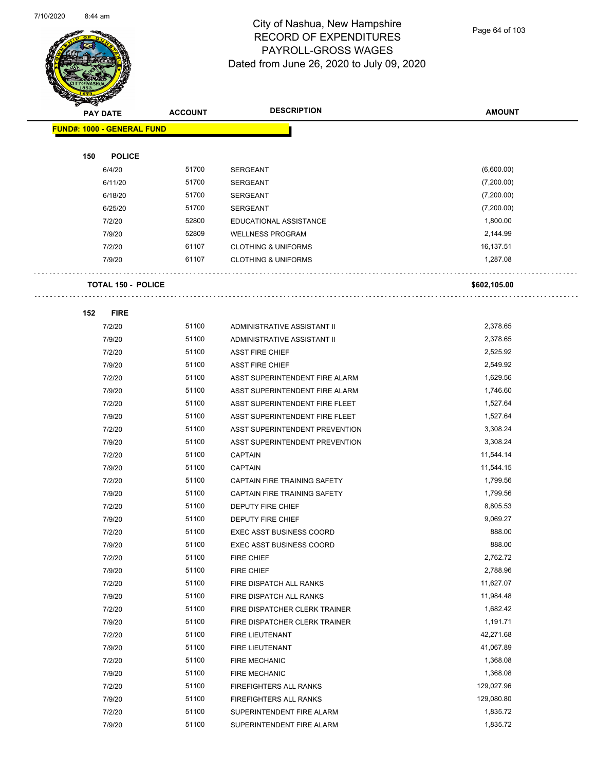# City of Nashua, New Hampshire
## RECORD OF EXPENDITURES
## PAYROLL-GROSS WAGES
## Dated from June 26, 2020 to July 09, 2020

| PAY DATE | ACCOUNT | DESCRIPTION | AMOUNT |
|---|---|---|---|
| **FUND#: 1000 - GENERAL FUND** | | | |
| **150 POLICE** | | | |
| 6/4/20 | 51700 | SERGEANT | (6,600.00) |
| 6/11/20 | 51700 | SERGEANT | (7,200.00) |
| 6/18/20 | 51700 | SERGEANT | (7,200.00) |
| 6/25/20 | 51700 | SERGEANT | (7,200.00) |
| 7/2/20 | 52800 | EDUCATIONAL ASSISTANCE | 1,800.00 |
| 7/9/20 | 52809 | WELLNESS PROGRAM | 2,144.99 |
| 7/2/20 | 61107 | CLOTHING & UNIFORMS | 16,137.51 |
| 7/9/20 | 61107 | CLOTHING & UNIFORMS | 1,287.08 |
| **TOTAL 150 - POLICE** | | | **$602,105.00** |
| **152 FIRE** | | | |
| 7/2/20 | 51100 | ADMINISTRATIVE ASSISTANT II | 2,378.65 |
| 7/9/20 | 51100 | ADMINISTRATIVE ASSISTANT II | 2,378.65 |
| 7/2/20 | 51100 | ASST FIRE CHIEF | 2,525.92 |
| 7/9/20 | 51100 | ASST FIRE CHIEF | 2,549.92 |
| 7/2/20 | 51100 | ASST SUPERINTENDENT FIRE ALARM | 1,629.56 |
| 7/9/20 | 51100 | ASST SUPERINTENDENT FIRE ALARM | 1,746.60 |
| 7/2/20 | 51100 | ASST SUPERINTENDENT FIRE FLEET | 1,527.64 |
| 7/9/20 | 51100 | ASST SUPERINTENDENT FIRE FLEET | 1,527.64 |
| 7/2/20 | 51100 | ASST SUPERINTENDENT PREVENTION | 3,308.24 |
| 7/9/20 | 51100 | ASST SUPERINTENDENT PREVENTION | 3,308.24 |
| 7/2/20 | 51100 | CAPTAIN | 11,544.14 |
| 7/9/20 | 51100 | CAPTAIN | 11,544.15 |
| 7/2/20 | 51100 | CAPTAIN FIRE TRAINING SAFETY | 1,799.56 |
| 7/9/20 | 51100 | CAPTAIN FIRE TRAINING SAFETY | 1,799.56 |
| 7/2/20 | 51100 | DEPUTY FIRE CHIEF | 8,805.53 |
| 7/9/20 | 51100 | DEPUTY FIRE CHIEF | 9,069.27 |
| 7/2/20 | 51100 | EXEC ASST BUSINESS COORD | 888.00 |
| 7/9/20 | 51100 | EXEC ASST BUSINESS COORD | 888.00 |
| 7/2/20 | 51100 | FIRE CHIEF | 2,762.72 |
| 7/9/20 | 51100 | FIRE CHIEF | 2,788.96 |
| 7/2/20 | 51100 | FIRE DISPATCH ALL RANKS | 11,627.07 |
| 7/9/20 | 51100 | FIRE DISPATCH ALL RANKS | 11,984.48 |
| 7/2/20 | 51100 | FIRE DISPATCHER CLERK TRAINER | 1,682.42 |
| 7/9/20 | 51100 | FIRE DISPATCHER CLERK TRAINER | 1,191.71 |
| 7/2/20 | 51100 | FIRE LIEUTENANT | 42,271.68 |
| 7/9/20 | 51100 | FIRE LIEUTENANT | 41,067.89 |
| 7/2/20 | 51100 | FIRE MECHANIC | 1,368.08 |
| 7/9/20 | 51100 | FIRE MECHANIC | 1,368.08 |
| 7/2/20 | 51100 | FIREFIGHTERS ALL RANKS | 129,027.96 |
| 7/9/20 | 51100 | FIREFIGHTERS ALL RANKS | 129,080.80 |
| 7/2/20 | 51100 | SUPERINTENDENT FIRE ALARM | 1,835.72 |
| 7/9/20 | 51100 | SUPERINTENDENT FIRE ALARM | 1,835.72 |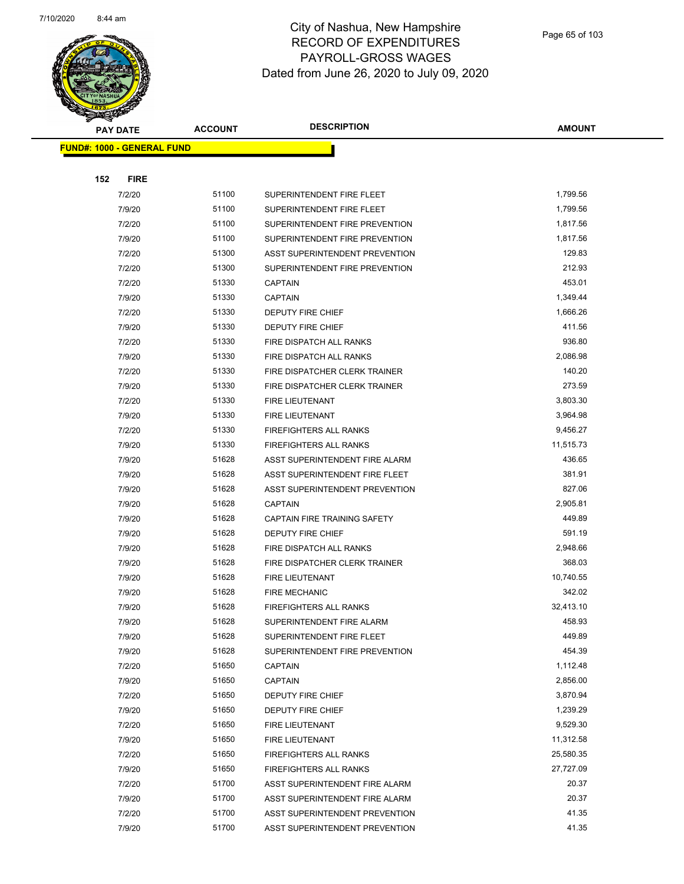# City of Nashua, New Hampshire
## RECORD OF EXPENDITURES
## PAYROLL-GROSS WAGES
## Dated from June 26, 2020 to July 09, 2020

**FUND#: 1000 - GENERAL FUND**

**152 FIRE**

| PAY DATE | ACCOUNT | DESCRIPTION | AMOUNT |
|---|---|---|---|
| 7/2/20 | 51100 | SUPERINTENDENT FIRE FLEET | 1,799.56 |
| 7/9/20 | 51100 | SUPERINTENDENT FIRE FLEET | 1,799.56 |
| 7/2/20 | 51100 | SUPERINTENDENT FIRE PREVENTION | 1,817.56 |
| 7/9/20 | 51100 | SUPERINTENDENT FIRE PREVENTION | 1,817.56 |
| 7/2/20 | 51300 | ASST SUPERINTENDENT PREVENTION | 129.83 |
| 7/2/20 | 51300 | SUPERINTENDENT FIRE PREVENTION | 212.93 |
| 7/2/20 | 51330 | CAPTAIN | 453.01 |
| 7/9/20 | 51330 | CAPTAIN | 1,349.44 |
| 7/2/20 | 51330 | DEPUTY FIRE CHIEF | 1,666.26 |
| 7/9/20 | 51330 | DEPUTY FIRE CHIEF | 411.56 |
| 7/2/20 | 51330 | FIRE DISPATCH ALL RANKS | 936.80 |
| 7/9/20 | 51330 | FIRE DISPATCH ALL RANKS | 2,086.98 |
| 7/2/20 | 51330 | FIRE DISPATCHER CLERK TRAINER | 140.20 |
| 7/9/20 | 51330 | FIRE DISPATCHER CLERK TRAINER | 273.59 |
| 7/2/20 | 51330 | FIRE LIEUTENANT | 3,803.30 |
| 7/9/20 | 51330 | FIRE LIEUTENANT | 3,964.98 |
| 7/2/20 | 51330 | FIREFIGHTERS ALL RANKS | 9,456.27 |
| 7/9/20 | 51330 | FIREFIGHTERS ALL RANKS | 11,515.73 |
| 7/9/20 | 51628 | ASST SUPERINTENDENT FIRE ALARM | 436.65 |
| 7/9/20 | 51628 | ASST SUPERINTENDENT FIRE FLEET | 381.91 |
| 7/9/20 | 51628 | ASST SUPERINTENDENT PREVENTION | 827.06 |
| 7/9/20 | 51628 | CAPTAIN | 2,905.81 |
| 7/9/20 | 51628 | CAPTAIN FIRE TRAINING SAFETY | 449.89 |
| 7/9/20 | 51628 | DEPUTY FIRE CHIEF | 591.19 |
| 7/9/20 | 51628 | FIRE DISPATCH ALL RANKS | 2,948.66 |
| 7/9/20 | 51628 | FIRE DISPATCHER CLERK TRAINER | 368.03 |
| 7/9/20 | 51628 | FIRE LIEUTENANT | 10,740.55 |
| 7/9/20 | 51628 | FIRE MECHANIC | 342.02 |
| 7/9/20 | 51628 | FIREFIGHTERS ALL RANKS | 32,413.10 |
| 7/9/20 | 51628 | SUPERINTENDENT FIRE ALARM | 458.93 |
| 7/9/20 | 51628 | SUPERINTENDENT FIRE FLEET | 449.89 |
| 7/9/20 | 51628 | SUPERINTENDENT FIRE PREVENTION | 454.39 |
| 7/2/20 | 51650 | CAPTAIN | 1,112.48 |
| 7/9/20 | 51650 | CAPTAIN | 2,856.00 |
| 7/2/20 | 51650 | DEPUTY FIRE CHIEF | 3,870.94 |
| 7/9/20 | 51650 | DEPUTY FIRE CHIEF | 1,239.29 |
| 7/2/20 | 51650 | FIRE LIEUTENANT | 9,529.30 |
| 7/9/20 | 51650 | FIRE LIEUTENANT | 11,312.58 |
| 7/2/20 | 51650 | FIREFIGHTERS ALL RANKS | 25,580.35 |
| 7/9/20 | 51650 | FIREFIGHTERS ALL RANKS | 27,727.09 |
| 7/2/20 | 51700 | ASST SUPERINTENDENT FIRE ALARM | 20.37 |
| 7/9/20 | 51700 | ASST SUPERINTENDENT FIRE ALARM | 20.37 |
| 7/2/20 | 51700 | ASST SUPERINTENDENT PREVENTION | 41.35 |
| 7/9/20 | 51700 | ASST SUPERINTENDENT PREVENTION | 41.35 |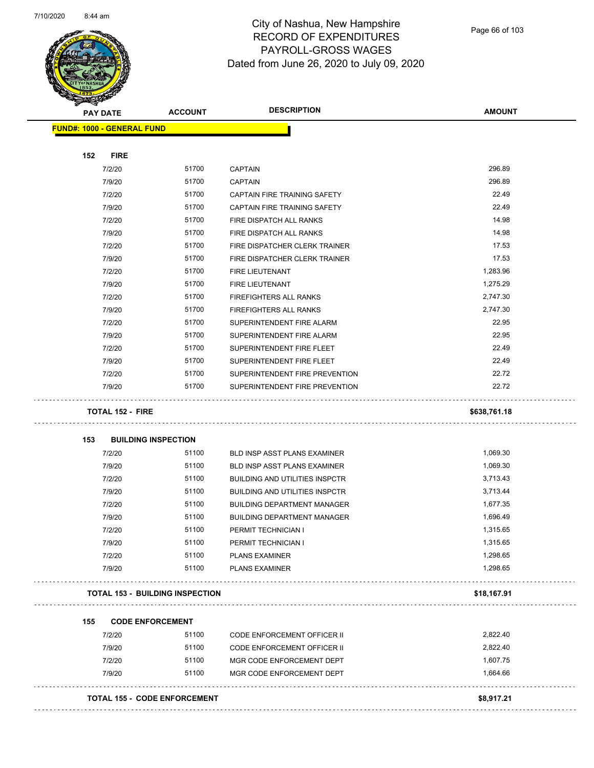# City of Nashua, New Hampshire
## RECORD OF EXPENDITURES
## PAYROLL-GROSS WAGES
### Dated from June 26, 2020 to July 09, 2020

| PAY DATE | ACCOUNT | DESCRIPTION | AMOUNT |
|---|---|---|---|
| **FUND#: 1000 - GENERAL FUND** | | | |
| **152 FIRE** | | | |
| 7/2/20 | 51700 | CAPTAIN | 296.89 |
| 7/9/20 | 51700 | CAPTAIN | 296.89 |
| 7/2/20 | 51700 | CAPTAIN FIRE TRAINING SAFETY | 22.49 |
| 7/9/20 | 51700 | CAPTAIN FIRE TRAINING SAFETY | 22.49 |
| 7/2/20 | 51700 | FIRE DISPATCH ALL RANKS | 14.98 |
| 7/9/20 | 51700 | FIRE DISPATCH ALL RANKS | 14.98 |
| 7/2/20 | 51700 | FIRE DISPATCHER CLERK TRAINER | 17.53 |
| 7/9/20 | 51700 | FIRE DISPATCHER CLERK TRAINER | 17.53 |
| 7/2/20 | 51700 | FIRE LIEUTENANT | 1,283.96 |
| 7/9/20 | 51700 | FIRE LIEUTENANT | 1,275.29 |
| 7/2/20 | 51700 | FIREFIGHTERS ALL RANKS | 2,747.30 |
| 7/9/20 | 51700 | FIREFIGHTERS ALL RANKS | 2,747.30 |
| 7/2/20 | 51700 | SUPERINTENDENT FIRE ALARM | 22.95 |
| 7/9/20 | 51700 | SUPERINTENDENT FIRE ALARM | 22.95 |
| 7/2/20 | 51700 | SUPERINTENDENT FIRE FLEET | 22.49 |
| 7/9/20 | 51700 | SUPERINTENDENT FIRE FLEET | 22.49 |
| 7/2/20 | 51700 | SUPERINTENDENT FIRE PREVENTION | 22.72 |
| 7/9/20 | 51700 | SUPERINTENDENT FIRE PREVENTION | 22.72 |
| **TOTAL 152 - FIRE** | | | **$638,761.18** |
| **153 BUILDING INSPECTION** | | | |
| 7/2/20 | 51100 | BLD INSP ASST PLANS EXAMINER | 1,069.30 |
| 7/9/20 | 51100 | BLD INSP ASST PLANS EXAMINER | 1,069.30 |
| 7/2/20 | 51100 | BUILDING AND UTILITIES INSPCTR | 3,713.43 |
| 7/9/20 | 51100 | BUILDING AND UTILITIES INSPCTR | 3,713.44 |
| 7/2/20 | 51100 | BUILDING DEPARTMENT MANAGER | 1,677.35 |
| 7/9/20 | 51100 | BUILDING DEPARTMENT MANAGER | 1,696.49 |
| 7/2/20 | 51100 | PERMIT TECHNICIAN I | 1,315.65 |
| 7/9/20 | 51100 | PERMIT TECHNICIAN I | 1,315.65 |
| 7/2/20 | 51100 | PLANS EXAMINER | 1,298.65 |
| 7/9/20 | 51100 | PLANS EXAMINER | 1,298.65 |
| **TOTAL 153 - BUILDING INSPECTION** | | | **$18,167.91** |
| **155 CODE ENFORCEMENT** | | | |
| 7/2/20 | 51100 | CODE ENFORCEMENT OFFICER II | 2,822.40 |
| 7/9/20 | 51100 | CODE ENFORCEMENT OFFICER II | 2,822.40 |
| 7/2/20 | 51100 | MGR CODE ENFORCEMENT DEPT | 1,607.75 |
| 7/9/20 | 51100 | MGR CODE ENFORCEMENT DEPT | 1,664.66 |
| **TOTAL 155 - CODE ENFORCEMENT** | | | **$8,917.21** |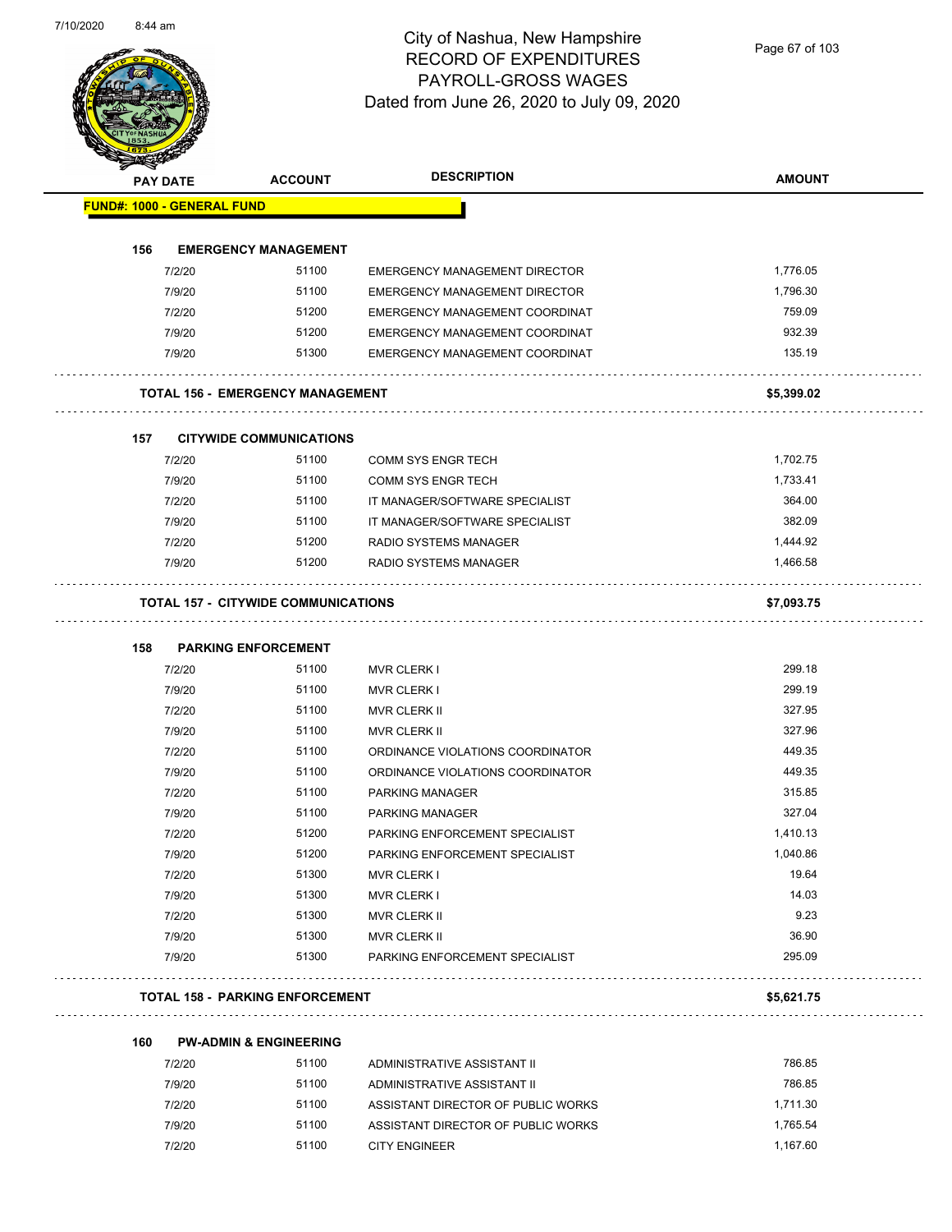# City of Nashua, New Hampshire
## RECORD OF EXPENDITURES
## PAYROLL-GROSS WAGES
### Dated from June 26, 2020 to July 09, 2020

| PAY DATE | ACCOUNT | DESCRIPTION | AMOUNT |
|---|---|---|---|
| **FUND#: 1000 - GENERAL FUND** | | | |
| **156 EMERGENCY MANAGEMENT** | | | |
| 7/2/20 | 51100 | EMERGENCY MANAGEMENT DIRECTOR | 1,776.05 |
| 7/9/20 | 51100 | EMERGENCY MANAGEMENT DIRECTOR | 1,796.30 |
| 7/2/20 | 51200 | EMERGENCY MANAGEMENT COORDINAT | 759.09 |
| 7/9/20 | 51200 | EMERGENCY MANAGEMENT COORDINAT | 932.39 |
| 7/9/20 | 51300 | EMERGENCY MANAGEMENT COORDINAT | 135.19 |
| **TOTAL 156 - EMERGENCY MANAGEMENT** | | | **$5,399.02** |
| **157 CITYWIDE COMMUNICATIONS** | | | |
| 7/2/20 | 51100 | COMM SYS ENGR TECH | 1,702.75 |
| 7/9/20 | 51100 | COMM SYS ENGR TECH | 1,733.41 |
| 7/2/20 | 51100 | IT MANAGER/SOFTWARE SPECIALIST | 364.00 |
| 7/9/20 | 51100 | IT MANAGER/SOFTWARE SPECIALIST | 382.09 |
| 7/2/20 | 51200 | RADIO SYSTEMS MANAGER | 1,444.92 |
| 7/9/20 | 51200 | RADIO SYSTEMS MANAGER | 1,466.58 |
| **TOTAL 157 - CITYWIDE COMMUNICATIONS** | | | **$7,093.75** |
| **158 PARKING ENFORCEMENT** | | | |
| 7/2/20 | 51100 | MVR CLERK I | 299.18 |
| 7/9/20 | 51100 | MVR CLERK I | 299.19 |
| 7/2/20 | 51100 | MVR CLERK II | 327.95 |
| 7/9/20 | 51100 | MVR CLERK II | 327.96 |
| 7/2/20 | 51100 | ORDINANCE VIOLATIONS COORDINATOR | 449.35 |
| 7/9/20 | 51100 | ORDINANCE VIOLATIONS COORDINATOR | 449.35 |
| 7/2/20 | 51100 | PARKING MANAGER | 315.85 |
| 7/9/20 | 51100 | PARKING MANAGER | 327.04 |
| 7/2/20 | 51200 | PARKING ENFORCEMENT SPECIALIST | 1,410.13 |
| 7/9/20 | 51200 | PARKING ENFORCEMENT SPECIALIST | 1,040.86 |
| 7/2/20 | 51300 | MVR CLERK I | 19.64 |
| 7/9/20 | 51300 | MVR CLERK I | 14.03 |
| 7/2/20 | 51300 | MVR CLERK II | 9.23 |
| 7/9/20 | 51300 | MVR CLERK II | 36.90 |
| 7/9/20 | 51300 | PARKING ENFORCEMENT SPECIALIST | 295.09 |
| **TOTAL 158 - PARKING ENFORCEMENT** | | | **$5,621.75** |
| **160 PW-ADMIN & ENGINEERING** | | | |
| 7/2/20 | 51100 | ADMINISTRATIVE ASSISTANT II | 786.85 |
| 7/9/20 | 51100 | ADMINISTRATIVE ASSISTANT II | 786.85 |
| 7/2/20 | 51100 | ASSISTANT DIRECTOR OF PUBLIC WORKS | 1,711.30 |
| 7/9/20 | 51100 | ASSISTANT DIRECTOR OF PUBLIC WORKS | 1,765.54 |
| 7/2/20 | 51100 | CITY ENGINEER | 1,167.60 |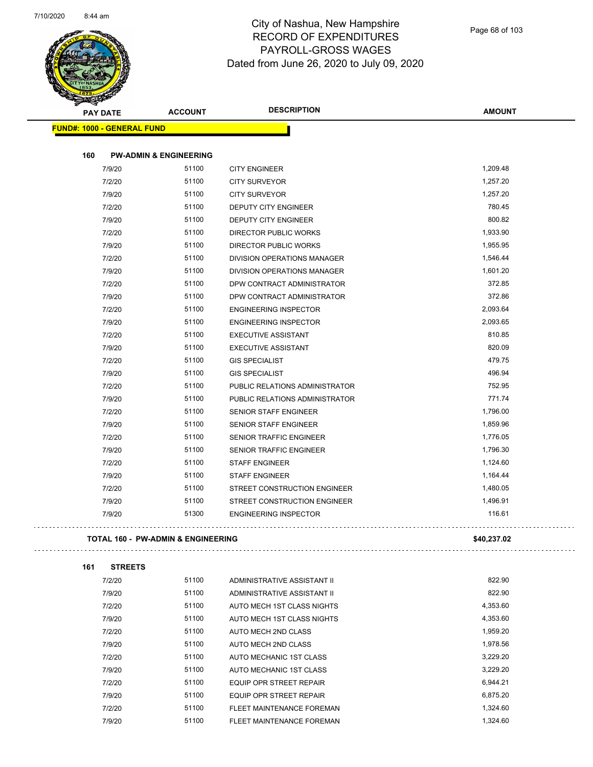# City of Nashua, New Hampshire
## RECORD OF EXPENDITURES
## PAYROLL-GROSS WAGES
## Dated from June 26, 2020 to July 09, 2020

| PAY DATE | ACCOUNT | DESCRIPTION | AMOUNT |
|---|---|---|---|
| **FUND#: 1000 - GENERAL FUND** | | | |
| **160 PW-ADMIN & ENGINEERING** | | | |
| 7/9/20 | 51100 | CITY ENGINEER | 1,209.48 |
| 7/2/20 | 51100 | CITY SURVEYOR | 1,257.20 |
| 7/9/20 | 51100 | CITY SURVEYOR | 1,257.20 |
| 7/2/20 | 51100 | DEPUTY CITY ENGINEER | 780.45 |
| 7/9/20 | 51100 | DEPUTY CITY ENGINEER | 800.82 |
| 7/2/20 | 51100 | DIRECTOR PUBLIC WORKS | 1,933.90 |
| 7/9/20 | 51100 | DIRECTOR PUBLIC WORKS | 1,955.95 |
| 7/2/20 | 51100 | DIVISION OPERATIONS MANAGER | 1,546.44 |
| 7/9/20 | 51100 | DIVISION OPERATIONS MANAGER | 1,601.20 |
| 7/2/20 | 51100 | DPW CONTRACT ADMINISTRATOR | 372.85 |
| 7/9/20 | 51100 | DPW CONTRACT ADMINISTRATOR | 372.86 |
| 7/2/20 | 51100 | ENGINEERING INSPECTOR | 2,093.64 |
| 7/9/20 | 51100 | ENGINEERING INSPECTOR | 2,093.65 |
| 7/2/20 | 51100 | EXECUTIVE ASSISTANT | 810.85 |
| 7/9/20 | 51100 | EXECUTIVE ASSISTANT | 820.09 |
| 7/2/20 | 51100 | GIS SPECIALIST | 479.75 |
| 7/9/20 | 51100 | GIS SPECIALIST | 496.94 |
| 7/2/20 | 51100 | PUBLIC RELATIONS ADMINISTRATOR | 752.95 |
| 7/9/20 | 51100 | PUBLIC RELATIONS ADMINISTRATOR | 771.74 |
| 7/2/20 | 51100 | SENIOR STAFF ENGINEER | 1,796.00 |
| 7/9/20 | 51100 | SENIOR STAFF ENGINEER | 1,859.96 |
| 7/2/20 | 51100 | SENIOR TRAFFIC ENGINEER | 1,776.05 |
| 7/9/20 | 51100 | SENIOR TRAFFIC ENGINEER | 1,796.30 |
| 7/2/20 | 51100 | STAFF ENGINEER | 1,124.60 |
| 7/9/20 | 51100 | STAFF ENGINEER | 1,164.44 |
| 7/2/20 | 51100 | STREET CONSTRUCTION ENGINEER | 1,480.05 |
| 7/9/20 | 51100 | STREET CONSTRUCTION ENGINEER | 1,496.91 |
| 7/9/20 | 51300 | ENGINEERING INSPECTOR | 116.61 |
| **TOTAL 160 - PW-ADMIN & ENGINEERING** | | | **$40,237.02** |
| **161 STREETS** | | | |
| 7/2/20 | 51100 | ADMINISTRATIVE ASSISTANT II | 822.90 |
| 7/9/20 | 51100 | ADMINISTRATIVE ASSISTANT II | 822.90 |
| 7/2/20 | 51100 | AUTO MECH 1ST CLASS NIGHTS | 4,353.60 |
| 7/9/20 | 51100 | AUTO MECH 1ST CLASS NIGHTS | 4,353.60 |
| 7/2/20 | 51100 | AUTO MECH 2ND CLASS | 1,959.20 |
| 7/9/20 | 51100 | AUTO MECH 2ND CLASS | 1,978.56 |
| 7/2/20 | 51100 | AUTO MECHANIC 1ST CLASS | 3,229.20 |
| 7/9/20 | 51100 | AUTO MECHANIC 1ST CLASS | 3,229.20 |
| 7/2/20 | 51100 | EQUIP OPR STREET REPAIR | 6,944.21 |
| 7/9/20 | 51100 | EQUIP OPR STREET REPAIR | 6,875.20 |
| 7/2/20 | 51100 | FLEET MAINTENANCE FOREMAN | 1,324.60 |
| 7/9/20 | 51100 | FLEET MAINTENANCE FOREMAN | 1,324.60 |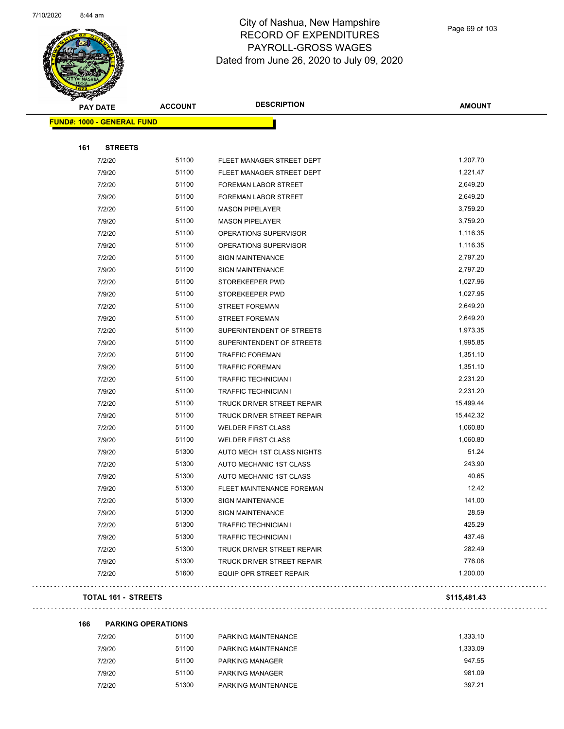# City of Nashua, New Hampshire
## RECORD OF EXPENDITURES
## PAYROLL-GROSS WAGES
### Dated from June 26, 2020 to July 09, 2020

| PAY DATE | ACCOUNT | DESCRIPTION | AMOUNT |
|---|---|---|---|
| **FUND#: 1000 - GENERAL FUND** | | | |
| **161 STREETS** | | | |
| 7/2/20 | 51100 | FLEET MANAGER STREET DEPT | 1,207.70 |
| 7/9/20 | 51100 | FLEET MANAGER STREET DEPT | 1,221.47 |
| 7/2/20 | 51100 | FOREMAN LABOR STREET | 2,649.20 |
| 7/9/20 | 51100 | FOREMAN LABOR STREET | 2,649.20 |
| 7/2/20 | 51100 | MASON PIPELAYER | 3,759.20 |
| 7/9/20 | 51100 | MASON PIPELAYER | 3,759.20 |
| 7/2/20 | 51100 | OPERATIONS SUPERVISOR | 1,116.35 |
| 7/9/20 | 51100 | OPERATIONS SUPERVISOR | 1,116.35 |
| 7/2/20 | 51100 | SIGN MAINTENANCE | 2,797.20 |
| 7/9/20 | 51100 | SIGN MAINTENANCE | 2,797.20 |
| 7/2/20 | 51100 | STOREKEEPER PWD | 1,027.96 |
| 7/9/20 | 51100 | STOREKEEPER PWD | 1,027.95 |
| 7/2/20 | 51100 | STREET FOREMAN | 2,649.20 |
| 7/9/20 | 51100 | STREET FOREMAN | 2,649.20 |
| 7/2/20 | 51100 | SUPERINTENDENT OF STREETS | 1,973.35 |
| 7/9/20 | 51100 | SUPERINTENDENT OF STREETS | 1,995.85 |
| 7/2/20 | 51100 | TRAFFIC FOREMAN | 1,351.10 |
| 7/9/20 | 51100 | TRAFFIC FOREMAN | 1,351.10 |
| 7/2/20 | 51100 | TRAFFIC TECHNICIAN I | 2,231.20 |
| 7/9/20 | 51100 | TRAFFIC TECHNICIAN I | 2,231.20 |
| 7/2/20 | 51100 | TRUCK DRIVER STREET REPAIR | 15,499.44 |
| 7/9/20 | 51100 | TRUCK DRIVER STREET REPAIR | 15,442.32 |
| 7/2/20 | 51100 | WELDER FIRST CLASS | 1,060.80 |
| 7/9/20 | 51100 | WELDER FIRST CLASS | 1,060.80 |
| 7/9/20 | 51300 | AUTO MECH 1ST CLASS NIGHTS | 51.24 |
| 7/2/20 | 51300 | AUTO MECHANIC 1ST CLASS | 243.90 |
| 7/9/20 | 51300 | AUTO MECHANIC 1ST CLASS | 40.65 |
| 7/9/20 | 51300 | FLEET MAINTENANCE FOREMAN | 12.42 |
| 7/2/20 | 51300 | SIGN MAINTENANCE | 141.00 |
| 7/9/20 | 51300 | SIGN MAINTENANCE | 28.59 |
| 7/2/20 | 51300 | TRAFFIC TECHNICIAN I | 425.29 |
| 7/9/20 | 51300 | TRAFFIC TECHNICIAN I | 437.46 |
| 7/2/20 | 51300 | TRUCK DRIVER STREET REPAIR | 282.49 |
| 7/9/20 | 51300 | TRUCK DRIVER STREET REPAIR | 776.08 |
| 7/2/20 | 51600 | EQUIP OPR STREET REPAIR | 1,200.00 |
| **TOTAL 161 - STREETS** | | | **$115,481.43** |
| **166 PARKING OPERATIONS** | | | |
| 7/2/20 | 51100 | PARKING MAINTENANCE | 1,333.10 |
| 7/9/20 | 51100 | PARKING MAINTENANCE | 1,333.09 |
| 7/2/20 | 51100 | PARKING MANAGER | 947.55 |
| 7/9/20 | 51100 | PARKING MANAGER | 981.09 |
| 7/2/20 | 51300 | PARKING MAINTENANCE | 397.21 |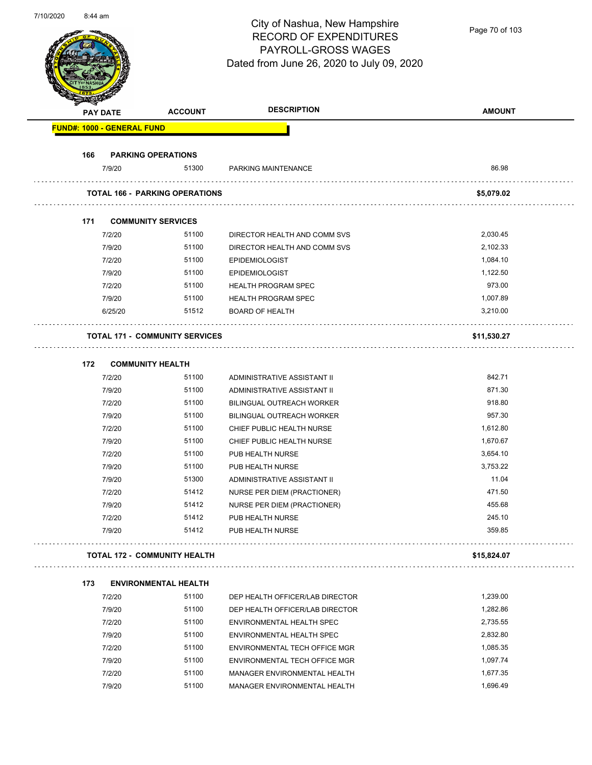# City of Nashua, New Hampshire
## RECORD OF EXPENDITURES
## PAYROLL-GROSS WAGES
## Dated from June 26, 2020 to July 09, 2020

**FUND#: 1000 - GENERAL FUND**

| PAY DATE | ACCOUNT | DESCRIPTION | AMOUNT |
|---|---|---|---|
| **166 PARKING OPERATIONS** | | | |
| 7/9/20 | 51300 | PARKING MAINTENANCE | 86.98 |
| **TOTAL 166 - PARKING OPERATIONS** | | | **$5,079.02** |
| **171 COMMUNITY SERVICES** | | | |
| 7/2/20 | 51100 | DIRECTOR HEALTH AND COMM SVS | 2,030.45 |
| 7/9/20 | 51100 | DIRECTOR HEALTH AND COMM SVS | 2,102.33 |
| 7/2/20 | 51100 | EPIDEMIOLOGIST | 1,084.10 |
| 7/9/20 | 51100 | EPIDEMIOLOGIST | 1,122.50 |
| 7/2/20 | 51100 | HEALTH PROGRAM SPEC | 973.00 |
| 7/9/20 | 51100 | HEALTH PROGRAM SPEC | 1,007.89 |
| 6/25/20 | 51512 | BOARD OF HEALTH | 3,210.00 |
| **TOTAL 171 - COMMUNITY SERVICES** | | | **$11,530.27** |
| **172 COMMUNITY HEALTH** | | | |
| 7/2/20 | 51100 | ADMINISTRATIVE ASSISTANT II | 842.71 |
| 7/9/20 | 51100 | ADMINISTRATIVE ASSISTANT II | 871.30 |
| 7/2/20 | 51100 | BILINGUAL OUTREACH WORKER | 918.80 |
| 7/9/20 | 51100 | BILINGUAL OUTREACH WORKER | 957.30 |
| 7/2/20 | 51100 | CHIEF PUBLIC HEALTH NURSE | 1,612.80 |
| 7/9/20 | 51100 | CHIEF PUBLIC HEALTH NURSE | 1,670.67 |
| 7/2/20 | 51100 | PUB HEALTH NURSE | 3,654.10 |
| 7/9/20 | 51100 | PUB HEALTH NURSE | 3,753.22 |
| 7/9/20 | 51300 | ADMINISTRATIVE ASSISTANT II | 11.04 |
| 7/2/20 | 51412 | NURSE PER DIEM (PRACTIONER) | 471.50 |
| 7/9/20 | 51412 | NURSE PER DIEM (PRACTIONER) | 455.68 |
| 7/2/20 | 51412 | PUB HEALTH NURSE | 245.10 |
| 7/9/20 | 51412 | PUB HEALTH NURSE | 359.85 |
| **TOTAL 172 - COMMUNITY HEALTH** | | | **$15,824.07** |
| **173 ENVIRONMENTAL HEALTH** | | | |
| 7/2/20 | 51100 | DEP HEALTH OFFICER/LAB DIRECTOR | 1,239.00 |
| 7/9/20 | 51100 | DEP HEALTH OFFICER/LAB DIRECTOR | 1,282.86 |
| 7/2/20 | 51100 | ENVIRONMENTAL HEALTH SPEC | 2,735.55 |
| 7/9/20 | 51100 | ENVIRONMENTAL HEALTH SPEC | 2,832.80 |
| 7/2/20 | 51100 | ENVIRONMENTAL TECH OFFICE MGR | 1,085.35 |
| 7/9/20 | 51100 | ENVIRONMENTAL TECH OFFICE MGR | 1,097.74 |
| 7/2/20 | 51100 | MANAGER ENVIRONMENTAL HEALTH | 1,677.35 |
| 7/9/20 | 51100 | MANAGER ENVIRONMENTAL HEALTH | 1,696.49 |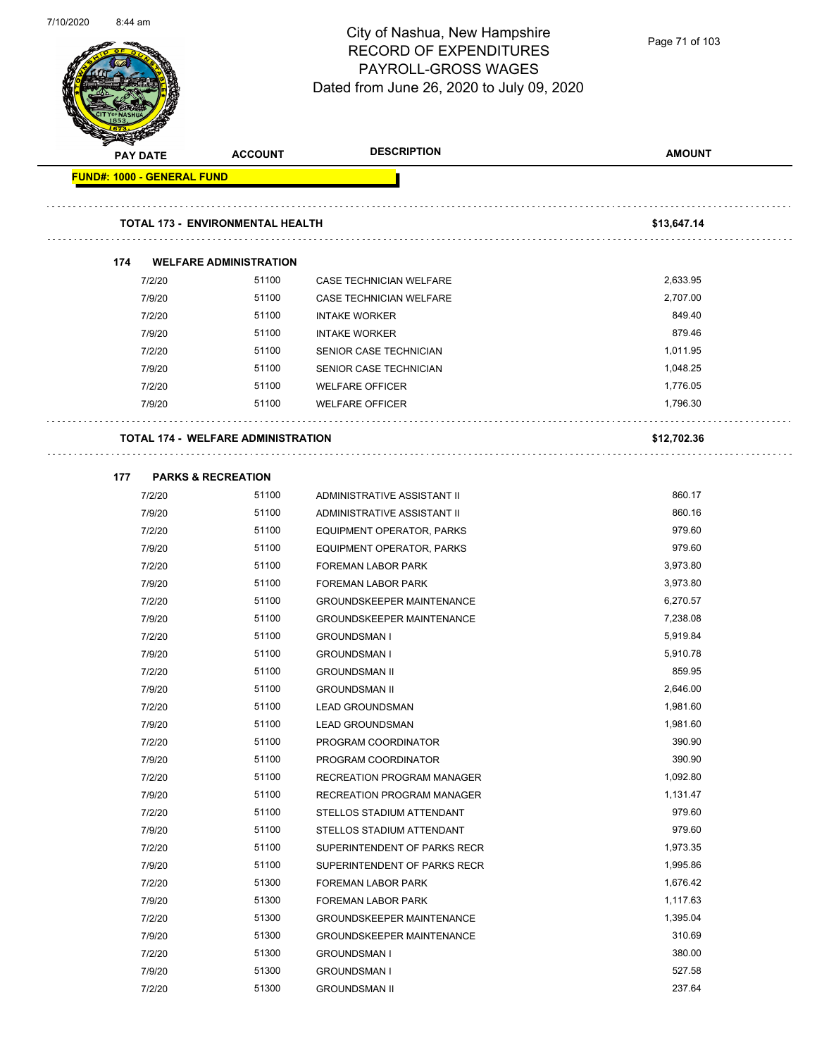# City of Nashua, New Hampshire
## RECORD OF EXPENDITURES
## PAYROLL-GROSS WAGES
Dated from June 26, 2020 to July 09, 2020

| PAY DATE | ACCOUNT | DESCRIPTION | AMOUNT |
|---|---|---|---|
| **FUND#: 1000 - GENERAL FUND** | | | |
| **TOTAL 173 - ENVIRONMENTAL HEALTH** | | | **$13,647.14** |
| **174 WELFARE ADMINISTRATION** | | | |
| 7/2/20 | 51100 | CASE TECHNICIAN WELFARE | 2,633.95 |
| 7/9/20 | 51100 | CASE TECHNICIAN WELFARE | 2,707.00 |
| 7/2/20 | 51100 | INTAKE WORKER | 849.40 |
| 7/9/20 | 51100 | INTAKE WORKER | 879.46 |
| 7/2/20 | 51100 | SENIOR CASE TECHNICIAN | 1,011.95 |
| 7/9/20 | 51100 | SENIOR CASE TECHNICIAN | 1,048.25 |
| 7/2/20 | 51100 | WELFARE OFFICER | 1,776.05 |
| 7/9/20 | 51100 | WELFARE OFFICER | 1,796.30 |
| **TOTAL 174 - WELFARE ADMINISTRATION** | | | **$12,702.36** |
| **177 PARKS & RECREATION** | | | |
| 7/2/20 | 51100 | ADMINISTRATIVE ASSISTANT II | 860.17 |
| 7/9/20 | 51100 | ADMINISTRATIVE ASSISTANT II | 860.16 |
| 7/2/20 | 51100 | EQUIPMENT OPERATOR, PARKS | 979.60 |
| 7/9/20 | 51100 | EQUIPMENT OPERATOR, PARKS | 979.60 |
| 7/2/20 | 51100 | FOREMAN LABOR PARK | 3,973.80 |
| 7/9/20 | 51100 | FOREMAN LABOR PARK | 3,973.80 |
| 7/2/20 | 51100 | GROUNDSKEEPER MAINTENANCE | 6,270.57 |
| 7/9/20 | 51100 | GROUNDSKEEPER MAINTENANCE | 7,238.08 |
| 7/2/20 | 51100 | GROUNDSMAN I | 5,919.84 |
| 7/9/20 | 51100 | GROUNDSMAN I | 5,910.78 |
| 7/2/20 | 51100 | GROUNDSMAN II | 859.95 |
| 7/9/20 | 51100 | GROUNDSMAN II | 2,646.00 |
| 7/2/20 | 51100 | LEAD GROUNDSMAN | 1,981.60 |
| 7/9/20 | 51100 | LEAD GROUNDSMAN | 1,981.60 |
| 7/2/20 | 51100 | PROGRAM COORDINATOR | 390.90 |
| 7/9/20 | 51100 | PROGRAM COORDINATOR | 390.90 |
| 7/2/20 | 51100 | RECREATION PROGRAM MANAGER | 1,092.80 |
| 7/9/20 | 51100 | RECREATION PROGRAM MANAGER | 1,131.47 |
| 7/2/20 | 51100 | STELLOS STADIUM ATTENDANT | 979.60 |
| 7/9/20 | 51100 | STELLOS STADIUM ATTENDANT | 979.60 |
| 7/2/20 | 51100 | SUPERINTENDENT OF PARKS RECR | 1,973.35 |
| 7/9/20 | 51100 | SUPERINTENDENT OF PARKS RECR | 1,995.86 |
| 7/2/20 | 51300 | FOREMAN LABOR PARK | 1,676.42 |
| 7/9/20 | 51300 | FOREMAN LABOR PARK | 1,117.63 |
| 7/2/20 | 51300 | GROUNDSKEEPER MAINTENANCE | 1,395.04 |
| 7/9/20 | 51300 | GROUNDSKEEPER MAINTENANCE | 310.69 |
| 7/2/20 | 51300 | GROUNDSMAN I | 380.00 |
| 7/9/20 | 51300 | GROUNDSMAN I | 527.58 |
| 7/2/20 | 51300 | GROUNDSMAN II | 237.64 |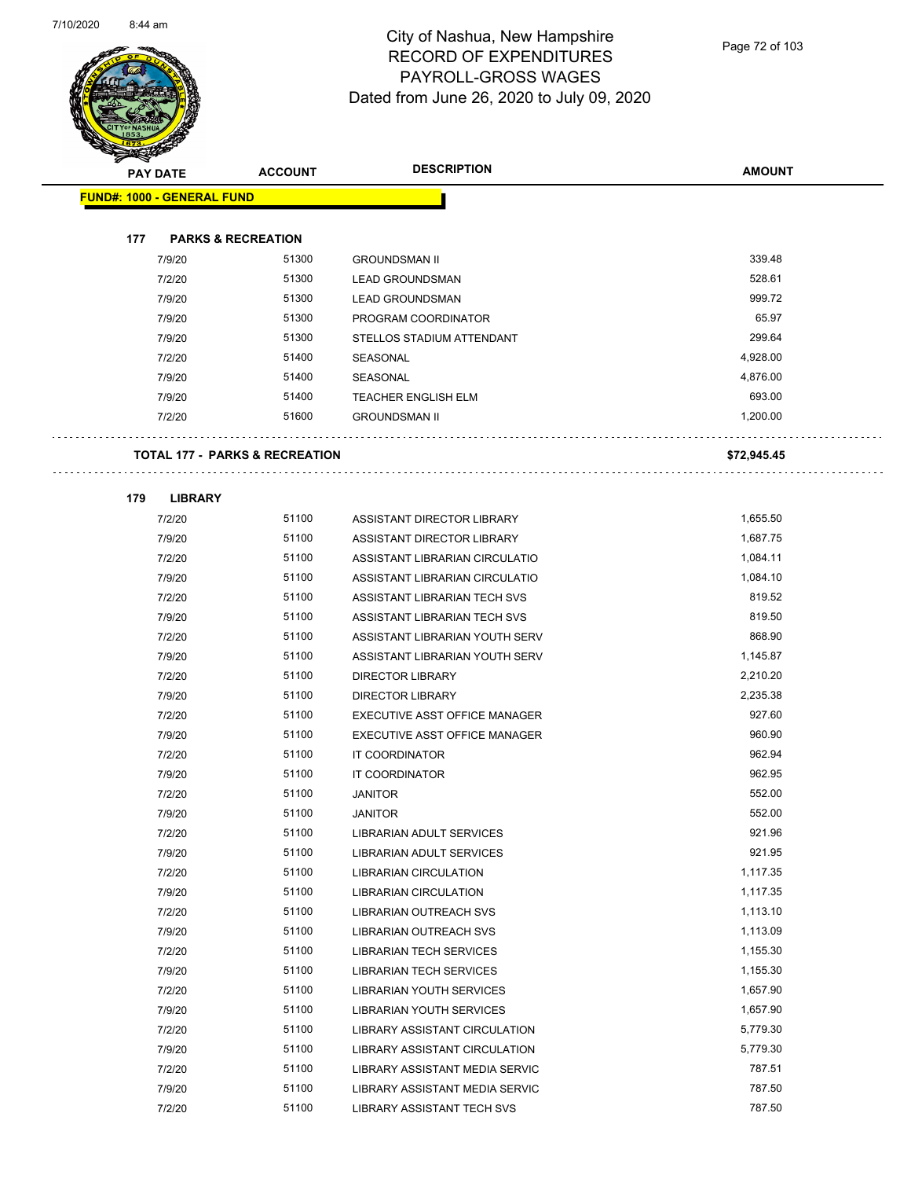# City of Nashua, New Hampshire
# RECORD OF EXPENDITURES
# PAYROLL-GROSS WAGES
# Dated from June 26, 2020 to July 09, 2020

| PAY DATE | ACCOUNT | DESCRIPTION | AMOUNT |
|---|---|---|---|
| **FUND#: 1000 - GENERAL FUND** | | | |
| **177 PARKS & RECREATION** | | | |
| 7/9/20 | 51300 | GROUNDSMAN II | 339.48 |
| 7/2/20 | 51300 | LEAD GROUNDSMAN | 528.61 |
| 7/9/20 | 51300 | LEAD GROUNDSMAN | 999.72 |
| 7/9/20 | 51300 | PROGRAM COORDINATOR | 65.97 |
| 7/9/20 | 51300 | STELLOS STADIUM ATTENDANT | 299.64 |
| 7/2/20 | 51400 | SEASONAL | 4,928.00 |
| 7/9/20 | 51400 | SEASONAL | 4,876.00 |
| 7/9/20 | 51400 | TEACHER ENGLISH ELM | 693.00 |
| 7/2/20 | 51600 | GROUNDSMAN II | 1,200.00 |
| **TOTAL 177 - PARKS & RECREATION** | | | **$72,945.45** |
| **179 LIBRARY** | | | |
| 7/2/20 | 51100 | ASSISTANT DIRECTOR LIBRARY | 1,655.50 |
| 7/9/20 | 51100 | ASSISTANT DIRECTOR LIBRARY | 1,687.75 |
| 7/2/20 | 51100 | ASSISTANT LIBRARIAN CIRCULATIO | 1,084.11 |
| 7/9/20 | 51100 | ASSISTANT LIBRARIAN CIRCULATIO | 1,084.10 |
| 7/2/20 | 51100 | ASSISTANT LIBRARIAN TECH SVS | 819.52 |
| 7/9/20 | 51100 | ASSISTANT LIBRARIAN TECH SVS | 819.50 |
| 7/2/20 | 51100 | ASSISTANT LIBRARIAN YOUTH SERV | 868.90 |
| 7/9/20 | 51100 | ASSISTANT LIBRARIAN YOUTH SERV | 1,145.87 |
| 7/2/20 | 51100 | DIRECTOR LIBRARY | 2,210.20 |
| 7/9/20 | 51100 | DIRECTOR LIBRARY | 2,235.38 |
| 7/2/20 | 51100 | EXECUTIVE ASST OFFICE MANAGER | 927.60 |
| 7/9/20 | 51100 | EXECUTIVE ASST OFFICE MANAGER | 960.90 |
| 7/2/20 | 51100 | IT COORDINATOR | 962.94 |
| 7/9/20 | 51100 | IT COORDINATOR | 962.95 |
| 7/2/20 | 51100 | JANITOR | 552.00 |
| 7/9/20 | 51100 | JANITOR | 552.00 |
| 7/2/20 | 51100 | LIBRARIAN ADULT SERVICES | 921.96 |
| 7/9/20 | 51100 | LIBRARIAN ADULT SERVICES | 921.95 |
| 7/2/20 | 51100 | LIBRARIAN CIRCULATION | 1,117.35 |
| 7/9/20 | 51100 | LIBRARIAN CIRCULATION | 1,117.35 |
| 7/2/20 | 51100 | LIBRARIAN OUTREACH SVS | 1,113.10 |
| 7/9/20 | 51100 | LIBRARIAN OUTREACH SVS | 1,113.09 |
| 7/2/20 | 51100 | LIBRARIAN TECH SERVICES | 1,155.30 |
| 7/9/20 | 51100 | LIBRARIAN TECH SERVICES | 1,155.30 |
| 7/2/20 | 51100 | LIBRARIAN YOUTH SERVICES | 1,657.90 |
| 7/9/20 | 51100 | LIBRARIAN YOUTH SERVICES | 1,657.90 |
| 7/2/20 | 51100 | LIBRARY ASSISTANT CIRCULATION | 5,779.30 |
| 7/9/20 | 51100 | LIBRARY ASSISTANT CIRCULATION | 5,779.30 |
| 7/2/20 | 51100 | LIBRARY ASSISTANT MEDIA SERVIC | 787.51 |
| 7/9/20 | 51100 | LIBRARY ASSISTANT MEDIA SERVIC | 787.50 |
| 7/2/20 | 51100 | LIBRARY ASSISTANT TECH SVS | 787.50 |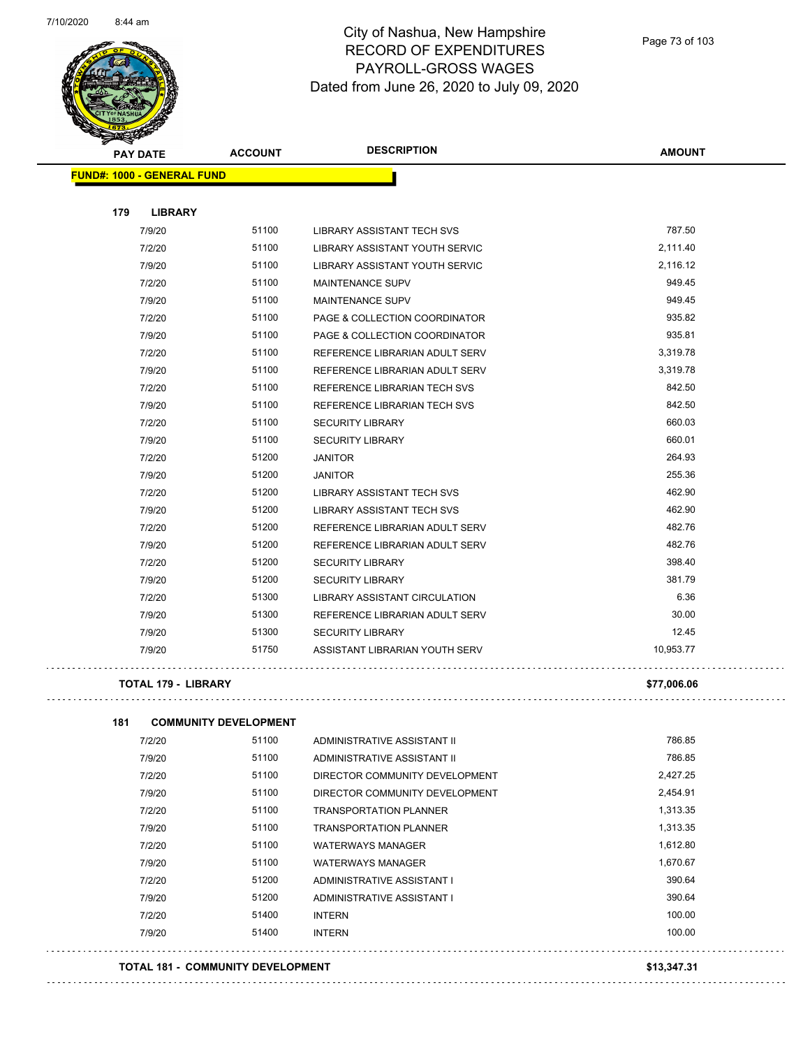# City of Nashua, New Hampshire
## RECORD OF EXPENDITURES
## PAYROLL-GROSS WAGES
### Dated from June 26, 2020 to July 09, 2020

| PAY DATE | ACCOUNT | DESCRIPTION | AMOUNT |
|---|---|---|---|
| **FUND#: 1000 - GENERAL FUND** | | | |
| **179 LIBRARY** | | | |
| 7/9/20 | 51100 | LIBRARY ASSISTANT TECH SVS | 787.50 |
| 7/2/20 | 51100 | LIBRARY ASSISTANT YOUTH SERVIC | 2,111.40 |
| 7/9/20 | 51100 | LIBRARY ASSISTANT YOUTH SERVIC | 2,116.12 |
| 7/2/20 | 51100 | MAINTENANCE SUPV | 949.45 |
| 7/9/20 | 51100 | MAINTENANCE SUPV | 949.45 |
| 7/2/20 | 51100 | PAGE & COLLECTION COORDINATOR | 935.82 |
| 7/9/20 | 51100 | PAGE & COLLECTION COORDINATOR | 935.81 |
| 7/2/20 | 51100 | REFERENCE LIBRARIAN ADULT SERV | 3,319.78 |
| 7/9/20 | 51100 | REFERENCE LIBRARIAN ADULT SERV | 3,319.78 |
| 7/2/20 | 51100 | REFERENCE LIBRARIAN TECH SVS | 842.50 |
| 7/9/20 | 51100 | REFERENCE LIBRARIAN TECH SVS | 842.50 |
| 7/2/20 | 51100 | SECURITY LIBRARY | 660.03 |
| 7/9/20 | 51100 | SECURITY LIBRARY | 660.01 |
| 7/2/20 | 51200 | JANITOR | 264.93 |
| 7/9/20 | 51200 | JANITOR | 255.36 |
| 7/2/20 | 51200 | LIBRARY ASSISTANT TECH SVS | 462.90 |
| 7/9/20 | 51200 | LIBRARY ASSISTANT TECH SVS | 462.90 |
| 7/2/20 | 51200 | REFERENCE LIBRARIAN ADULT SERV | 482.76 |
| 7/9/20 | 51200 | REFERENCE LIBRARIAN ADULT SERV | 482.76 |
| 7/2/20 | 51200 | SECURITY LIBRARY | 398.40 |
| 7/9/20 | 51200 | SECURITY LIBRARY | 381.79 |
| 7/2/20 | 51300 | LIBRARY ASSISTANT CIRCULATION | 6.36 |
| 7/9/20 | 51300 | REFERENCE LIBRARIAN ADULT SERV | 30.00 |
| 7/9/20 | 51300 | SECURITY LIBRARY | 12.45 |
| 7/9/20 | 51750 | ASSISTANT LIBRARIAN YOUTH SERV | 10,953.77 |
| **TOTAL 179 - LIBRARY** | | | **$77,006.06** |
| **181 COMMUNITY DEVELOPMENT** | | | |
| 7/2/20 | 51100 | ADMINISTRATIVE ASSISTANT II | 786.85 |
| 7/9/20 | 51100 | ADMINISTRATIVE ASSISTANT II | 786.85 |
| 7/2/20 | 51100 | DIRECTOR COMMUNITY DEVELOPMENT | 2,427.25 |
| 7/9/20 | 51100 | DIRECTOR COMMUNITY DEVELOPMENT | 2,454.91 |
| 7/2/20 | 51100 | TRANSPORTATION PLANNER | 1,313.35 |
| 7/9/20 | 51100 | TRANSPORTATION PLANNER | 1,313.35 |
| 7/2/20 | 51100 | WATERWAYS MANAGER | 1,612.80 |
| 7/9/20 | 51100 | WATERWAYS MANAGER | 1,670.67 |
| 7/2/20 | 51200 | ADMINISTRATIVE ASSISTANT I | 390.64 |
| 7/9/20 | 51200 | ADMINISTRATIVE ASSISTANT I | 390.64 |
| 7/2/20 | 51400 | INTERN | 100.00 |
| 7/9/20 | 51400 | INTERN | 100.00 |
| **TOTAL 181 - COMMUNITY DEVELOPMENT** | | | **$13,347.31** |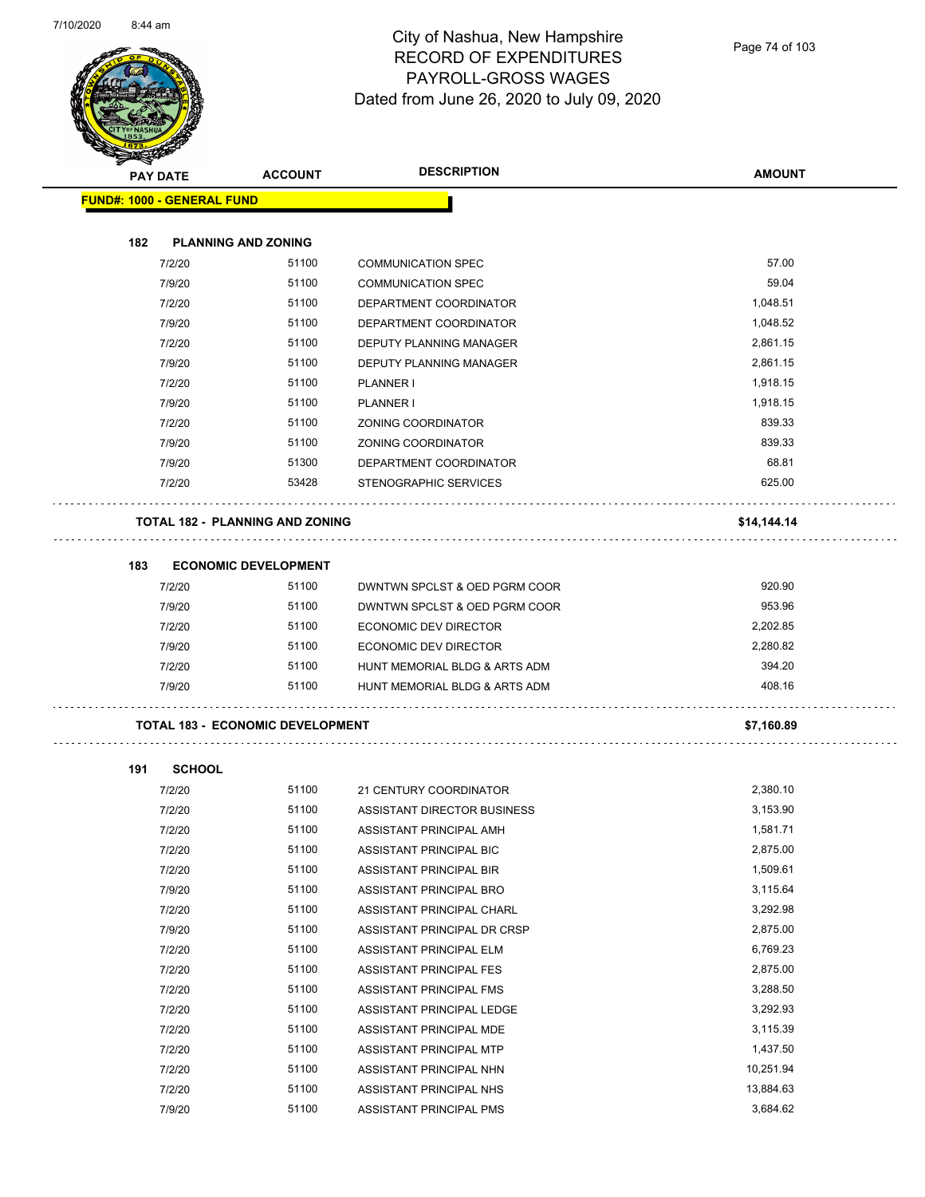# City of Nashua, New Hampshire
## RECORD OF EXPENDITURES
## PAYROLL-GROSS WAGES
### Dated from June 26, 2020 to July 09, 2020

| PAY DATE | ACCOUNT | DESCRIPTION | AMOUNT |
|---|---|---|---|
| **FUND#: 1000 - GENERAL FUND** | | | |
| **182 PLANNING AND ZONING** | | | |
| 7/2/20 | 51100 | COMMUNICATION SPEC | 57.00 |
| 7/9/20 | 51100 | COMMUNICATION SPEC | 59.04 |
| 7/2/20 | 51100 | DEPARTMENT COORDINATOR | 1,048.51 |
| 7/9/20 | 51100 | DEPARTMENT COORDINATOR | 1,048.52 |
| 7/2/20 | 51100 | DEPUTY PLANNING MANAGER | 2,861.15 |
| 7/9/20 | 51100 | DEPUTY PLANNING MANAGER | 2,861.15 |
| 7/2/20 | 51100 | PLANNER I | 1,918.15 |
| 7/9/20 | 51100 | PLANNER I | 1,918.15 |
| 7/2/20 | 51100 | ZONING COORDINATOR | 839.33 |
| 7/9/20 | 51100 | ZONING COORDINATOR | 839.33 |
| 7/9/20 | 51300 | DEPARTMENT COORDINATOR | 68.81 |
| 7/2/20 | 53428 | STENOGRAPHIC SERVICES | 625.00 |
| **TOTAL 182 - PLANNING AND ZONING** | | | **$14,144.14** |
| **183 ECONOMIC DEVELOPMENT** | | | |
| 7/2/20 | 51100 | DWNTWN SPCLST & OED PGRM COOR | 920.90 |
| 7/9/20 | 51100 | DWNTWN SPCLST & OED PGRM COOR | 953.96 |
| 7/2/20 | 51100 | ECONOMIC DEV DIRECTOR | 2,202.85 |
| 7/9/20 | 51100 | ECONOMIC DEV DIRECTOR | 2,280.82 |
| 7/2/20 | 51100 | HUNT MEMORIAL BLDG & ARTS ADM | 394.20 |
| 7/9/20 | 51100 | HUNT MEMORIAL BLDG & ARTS ADM | 408.16 |
| **TOTAL 183 - ECONOMIC DEVELOPMENT** | | | **$7,160.89** |
| **191 SCHOOL** | | | |
| 7/2/20 | 51100 | 21 CENTURY COORDINATOR | 2,380.10 |
| 7/2/20 | 51100 | ASSISTANT DIRECTOR BUSINESS | 3,153.90 |
| 7/2/20 | 51100 | ASSISTANT PRINCIPAL AMH | 1,581.71 |
| 7/2/20 | 51100 | ASSISTANT PRINCIPAL BIC | 2,875.00 |
| 7/2/20 | 51100 | ASSISTANT PRINCIPAL BIR | 1,509.61 |
| 7/9/20 | 51100 | ASSISTANT PRINCIPAL BRO | 3,115.64 |
| 7/2/20 | 51100 | ASSISTANT PRINCIPAL CHARL | 3,292.98 |
| 7/9/20 | 51100 | ASSISTANT PRINCIPAL DR CRSP | 2,875.00 |
| 7/2/20 | 51100 | ASSISTANT PRINCIPAL ELM | 6,769.23 |
| 7/2/20 | 51100 | ASSISTANT PRINCIPAL FES | 2,875.00 |
| 7/2/20 | 51100 | ASSISTANT PRINCIPAL FMS | 3,288.50 |
| 7/2/20 | 51100 | ASSISTANT PRINCIPAL LEDGE | 3,292.93 |
| 7/2/20 | 51100 | ASSISTANT PRINCIPAL MDE | 3,115.39 |
| 7/2/20 | 51100 | ASSISTANT PRINCIPAL MTP | 1,437.50 |
| 7/2/20 | 51100 | ASSISTANT PRINCIPAL NHN | 10,251.94 |
| 7/2/20 | 51100 | ASSISTANT PRINCIPAL NHS | 13,884.63 |
| 7/9/20 | 51100 | ASSISTANT PRINCIPAL PMS | 3,684.62 |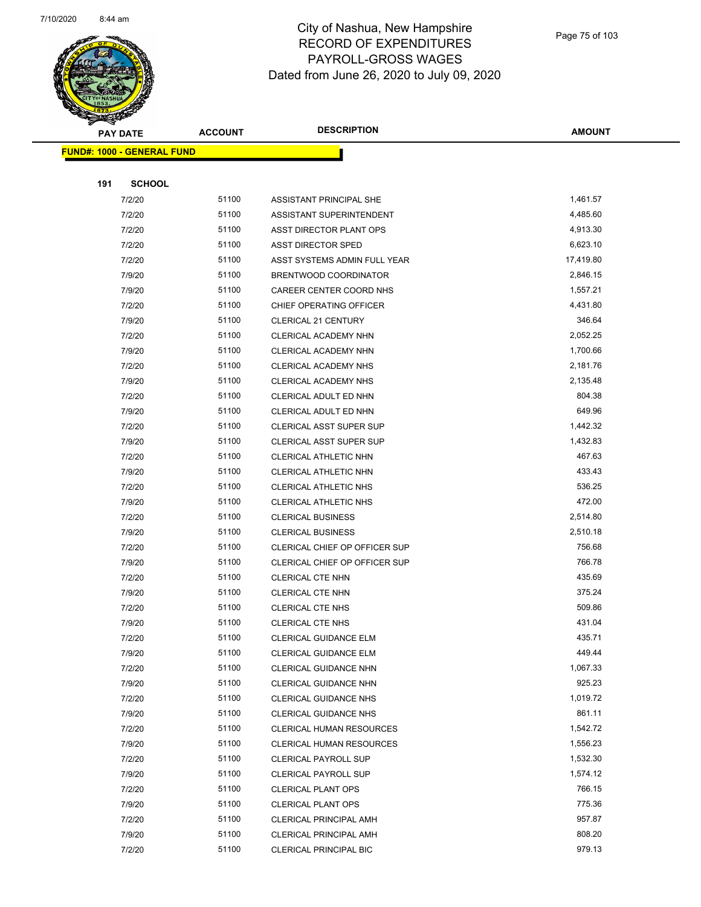# City of Nashua, New Hampshire
## RECORD OF EXPENDITURES
## PAYROLL-GROSS WAGES
### Dated from June 26, 2020 to July 09, 2020

**FUND#: 1000 - GENERAL FUND**

**191 SCHOOL**

| PAY DATE | ACCOUNT | DESCRIPTION | AMOUNT |
|---|---|---|---|
| 7/2/20 | 51100 | ASSISTANT PRINCIPAL SHE | 1,461.57 |
| 7/2/20 | 51100 | ASSISTANT SUPERINTENDENT | 4,485.60 |
| 7/2/20 | 51100 | ASST DIRECTOR PLANT OPS | 4,913.30 |
| 7/2/20 | 51100 | ASST DIRECTOR SPED | 6,623.10 |
| 7/2/20 | 51100 | ASST SYSTEMS ADMIN FULL YEAR | 17,419.80 |
| 7/9/20 | 51100 | BRENTWOOD COORDINATOR | 2,846.15 |
| 7/9/20 | 51100 | CAREER CENTER COORD NHS | 1,557.21 |
| 7/2/20 | 51100 | CHIEF OPERATING OFFICER | 4,431.80 |
| 7/9/20 | 51100 | CLERICAL 21 CENTURY | 346.64 |
| 7/2/20 | 51100 | CLERICAL ACADEMY NHN | 2,052.25 |
| 7/9/20 | 51100 | CLERICAL ACADEMY NHN | 1,700.66 |
| 7/2/20 | 51100 | CLERICAL ACADEMY NHS | 2,181.76 |
| 7/9/20 | 51100 | CLERICAL ACADEMY NHS | 2,135.48 |
| 7/2/20 | 51100 | CLERICAL ADULT ED NHN | 804.38 |
| 7/9/20 | 51100 | CLERICAL ADULT ED NHN | 649.96 |
| 7/2/20 | 51100 | CLERICAL ASST SUPER SUP | 1,442.32 |
| 7/9/20 | 51100 | CLERICAL ASST SUPER SUP | 1,432.83 |
| 7/2/20 | 51100 | CLERICAL ATHLETIC NHN | 467.63 |
| 7/9/20 | 51100 | CLERICAL ATHLETIC NHN | 433.43 |
| 7/2/20 | 51100 | CLERICAL ATHLETIC NHS | 536.25 |
| 7/9/20 | 51100 | CLERICAL ATHLETIC NHS | 472.00 |
| 7/2/20 | 51100 | CLERICAL BUSINESS | 2,514.80 |
| 7/9/20 | 51100 | CLERICAL BUSINESS | 2,510.18 |
| 7/2/20 | 51100 | CLERICAL CHIEF OP OFFICER SUP | 756.68 |
| 7/9/20 | 51100 | CLERICAL CHIEF OP OFFICER SUP | 766.78 |
| 7/2/20 | 51100 | CLERICAL CTE NHN | 435.69 |
| 7/9/20 | 51100 | CLERICAL CTE NHN | 375.24 |
| 7/2/20 | 51100 | CLERICAL CTE NHS | 509.86 |
| 7/9/20 | 51100 | CLERICAL CTE NHS | 431.04 |
| 7/2/20 | 51100 | CLERICAL GUIDANCE ELM | 435.71 |
| 7/9/20 | 51100 | CLERICAL GUIDANCE ELM | 449.44 |
| 7/2/20 | 51100 | CLERICAL GUIDANCE NHN | 1,067.33 |
| 7/9/20 | 51100 | CLERICAL GUIDANCE NHN | 925.23 |
| 7/2/20 | 51100 | CLERICAL GUIDANCE NHS | 1,019.72 |
| 7/9/20 | 51100 | CLERICAL GUIDANCE NHS | 861.11 |
| 7/2/20 | 51100 | CLERICAL HUMAN RESOURCES | 1,542.72 |
| 7/9/20 | 51100 | CLERICAL HUMAN RESOURCES | 1,556.23 |
| 7/2/20 | 51100 | CLERICAL PAYROLL SUP | 1,532.30 |
| 7/9/20 | 51100 | CLERICAL PAYROLL SUP | 1,574.12 |
| 7/2/20 | 51100 | CLERICAL PLANT OPS | 766.15 |
| 7/9/20 | 51100 | CLERICAL PLANT OPS | 775.36 |
| 7/2/20 | 51100 | CLERICAL PRINCIPAL AMH | 957.87 |
| 7/9/20 | 51100 | CLERICAL PRINCIPAL AMH | 808.20 |
| 7/2/20 | 51100 | CLERICAL PRINCIPAL BIC | 979.13 |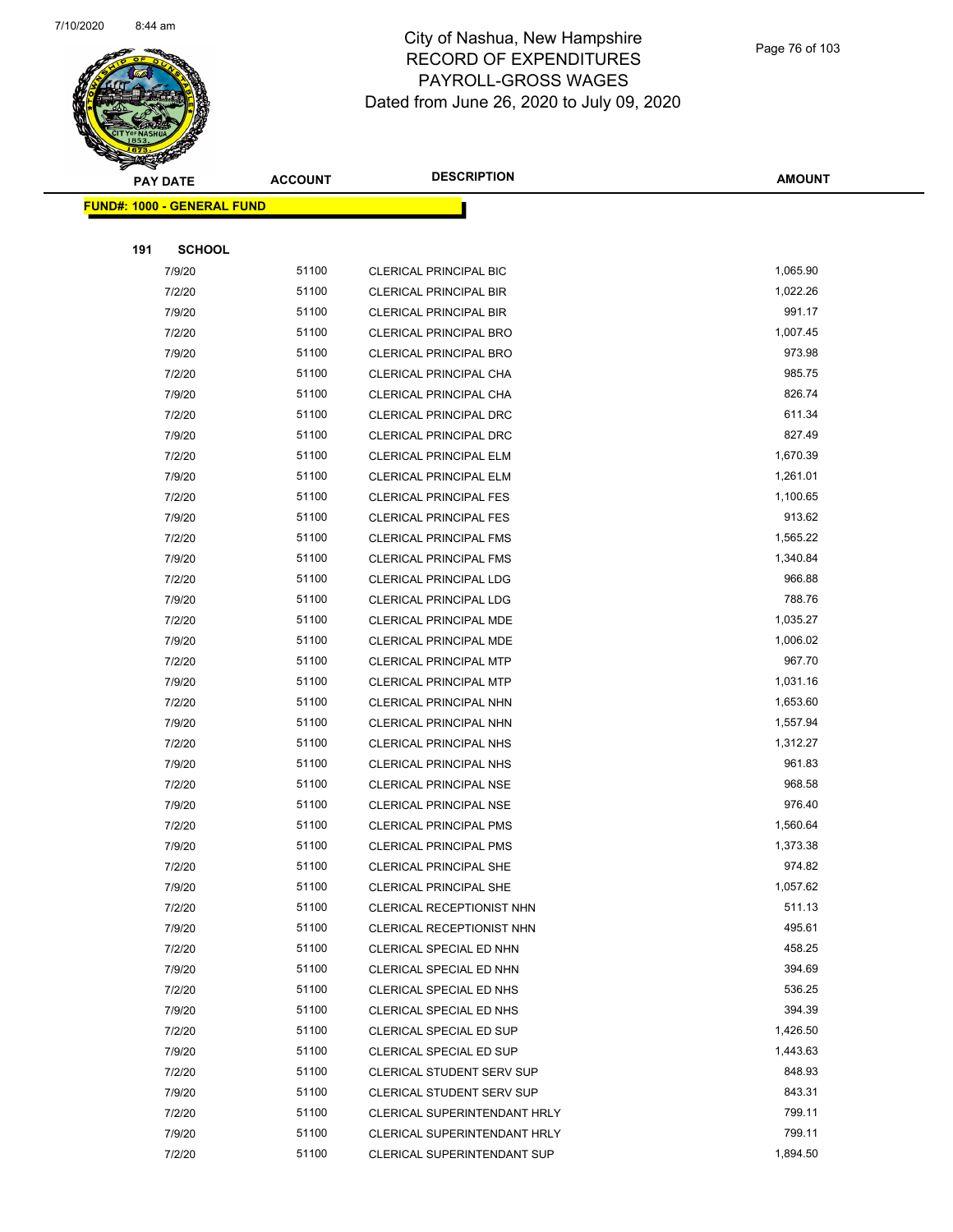# City of Nashua, New Hampshire
## RECORD OF EXPENDITURES
## PAYROLL-GROSS WAGES
## Dated from June 26, 2020 to July 09, 2020

**FUND#: 1000 - GENERAL FUND**

**191 SCHOOL**

| PAY DATE | ACCOUNT | DESCRIPTION | AMOUNT |
|---|---|---|---|
| 7/9/20 | 51100 | CLERICAL PRINCIPAL BIC | 1,065.90 |
| 7/2/20 | 51100 | CLERICAL PRINCIPAL BIR | 1,022.26 |
| 7/9/20 | 51100 | CLERICAL PRINCIPAL BIR | 991.17 |
| 7/2/20 | 51100 | CLERICAL PRINCIPAL BRO | 1,007.45 |
| 7/9/20 | 51100 | CLERICAL PRINCIPAL BRO | 973.98 |
| 7/2/20 | 51100 | CLERICAL PRINCIPAL CHA | 985.75 |
| 7/9/20 | 51100 | CLERICAL PRINCIPAL CHA | 826.74 |
| 7/2/20 | 51100 | CLERICAL PRINCIPAL DRC | 611.34 |
| 7/9/20 | 51100 | CLERICAL PRINCIPAL DRC | 827.49 |
| 7/2/20 | 51100 | CLERICAL PRINCIPAL ELM | 1,670.39 |
| 7/9/20 | 51100 | CLERICAL PRINCIPAL ELM | 1,261.01 |
| 7/2/20 | 51100 | CLERICAL PRINCIPAL FES | 1,100.65 |
| 7/9/20 | 51100 | CLERICAL PRINCIPAL FES | 913.62 |
| 7/2/20 | 51100 | CLERICAL PRINCIPAL FMS | 1,565.22 |
| 7/9/20 | 51100 | CLERICAL PRINCIPAL FMS | 1,340.84 |
| 7/2/20 | 51100 | CLERICAL PRINCIPAL LDG | 966.88 |
| 7/9/20 | 51100 | CLERICAL PRINCIPAL LDG | 788.76 |
| 7/2/20 | 51100 | CLERICAL PRINCIPAL MDE | 1,035.27 |
| 7/9/20 | 51100 | CLERICAL PRINCIPAL MDE | 1,006.02 |
| 7/2/20 | 51100 | CLERICAL PRINCIPAL MTP | 967.70 |
| 7/9/20 | 51100 | CLERICAL PRINCIPAL MTP | 1,031.16 |
| 7/2/20 | 51100 | CLERICAL PRINCIPAL NHN | 1,653.60 |
| 7/9/20 | 51100 | CLERICAL PRINCIPAL NHN | 1,557.94 |
| 7/2/20 | 51100 | CLERICAL PRINCIPAL NHS | 1,312.27 |
| 7/9/20 | 51100 | CLERICAL PRINCIPAL NHS | 961.83 |
| 7/2/20 | 51100 | CLERICAL PRINCIPAL NSE | 968.58 |
| 7/9/20 | 51100 | CLERICAL PRINCIPAL NSE | 976.40 |
| 7/2/20 | 51100 | CLERICAL PRINCIPAL PMS | 1,560.64 |
| 7/9/20 | 51100 | CLERICAL PRINCIPAL PMS | 1,373.38 |
| 7/2/20 | 51100 | CLERICAL PRINCIPAL SHE | 974.82 |
| 7/9/20 | 51100 | CLERICAL PRINCIPAL SHE | 1,057.62 |
| 7/2/20 | 51100 | CLERICAL RECEPTIONIST NHN | 511.13 |
| 7/9/20 | 51100 | CLERICAL RECEPTIONIST NHN | 495.61 |
| 7/2/20 | 51100 | CLERICAL SPECIAL ED NHN | 458.25 |
| 7/9/20 | 51100 | CLERICAL SPECIAL ED NHN | 394.69 |
| 7/2/20 | 51100 | CLERICAL SPECIAL ED NHS | 536.25 |
| 7/9/20 | 51100 | CLERICAL SPECIAL ED NHS | 394.39 |
| 7/2/20 | 51100 | CLERICAL SPECIAL ED SUP | 1,426.50 |
| 7/9/20 | 51100 | CLERICAL SPECIAL ED SUP | 1,443.63 |
| 7/2/20 | 51100 | CLERICAL STUDENT SERV SUP | 848.93 |
| 7/9/20 | 51100 | CLERICAL STUDENT SERV SUP | 843.31 |
| 7/2/20 | 51100 | CLERICAL SUPERINTENDANT HRLY | 799.11 |
| 7/9/20 | 51100 | CLERICAL SUPERINTENDANT HRLY | 799.11 |
| 7/2/20 | 51100 | CLERICAL SUPERINTENDANT SUP | 1,894.50 |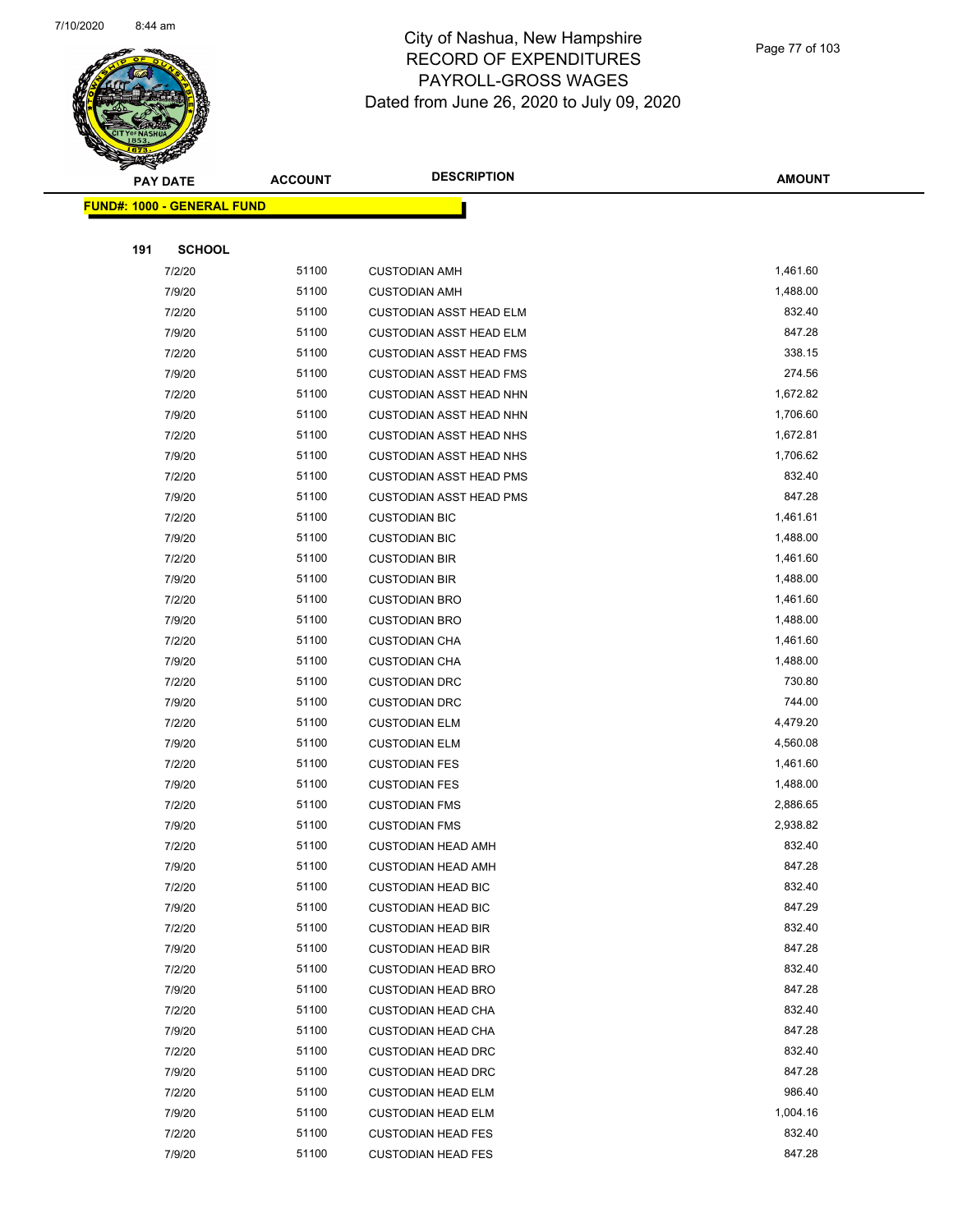# City of Nashua, New Hampshire
## RECORD OF EXPENDITURES
## PAYROLL-GROSS WAGES
## Dated from June 26, 2020 to July 09, 2020

**FUND#: 1000 - GENERAL FUND**

**191 SCHOOL**

| PAY DATE | ACCOUNT | DESCRIPTION | AMOUNT |
|---|---|---|---|
| 7/2/20 | 51100 | CUSTODIAN AMH | 1,461.60 |
| 7/9/20 | 51100 | CUSTODIAN AMH | 1,488.00 |
| 7/2/20 | 51100 | CUSTODIAN ASST HEAD ELM | 832.40 |
| 7/9/20 | 51100 | CUSTODIAN ASST HEAD ELM | 847.28 |
| 7/2/20 | 51100 | CUSTODIAN ASST HEAD FMS | 338.15 |
| 7/9/20 | 51100 | CUSTODIAN ASST HEAD FMS | 274.56 |
| 7/2/20 | 51100 | CUSTODIAN ASST HEAD NHN | 1,672.82 |
| 7/9/20 | 51100 | CUSTODIAN ASST HEAD NHN | 1,706.60 |
| 7/2/20 | 51100 | CUSTODIAN ASST HEAD NHS | 1,672.81 |
| 7/9/20 | 51100 | CUSTODIAN ASST HEAD NHS | 1,706.62 |
| 7/2/20 | 51100 | CUSTODIAN ASST HEAD PMS | 832.40 |
| 7/9/20 | 51100 | CUSTODIAN ASST HEAD PMS | 847.28 |
| 7/2/20 | 51100 | CUSTODIAN BIC | 1,461.61 |
| 7/9/20 | 51100 | CUSTODIAN BIC | 1,488.00 |
| 7/2/20 | 51100 | CUSTODIAN BIR | 1,461.60 |
| 7/9/20 | 51100 | CUSTODIAN BIR | 1,488.00 |
| 7/2/20 | 51100 | CUSTODIAN BRO | 1,461.60 |
| 7/9/20 | 51100 | CUSTODIAN BRO | 1,488.00 |
| 7/2/20 | 51100 | CUSTODIAN CHA | 1,461.60 |
| 7/9/20 | 51100 | CUSTODIAN CHA | 1,488.00 |
| 7/2/20 | 51100 | CUSTODIAN DRC | 730.80 |
| 7/9/20 | 51100 | CUSTODIAN DRC | 744.00 |
| 7/2/20 | 51100 | CUSTODIAN ELM | 4,479.20 |
| 7/9/20 | 51100 | CUSTODIAN ELM | 4,560.08 |
| 7/2/20 | 51100 | CUSTODIAN FES | 1,461.60 |
| 7/9/20 | 51100 | CUSTODIAN FES | 1,488.00 |
| 7/2/20 | 51100 | CUSTODIAN FMS | 2,886.65 |
| 7/9/20 | 51100 | CUSTODIAN FMS | 2,938.82 |
| 7/2/20 | 51100 | CUSTODIAN HEAD AMH | 832.40 |
| 7/9/20 | 51100 | CUSTODIAN HEAD AMH | 847.28 |
| 7/2/20 | 51100 | CUSTODIAN HEAD BIC | 832.40 |
| 7/9/20 | 51100 | CUSTODIAN HEAD BIC | 847.29 |
| 7/2/20 | 51100 | CUSTODIAN HEAD BIR | 832.40 |
| 7/9/20 | 51100 | CUSTODIAN HEAD BIR | 847.28 |
| 7/2/20 | 51100 | CUSTODIAN HEAD BRO | 832.40 |
| 7/9/20 | 51100 | CUSTODIAN HEAD BRO | 847.28 |
| 7/2/20 | 51100 | CUSTODIAN HEAD CHA | 832.40 |
| 7/9/20 | 51100 | CUSTODIAN HEAD CHA | 847.28 |
| 7/2/20 | 51100 | CUSTODIAN HEAD DRC | 832.40 |
| 7/9/20 | 51100 | CUSTODIAN HEAD DRC | 847.28 |
| 7/2/20 | 51100 | CUSTODIAN HEAD ELM | 986.40 |
| 7/9/20 | 51100 | CUSTODIAN HEAD ELM | 1,004.16 |
| 7/2/20 | 51100 | CUSTODIAN HEAD FES | 832.40 |
| 7/9/20 | 51100 | CUSTODIAN HEAD FES | 847.28 |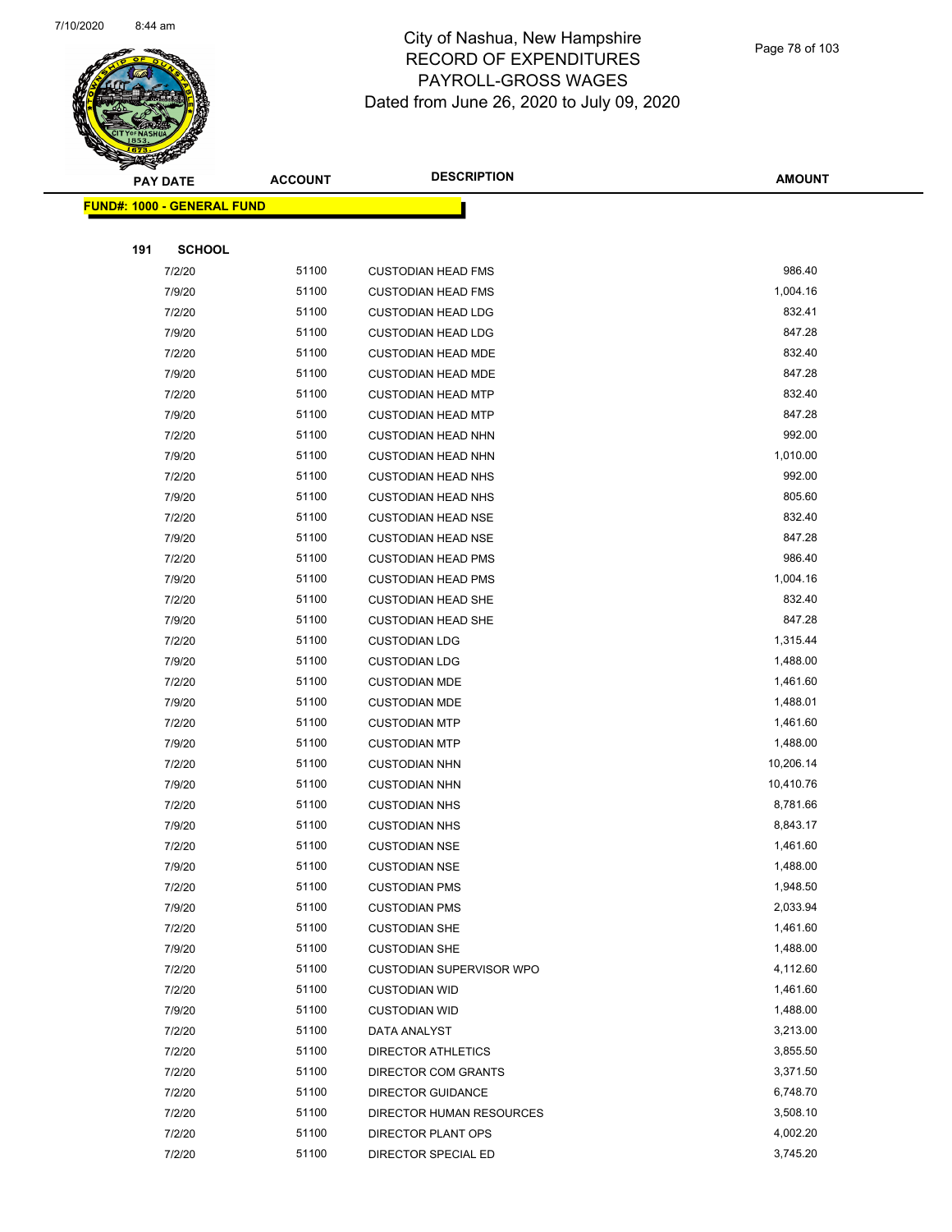# City of Nashua, New Hampshire
## RECORD OF EXPENDITURES
## PAYROLL-GROSS WAGES
## Dated from June 26, 2020 to July 09, 2020

**FUND#: 1000 - GENERAL FUND**

**191 SCHOOL**

| PAY DATE | ACCOUNT | DESCRIPTION | AMOUNT |
|---|---|---|---|
| 7/2/20 | 51100 | CUSTODIAN HEAD FMS | 986.40 |
| 7/9/20 | 51100 | CUSTODIAN HEAD FMS | 1,004.16 |
| 7/2/20 | 51100 | CUSTODIAN HEAD LDG | 832.41 |
| 7/9/20 | 51100 | CUSTODIAN HEAD LDG | 847.28 |
| 7/2/20 | 51100 | CUSTODIAN HEAD MDE | 832.40 |
| 7/9/20 | 51100 | CUSTODIAN HEAD MDE | 847.28 |
| 7/2/20 | 51100 | CUSTODIAN HEAD MTP | 832.40 |
| 7/9/20 | 51100 | CUSTODIAN HEAD MTP | 847.28 |
| 7/2/20 | 51100 | CUSTODIAN HEAD NHN | 992.00 |
| 7/9/20 | 51100 | CUSTODIAN HEAD NHN | 1,010.00 |
| 7/2/20 | 51100 | CUSTODIAN HEAD NHS | 992.00 |
| 7/9/20 | 51100 | CUSTODIAN HEAD NHS | 805.60 |
| 7/2/20 | 51100 | CUSTODIAN HEAD NSE | 832.40 |
| 7/9/20 | 51100 | CUSTODIAN HEAD NSE | 847.28 |
| 7/2/20 | 51100 | CUSTODIAN HEAD PMS | 986.40 |
| 7/9/20 | 51100 | CUSTODIAN HEAD PMS | 1,004.16 |
| 7/2/20 | 51100 | CUSTODIAN HEAD SHE | 832.40 |
| 7/9/20 | 51100 | CUSTODIAN HEAD SHE | 847.28 |
| 7/2/20 | 51100 | CUSTODIAN LDG | 1,315.44 |
| 7/9/20 | 51100 | CUSTODIAN LDG | 1,488.00 |
| 7/2/20 | 51100 | CUSTODIAN MDE | 1,461.60 |
| 7/9/20 | 51100 | CUSTODIAN MDE | 1,488.01 |
| 7/2/20 | 51100 | CUSTODIAN MTP | 1,461.60 |
| 7/9/20 | 51100 | CUSTODIAN MTP | 1,488.00 |
| 7/2/20 | 51100 | CUSTODIAN NHN | 10,206.14 |
| 7/9/20 | 51100 | CUSTODIAN NHN | 10,410.76 |
| 7/2/20 | 51100 | CUSTODIAN NHS | 8,781.66 |
| 7/9/20 | 51100 | CUSTODIAN NHS | 8,843.17 |
| 7/2/20 | 51100 | CUSTODIAN NSE | 1,461.60 |
| 7/9/20 | 51100 | CUSTODIAN NSE | 1,488.00 |
| 7/2/20 | 51100 | CUSTODIAN PMS | 1,948.50 |
| 7/9/20 | 51100 | CUSTODIAN PMS | 2,033.94 |
| 7/2/20 | 51100 | CUSTODIAN SHE | 1,461.60 |
| 7/9/20 | 51100 | CUSTODIAN SHE | 1,488.00 |
| 7/2/20 | 51100 | CUSTODIAN SUPERVISOR WPO | 4,112.60 |
| 7/2/20 | 51100 | CUSTODIAN WID | 1,461.60 |
| 7/9/20 | 51100 | CUSTODIAN WID | 1,488.00 |
| 7/2/20 | 51100 | DATA ANALYST | 3,213.00 |
| 7/2/20 | 51100 | DIRECTOR ATHLETICS | 3,855.50 |
| 7/2/20 | 51100 | DIRECTOR COM GRANTS | 3,371.50 |
| 7/2/20 | 51100 | DIRECTOR GUIDANCE | 6,748.70 |
| 7/2/20 | 51100 | DIRECTOR HUMAN RESOURCES | 3,508.10 |
| 7/2/20 | 51100 | DIRECTOR PLANT OPS | 4,002.20 |
| 7/2/20 | 51100 | DIRECTOR SPECIAL ED | 3,745.20 |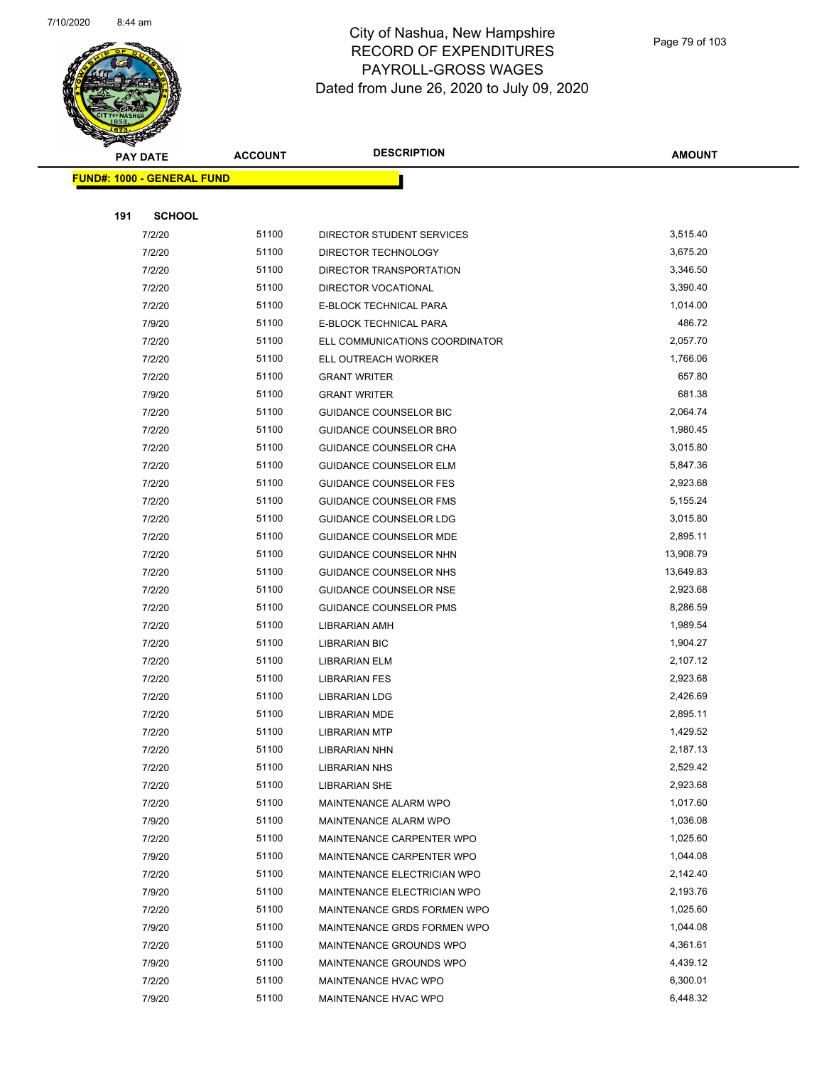# City of Nashua, New Hampshire
## RECORD OF EXPENDITURES
## PAYROLL-GROSS WAGES
### Dated from June 26, 2020 to July 09, 2020

**FUND#: 1000 - GENERAL FUND**

**191 SCHOOL**

| PAY DATE | ACCOUNT | DESCRIPTION | AMOUNT |
|---|---|---|---|
| 7/2/20 | 51100 | DIRECTOR STUDENT SERVICES | 3,515.40 |
| 7/2/20 | 51100 | DIRECTOR TECHNOLOGY | 3,675.20 |
| 7/2/20 | 51100 | DIRECTOR TRANSPORTATION | 3,346.50 |
| 7/2/20 | 51100 | DIRECTOR VOCATIONAL | 3,390.40 |
| 7/2/20 | 51100 | E-BLOCK TECHNICAL PARA | 1,014.00 |
| 7/9/20 | 51100 | E-BLOCK TECHNICAL PARA | 486.72 |
| 7/2/20 | 51100 | ELL COMMUNICATIONS COORDINATOR | 2,057.70 |
| 7/2/20 | 51100 | ELL OUTREACH WORKER | 1,766.06 |
| 7/2/20 | 51100 | GRANT WRITER | 657.80 |
| 7/9/20 | 51100 | GRANT WRITER | 681.38 |
| 7/2/20 | 51100 | GUIDANCE COUNSELOR BIC | 2,064.74 |
| 7/2/20 | 51100 | GUIDANCE COUNSELOR BRO | 1,980.45 |
| 7/2/20 | 51100 | GUIDANCE COUNSELOR CHA | 3,015.80 |
| 7/2/20 | 51100 | GUIDANCE COUNSELOR ELM | 5,847.36 |
| 7/2/20 | 51100 | GUIDANCE COUNSELOR FES | 2,923.68 |
| 7/2/20 | 51100 | GUIDANCE COUNSELOR FMS | 5,155.24 |
| 7/2/20 | 51100 | GUIDANCE COUNSELOR LDG | 3,015.80 |
| 7/2/20 | 51100 | GUIDANCE COUNSELOR MDE | 2,895.11 |
| 7/2/20 | 51100 | GUIDANCE COUNSELOR NHN | 13,908.79 |
| 7/2/20 | 51100 | GUIDANCE COUNSELOR NHS | 13,649.83 |
| 7/2/20 | 51100 | GUIDANCE COUNSELOR NSE | 2,923.68 |
| 7/2/20 | 51100 | GUIDANCE COUNSELOR PMS | 8,286.59 |
| 7/2/20 | 51100 | LIBRARIAN AMH | 1,989.54 |
| 7/2/20 | 51100 | LIBRARIAN BIC | 1,904.27 |
| 7/2/20 | 51100 | LIBRARIAN ELM | 2,107.12 |
| 7/2/20 | 51100 | LIBRARIAN FES | 2,923.68 |
| 7/2/20 | 51100 | LIBRARIAN LDG | 2,426.69 |
| 7/2/20 | 51100 | LIBRARIAN MDE | 2,895.11 |
| 7/2/20 | 51100 | LIBRARIAN MTP | 1,429.52 |
| 7/2/20 | 51100 | LIBRARIAN NHN | 2,187.13 |
| 7/2/20 | 51100 | LIBRARIAN NHS | 2,529.42 |
| 7/2/20 | 51100 | LIBRARIAN SHE | 2,923.68 |
| 7/2/20 | 51100 | MAINTENANCE ALARM WPO | 1,017.60 |
| 7/9/20 | 51100 | MAINTENANCE ALARM WPO | 1,036.08 |
| 7/2/20 | 51100 | MAINTENANCE CARPENTER WPO | 1,025.60 |
| 7/9/20 | 51100 | MAINTENANCE CARPENTER WPO | 1,044.08 |
| 7/2/20 | 51100 | MAINTENANCE ELECTRICIAN WPO | 2,142.40 |
| 7/9/20 | 51100 | MAINTENANCE ELECTRICIAN WPO | 2,193.76 |
| 7/2/20 | 51100 | MAINTENANCE GRDS FORMEN WPO | 1,025.60 |
| 7/9/20 | 51100 | MAINTENANCE GRDS FORMEN WPO | 1,044.08 |
| 7/2/20 | 51100 | MAINTENANCE GROUNDS WPO | 4,361.61 |
| 7/9/20 | 51100 | MAINTENANCE GROUNDS WPO | 4,439.12 |
| 7/2/20 | 51100 | MAINTENANCE HVAC WPO | 6,300.01 |
| 7/9/20 | 51100 | MAINTENANCE HVAC WPO | 6,448.32 |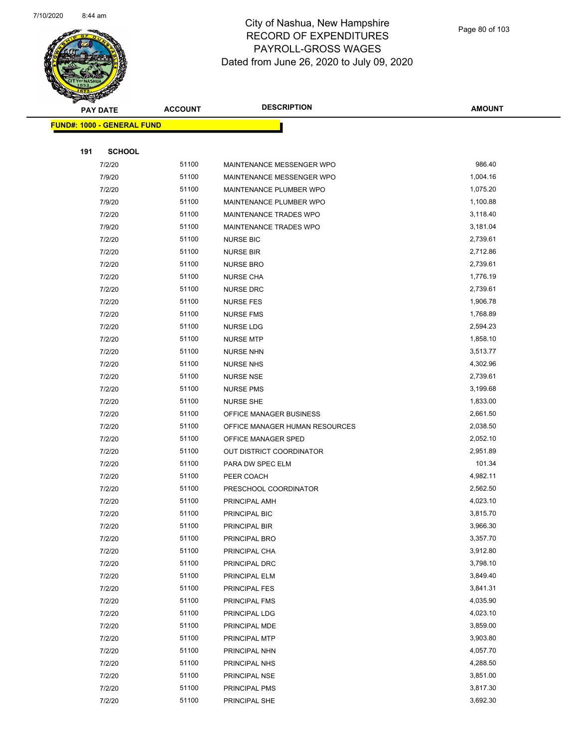# City of Nashua, New Hampshire
## RECORD OF EXPENDITURES
## PAYROLL-GROSS WAGES
### Dated from June 26, 2020 to July 09, 2020

**FUND#: 1000 - GENERAL FUND**

**191 SCHOOL**

| PAY DATE | ACCOUNT | DESCRIPTION | AMOUNT |
|---|---|---|---|
| 7/2/20 | 51100 | MAINTENANCE MESSENGER WPO | 986.40 |
| 7/9/20 | 51100 | MAINTENANCE MESSENGER WPO | 1,004.16 |
| 7/2/20 | 51100 | MAINTENANCE PLUMBER WPO | 1,075.20 |
| 7/9/20 | 51100 | MAINTENANCE PLUMBER WPO | 1,100.88 |
| 7/2/20 | 51100 | MAINTENANCE TRADES WPO | 3,118.40 |
| 7/9/20 | 51100 | MAINTENANCE TRADES WPO | 3,181.04 |
| 7/2/20 | 51100 | NURSE BIC | 2,739.61 |
| 7/2/20 | 51100 | NURSE BIR | 2,712.86 |
| 7/2/20 | 51100 | NURSE BRO | 2,739.61 |
| 7/2/20 | 51100 | NURSE CHA | 1,776.19 |
| 7/2/20 | 51100 | NURSE DRC | 2,739.61 |
| 7/2/20 | 51100 | NURSE FES | 1,906.78 |
| 7/2/20 | 51100 | NURSE FMS | 1,768.89 |
| 7/2/20 | 51100 | NURSE LDG | 2,594.23 |
| 7/2/20 | 51100 | NURSE MTP | 1,858.10 |
| 7/2/20 | 51100 | NURSE NHN | 3,513.77 |
| 7/2/20 | 51100 | NURSE NHS | 4,302.96 |
| 7/2/20 | 51100 | NURSE NSE | 2,739.61 |
| 7/2/20 | 51100 | NURSE PMS | 3,199.68 |
| 7/2/20 | 51100 | NURSE SHE | 1,833.00 |
| 7/2/20 | 51100 | OFFICE MANAGER BUSINESS | 2,661.50 |
| 7/2/20 | 51100 | OFFICE MANAGER HUMAN RESOURCES | 2,038.50 |
| 7/2/20 | 51100 | OFFICE MANAGER SPED | 2,052.10 |
| 7/2/20 | 51100 | OUT DISTRICT COORDINATOR | 2,951.89 |
| 7/2/20 | 51100 | PARA DW SPEC ELM | 101.34 |
| 7/2/20 | 51100 | PEER COACH | 4,982.11 |
| 7/2/20 | 51100 | PRESCHOOL COORDINATOR | 2,562.50 |
| 7/2/20 | 51100 | PRINCIPAL AMH | 4,023.10 |
| 7/2/20 | 51100 | PRINCIPAL BIC | 3,815.70 |
| 7/2/20 | 51100 | PRINCIPAL BIR | 3,966.30 |
| 7/2/20 | 51100 | PRINCIPAL BRO | 3,357.70 |
| 7/2/20 | 51100 | PRINCIPAL CHA | 3,912.80 |
| 7/2/20 | 51100 | PRINCIPAL DRC | 3,798.10 |
| 7/2/20 | 51100 | PRINCIPAL ELM | 3,849.40 |
| 7/2/20 | 51100 | PRINCIPAL FES | 3,841.31 |
| 7/2/20 | 51100 | PRINCIPAL FMS | 4,035.90 |
| 7/2/20 | 51100 | PRINCIPAL LDG | 4,023.10 |
| 7/2/20 | 51100 | PRINCIPAL MDE | 3,859.00 |
| 7/2/20 | 51100 | PRINCIPAL MTP | 3,903.80 |
| 7/2/20 | 51100 | PRINCIPAL NHN | 4,057.70 |
| 7/2/20 | 51100 | PRINCIPAL NHS | 4,288.50 |
| 7/2/20 | 51100 | PRINCIPAL NSE | 3,851.00 |
| 7/2/20 | 51100 | PRINCIPAL PMS | 3,817.30 |
| 7/2/20 | 51100 | PRINCIPAL SHE | 3,692.30 |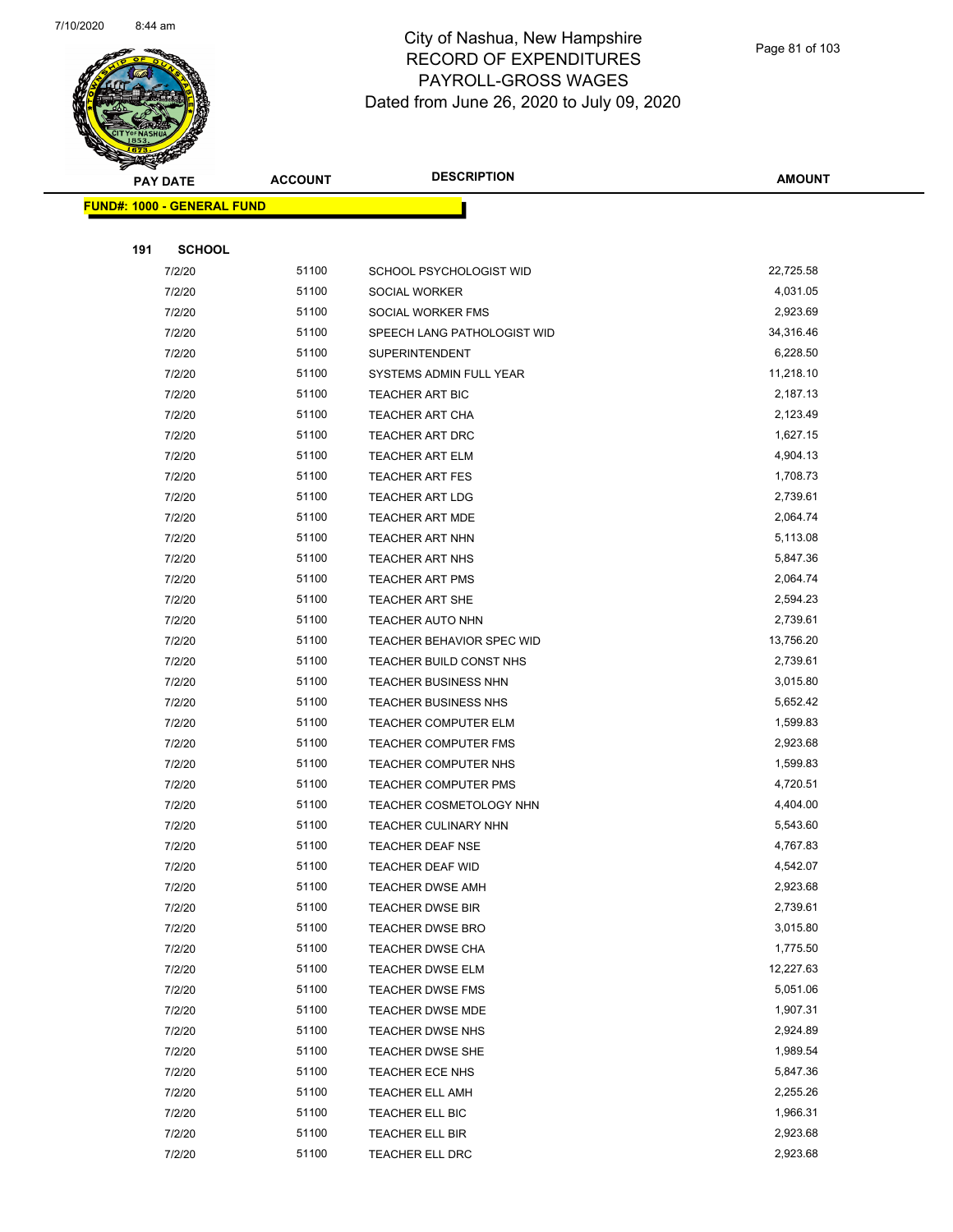City of Nashua, New Hampshire
RECORD OF EXPENDITURES
PAYROLL-GROSS WAGES
Dated from June 26, 2020 to July 09, 2020

| PAY DATE | ACCOUNT | DESCRIPTION | AMOUNT |
|---|---|---|---|

**FUND#: 1000 - GENERAL FUND**

**191 SCHOOL**

| PAY DATE | ACCOUNT | DESCRIPTION | AMOUNT |
|---|---|---|---|
| 7/2/20 | 51100 | SCHOOL PSYCHOLOGIST WID | 22,725.58 |
| 7/2/20 | 51100 | SOCIAL WORKER | 4,031.05 |
| 7/2/20 | 51100 | SOCIAL WORKER FMS | 2,923.69 |
| 7/2/20 | 51100 | SPEECH LANG PATHOLOGIST WID | 34,316.46 |
| 7/2/20 | 51100 | SUPERINTENDENT | 6,228.50 |
| 7/2/20 | 51100 | SYSTEMS ADMIN FULL YEAR | 11,218.10 |
| 7/2/20 | 51100 | TEACHER ART BIC | 2,187.13 |
| 7/2/20 | 51100 | TEACHER ART CHA | 2,123.49 |
| 7/2/20 | 51100 | TEACHER ART DRC | 1,627.15 |
| 7/2/20 | 51100 | TEACHER ART ELM | 4,904.13 |
| 7/2/20 | 51100 | TEACHER ART FES | 1,708.73 |
| 7/2/20 | 51100 | TEACHER ART LDG | 2,739.61 |
| 7/2/20 | 51100 | TEACHER ART MDE | 2,064.74 |
| 7/2/20 | 51100 | TEACHER ART NHN | 5,113.08 |
| 7/2/20 | 51100 | TEACHER ART NHS | 5,847.36 |
| 7/2/20 | 51100 | TEACHER ART PMS | 2,064.74 |
| 7/2/20 | 51100 | TEACHER ART SHE | 2,594.23 |
| 7/2/20 | 51100 | TEACHER AUTO NHN | 2,739.61 |
| 7/2/20 | 51100 | TEACHER BEHAVIOR SPEC WID | 13,756.20 |
| 7/2/20 | 51100 | TEACHER BUILD CONST NHS | 2,739.61 |
| 7/2/20 | 51100 | TEACHER BUSINESS NHN | 3,015.80 |
| 7/2/20 | 51100 | TEACHER BUSINESS NHS | 5,652.42 |
| 7/2/20 | 51100 | TEACHER COMPUTER ELM | 1,599.83 |
| 7/2/20 | 51100 | TEACHER COMPUTER FMS | 2,923.68 |
| 7/2/20 | 51100 | TEACHER COMPUTER NHS | 1,599.83 |
| 7/2/20 | 51100 | TEACHER COMPUTER PMS | 4,720.51 |
| 7/2/20 | 51100 | TEACHER COSMETOLOGY NHN | 4,404.00 |
| 7/2/20 | 51100 | TEACHER CULINARY NHN | 5,543.60 |
| 7/2/20 | 51100 | TEACHER DEAF NSE | 4,767.83 |
| 7/2/20 | 51100 | TEACHER DEAF WID | 4,542.07 |
| 7/2/20 | 51100 | TEACHER DWSE AMH | 2,923.68 |
| 7/2/20 | 51100 | TEACHER DWSE BIR | 2,739.61 |
| 7/2/20 | 51100 | TEACHER DWSE BRO | 3,015.80 |
| 7/2/20 | 51100 | TEACHER DWSE CHA | 1,775.50 |
| 7/2/20 | 51100 | TEACHER DWSE ELM | 12,227.63 |
| 7/2/20 | 51100 | TEACHER DWSE FMS | 5,051.06 |
| 7/2/20 | 51100 | TEACHER DWSE MDE | 1,907.31 |
| 7/2/20 | 51100 | TEACHER DWSE NHS | 2,924.89 |
| 7/2/20 | 51100 | TEACHER DWSE SHE | 1,989.54 |
| 7/2/20 | 51100 | TEACHER ECE NHS | 5,847.36 |
| 7/2/20 | 51100 | TEACHER ELL AMH | 2,255.26 |
| 7/2/20 | 51100 | TEACHER ELL BIC | 1,966.31 |
| 7/2/20 | 51100 | TEACHER ELL BIR | 2,923.68 |
| 7/2/20 | 51100 | TEACHER ELL DRC | 2,923.68 |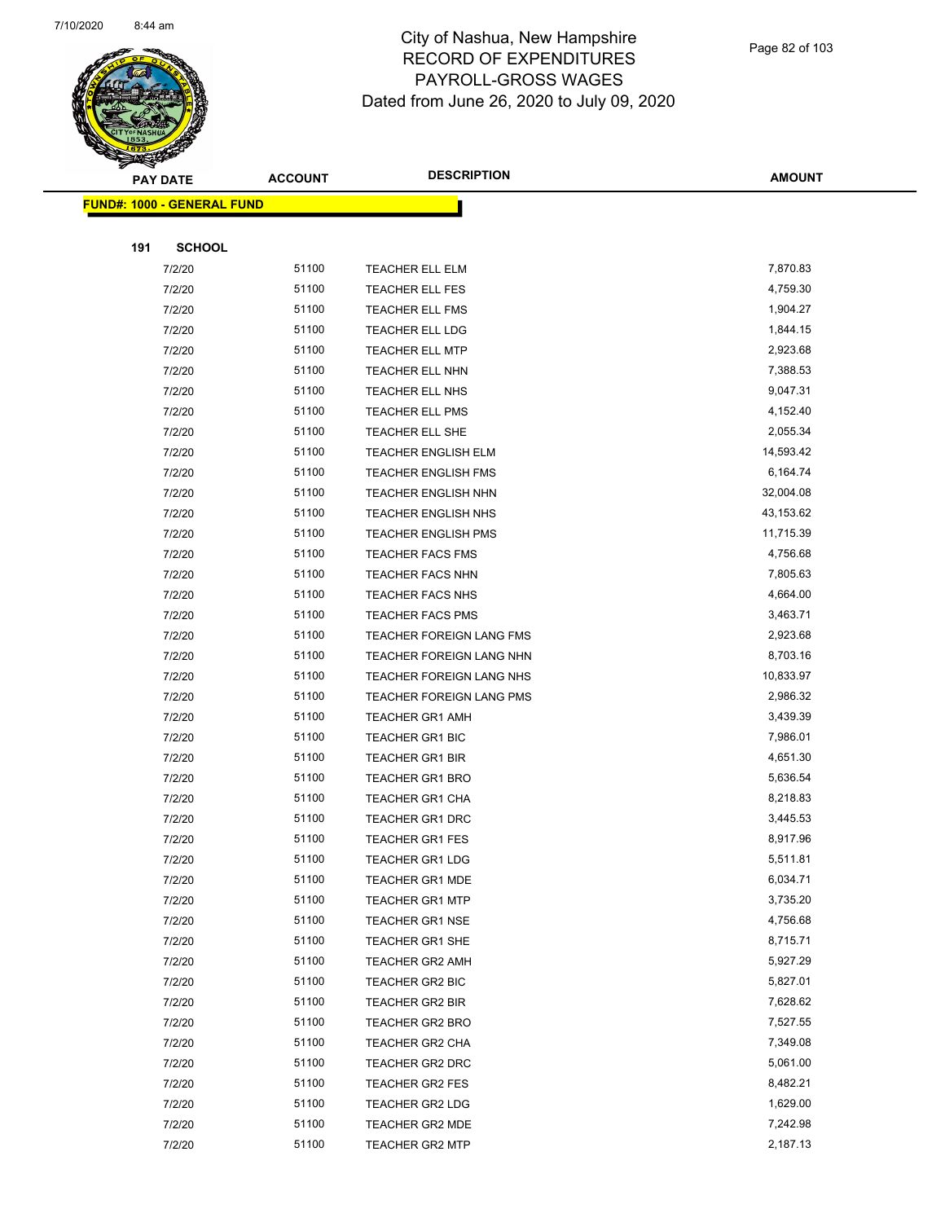# City of Nashua, New Hampshire
# RECORD OF EXPENDITURES
# PAYROLL-GROSS WAGES
# Dated from June 26, 2020 to July 09, 2020

**FUND#: 1000 - GENERAL FUND**

**191 SCHOOL**

| PAY DATE | ACCOUNT | DESCRIPTION | AMOUNT |
|---|---|---|---|
| 7/2/20 | 51100 | TEACHER ELL ELM | 7,870.83 |
| 7/2/20 | 51100 | TEACHER ELL FES | 4,759.30 |
| 7/2/20 | 51100 | TEACHER ELL FMS | 1,904.27 |
| 7/2/20 | 51100 | TEACHER ELL LDG | 1,844.15 |
| 7/2/20 | 51100 | TEACHER ELL MTP | 2,923.68 |
| 7/2/20 | 51100 | TEACHER ELL NHN | 7,388.53 |
| 7/2/20 | 51100 | TEACHER ELL NHS | 9,047.31 |
| 7/2/20 | 51100 | TEACHER ELL PMS | 4,152.40 |
| 7/2/20 | 51100 | TEACHER ELL SHE | 2,055.34 |
| 7/2/20 | 51100 | TEACHER ENGLISH ELM | 14,593.42 |
| 7/2/20 | 51100 | TEACHER ENGLISH FMS | 6,164.74 |
| 7/2/20 | 51100 | TEACHER ENGLISH NHN | 32,004.08 |
| 7/2/20 | 51100 | TEACHER ENGLISH NHS | 43,153.62 |
| 7/2/20 | 51100 | TEACHER ENGLISH PMS | 11,715.39 |
| 7/2/20 | 51100 | TEACHER FACS FMS | 4,756.68 |
| 7/2/20 | 51100 | TEACHER FACS NHN | 7,805.63 |
| 7/2/20 | 51100 | TEACHER FACS NHS | 4,664.00 |
| 7/2/20 | 51100 | TEACHER FACS PMS | 3,463.71 |
| 7/2/20 | 51100 | TEACHER FOREIGN LANG FMS | 2,923.68 |
| 7/2/20 | 51100 | TEACHER FOREIGN LANG NHN | 8,703.16 |
| 7/2/20 | 51100 | TEACHER FOREIGN LANG NHS | 10,833.97 |
| 7/2/20 | 51100 | TEACHER FOREIGN LANG PMS | 2,986.32 |
| 7/2/20 | 51100 | TEACHER GR1 AMH | 3,439.39 |
| 7/2/20 | 51100 | TEACHER GR1 BIC | 7,986.01 |
| 7/2/20 | 51100 | TEACHER GR1 BIR | 4,651.30 |
| 7/2/20 | 51100 | TEACHER GR1 BRO | 5,636.54 |
| 7/2/20 | 51100 | TEACHER GR1 CHA | 8,218.83 |
| 7/2/20 | 51100 | TEACHER GR1 DRC | 3,445.53 |
| 7/2/20 | 51100 | TEACHER GR1 FES | 8,917.96 |
| 7/2/20 | 51100 | TEACHER GR1 LDG | 5,511.81 |
| 7/2/20 | 51100 | TEACHER GR1 MDE | 6,034.71 |
| 7/2/20 | 51100 | TEACHER GR1 MTP | 3,735.20 |
| 7/2/20 | 51100 | TEACHER GR1 NSE | 4,756.68 |
| 7/2/20 | 51100 | TEACHER GR1 SHE | 8,715.71 |
| 7/2/20 | 51100 | TEACHER GR2 AMH | 5,927.29 |
| 7/2/20 | 51100 | TEACHER GR2 BIC | 5,827.01 |
| 7/2/20 | 51100 | TEACHER GR2 BIR | 7,628.62 |
| 7/2/20 | 51100 | TEACHER GR2 BRO | 7,527.55 |
| 7/2/20 | 51100 | TEACHER GR2 CHA | 7,349.08 |
| 7/2/20 | 51100 | TEACHER GR2 DRC | 5,061.00 |
| 7/2/20 | 51100 | TEACHER GR2 FES | 8,482.21 |
| 7/2/20 | 51100 | TEACHER GR2 LDG | 1,629.00 |
| 7/2/20 | 51100 | TEACHER GR2 MDE | 7,242.98 |
| 7/2/20 | 51100 | TEACHER GR2 MTP | 2,187.13 |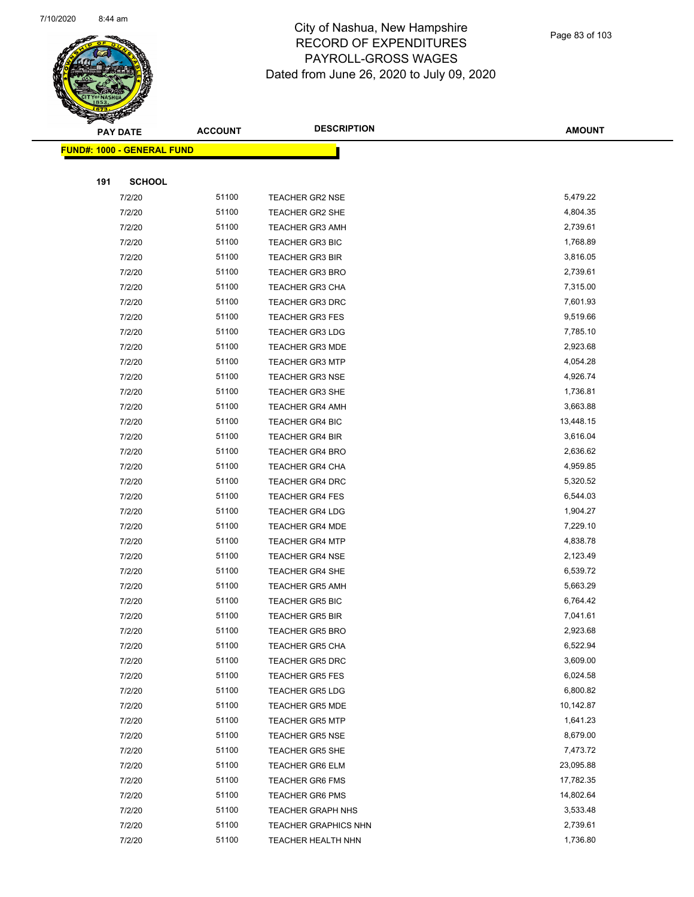# City of Nashua, New Hampshire
## RECORD OF EXPENDITURES
## PAYROLL-GROSS WAGES
## Dated from June 26, 2020 to July 09, 2020

| PAY DATE | ACCOUNT | DESCRIPTION | AMOUNT |
|---|---|---|---|
| **FUND#: 1000 - GENERAL FUND** | | | |
| **191 SCHOOL** | | | |
| 7/2/20 | 51100 | TEACHER GR2 NSE | 5,479.22 |
| 7/2/20 | 51100 | TEACHER GR2 SHE | 4,804.35 |
| 7/2/20 | 51100 | TEACHER GR3 AMH | 2,739.61 |
| 7/2/20 | 51100 | TEACHER GR3 BIC | 1,768.89 |
| 7/2/20 | 51100 | TEACHER GR3 BIR | 3,816.05 |
| 7/2/20 | 51100 | TEACHER GR3 BRO | 2,739.61 |
| 7/2/20 | 51100 | TEACHER GR3 CHA | 7,315.00 |
| 7/2/20 | 51100 | TEACHER GR3 DRC | 7,601.93 |
| 7/2/20 | 51100 | TEACHER GR3 FES | 9,519.66 |
| 7/2/20 | 51100 | TEACHER GR3 LDG | 7,785.10 |
| 7/2/20 | 51100 | TEACHER GR3 MDE | 2,923.68 |
| 7/2/20 | 51100 | TEACHER GR3 MTP | 4,054.28 |
| 7/2/20 | 51100 | TEACHER GR3 NSE | 4,926.74 |
| 7/2/20 | 51100 | TEACHER GR3 SHE | 1,736.81 |
| 7/2/20 | 51100 | TEACHER GR4 AMH | 3,663.88 |
| 7/2/20 | 51100 | TEACHER GR4 BIC | 13,448.15 |
| 7/2/20 | 51100 | TEACHER GR4 BIR | 3,616.04 |
| 7/2/20 | 51100 | TEACHER GR4 BRO | 2,636.62 |
| 7/2/20 | 51100 | TEACHER GR4 CHA | 4,959.85 |
| 7/2/20 | 51100 | TEACHER GR4 DRC | 5,320.52 |
| 7/2/20 | 51100 | TEACHER GR4 FES | 6,544.03 |
| 7/2/20 | 51100 | TEACHER GR4 LDG | 1,904.27 |
| 7/2/20 | 51100 | TEACHER GR4 MDE | 7,229.10 |
| 7/2/20 | 51100 | TEACHER GR4 MTP | 4,838.78 |
| 7/2/20 | 51100 | TEACHER GR4 NSE | 2,123.49 |
| 7/2/20 | 51100 | TEACHER GR4 SHE | 6,539.72 |
| 7/2/20 | 51100 | TEACHER GR5 AMH | 5,663.29 |
| 7/2/20 | 51100 | TEACHER GR5 BIC | 6,764.42 |
| 7/2/20 | 51100 | TEACHER GR5 BIR | 7,041.61 |
| 7/2/20 | 51100 | TEACHER GR5 BRO | 2,923.68 |
| 7/2/20 | 51100 | TEACHER GR5 CHA | 6,522.94 |
| 7/2/20 | 51100 | TEACHER GR5 DRC | 3,609.00 |
| 7/2/20 | 51100 | TEACHER GR5 FES | 6,024.58 |
| 7/2/20 | 51100 | TEACHER GR5 LDG | 6,800.82 |
| 7/2/20 | 51100 | TEACHER GR5 MDE | 10,142.87 |
| 7/2/20 | 51100 | TEACHER GR5 MTP | 1,641.23 |
| 7/2/20 | 51100 | TEACHER GR5 NSE | 8,679.00 |
| 7/2/20 | 51100 | TEACHER GR5 SHE | 7,473.72 |
| 7/2/20 | 51100 | TEACHER GR6 ELM | 23,095.88 |
| 7/2/20 | 51100 | TEACHER GR6 FMS | 17,782.35 |
| 7/2/20 | 51100 | TEACHER GR6 PMS | 14,802.64 |
| 7/2/20 | 51100 | TEACHER GRAPH NHS | 3,533.48 |
| 7/2/20 | 51100 | TEACHER GRAPHICS NHN | 2,739.61 |
| 7/2/20 | 51100 | TEACHER HEALTH NHN | 1,736.80 |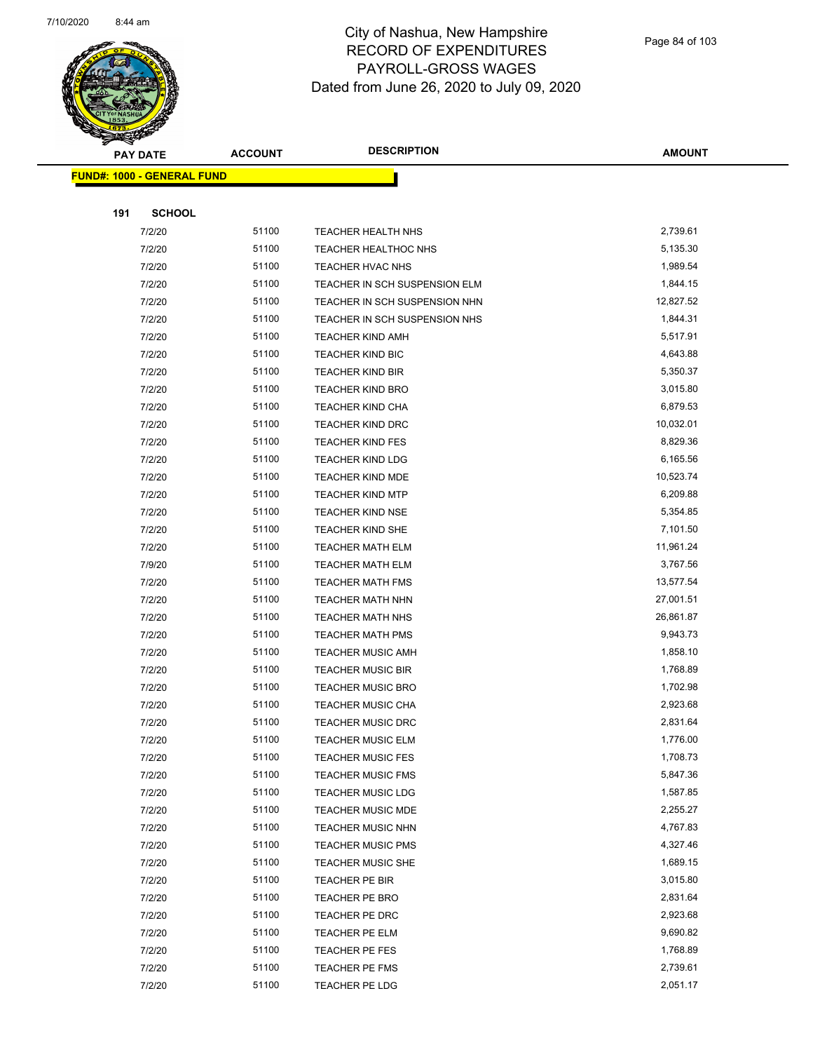# City of Nashua, New Hampshire
## RECORD OF EXPENDITURES
## PAYROLL-GROSS WAGES
## Dated from June 26, 2020 to July 09, 2020

| PAY DATE | ACCOUNT | DESCRIPTION | AMOUNT |
|---|---|---|---|

**FUND#: 1000 - GENERAL FUND**

**191 SCHOOL**

| PAY DATE | ACCOUNT | DESCRIPTION | AMOUNT |
|---|---|---|---|
| 7/2/20 | 51100 | TEACHER HEALTH NHS | 2,739.61 |
| 7/2/20 | 51100 | TEACHER HEALTHOC NHS | 5,135.30 |
| 7/2/20 | 51100 | TEACHER HVAC NHS | 1,989.54 |
| 7/2/20 | 51100 | TEACHER IN SCH SUSPENSION ELM | 1,844.15 |
| 7/2/20 | 51100 | TEACHER IN SCH SUSPENSION NHN | 12,827.52 |
| 7/2/20 | 51100 | TEACHER IN SCH SUSPENSION NHS | 1,844.31 |
| 7/2/20 | 51100 | TEACHER KIND AMH | 5,517.91 |
| 7/2/20 | 51100 | TEACHER KIND BIC | 4,643.88 |
| 7/2/20 | 51100 | TEACHER KIND BIR | 5,350.37 |
| 7/2/20 | 51100 | TEACHER KIND BRO | 3,015.80 |
| 7/2/20 | 51100 | TEACHER KIND CHA | 6,879.53 |
| 7/2/20 | 51100 | TEACHER KIND DRC | 10,032.01 |
| 7/2/20 | 51100 | TEACHER KIND FES | 8,829.36 |
| 7/2/20 | 51100 | TEACHER KIND LDG | 6,165.56 |
| 7/2/20 | 51100 | TEACHER KIND MDE | 10,523.74 |
| 7/2/20 | 51100 | TEACHER KIND MTP | 6,209.88 |
| 7/2/20 | 51100 | TEACHER KIND NSE | 5,354.85 |
| 7/2/20 | 51100 | TEACHER KIND SHE | 7,101.50 |
| 7/2/20 | 51100 | TEACHER MATH ELM | 11,961.24 |
| 7/9/20 | 51100 | TEACHER MATH ELM | 3,767.56 |
| 7/2/20 | 51100 | TEACHER MATH FMS | 13,577.54 |
| 7/2/20 | 51100 | TEACHER MATH NHN | 27,001.51 |
| 7/2/20 | 51100 | TEACHER MATH NHS | 26,861.87 |
| 7/2/20 | 51100 | TEACHER MATH PMS | 9,943.73 |
| 7/2/20 | 51100 | TEACHER MUSIC AMH | 1,858.10 |
| 7/2/20 | 51100 | TEACHER MUSIC BIR | 1,768.89 |
| 7/2/20 | 51100 | TEACHER MUSIC BRO | 1,702.98 |
| 7/2/20 | 51100 | TEACHER MUSIC CHA | 2,923.68 |
| 7/2/20 | 51100 | TEACHER MUSIC DRC | 2,831.64 |
| 7/2/20 | 51100 | TEACHER MUSIC ELM | 1,776.00 |
| 7/2/20 | 51100 | TEACHER MUSIC FES | 1,708.73 |
| 7/2/20 | 51100 | TEACHER MUSIC FMS | 5,847.36 |
| 7/2/20 | 51100 | TEACHER MUSIC LDG | 1,587.85 |
| 7/2/20 | 51100 | TEACHER MUSIC MDE | 2,255.27 |
| 7/2/20 | 51100 | TEACHER MUSIC NHN | 4,767.83 |
| 7/2/20 | 51100 | TEACHER MUSIC PMS | 4,327.46 |
| 7/2/20 | 51100 | TEACHER MUSIC SHE | 1,689.15 |
| 7/2/20 | 51100 | TEACHER PE BIR | 3,015.80 |
| 7/2/20 | 51100 | TEACHER PE BRO | 2,831.64 |
| 7/2/20 | 51100 | TEACHER PE DRC | 2,923.68 |
| 7/2/20 | 51100 | TEACHER PE ELM | 9,690.82 |
| 7/2/20 | 51100 | TEACHER PE FES | 1,768.89 |
| 7/2/20 | 51100 | TEACHER PE FMS | 2,739.61 |
| 7/2/20 | 51100 | TEACHER PE LDG | 2,051.17 |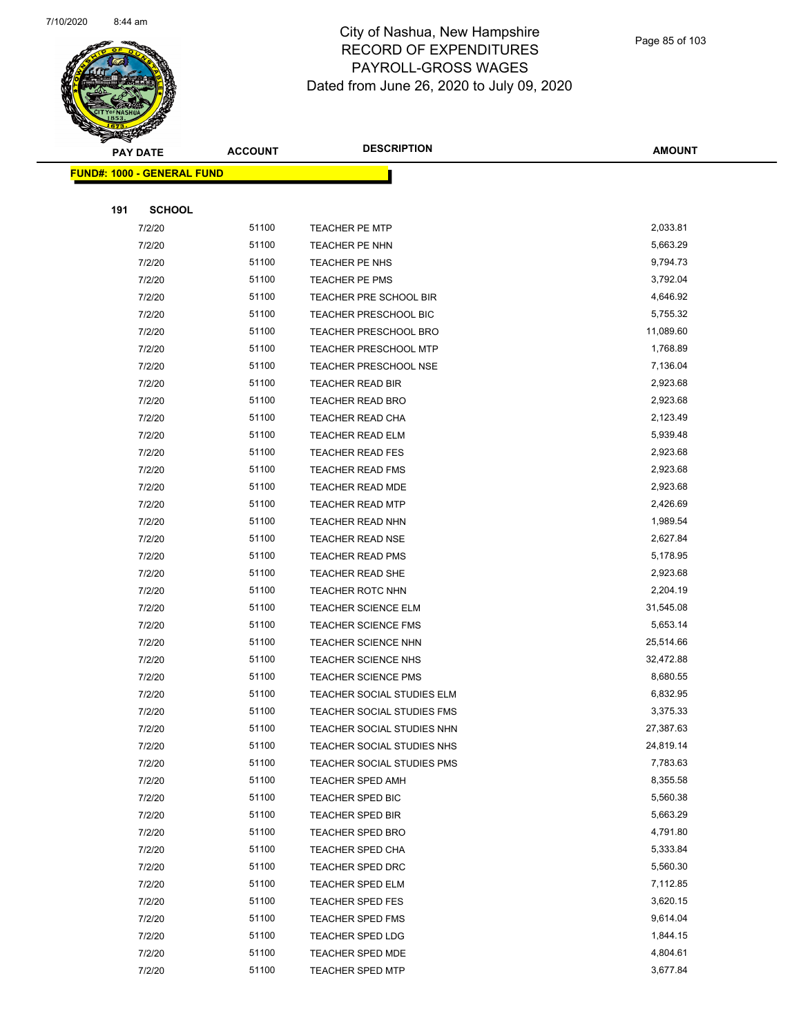# City of Nashua, New Hampshire
## RECORD OF EXPENDITURES
## PAYROLL-GROSS WAGES
## Dated from June 26, 2020 to July 09, 2020

| PAY DATE | ACCOUNT | DESCRIPTION | AMOUNT |
|---|---|---|---|

**FUND#: 1000 - GENERAL FUND**

**191 SCHOOL**

| PAY DATE | ACCOUNT | DESCRIPTION | AMOUNT |
|---|---|---|---|
| 7/2/20 | 51100 | TEACHER PE MTP | 2,033.81 |
| 7/2/20 | 51100 | TEACHER PE NHN | 5,663.29 |
| 7/2/20 | 51100 | TEACHER PE NHS | 9,794.73 |
| 7/2/20 | 51100 | TEACHER PE PMS | 3,792.04 |
| 7/2/20 | 51100 | TEACHER PRE SCHOOL BIR | 4,646.92 |
| 7/2/20 | 51100 | TEACHER PRESCHOOL BIC | 5,755.32 |
| 7/2/20 | 51100 | TEACHER PRESCHOOL BRO | 11,089.60 |
| 7/2/20 | 51100 | TEACHER PRESCHOOL MTP | 1,768.89 |
| 7/2/20 | 51100 | TEACHER PRESCHOOL NSE | 7,136.04 |
| 7/2/20 | 51100 | TEACHER READ BIR | 2,923.68 |
| 7/2/20 | 51100 | TEACHER READ BRO | 2,923.68 |
| 7/2/20 | 51100 | TEACHER READ CHA | 2,123.49 |
| 7/2/20 | 51100 | TEACHER READ ELM | 5,939.48 |
| 7/2/20 | 51100 | TEACHER READ FES | 2,923.68 |
| 7/2/20 | 51100 | TEACHER READ FMS | 2,923.68 |
| 7/2/20 | 51100 | TEACHER READ MDE | 2,923.68 |
| 7/2/20 | 51100 | TEACHER READ MTP | 2,426.69 |
| 7/2/20 | 51100 | TEACHER READ NHN | 1,989.54 |
| 7/2/20 | 51100 | TEACHER READ NSE | 2,627.84 |
| 7/2/20 | 51100 | TEACHER READ PMS | 5,178.95 |
| 7/2/20 | 51100 | TEACHER READ SHE | 2,923.68 |
| 7/2/20 | 51100 | TEACHER ROTC NHN | 2,204.19 |
| 7/2/20 | 51100 | TEACHER SCIENCE ELM | 31,545.08 |
| 7/2/20 | 51100 | TEACHER SCIENCE FMS | 5,653.14 |
| 7/2/20 | 51100 | TEACHER SCIENCE NHN | 25,514.66 |
| 7/2/20 | 51100 | TEACHER SCIENCE NHS | 32,472.88 |
| 7/2/20 | 51100 | TEACHER SCIENCE PMS | 8,680.55 |
| 7/2/20 | 51100 | TEACHER SOCIAL STUDIES ELM | 6,832.95 |
| 7/2/20 | 51100 | TEACHER SOCIAL STUDIES FMS | 3,375.33 |
| 7/2/20 | 51100 | TEACHER SOCIAL STUDIES NHN | 27,387.63 |
| 7/2/20 | 51100 | TEACHER SOCIAL STUDIES NHS | 24,819.14 |
| 7/2/20 | 51100 | TEACHER SOCIAL STUDIES PMS | 7,783.63 |
| 7/2/20 | 51100 | TEACHER SPED AMH | 8,355.58 |
| 7/2/20 | 51100 | TEACHER SPED BIC | 5,560.38 |
| 7/2/20 | 51100 | TEACHER SPED BIR | 5,663.29 |
| 7/2/20 | 51100 | TEACHER SPED BRO | 4,791.80 |
| 7/2/20 | 51100 | TEACHER SPED CHA | 5,333.84 |
| 7/2/20 | 51100 | TEACHER SPED DRC | 5,560.30 |
| 7/2/20 | 51100 | TEACHER SPED ELM | 7,112.85 |
| 7/2/20 | 51100 | TEACHER SPED FES | 3,620.15 |
| 7/2/20 | 51100 | TEACHER SPED FMS | 9,614.04 |
| 7/2/20 | 51100 | TEACHER SPED LDG | 1,844.15 |
| 7/2/20 | 51100 | TEACHER SPED MDE | 4,804.61 |
| 7/2/20 | 51100 | TEACHER SPED MTP | 3,677.84 |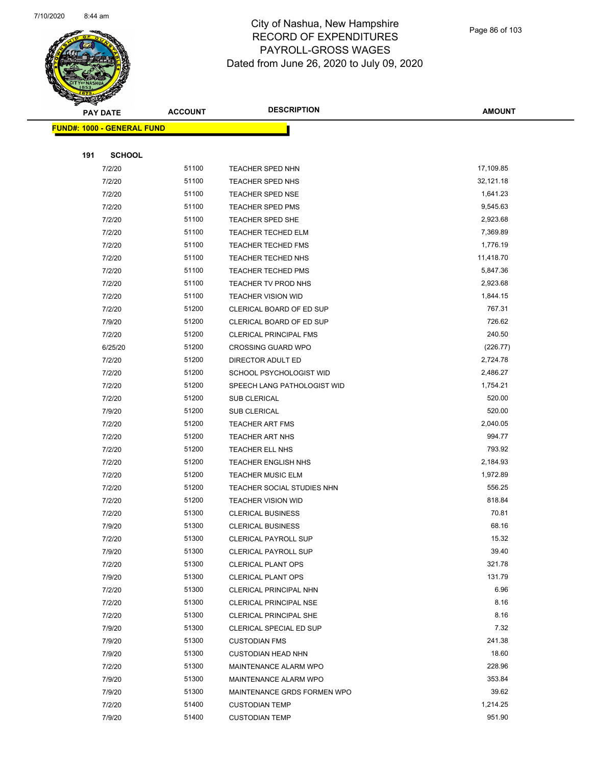# City of Nashua, New Hampshire
# RECORD OF EXPENDITURES
# PAYROLL-GROSS WAGES
Dated from June 26, 2020 to July 09, 2020

**FUND#: 1000 - GENERAL FUND**

**191 SCHOOL**

| PAY DATE | ACCOUNT | DESCRIPTION | AMOUNT |
|---|---|---|---|
| 7/2/20 | 51100 | TEACHER SPED NHN | 17,109.85 |
| 7/2/20 | 51100 | TEACHER SPED NHS | 32,121.18 |
| 7/2/20 | 51100 | TEACHER SPED NSE | 1,641.23 |
| 7/2/20 | 51100 | TEACHER SPED PMS | 9,545.63 |
| 7/2/20 | 51100 | TEACHER SPED SHE | 2,923.68 |
| 7/2/20 | 51100 | TEACHER TECHED ELM | 7,369.89 |
| 7/2/20 | 51100 | TEACHER TECHED FMS | 1,776.19 |
| 7/2/20 | 51100 | TEACHER TECHED NHS | 11,418.70 |
| 7/2/20 | 51100 | TEACHER TECHED PMS | 5,847.36 |
| 7/2/20 | 51100 | TEACHER TV PROD NHS | 2,923.68 |
| 7/2/20 | 51100 | TEACHER VISION WID | 1,844.15 |
| 7/2/20 | 51200 | CLERICAL BOARD OF ED SUP | 767.31 |
| 7/9/20 | 51200 | CLERICAL BOARD OF ED SUP | 726.62 |
| 7/2/20 | 51200 | CLERICAL PRINCIPAL FMS | 240.50 |
| 6/25/20 | 51200 | CROSSING GUARD WPO | (226.77) |
| 7/2/20 | 51200 | DIRECTOR ADULT ED | 2,724.78 |
| 7/2/20 | 51200 | SCHOOL PSYCHOLOGIST WID | 2,486.27 |
| 7/2/20 | 51200 | SPEECH LANG PATHOLOGIST WID | 1,754.21 |
| 7/2/20 | 51200 | SUB CLERICAL | 520.00 |
| 7/9/20 | 51200 | SUB CLERICAL | 520.00 |
| 7/2/20 | 51200 | TEACHER ART FMS | 2,040.05 |
| 7/2/20 | 51200 | TEACHER ART NHS | 994.77 |
| 7/2/20 | 51200 | TEACHER ELL NHS | 793.92 |
| 7/2/20 | 51200 | TEACHER ENGLISH NHS | 2,184.93 |
| 7/2/20 | 51200 | TEACHER MUSIC ELM | 1,972.89 |
| 7/2/20 | 51200 | TEACHER SOCIAL STUDIES NHN | 556.25 |
| 7/2/20 | 51200 | TEACHER VISION WID | 818.84 |
| 7/2/20 | 51300 | CLERICAL BUSINESS | 70.81 |
| 7/9/20 | 51300 | CLERICAL BUSINESS | 68.16 |
| 7/2/20 | 51300 | CLERICAL PAYROLL SUP | 15.32 |
| 7/9/20 | 51300 | CLERICAL PAYROLL SUP | 39.40 |
| 7/2/20 | 51300 | CLERICAL PLANT OPS | 321.78 |
| 7/9/20 | 51300 | CLERICAL PLANT OPS | 131.79 |
| 7/2/20 | 51300 | CLERICAL PRINCIPAL NHN | 6.96 |
| 7/2/20 | 51300 | CLERICAL PRINCIPAL NSE | 8.16 |
| 7/2/20 | 51300 | CLERICAL PRINCIPAL SHE | 8.16 |
| 7/9/20 | 51300 | CLERICAL SPECIAL ED SUP | 7.32 |
| 7/9/20 | 51300 | CUSTODIAN FMS | 241.38 |
| 7/9/20 | 51300 | CUSTODIAN HEAD NHN | 18.60 |
| 7/2/20 | 51300 | MAINTENANCE ALARM WPO | 228.96 |
| 7/9/20 | 51300 | MAINTENANCE ALARM WPO | 353.84 |
| 7/9/20 | 51300 | MAINTENANCE GRDS FORMEN WPO | 39.62 |
| 7/2/20 | 51400 | CUSTODIAN TEMP | 1,214.25 |
| 7/9/20 | 51400 | CUSTODIAN TEMP | 951.90 |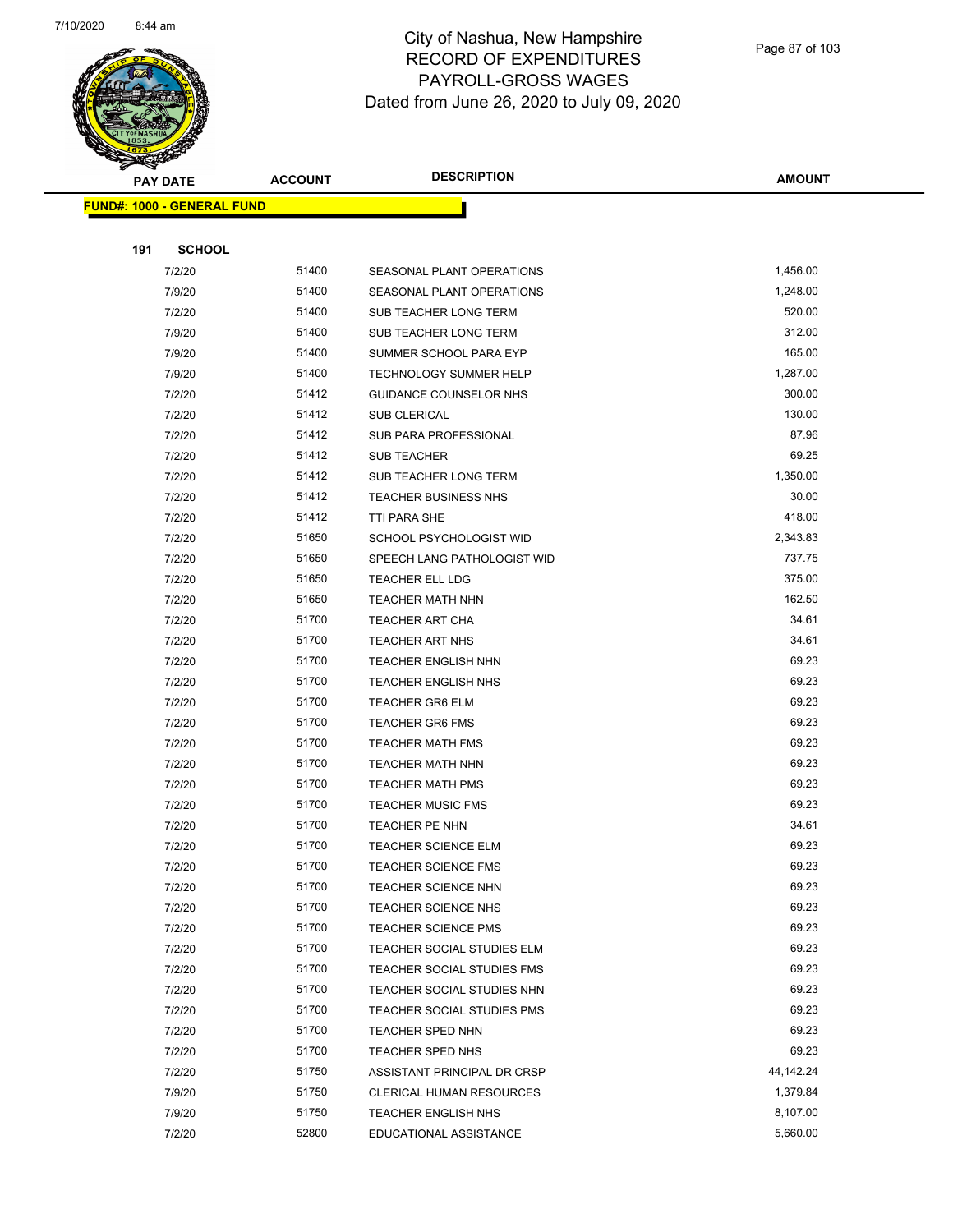# City of Nashua, New Hampshire
## RECORD OF EXPENDITURES
## PAYROLL-GROSS WAGES
### Dated from June 26, 2020 to July 09, 2020

**FUND#: 1000 - GENERAL FUND**

**191 SCHOOL**

| PAY DATE | ACCOUNT | DESCRIPTION | AMOUNT |
|---|---|---|---|
| 7/2/20 | 51400 | SEASONAL PLANT OPERATIONS | 1,456.00 |
| 7/9/20 | 51400 | SEASONAL PLANT OPERATIONS | 1,248.00 |
| 7/2/20 | 51400 | SUB TEACHER LONG TERM | 520.00 |
| 7/9/20 | 51400 | SUB TEACHER LONG TERM | 312.00 |
| 7/9/20 | 51400 | SUMMER SCHOOL PARA EYP | 165.00 |
| 7/9/20 | 51400 | TECHNOLOGY SUMMER HELP | 1,287.00 |
| 7/2/20 | 51412 | GUIDANCE COUNSELOR NHS | 300.00 |
| 7/2/20 | 51412 | SUB CLERICAL | 130.00 |
| 7/2/20 | 51412 | SUB PARA PROFESSIONAL | 87.96 |
| 7/2/20 | 51412 | SUB TEACHER | 69.25 |
| 7/2/20 | 51412 | SUB TEACHER LONG TERM | 1,350.00 |
| 7/2/20 | 51412 | TEACHER BUSINESS NHS | 30.00 |
| 7/2/20 | 51412 | TTI PARA SHE | 418.00 |
| 7/2/20 | 51650 | SCHOOL PSYCHOLOGIST WID | 2,343.83 |
| 7/2/20 | 51650 | SPEECH LANG PATHOLOGIST WID | 737.75 |
| 7/2/20 | 51650 | TEACHER ELL LDG | 375.00 |
| 7/2/20 | 51650 | TEACHER MATH NHN | 162.50 |
| 7/2/20 | 51700 | TEACHER ART CHA | 34.61 |
| 7/2/20 | 51700 | TEACHER ART NHS | 34.61 |
| 7/2/20 | 51700 | TEACHER ENGLISH NHN | 69.23 |
| 7/2/20 | 51700 | TEACHER ENGLISH NHS | 69.23 |
| 7/2/20 | 51700 | TEACHER GR6 ELM | 69.23 |
| 7/2/20 | 51700 | TEACHER GR6 FMS | 69.23 |
| 7/2/20 | 51700 | TEACHER MATH FMS | 69.23 |
| 7/2/20 | 51700 | TEACHER MATH NHN | 69.23 |
| 7/2/20 | 51700 | TEACHER MATH PMS | 69.23 |
| 7/2/20 | 51700 | TEACHER MUSIC FMS | 69.23 |
| 7/2/20 | 51700 | TEACHER PE NHN | 34.61 |
| 7/2/20 | 51700 | TEACHER SCIENCE ELM | 69.23 |
| 7/2/20 | 51700 | TEACHER SCIENCE FMS | 69.23 |
| 7/2/20 | 51700 | TEACHER SCIENCE NHN | 69.23 |
| 7/2/20 | 51700 | TEACHER SCIENCE NHS | 69.23 |
| 7/2/20 | 51700 | TEACHER SCIENCE PMS | 69.23 |
| 7/2/20 | 51700 | TEACHER SOCIAL STUDIES ELM | 69.23 |
| 7/2/20 | 51700 | TEACHER SOCIAL STUDIES FMS | 69.23 |
| 7/2/20 | 51700 | TEACHER SOCIAL STUDIES NHN | 69.23 |
| 7/2/20 | 51700 | TEACHER SOCIAL STUDIES PMS | 69.23 |
| 7/2/20 | 51700 | TEACHER SPED NHN | 69.23 |
| 7/2/20 | 51700 | TEACHER SPED NHS | 69.23 |
| 7/2/20 | 51750 | ASSISTANT PRINCIPAL DR CRSP | 44,142.24 |
| 7/9/20 | 51750 | CLERICAL HUMAN RESOURCES | 1,379.84 |
| 7/9/20 | 51750 | TEACHER ENGLISH NHS | 8,107.00 |
| 7/2/20 | 52800 | EDUCATIONAL ASSISTANCE | 5,660.00 |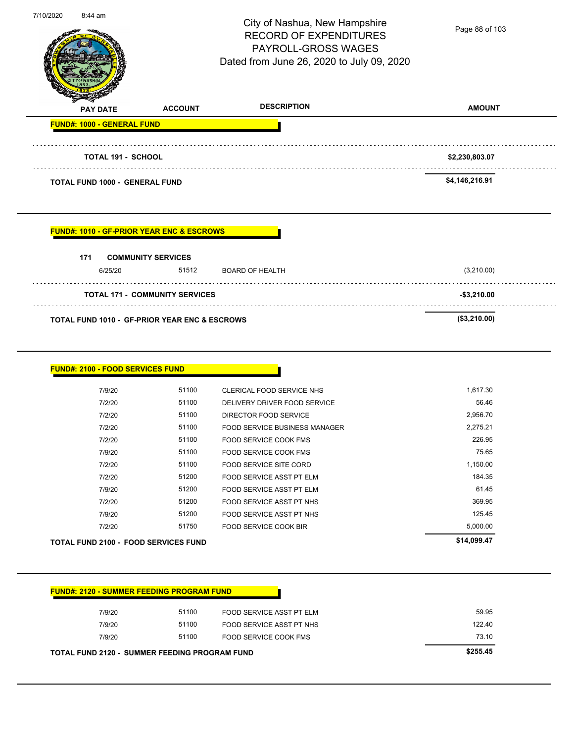# City of Nashua, New Hampshire
## RECORD OF EXPENDITURES
## PAYROLL-GROSS WAGES
### Dated from June 26, 2020 to July 09, 2020

| PAY DATE | ACCOUNT | DESCRIPTION | AMOUNT |
|---|---|---|---|
| **FUND#: 1000 - GENERAL FUND** | | | |
| **TOTAL 191 - SCHOOL** | | | **$2,230,803.07** |
| **TOTAL FUND 1000 - GENERAL FUND** | | | **$4,146,216.91** |

**FUND#: 1010 - GF-PRIOR YEAR ENC & ESCROWS**

**171 COMMUNITY SERVICES**

| PAY DATE | ACCOUNT | DESCRIPTION | AMOUNT |
|---|---|---|---|
| 6/25/20 | 51512 | BOARD OF HEALTH | (3,210.00) |
| **TOTAL 171 - COMMUNITY SERVICES** | | | **-$3,210.00** |
| **TOTAL FUND 1010 - GF-PRIOR YEAR ENC & ESCROWS** | | | **($3,210.00)** |

**FUND#: 2100 - FOOD SERVICES FUND**

| PAY DATE | ACCOUNT | DESCRIPTION | AMOUNT |
|---|---|---|---|
| 7/9/20 | 51100 | CLERICAL FOOD SERVICE NHS | 1,617.30 |
| 7/2/20 | 51100 | DELIVERY DRIVER FOOD SERVICE | 56.46 |
| 7/2/20 | 51100 | DIRECTOR FOOD SERVICE | 2,956.70 |
| 7/2/20 | 51100 | FOOD SERVICE BUSINESS MANAGER | 2,275.21 |
| 7/2/20 | 51100 | FOOD SERVICE COOK FMS | 226.95 |
| 7/9/20 | 51100 | FOOD SERVICE COOK FMS | 75.65 |
| 7/2/20 | 51100 | FOOD SERVICE SITE CORD | 1,150.00 |
| 7/2/20 | 51200 | FOOD SERVICE ASST PT ELM | 184.35 |
| 7/9/20 | 51200 | FOOD SERVICE ASST PT ELM | 61.45 |
| 7/2/20 | 51200 | FOOD SERVICE ASST PT NHS | 369.95 |
| 7/9/20 | 51200 | FOOD SERVICE ASST PT NHS | 125.45 |
| 7/2/20 | 51750 | FOOD SERVICE COOK BIR | 5,000.00 |
| **TOTAL FUND 2100 - FOOD SERVICES FUND** | | | **$14,099.47** |

**FUND#: 2120 - SUMMER FEEDING PROGRAM FUND**

| PAY DATE | ACCOUNT | DESCRIPTION | AMOUNT |
|---|---|---|---|
| 7/9/20 | 51100 | FOOD SERVICE ASST PT ELM | 59.95 |
| 7/9/20 | 51100 | FOOD SERVICE ASST PT NHS | 122.40 |
| 7/9/20 | 51100 | FOOD SERVICE COOK FMS | 73.10 |
| **TOTAL FUND 2120 - SUMMER FEEDING PROGRAM FUND** | | | **$255.45** |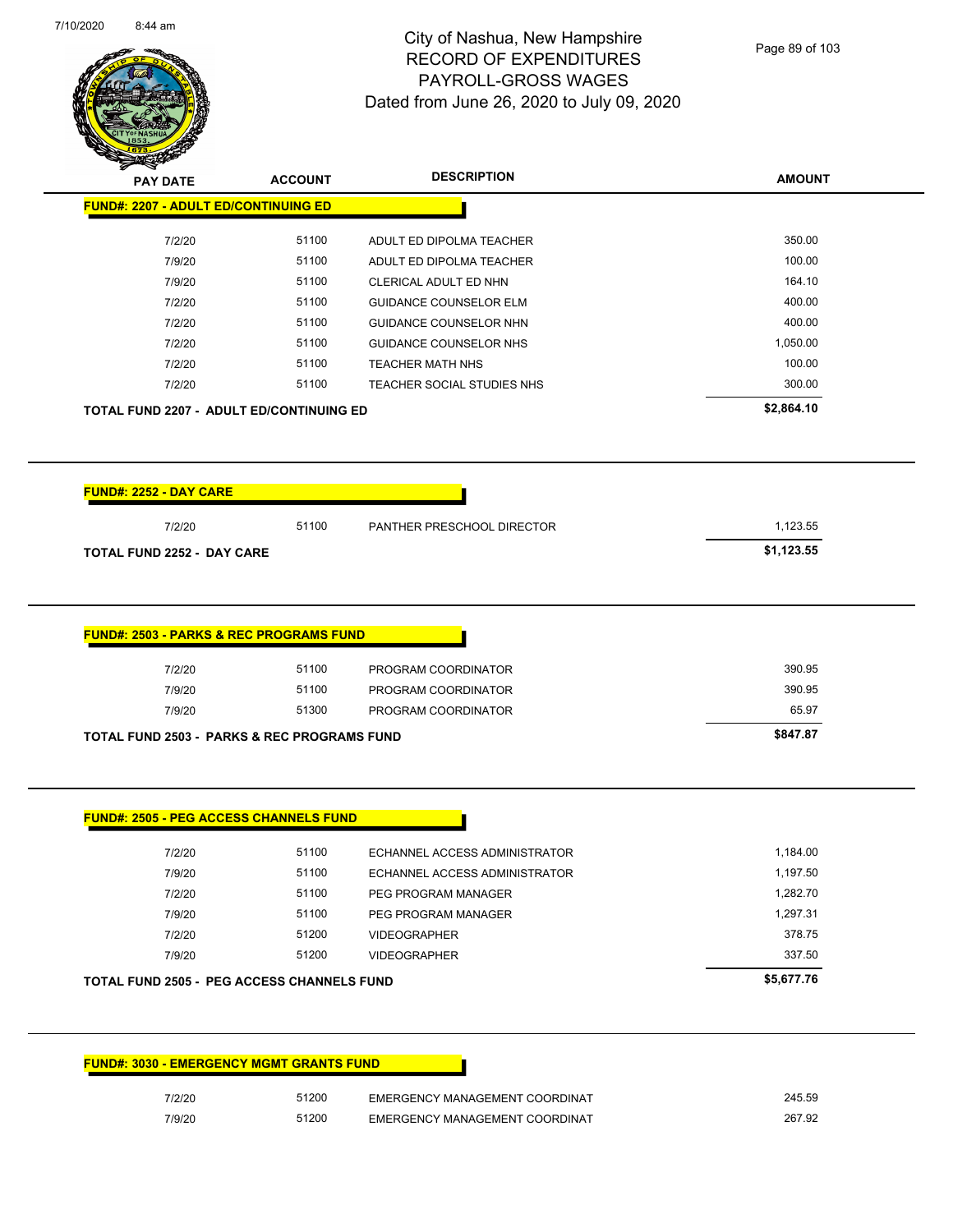# City of Nashua, New Hampshire
## RECORD OF EXPENDITURES
## PAYROLL-GROSS WAGES
### Dated from June 26, 2020 to July 09, 2020

| PAY DATE | ACCOUNT | DESCRIPTION | AMOUNT |
|---|---|---|---|
| **FUND#: 2207 - ADULT ED/CONTINUING ED** | | | |
| 7/2/20 | 51100 | ADULT ED DIPOLMA TEACHER | 350.00 |
| 7/9/20 | 51100 | ADULT ED DIPOLMA TEACHER | 100.00 |
| 7/9/20 | 51100 | CLERICAL ADULT ED NHN | 164.10 |
| 7/2/20 | 51100 | GUIDANCE COUNSELOR ELM | 400.00 |
| 7/2/20 | 51100 | GUIDANCE COUNSELOR NHN | 400.00 |
| 7/2/20 | 51100 | GUIDANCE COUNSELOR NHS | 1,050.00 |
| 7/2/20 | 51100 | TEACHER MATH NHS | 100.00 |
| 7/2/20 | 51100 | TEACHER SOCIAL STUDIES NHS | 300.00 |
| **TOTAL FUND 2207 - ADULT ED/CONTINUING ED** | | | **$2,864.10** |

| PAY DATE | ACCOUNT | DESCRIPTION | AMOUNT |
|---|---|---|---|
| **FUND#: 2252 - DAY CARE** | | | |
| 7/2/20 | 51100 | PANTHER PRESCHOOL DIRECTOR | 1,123.55 |
| **TOTAL FUND 2252 - DAY CARE** | | | **$1,123.55** |

| PAY DATE | ACCOUNT | DESCRIPTION | AMOUNT |
|---|---|---|---|
| **FUND#: 2503 - PARKS & REC PROGRAMS FUND** | | | |
| 7/2/20 | 51100 | PROGRAM COORDINATOR | 390.95 |
| 7/9/20 | 51100 | PROGRAM COORDINATOR | 390.95 |
| 7/9/20 | 51300 | PROGRAM COORDINATOR | 65.97 |
| **TOTAL FUND 2503 - PARKS & REC PROGRAMS FUND** | | | **$847.87** |

| PAY DATE | ACCOUNT | DESCRIPTION | AMOUNT |
|---|---|---|---|
| **FUND#: 2505 - PEG ACCESS CHANNELS FUND** | | | |
| 7/2/20 | 51100 | ECHANNEL ACCESS ADMINISTRATOR | 1,184.00 |
| 7/9/20 | 51100 | ECHANNEL ACCESS ADMINISTRATOR | 1,197.50 |
| 7/2/20 | 51100 | PEG PROGRAM MANAGER | 1,282.70 |
| 7/9/20 | 51100 | PEG PROGRAM MANAGER | 1,297.31 |
| 7/2/20 | 51200 | VIDEOGRAPHER | 378.75 |
| 7/9/20 | 51200 | VIDEOGRAPHER | 337.50 |
| **TOTAL FUND 2505 - PEG ACCESS CHANNELS FUND** | | | **$5,677.76** |

| PAY DATE | ACCOUNT | DESCRIPTION | AMOUNT |
|---|---|---|---|
| **FUND#: 3030 - EMERGENCY MGMT GRANTS FUND** | | | |
| 7/2/20 | 51200 | EMERGENCY MANAGEMENT COORDINAT | 245.59 |
| 7/9/20 | 51200 | EMERGENCY MANAGEMENT COORDINAT | 267.92 |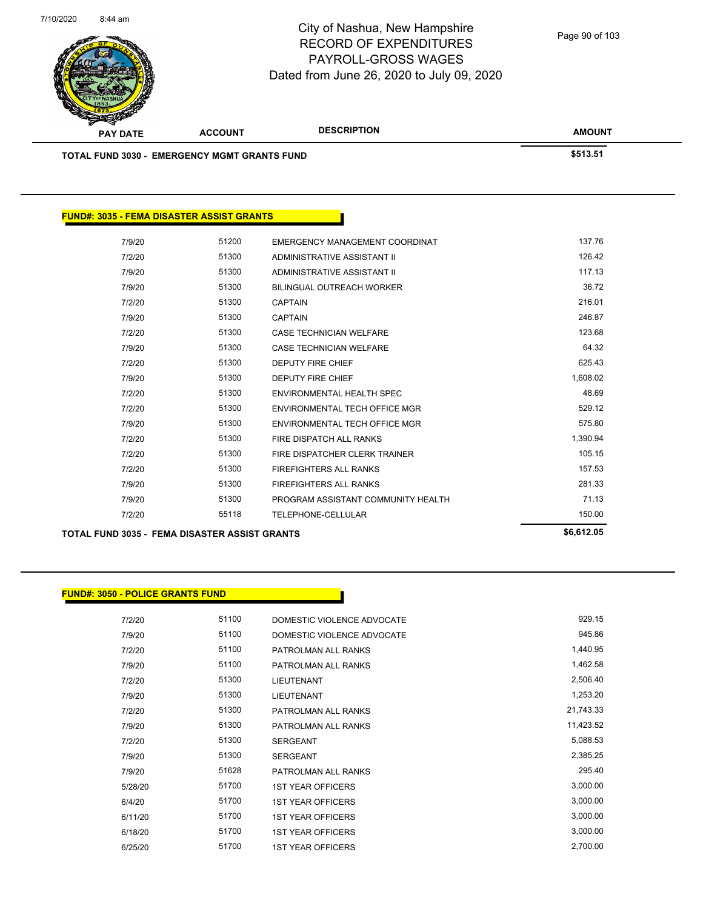| PAY DATE | ACCOUNT | DESCRIPTION | AMOUNT |
|---|---|---|---|
| **TOTAL FUND 3030 - EMERGENCY MGMT GRANTS FUND** | | | **$513.51** |

**FUND#: 3035 - FEMA DISASTER ASSIST GRANTS**

| PAY DATE | ACCOUNT | DESCRIPTION | AMOUNT |
|---|---|---|---|
| 7/9/20 | 51200 | EMERGENCY MANAGEMENT COORDINAT | 137.76 |
| 7/2/20 | 51300 | ADMINISTRATIVE ASSISTANT II | 126.42 |
| 7/9/20 | 51300 | ADMINISTRATIVE ASSISTANT II | 117.13 |
| 7/9/20 | 51300 | BILINGUAL OUTREACH WORKER | 36.72 |
| 7/2/20 | 51300 | CAPTAIN | 216.01 |
| 7/9/20 | 51300 | CAPTAIN | 246.87 |
| 7/2/20 | 51300 | CASE TECHNICIAN WELFARE | 123.68 |
| 7/9/20 | 51300 | CASE TECHNICIAN WELFARE | 64.32 |
| 7/2/20 | 51300 | DEPUTY FIRE CHIEF | 625.43 |
| 7/9/20 | 51300 | DEPUTY FIRE CHIEF | 1,608.02 |
| 7/2/20 | 51300 | ENVIRONMENTAL HEALTH SPEC | 48.69 |
| 7/2/20 | 51300 | ENVIRONMENTAL TECH OFFICE MGR | 529.12 |
| 7/9/20 | 51300 | ENVIRONMENTAL TECH OFFICE MGR | 575.80 |
| 7/2/20 | 51300 | FIRE DISPATCH ALL RANKS | 1,390.94 |
| 7/2/20 | 51300 | FIRE DISPATCHER CLERK TRAINER | 105.15 |
| 7/2/20 | 51300 | FIREFIGHTERS ALL RANKS | 157.53 |
| 7/9/20 | 51300 | FIREFIGHTERS ALL RANKS | 281.33 |
| 7/9/20 | 51300 | PROGRAM ASSISTANT COMMUNITY HEALTH | 71.13 |
| 7/2/20 | 55118 | TELEPHONE-CELLULAR | 150.00 |
| **TOTAL FUND 3035 - FEMA DISASTER ASSIST GRANTS** | | | **$6,612.05** |

**FUND#: 3050 - POLICE GRANTS FUND**

| PAY DATE | ACCOUNT | DESCRIPTION | AMOUNT |
|---|---|---|---|
| 7/2/20 | 51100 | DOMESTIC VIOLENCE ADVOCATE | 929.15 |
| 7/9/20 | 51100 | DOMESTIC VIOLENCE ADVOCATE | 945.86 |
| 7/2/20 | 51100 | PATROLMAN ALL RANKS | 1,440.95 |
| 7/9/20 | 51100 | PATROLMAN ALL RANKS | 1,462.58 |
| 7/2/20 | 51300 | LIEUTENANT | 2,506.40 |
| 7/9/20 | 51300 | LIEUTENANT | 1,253.20 |
| 7/2/20 | 51300 | PATROLMAN ALL RANKS | 21,743.33 |
| 7/9/20 | 51300 | PATROLMAN ALL RANKS | 11,423.52 |
| 7/2/20 | 51300 | SERGEANT | 5,088.53 |
| 7/9/20 | 51300 | SERGEANT | 2,385.25 |
| 7/9/20 | 51628 | PATROLMAN ALL RANKS | 295.40 |
| 5/28/20 | 51700 | 1ST YEAR OFFICERS | 3,000.00 |
| 6/4/20 | 51700 | 1ST YEAR OFFICERS | 3,000.00 |
| 6/11/20 | 51700 | 1ST YEAR OFFICERS | 3,000.00 |
| 6/18/20 | 51700 | 1ST YEAR OFFICERS | 3,000.00 |
| 6/25/20 | 51700 | 1ST YEAR OFFICERS | 2,700.00 |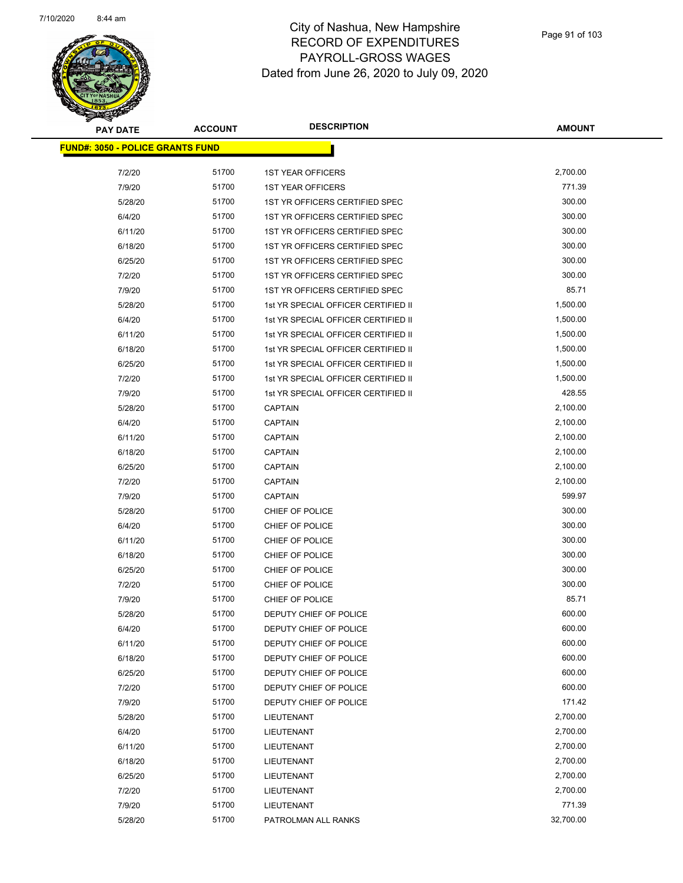# City of Nashua, New Hampshire
# RECORD OF EXPENDITURES
# PAYROLL-GROSS WAGES
# Dated from June 26, 2020 to July 09, 2020

**FUND#: 3050 - POLICE GRANTS FUND**

| PAY DATE | ACCOUNT | DESCRIPTION | AMOUNT |
|---|---|---|---|
| 7/2/20 | 51700 | 1ST YEAR OFFICERS | 2,700.00 |
| 7/9/20 | 51700 | 1ST YEAR OFFICERS | 771.39 |
| 5/28/20 | 51700 | 1ST YR OFFICERS CERTIFIED SPEC | 300.00 |
| 6/4/20 | 51700 | 1ST YR OFFICERS CERTIFIED SPEC | 300.00 |
| 6/11/20 | 51700 | 1ST YR OFFICERS CERTIFIED SPEC | 300.00 |
| 6/18/20 | 51700 | 1ST YR OFFICERS CERTIFIED SPEC | 300.00 |
| 6/25/20 | 51700 | 1ST YR OFFICERS CERTIFIED SPEC | 300.00 |
| 7/2/20 | 51700 | 1ST YR OFFICERS CERTIFIED SPEC | 300.00 |
| 7/9/20 | 51700 | 1ST YR OFFICERS CERTIFIED SPEC | 85.71 |
| 5/28/20 | 51700 | 1st YR SPECIAL OFFICER CERTIFIED II | 1,500.00 |
| 6/4/20 | 51700 | 1st YR SPECIAL OFFICER CERTIFIED II | 1,500.00 |
| 6/11/20 | 51700 | 1st YR SPECIAL OFFICER CERTIFIED II | 1,500.00 |
| 6/18/20 | 51700 | 1st YR SPECIAL OFFICER CERTIFIED II | 1,500.00 |
| 6/25/20 | 51700 | 1st YR SPECIAL OFFICER CERTIFIED II | 1,500.00 |
| 7/2/20 | 51700 | 1st YR SPECIAL OFFICER CERTIFIED II | 1,500.00 |
| 7/9/20 | 51700 | 1st YR SPECIAL OFFICER CERTIFIED II | 428.55 |
| 5/28/20 | 51700 | CAPTAIN | 2,100.00 |
| 6/4/20 | 51700 | CAPTAIN | 2,100.00 |
| 6/11/20 | 51700 | CAPTAIN | 2,100.00 |
| 6/18/20 | 51700 | CAPTAIN | 2,100.00 |
| 6/25/20 | 51700 | CAPTAIN | 2,100.00 |
| 7/2/20 | 51700 | CAPTAIN | 2,100.00 |
| 7/9/20 | 51700 | CAPTAIN | 599.97 |
| 5/28/20 | 51700 | CHIEF OF POLICE | 300.00 |
| 6/4/20 | 51700 | CHIEF OF POLICE | 300.00 |
| 6/11/20 | 51700 | CHIEF OF POLICE | 300.00 |
| 6/18/20 | 51700 | CHIEF OF POLICE | 300.00 |
| 6/25/20 | 51700 | CHIEF OF POLICE | 300.00 |
| 7/2/20 | 51700 | CHIEF OF POLICE | 300.00 |
| 7/9/20 | 51700 | CHIEF OF POLICE | 85.71 |
| 5/28/20 | 51700 | DEPUTY CHIEF OF POLICE | 600.00 |
| 6/4/20 | 51700 | DEPUTY CHIEF OF POLICE | 600.00 |
| 6/11/20 | 51700 | DEPUTY CHIEF OF POLICE | 600.00 |
| 6/18/20 | 51700 | DEPUTY CHIEF OF POLICE | 600.00 |
| 6/25/20 | 51700 | DEPUTY CHIEF OF POLICE | 600.00 |
| 7/2/20 | 51700 | DEPUTY CHIEF OF POLICE | 600.00 |
| 7/9/20 | 51700 | DEPUTY CHIEF OF POLICE | 171.42 |
| 5/28/20 | 51700 | LIEUTENANT | 2,700.00 |
| 6/4/20 | 51700 | LIEUTENANT | 2,700.00 |
| 6/11/20 | 51700 | LIEUTENANT | 2,700.00 |
| 6/18/20 | 51700 | LIEUTENANT | 2,700.00 |
| 6/25/20 | 51700 | LIEUTENANT | 2,700.00 |
| 7/2/20 | 51700 | LIEUTENANT | 2,700.00 |
| 7/9/20 | 51700 | LIEUTENANT | 771.39 |
| 5/28/20 | 51700 | PATROLMAN ALL RANKS | 32,700.00 |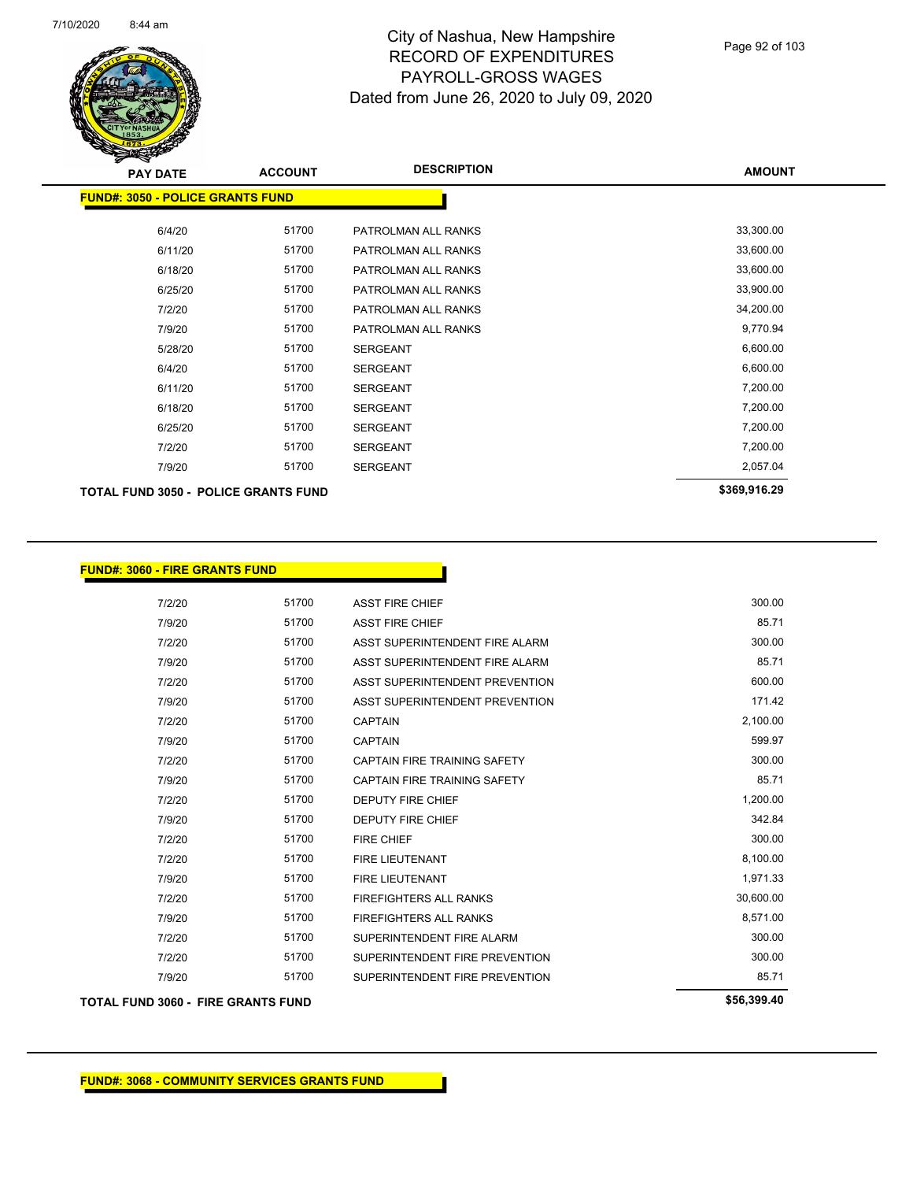# City of Nashua, New Hampshire
## RECORD OF EXPENDITURES
## PAYROLL-GROSS WAGES
### Dated from June 26, 2020 to July 09, 2020

| PAY DATE | ACCOUNT | DESCRIPTION | AMOUNT |
|---|---|---|---|
| **FUND#: 3050 - POLICE GRANTS FUND** | | | |
| 6/4/20 | 51700 | PATROLMAN ALL RANKS | 33,300.00 |
| 6/11/20 | 51700 | PATROLMAN ALL RANKS | 33,600.00 |
| 6/18/20 | 51700 | PATROLMAN ALL RANKS | 33,600.00 |
| 6/25/20 | 51700 | PATROLMAN ALL RANKS | 33,900.00 |
| 7/2/20 | 51700 | PATROLMAN ALL RANKS | 34,200.00 |
| 7/9/20 | 51700 | PATROLMAN ALL RANKS | 9,770.94 |
| 5/28/20 | 51700 | SERGEANT | 6,600.00 |
| 6/4/20 | 51700 | SERGEANT | 6,600.00 |
| 6/11/20 | 51700 | SERGEANT | 7,200.00 |
| 6/18/20 | 51700 | SERGEANT | 7,200.00 |
| 6/25/20 | 51700 | SERGEANT | 7,200.00 |
| 7/2/20 | 51700 | SERGEANT | 7,200.00 |
| 7/9/20 | 51700 | SERGEANT | 2,057.04 |
| **TOTAL FUND 3050 - POLICE GRANTS FUND** | | | **$369,916.29** |

| PAY DATE | ACCOUNT | DESCRIPTION | AMOUNT |
|---|---|---|---|
| **FUND#: 3060 - FIRE GRANTS FUND** | | | |
| 7/2/20 | 51700 | ASST FIRE CHIEF | 300.00 |
| 7/9/20 | 51700 | ASST FIRE CHIEF | 85.71 |
| 7/2/20 | 51700 | ASST SUPERINTENDENT FIRE ALARM | 300.00 |
| 7/9/20 | 51700 | ASST SUPERINTENDENT FIRE ALARM | 85.71 |
| 7/2/20 | 51700 | ASST SUPERINTENDENT PREVENTION | 600.00 |
| 7/9/20 | 51700 | ASST SUPERINTENDENT PREVENTION | 171.42 |
| 7/2/20 | 51700 | CAPTAIN | 2,100.00 |
| 7/9/20 | 51700 | CAPTAIN | 599.97 |
| 7/2/20 | 51700 | CAPTAIN FIRE TRAINING SAFETY | 300.00 |
| 7/9/20 | 51700 | CAPTAIN FIRE TRAINING SAFETY | 85.71 |
| 7/2/20 | 51700 | DEPUTY FIRE CHIEF | 1,200.00 |
| 7/9/20 | 51700 | DEPUTY FIRE CHIEF | 342.84 |
| 7/2/20 | 51700 | FIRE CHIEF | 300.00 |
| 7/2/20 | 51700 | FIRE LIEUTENANT | 8,100.00 |
| 7/9/20 | 51700 | FIRE LIEUTENANT | 1,971.33 |
| 7/2/20 | 51700 | FIREFIGHTERS ALL RANKS | 30,600.00 |
| 7/9/20 | 51700 | FIREFIGHTERS ALL RANKS | 8,571.00 |
| 7/2/20 | 51700 | SUPERINTENDENT FIRE ALARM | 300.00 |
| 7/2/20 | 51700 | SUPERINTENDENT FIRE PREVENTION | 300.00 |
| 7/9/20 | 51700 | SUPERINTENDENT FIRE PREVENTION | 85.71 |
| **TOTAL FUND 3060 - FIRE GRANTS FUND** | | | **$56,399.40** |

**FUND#: 3068 - COMMUNITY SERVICES GRANTS FUND**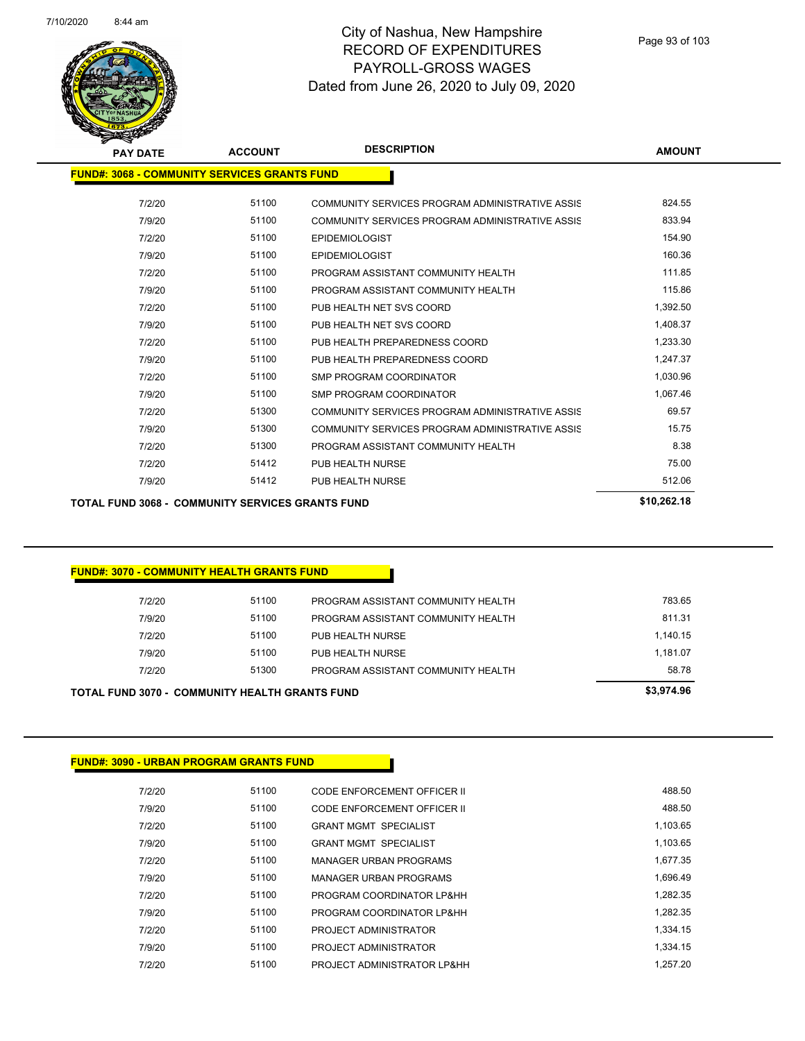# City of Nashua, New Hampshire
## RECORD OF EXPENDITURES
## PAYROLL-GROSS WAGES
### Dated from June 26, 2020 to July 09, 2020

| PAY DATE | ACCOUNT | DESCRIPTION | AMOUNT |
|---|---|---|---|
| **FUND#: 3068 - COMMUNITY SERVICES GRANTS FUND** | | | |
| 7/2/20 | 51100 | COMMUNITY SERVICES PROGRAM ADMINISTRATIVE ASSIS | 824.55 |
| 7/9/20 | 51100 | COMMUNITY SERVICES PROGRAM ADMINISTRATIVE ASSIS | 833.94 |
| 7/2/20 | 51100 | EPIDEMIOLOGIST | 154.90 |
| 7/9/20 | 51100 | EPIDEMIOLOGIST | 160.36 |
| 7/2/20 | 51100 | PROGRAM ASSISTANT COMMUNITY HEALTH | 111.85 |
| 7/9/20 | 51100 | PROGRAM ASSISTANT COMMUNITY HEALTH | 115.86 |
| 7/2/20 | 51100 | PUB HEALTH NET SVS COORD | 1,392.50 |
| 7/9/20 | 51100 | PUB HEALTH NET SVS COORD | 1,408.37 |
| 7/2/20 | 51100 | PUB HEALTH PREPAREDNESS COORD | 1,233.30 |
| 7/9/20 | 51100 | PUB HEALTH PREPAREDNESS COORD | 1,247.37 |
| 7/2/20 | 51100 | SMP PROGRAM COORDINATOR | 1,030.96 |
| 7/9/20 | 51100 | SMP PROGRAM COORDINATOR | 1,067.46 |
| 7/2/20 | 51300 | COMMUNITY SERVICES PROGRAM ADMINISTRATIVE ASSIS | 69.57 |
| 7/9/20 | 51300 | COMMUNITY SERVICES PROGRAM ADMINISTRATIVE ASSIS | 15.75 |
| 7/2/20 | 51300 | PROGRAM ASSISTANT COMMUNITY HEALTH | 8.38 |
| 7/2/20 | 51412 | PUB HEALTH NURSE | 75.00 |
| 7/9/20 | 51412 | PUB HEALTH NURSE | 512.06 |
| **TOTAL FUND 3068 - COMMUNITY SERVICES GRANTS FUND** | | | **$10,262.18** |

| PAY DATE | ACCOUNT | DESCRIPTION | AMOUNT |
|---|---|---|---|
| **FUND#: 3070 - COMMUNITY HEALTH GRANTS FUND** | | | |
| 7/2/20 | 51100 | PROGRAM ASSISTANT COMMUNITY HEALTH | 783.65 |
| 7/9/20 | 51100 | PROGRAM ASSISTANT COMMUNITY HEALTH | 811.31 |
| 7/2/20 | 51100 | PUB HEALTH NURSE | 1,140.15 |
| 7/9/20 | 51100 | PUB HEALTH NURSE | 1,181.07 |
| 7/2/20 | 51300 | PROGRAM ASSISTANT COMMUNITY HEALTH | 58.78 |
| **TOTAL FUND 3070 - COMMUNITY HEALTH GRANTS FUND** | | | **$3,974.96** |

| PAY DATE | ACCOUNT | DESCRIPTION | AMOUNT |
|---|---|---|---|
| **FUND#: 3090 - URBAN PROGRAM GRANTS FUND** | | | |
| 7/2/20 | 51100 | CODE ENFORCEMENT OFFICER II | 488.50 |
| 7/9/20 | 51100 | CODE ENFORCEMENT OFFICER II | 488.50 |
| 7/2/20 | 51100 | GRANT MGMT SPECIALIST | 1,103.65 |
| 7/9/20 | 51100 | GRANT MGMT SPECIALIST | 1,103.65 |
| 7/2/20 | 51100 | MANAGER URBAN PROGRAMS | 1,677.35 |
| 7/9/20 | 51100 | MANAGER URBAN PROGRAMS | 1,696.49 |
| 7/2/20 | 51100 | PROGRAM COORDINATOR LP&HH | 1,282.35 |
| 7/9/20 | 51100 | PROGRAM COORDINATOR LP&HH | 1,282.35 |
| 7/2/20 | 51100 | PROJECT ADMINISTRATOR | 1,334.15 |
| 7/9/20 | 51100 | PROJECT ADMINISTRATOR | 1,334.15 |
| 7/2/20 | 51100 | PROJECT ADMINISTRATOR LP&HH | 1,257.20 |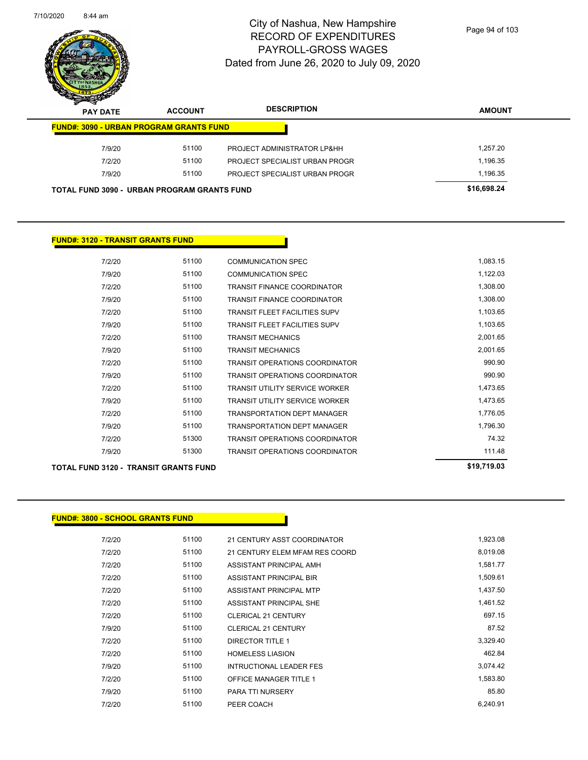# City of Nashua, New Hampshire
## RECORD OF EXPENDITURES
## PAYROLL-GROSS WAGES
### Dated from June 26, 2020 to July 09, 2020

| PAY DATE | ACCOUNT | DESCRIPTION | AMOUNT |
|---|---|---|---|
| **FUND#: 3090 - URBAN PROGRAM GRANTS FUND** | | | |
| 7/9/20 | 51100 | PROJECT ADMINISTRATOR LP&HH | 1,257.20 |
| 7/2/20 | 51100 | PROJECT SPECIALIST URBAN PROGR | 1,196.35 |
| 7/9/20 | 51100 | PROJECT SPECIALIST URBAN PROGR | 1,196.35 |
| **TOTAL FUND 3090 - URBAN PROGRAM GRANTS FUND** | | | **$16,698.24** |

| PAY DATE | ACCOUNT | DESCRIPTION | AMOUNT |
|---|---|---|---|
| **FUND#: 3120 - TRANSIT GRANTS FUND** | | | |
| 7/2/20 | 51100 | COMMUNICATION SPEC | 1,083.15 |
| 7/9/20 | 51100 | COMMUNICATION SPEC | 1,122.03 |
| 7/2/20 | 51100 | TRANSIT FINANCE COORDINATOR | 1,308.00 |
| 7/9/20 | 51100 | TRANSIT FINANCE COORDINATOR | 1,308.00 |
| 7/2/20 | 51100 | TRANSIT FLEET FACILITIES SUPV | 1,103.65 |
| 7/9/20 | 51100 | TRANSIT FLEET FACILITIES SUPV | 1,103.65 |
| 7/2/20 | 51100 | TRANSIT MECHANICS | 2,001.65 |
| 7/9/20 | 51100 | TRANSIT MECHANICS | 2,001.65 |
| 7/2/20 | 51100 | TRANSIT OPERATIONS COORDINATOR | 990.90 |
| 7/9/20 | 51100 | TRANSIT OPERATIONS COORDINATOR | 990.90 |
| 7/2/20 | 51100 | TRANSIT UTILITY SERVICE WORKER | 1,473.65 |
| 7/9/20 | 51100 | TRANSIT UTILITY SERVICE WORKER | 1,473.65 |
| 7/2/20 | 51100 | TRANSPORTATION DEPT MANAGER | 1,776.05 |
| 7/9/20 | 51100 | TRANSPORTATION DEPT MANAGER | 1,796.30 |
| 7/2/20 | 51300 | TRANSIT OPERATIONS COORDINATOR | 74.32 |
| 7/9/20 | 51300 | TRANSIT OPERATIONS COORDINATOR | 111.48 |
| **TOTAL FUND 3120 - TRANSIT GRANTS FUND** | | | **$19,719.03** |

| PAY DATE | ACCOUNT | DESCRIPTION | AMOUNT |
|---|---|---|---|
| **FUND#: 3800 - SCHOOL GRANTS FUND** | | | |
| 7/2/20 | 51100 | 21 CENTURY ASST COORDINATOR | 1,923.08 |
| 7/2/20 | 51100 | 21 CENTURY ELEM MFAM RES COORD | 8,019.08 |
| 7/2/20 | 51100 | ASSISTANT PRINCIPAL AMH | 1,581.77 |
| 7/2/20 | 51100 | ASSISTANT PRINCIPAL BIR | 1,509.61 |
| 7/2/20 | 51100 | ASSISTANT PRINCIPAL MTP | 1,437.50 |
| 7/2/20 | 51100 | ASSISTANT PRINCIPAL SHE | 1,461.52 |
| 7/2/20 | 51100 | CLERICAL 21 CENTURY | 697.15 |
| 7/9/20 | 51100 | CLERICAL 21 CENTURY | 87.52 |
| 7/2/20 | 51100 | DIRECTOR TITLE 1 | 3,329.40 |
| 7/2/20 | 51100 | HOMELESS LIASION | 462.84 |
| 7/9/20 | 51100 | INTRUCTIONAL LEADER FES | 3,074.42 |
| 7/2/20 | 51100 | OFFICE MANAGER TITLE 1 | 1,583.80 |
| 7/9/20 | 51100 | PARA TTI NURSERY | 85.80 |
| 7/2/20 | 51100 | PEER COACH | 6,240.91 |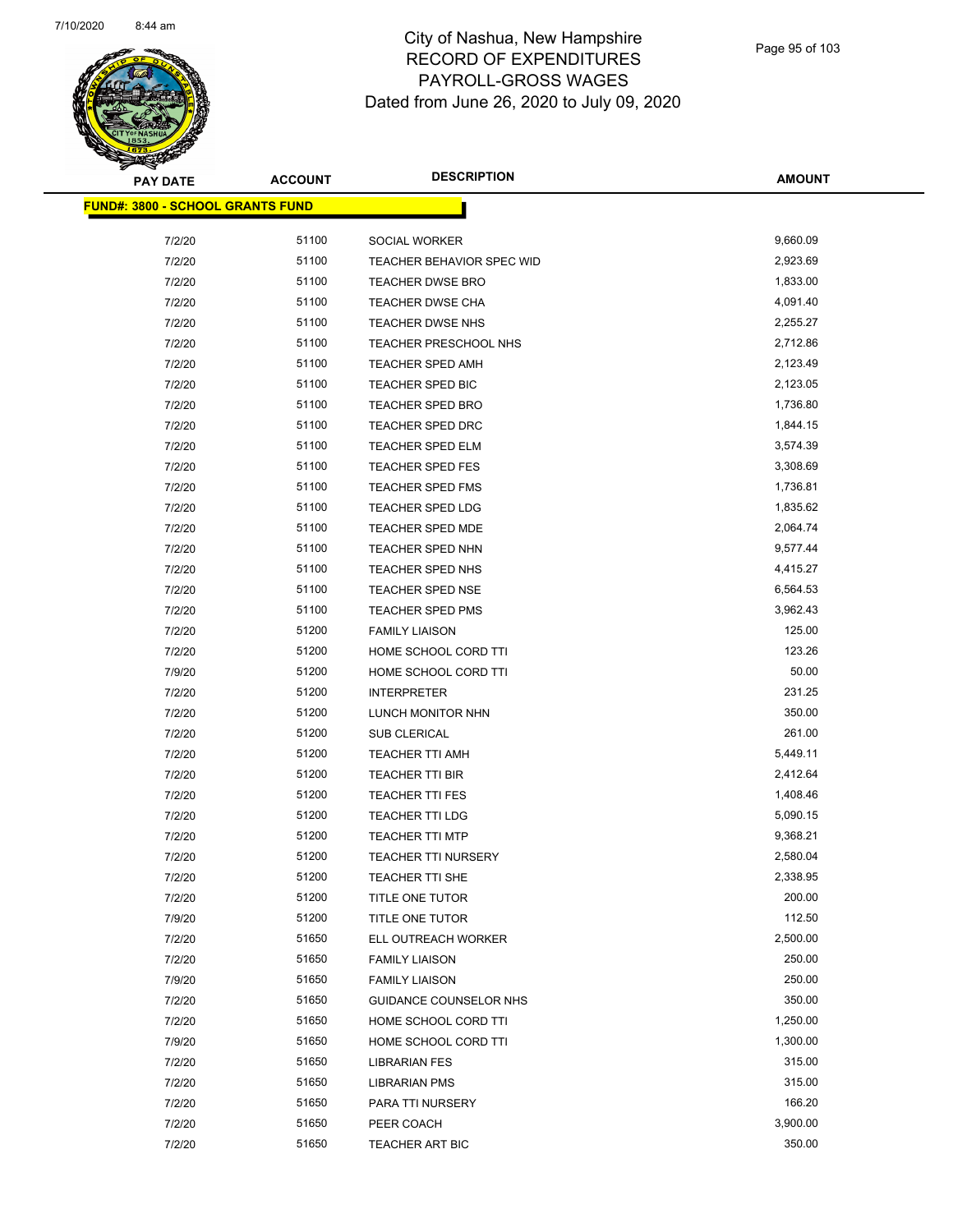# City of Nashua, New Hampshire
## RECORD OF EXPENDITURES
## PAYROLL-GROSS WAGES
## Dated from June 26, 2020 to July 09, 2020

**FUND#: 3800 - SCHOOL GRANTS FUND**

| PAY DATE | ACCOUNT | DESCRIPTION | AMOUNT |
|---|---|---|---|
| 7/2/20 | 51100 | SOCIAL WORKER | 9,660.09 |
| 7/2/20 | 51100 | TEACHER BEHAVIOR SPEC WID | 2,923.69 |
| 7/2/20 | 51100 | TEACHER DWSE BRO | 1,833.00 |
| 7/2/20 | 51100 | TEACHER DWSE CHA | 4,091.40 |
| 7/2/20 | 51100 | TEACHER DWSE NHS | 2,255.27 |
| 7/2/20 | 51100 | TEACHER PRESCHOOL NHS | 2,712.86 |
| 7/2/20 | 51100 | TEACHER SPED AMH | 2,123.49 |
| 7/2/20 | 51100 | TEACHER SPED BIC | 2,123.05 |
| 7/2/20 | 51100 | TEACHER SPED BRO | 1,736.80 |
| 7/2/20 | 51100 | TEACHER SPED DRC | 1,844.15 |
| 7/2/20 | 51100 | TEACHER SPED ELM | 3,574.39 |
| 7/2/20 | 51100 | TEACHER SPED FES | 3,308.69 |
| 7/2/20 | 51100 | TEACHER SPED FMS | 1,736.81 |
| 7/2/20 | 51100 | TEACHER SPED LDG | 1,835.62 |
| 7/2/20 | 51100 | TEACHER SPED MDE | 2,064.74 |
| 7/2/20 | 51100 | TEACHER SPED NHN | 9,577.44 |
| 7/2/20 | 51100 | TEACHER SPED NHS | 4,415.27 |
| 7/2/20 | 51100 | TEACHER SPED NSE | 6,564.53 |
| 7/2/20 | 51100 | TEACHER SPED PMS | 3,962.43 |
| 7/2/20 | 51200 | FAMILY LIAISON | 125.00 |
| 7/2/20 | 51200 | HOME SCHOOL CORD TTI | 123.26 |
| 7/9/20 | 51200 | HOME SCHOOL CORD TTI | 50.00 |
| 7/2/20 | 51200 | INTERPRETER | 231.25 |
| 7/2/20 | 51200 | LUNCH MONITOR NHN | 350.00 |
| 7/2/20 | 51200 | SUB CLERICAL | 261.00 |
| 7/2/20 | 51200 | TEACHER TTI AMH | 5,449.11 |
| 7/2/20 | 51200 | TEACHER TTI BIR | 2,412.64 |
| 7/2/20 | 51200 | TEACHER TTI FES | 1,408.46 |
| 7/2/20 | 51200 | TEACHER TTI LDG | 5,090.15 |
| 7/2/20 | 51200 | TEACHER TTI MTP | 9,368.21 |
| 7/2/20 | 51200 | TEACHER TTI NURSERY | 2,580.04 |
| 7/2/20 | 51200 | TEACHER TTI SHE | 2,338.95 |
| 7/2/20 | 51200 | TITLE ONE TUTOR | 200.00 |
| 7/9/20 | 51200 | TITLE ONE TUTOR | 112.50 |
| 7/2/20 | 51650 | ELL OUTREACH WORKER | 2,500.00 |
| 7/2/20 | 51650 | FAMILY LIAISON | 250.00 |
| 7/9/20 | 51650 | FAMILY LIAISON | 250.00 |
| 7/2/20 | 51650 | GUIDANCE COUNSELOR NHS | 350.00 |
| 7/2/20 | 51650 | HOME SCHOOL CORD TTI | 1,250.00 |
| 7/9/20 | 51650 | HOME SCHOOL CORD TTI | 1,300.00 |
| 7/2/20 | 51650 | LIBRARIAN FES | 315.00 |
| 7/2/20 | 51650 | LIBRARIAN PMS | 315.00 |
| 7/2/20 | 51650 | PARA TTI NURSERY | 166.20 |
| 7/2/20 | 51650 | PEER COACH | 3,900.00 |
| 7/2/20 | 51650 | TEACHER ART BIC | 350.00 |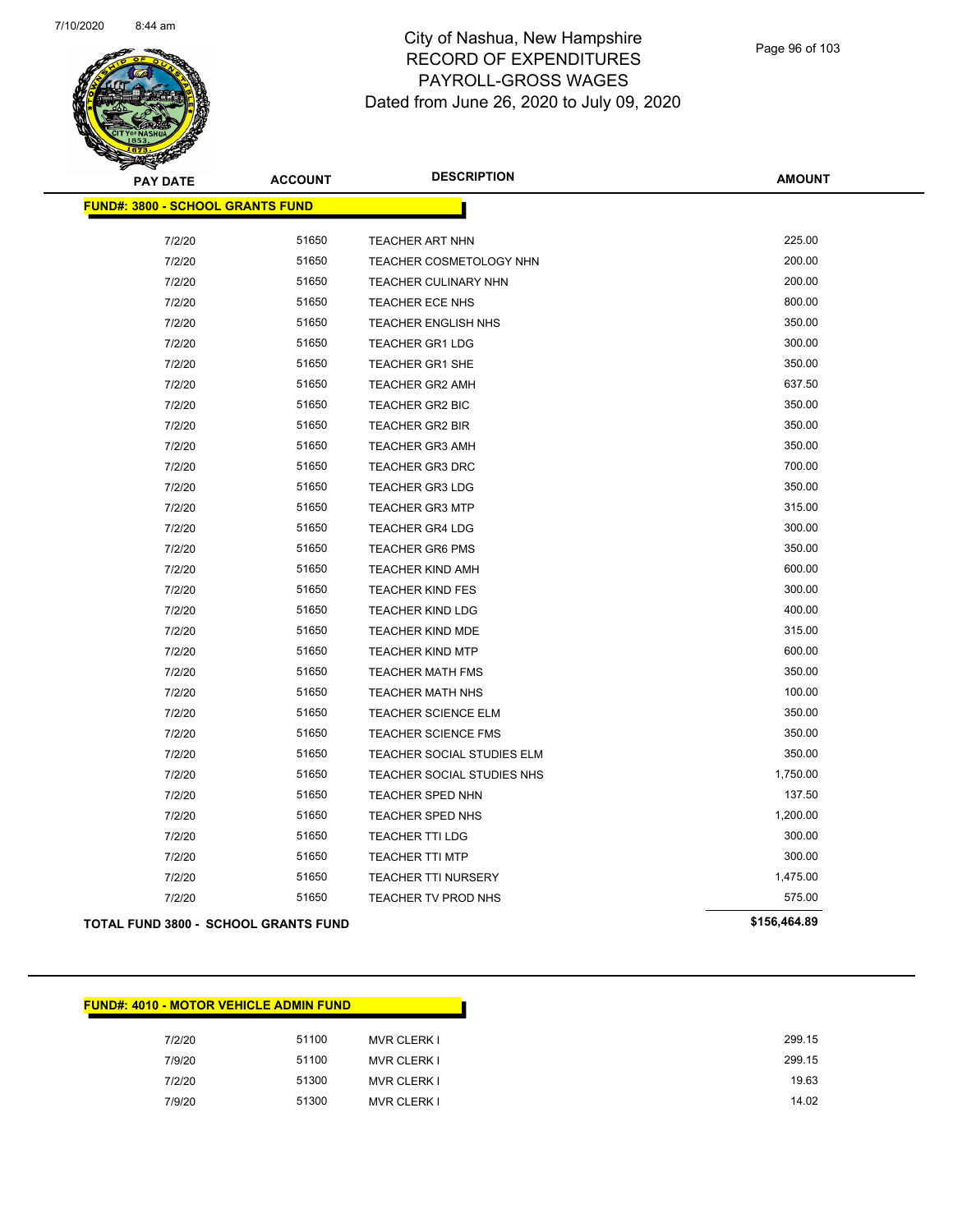# City of Nashua, New Hampshire
## RECORD OF EXPENDITURES
## PAYROLL-GROSS WAGES
## Dated from June 26, 2020 to July 09, 2020

| PAY DATE | ACCOUNT | DESCRIPTION | AMOUNT |
|---|---|---|---|
| **FUND#: 3800 - SCHOOL GRANTS FUND** | | | |
| 7/2/20 | 51650 | TEACHER ART NHN | 225.00 |
| 7/2/20 | 51650 | TEACHER COSMETOLOGY NHN | 200.00 |
| 7/2/20 | 51650 | TEACHER CULINARY NHN | 200.00 |
| 7/2/20 | 51650 | TEACHER ECE NHS | 800.00 |
| 7/2/20 | 51650 | TEACHER ENGLISH NHS | 350.00 |
| 7/2/20 | 51650 | TEACHER GR1 LDG | 300.00 |
| 7/2/20 | 51650 | TEACHER GR1 SHE | 350.00 |
| 7/2/20 | 51650 | TEACHER GR2 AMH | 637.50 |
| 7/2/20 | 51650 | TEACHER GR2 BIC | 350.00 |
| 7/2/20 | 51650 | TEACHER GR2 BIR | 350.00 |
| 7/2/20 | 51650 | TEACHER GR3 AMH | 350.00 |
| 7/2/20 | 51650 | TEACHER GR3 DRC | 700.00 |
| 7/2/20 | 51650 | TEACHER GR3 LDG | 350.00 |
| 7/2/20 | 51650 | TEACHER GR3 MTP | 315.00 |
| 7/2/20 | 51650 | TEACHER GR4 LDG | 300.00 |
| 7/2/20 | 51650 | TEACHER GR6 PMS | 350.00 |
| 7/2/20 | 51650 | TEACHER KIND AMH | 600.00 |
| 7/2/20 | 51650 | TEACHER KIND FES | 300.00 |
| 7/2/20 | 51650 | TEACHER KIND LDG | 400.00 |
| 7/2/20 | 51650 | TEACHER KIND MDE | 315.00 |
| 7/2/20 | 51650 | TEACHER KIND MTP | 600.00 |
| 7/2/20 | 51650 | TEACHER MATH FMS | 350.00 |
| 7/2/20 | 51650 | TEACHER MATH NHS | 100.00 |
| 7/2/20 | 51650 | TEACHER SCIENCE ELM | 350.00 |
| 7/2/20 | 51650 | TEACHER SCIENCE FMS | 350.00 |
| 7/2/20 | 51650 | TEACHER SOCIAL STUDIES ELM | 350.00 |
| 7/2/20 | 51650 | TEACHER SOCIAL STUDIES NHS | 1,750.00 |
| 7/2/20 | 51650 | TEACHER SPED NHN | 137.50 |
| 7/2/20 | 51650 | TEACHER SPED NHS | 1,200.00 |
| 7/2/20 | 51650 | TEACHER TTI LDG | 300.00 |
| 7/2/20 | 51650 | TEACHER TTI MTP | 300.00 |
| 7/2/20 | 51650 | TEACHER TTI NURSERY | 1,475.00 |
| 7/2/20 | 51650 | TEACHER TV PROD NHS | 575.00 |
| **TOTAL FUND 3800 - SCHOOL GRANTS FUND** | | | **$156,464.89** |

| PAY DATE | ACCOUNT | DESCRIPTION | AMOUNT |
|---|---|---|---|
| **FUND#: 4010 - MOTOR VEHICLE ADMIN FUND** | | | |
| 7/2/20 | 51100 | MVR CLERK I | 299.15 |
| 7/9/20 | 51100 | MVR CLERK I | 299.15 |
| 7/2/20 | 51300 | MVR CLERK I | 19.63 |
| 7/9/20 | 51300 | MVR CLERK I | 14.02 |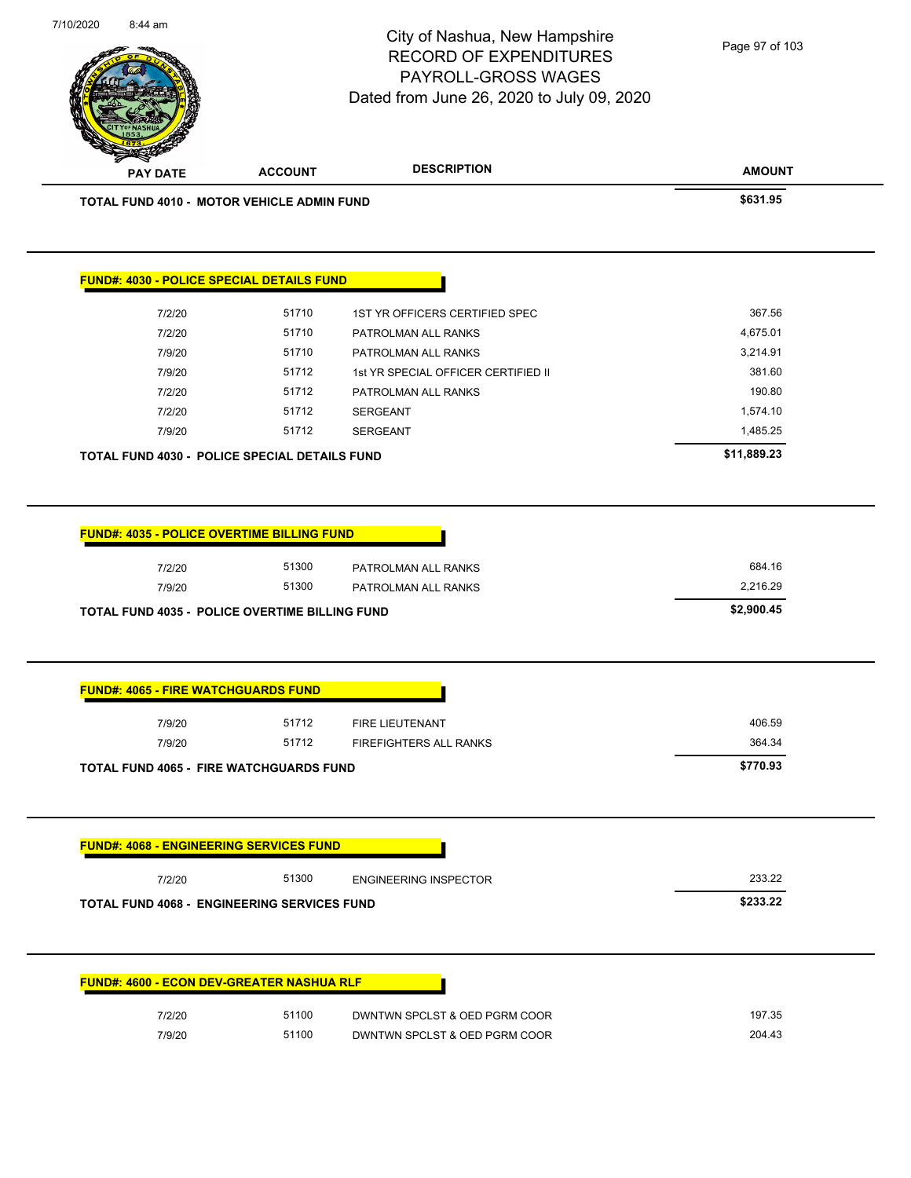| PAY DATE | ACCOUNT | DESCRIPTION | AMOUNT |
|---|---|---|---|
| **TOTAL FUND 4010 - MOTOR VEHICLE ADMIN FUND** | | | **$631.95** |

**FUND#: 4030 - POLICE SPECIAL DETAILS FUND**

| PAY DATE | ACCOUNT | DESCRIPTION | AMOUNT |
|---|---|---|---|
| 7/2/20 | 51710 | 1ST YR OFFICERS CERTIFIED SPEC | 367.56 |
| 7/2/20 | 51710 | PATROLMAN ALL RANKS | 4,675.01 |
| 7/9/20 | 51710 | PATROLMAN ALL RANKS | 3,214.91 |
| 7/9/20 | 51712 | 1st YR SPECIAL OFFICER CERTIFIED II | 381.60 |
| 7/2/20 | 51712 | PATROLMAN ALL RANKS | 190.80 |
| 7/2/20 | 51712 | SERGEANT | 1,574.10 |
| 7/9/20 | 51712 | SERGEANT | 1,485.25 |
| **TOTAL FUND 4030 - POLICE SPECIAL DETAILS FUND** | | | **$11,889.23** |

**FUND#: 4035 - POLICE OVERTIME BILLING FUND**

| PAY DATE | ACCOUNT | DESCRIPTION | AMOUNT |
|---|---|---|---|
| 7/2/20 | 51300 | PATROLMAN ALL RANKS | 684.16 |
| 7/9/20 | 51300 | PATROLMAN ALL RANKS | 2,216.29 |
| **TOTAL FUND 4035 - POLICE OVERTIME BILLING FUND** | | | **$2,900.45** |

**FUND#: 4065 - FIRE WATCHGUARDS FUND**

| PAY DATE | ACCOUNT | DESCRIPTION | AMOUNT |
|---|---|---|---|
| 7/9/20 | 51712 | FIRE LIEUTENANT | 406.59 |
| 7/9/20 | 51712 | FIREFIGHTERS ALL RANKS | 364.34 |
| **TOTAL FUND 4065 - FIRE WATCHGUARDS FUND** | | | **$770.93** |

**FUND#: 4068 - ENGINEERING SERVICES FUND**

| PAY DATE | ACCOUNT | DESCRIPTION | AMOUNT |
|---|---|---|---|
| 7/2/20 | 51300 | ENGINEERING INSPECTOR | 233.22 |
| **TOTAL FUND 4068 - ENGINEERING SERVICES FUND** | | | **$233.22** |

**FUND#: 4600 - ECON DEV-GREATER NASHUA RLF**

| PAY DATE | ACCOUNT | DESCRIPTION | AMOUNT |
|---|---|---|---|
| 7/2/20 | 51100 | DWNTWN SPCLST & OED PGRM COOR | 197.35 |
| 7/9/20 | 51100 | DWNTWN SPCLST & OED PGRM COOR | 204.43 |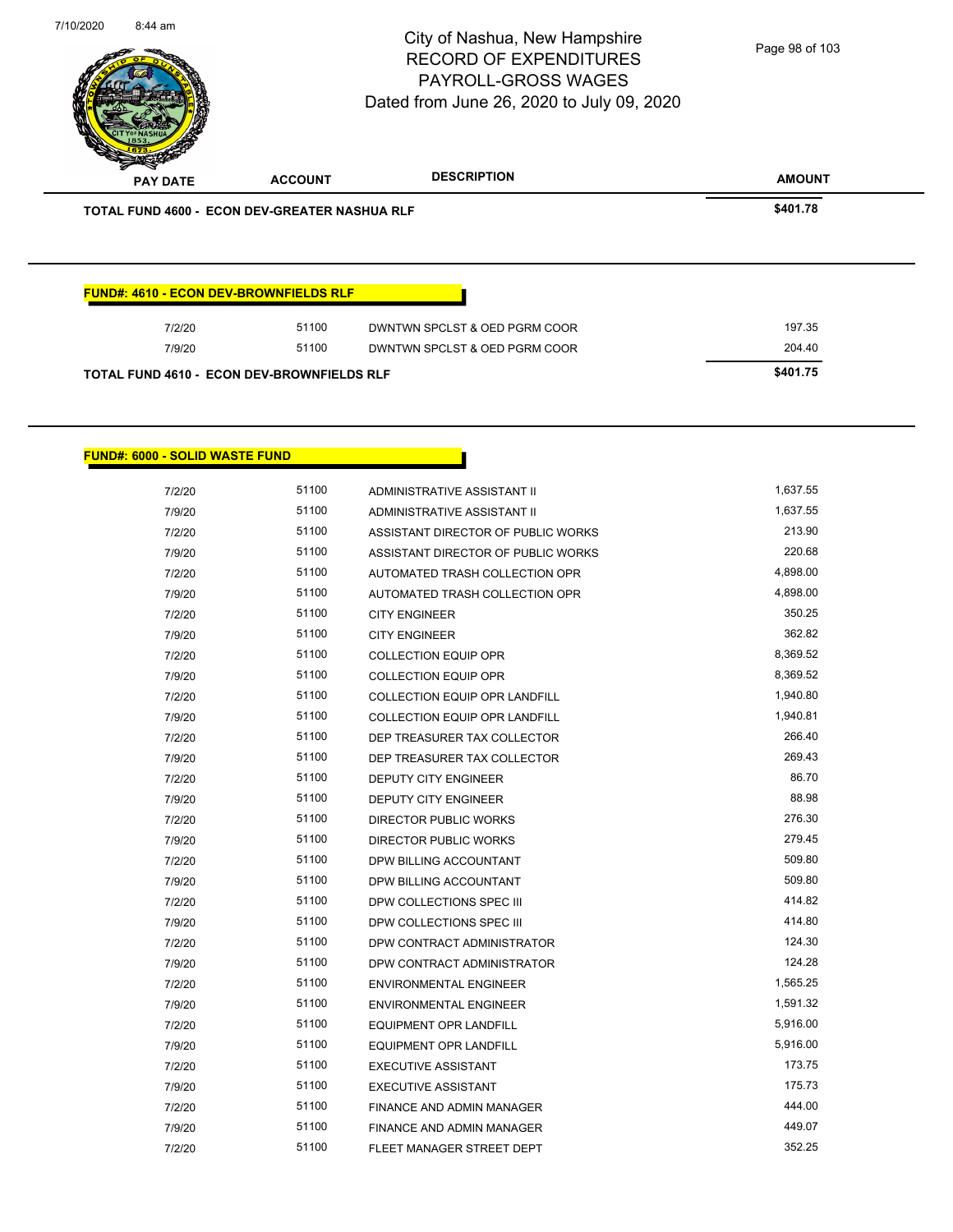# City of Nashua, New Hampshire
## RECORD OF EXPENDITURES
## PAYROLL-GROSS WAGES
### Dated from June 26, 2020 to July 09, 2020

| PAY DATE | ACCOUNT | DESCRIPTION | AMOUNT |
|---|---|---|---|
| **TOTAL FUND 4600 - ECON DEV-GREATER NASHUA RLF** | | | **$401.78** |

**FUND#: 4610 - ECON DEV-BROWNFIELDS RLF**

| PAY DATE | ACCOUNT | DESCRIPTION | AMOUNT |
|---|---|---|---|
| 7/2/20 | 51100 | DWNTWN SPCLST & OED PGRM COOR | 197.35 |
| 7/9/20 | 51100 | DWNTWN SPCLST & OED PGRM COOR | 204.40 |
| **TOTAL FUND 4610 - ECON DEV-BROWNFIELDS RLF** | | | **$401.75** |

**FUND#: 6000 - SOLID WASTE FUND**

| PAY DATE | ACCOUNT | DESCRIPTION | AMOUNT |
|---|---|---|---|
| 7/2/20 | 51100 | ADMINISTRATIVE ASSISTANT II | 1,637.55 |
| 7/9/20 | 51100 | ADMINISTRATIVE ASSISTANT II | 1,637.55 |
| 7/2/20 | 51100 | ASSISTANT DIRECTOR OF PUBLIC WORKS | 213.90 |
| 7/9/20 | 51100 | ASSISTANT DIRECTOR OF PUBLIC WORKS | 220.68 |
| 7/2/20 | 51100 | AUTOMATED TRASH COLLECTION OPR | 4,898.00 |
| 7/9/20 | 51100 | AUTOMATED TRASH COLLECTION OPR | 4,898.00 |
| 7/2/20 | 51100 | CITY ENGINEER | 350.25 |
| 7/9/20 | 51100 | CITY ENGINEER | 362.82 |
| 7/2/20 | 51100 | COLLECTION EQUIP OPR | 8,369.52 |
| 7/9/20 | 51100 | COLLECTION EQUIP OPR | 8,369.52 |
| 7/2/20 | 51100 | COLLECTION EQUIP OPR LANDFILL | 1,940.80 |
| 7/9/20 | 51100 | COLLECTION EQUIP OPR LANDFILL | 1,940.81 |
| 7/2/20 | 51100 | DEP TREASURER TAX COLLECTOR | 266.40 |
| 7/9/20 | 51100 | DEP TREASURER TAX COLLECTOR | 269.43 |
| 7/2/20 | 51100 | DEPUTY CITY ENGINEER | 86.70 |
| 7/9/20 | 51100 | DEPUTY CITY ENGINEER | 88.98 |
| 7/2/20 | 51100 | DIRECTOR PUBLIC WORKS | 276.30 |
| 7/9/20 | 51100 | DIRECTOR PUBLIC WORKS | 279.45 |
| 7/2/20 | 51100 | DPW BILLING ACCOUNTANT | 509.80 |
| 7/9/20 | 51100 | DPW BILLING ACCOUNTANT | 509.80 |
| 7/2/20 | 51100 | DPW COLLECTIONS SPEC III | 414.82 |
| 7/9/20 | 51100 | DPW COLLECTIONS SPEC III | 414.80 |
| 7/2/20 | 51100 | DPW CONTRACT ADMINISTRATOR | 124.30 |
| 7/9/20 | 51100 | DPW CONTRACT ADMINISTRATOR | 124.28 |
| 7/2/20 | 51100 | ENVIRONMENTAL ENGINEER | 1,565.25 |
| 7/9/20 | 51100 | ENVIRONMENTAL ENGINEER | 1,591.32 |
| 7/2/20 | 51100 | EQUIPMENT OPR LANDFILL | 5,916.00 |
| 7/9/20 | 51100 | EQUIPMENT OPR LANDFILL | 5,916.00 |
| 7/2/20 | 51100 | EXECUTIVE ASSISTANT | 173.75 |
| 7/9/20 | 51100 | EXECUTIVE ASSISTANT | 175.73 |
| 7/2/20 | 51100 | FINANCE AND ADMIN MANAGER | 444.00 |
| 7/9/20 | 51100 | FINANCE AND ADMIN MANAGER | 449.07 |
| 7/2/20 | 51100 | FLEET MANAGER STREET DEPT | 352.25 |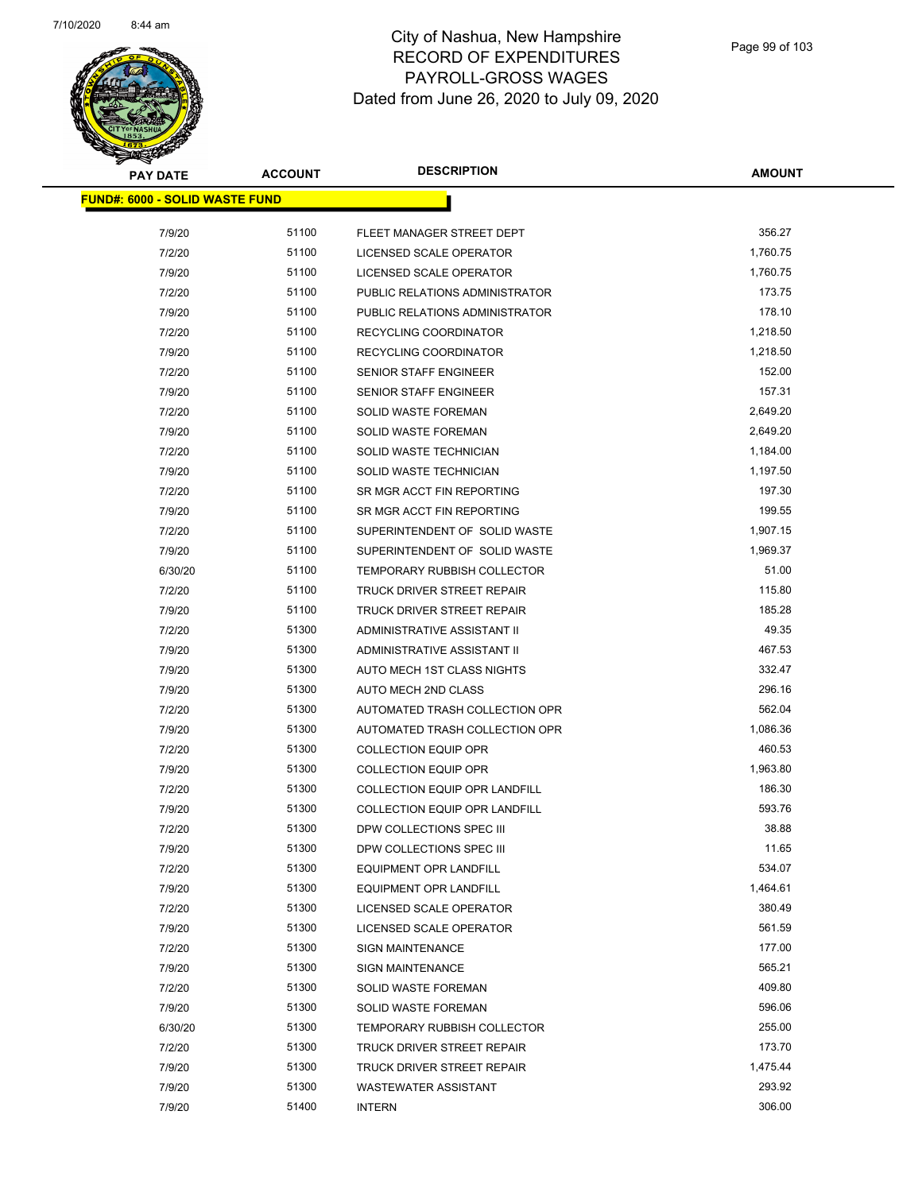City of Nashua, New Hampshire
RECORD OF EXPENDITURES
PAYROLL-GROSS WAGES
Dated from June 26, 2020 to July 09, 2020

| PAY DATE | ACCOUNT | DESCRIPTION | AMOUNT |
|---|---|---|---|
| **FUND#: 6000 - SOLID WASTE FUND** | | | |
| 7/9/20 | 51100 | FLEET MANAGER STREET DEPT | 356.27 |
| 7/2/20 | 51100 | LICENSED SCALE OPERATOR | 1,760.75 |
| 7/9/20 | 51100 | LICENSED SCALE OPERATOR | 1,760.75 |
| 7/2/20 | 51100 | PUBLIC RELATIONS ADMINISTRATOR | 173.75 |
| 7/9/20 | 51100 | PUBLIC RELATIONS ADMINISTRATOR | 178.10 |
| 7/2/20 | 51100 | RECYCLING COORDINATOR | 1,218.50 |
| 7/9/20 | 51100 | RECYCLING COORDINATOR | 1,218.50 |
| 7/2/20 | 51100 | SENIOR STAFF ENGINEER | 152.00 |
| 7/9/20 | 51100 | SENIOR STAFF ENGINEER | 157.31 |
| 7/2/20 | 51100 | SOLID WASTE FOREMAN | 2,649.20 |
| 7/9/20 | 51100 | SOLID WASTE FOREMAN | 2,649.20 |
| 7/2/20 | 51100 | SOLID WASTE TECHNICIAN | 1,184.00 |
| 7/9/20 | 51100 | SOLID WASTE TECHNICIAN | 1,197.50 |
| 7/2/20 | 51100 | SR MGR ACCT FIN REPORTING | 197.30 |
| 7/9/20 | 51100 | SR MGR ACCT FIN REPORTING | 199.55 |
| 7/2/20 | 51100 | SUPERINTENDENT OF SOLID WASTE | 1,907.15 |
| 7/9/20 | 51100 | SUPERINTENDENT OF SOLID WASTE | 1,969.37 |
| 6/30/20 | 51100 | TEMPORARY RUBBISH COLLECTOR | 51.00 |
| 7/2/20 | 51100 | TRUCK DRIVER STREET REPAIR | 115.80 |
| 7/9/20 | 51100 | TRUCK DRIVER STREET REPAIR | 185.28 |
| 7/2/20 | 51300 | ADMINISTRATIVE ASSISTANT II | 49.35 |
| 7/9/20 | 51300 | ADMINISTRATIVE ASSISTANT II | 467.53 |
| 7/9/20 | 51300 | AUTO MECH 1ST CLASS NIGHTS | 332.47 |
| 7/9/20 | 51300 | AUTO MECH 2ND CLASS | 296.16 |
| 7/2/20 | 51300 | AUTOMATED TRASH COLLECTION OPR | 562.04 |
| 7/9/20 | 51300 | AUTOMATED TRASH COLLECTION OPR | 1,086.36 |
| 7/2/20 | 51300 | COLLECTION EQUIP OPR | 460.53 |
| 7/9/20 | 51300 | COLLECTION EQUIP OPR | 1,963.80 |
| 7/2/20 | 51300 | COLLECTION EQUIP OPR LANDFILL | 186.30 |
| 7/9/20 | 51300 | COLLECTION EQUIP OPR LANDFILL | 593.76 |
| 7/2/20 | 51300 | DPW COLLECTIONS SPEC III | 38.88 |
| 7/9/20 | 51300 | DPW COLLECTIONS SPEC III | 11.65 |
| 7/2/20 | 51300 | EQUIPMENT OPR LANDFILL | 534.07 |
| 7/9/20 | 51300 | EQUIPMENT OPR LANDFILL | 1,464.61 |
| 7/2/20 | 51300 | LICENSED SCALE OPERATOR | 380.49 |
| 7/9/20 | 51300 | LICENSED SCALE OPERATOR | 561.59 |
| 7/2/20 | 51300 | SIGN MAINTENANCE | 177.00 |
| 7/9/20 | 51300 | SIGN MAINTENANCE | 565.21 |
| 7/2/20 | 51300 | SOLID WASTE FOREMAN | 409.80 |
| 7/9/20 | 51300 | SOLID WASTE FOREMAN | 596.06 |
| 6/30/20 | 51300 | TEMPORARY RUBBISH COLLECTOR | 255.00 |
| 7/2/20 | 51300 | TRUCK DRIVER STREET REPAIR | 173.70 |
| 7/9/20 | 51300 | TRUCK DRIVER STREET REPAIR | 1,475.44 |
| 7/9/20 | 51300 | WASTEWATER ASSISTANT | 293.92 |
| 7/9/20 | 51400 | INTERN | 306.00 |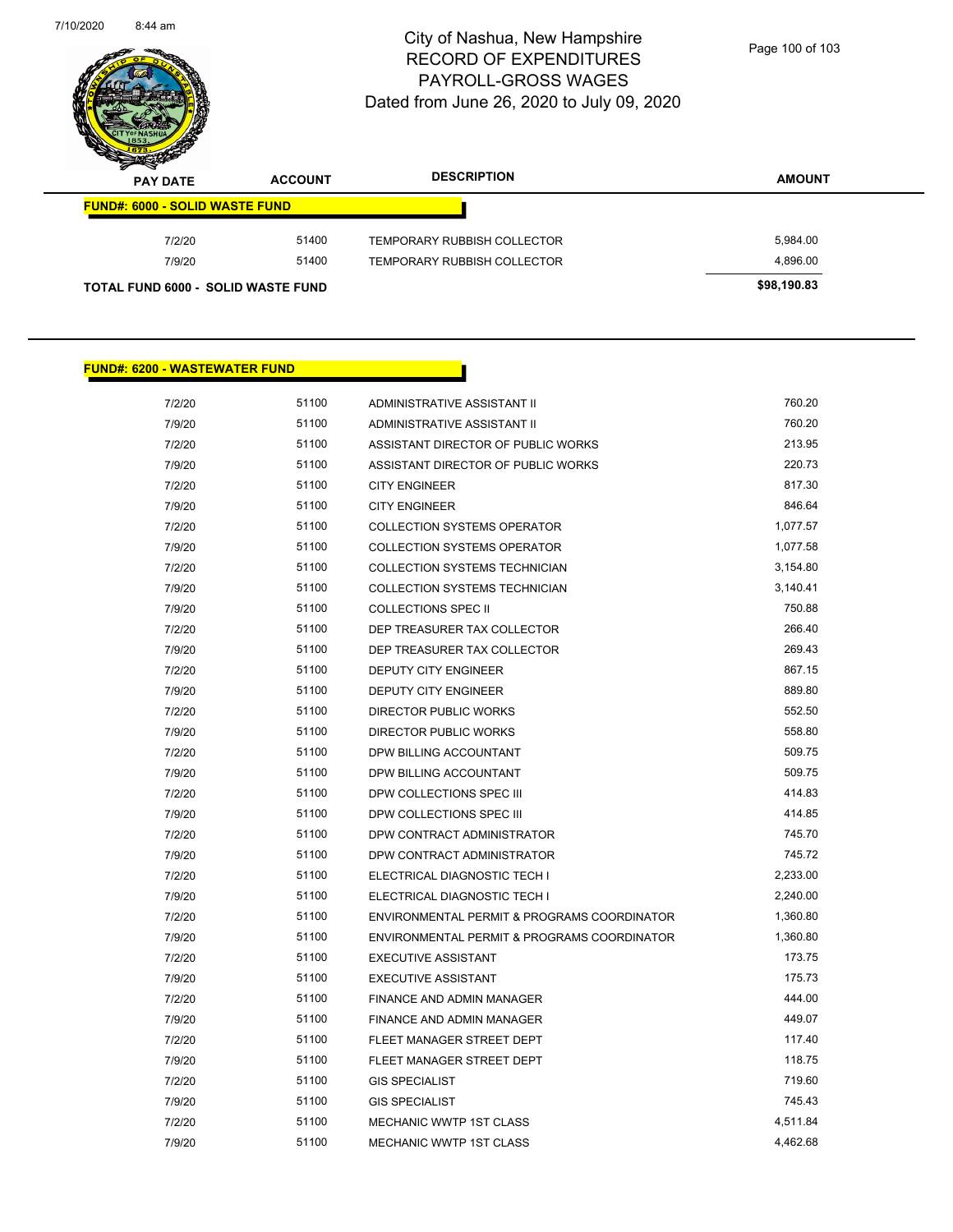# City of Nashua, New Hampshire
## RECORD OF EXPENDITURES
## PAYROLL-GROSS WAGES
### Dated from June 26, 2020 to July 09, 2020

| PAY DATE | ACCOUNT | DESCRIPTION | AMOUNT |
|---|---|---|---|
| **FUND#: 6000 - SOLID WASTE FUND** | | | |
| 7/2/20 | 51400 | TEMPORARY RUBBISH COLLECTOR | 5,984.00 |
| 7/9/20 | 51400 | TEMPORARY RUBBISH COLLECTOR | 4,896.00 |
| **TOTAL FUND 6000 - SOLID WASTE FUND** | | | **$98,190.83** |

| PAY DATE | ACCOUNT | DESCRIPTION | AMOUNT |
|---|---|---|---|
| **FUND#: 6200 - WASTEWATER FUND** | | | |
| 7/2/20 | 51100 | ADMINISTRATIVE ASSISTANT II | 760.20 |
| 7/9/20 | 51100 | ADMINISTRATIVE ASSISTANT II | 760.20 |
| 7/2/20 | 51100 | ASSISTANT DIRECTOR OF PUBLIC WORKS | 213.95 |
| 7/9/20 | 51100 | ASSISTANT DIRECTOR OF PUBLIC WORKS | 220.73 |
| 7/2/20 | 51100 | CITY ENGINEER | 817.30 |
| 7/9/20 | 51100 | CITY ENGINEER | 846.64 |
| 7/2/20 | 51100 | COLLECTION SYSTEMS OPERATOR | 1,077.57 |
| 7/9/20 | 51100 | COLLECTION SYSTEMS OPERATOR | 1,077.58 |
| 7/2/20 | 51100 | COLLECTION SYSTEMS TECHNICIAN | 3,154.80 |
| 7/9/20 | 51100 | COLLECTION SYSTEMS TECHNICIAN | 3,140.41 |
| 7/9/20 | 51100 | COLLECTIONS SPEC II | 750.88 |
| 7/2/20 | 51100 | DEP TREASURER TAX COLLECTOR | 266.40 |
| 7/9/20 | 51100 | DEP TREASURER TAX COLLECTOR | 269.43 |
| 7/2/20 | 51100 | DEPUTY CITY ENGINEER | 867.15 |
| 7/9/20 | 51100 | DEPUTY CITY ENGINEER | 889.80 |
| 7/2/20 | 51100 | DIRECTOR PUBLIC WORKS | 552.50 |
| 7/9/20 | 51100 | DIRECTOR PUBLIC WORKS | 558.80 |
| 7/2/20 | 51100 | DPW BILLING ACCOUNTANT | 509.75 |
| 7/9/20 | 51100 | DPW BILLING ACCOUNTANT | 509.75 |
| 7/2/20 | 51100 | DPW COLLECTIONS SPEC III | 414.83 |
| 7/9/20 | 51100 | DPW COLLECTIONS SPEC III | 414.85 |
| 7/2/20 | 51100 | DPW CONTRACT ADMINISTRATOR | 745.70 |
| 7/9/20 | 51100 | DPW CONTRACT ADMINISTRATOR | 745.72 |
| 7/2/20 | 51100 | ELECTRICAL DIAGNOSTIC TECH I | 2,233.00 |
| 7/9/20 | 51100 | ELECTRICAL DIAGNOSTIC TECH I | 2,240.00 |
| 7/2/20 | 51100 | ENVIRONMENTAL PERMIT & PROGRAMS COORDINATOR | 1,360.80 |
| 7/9/20 | 51100 | ENVIRONMENTAL PERMIT & PROGRAMS COORDINATOR | 1,360.80 |
| 7/2/20 | 51100 | EXECUTIVE ASSISTANT | 173.75 |
| 7/9/20 | 51100 | EXECUTIVE ASSISTANT | 175.73 |
| 7/2/20 | 51100 | FINANCE AND ADMIN MANAGER | 444.00 |
| 7/9/20 | 51100 | FINANCE AND ADMIN MANAGER | 449.07 |
| 7/2/20 | 51100 | FLEET MANAGER STREET DEPT | 117.40 |
| 7/9/20 | 51100 | FLEET MANAGER STREET DEPT | 118.75 |
| 7/2/20 | 51100 | GIS SPECIALIST | 719.60 |
| 7/9/20 | 51100 | GIS SPECIALIST | 745.43 |
| 7/2/20 | 51100 | MECHANIC WWTP 1ST CLASS | 4,511.84 |
| 7/9/20 | 51100 | MECHANIC WWTP 1ST CLASS | 4,462.68 |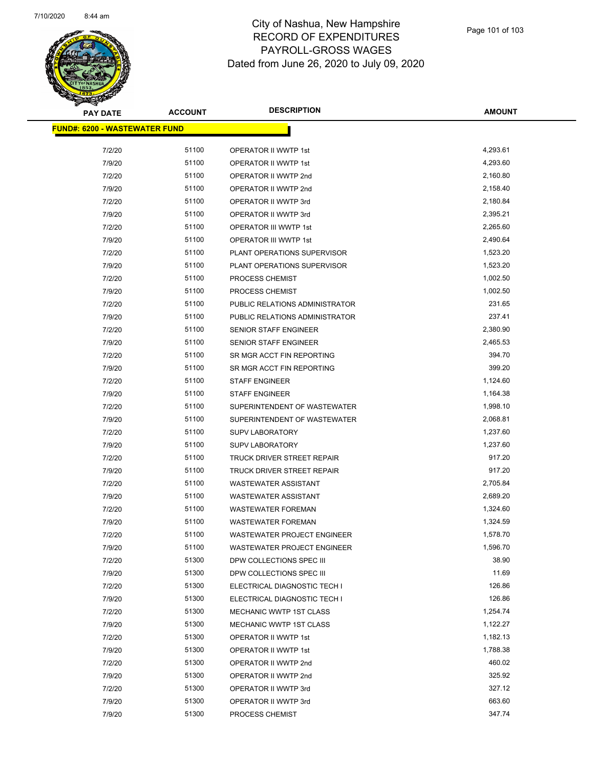# City of Nashua, New Hampshire
## RECORD OF EXPENDITURES
## PAYROLL-GROSS WAGES
## Dated from June 26, 2020 to July 09, 2020

| PAY DATE | ACCOUNT | DESCRIPTION | AMOUNT |
|---|---|---|---|
| **FUND#: 6200 - WASTEWATER FUND** | | | |
| 7/2/20 | 51100 | OPERATOR II WWTP 1st | 4,293.61 |
| 7/9/20 | 51100 | OPERATOR II WWTP 1st | 4,293.60 |
| 7/2/20 | 51100 | OPERATOR II WWTP 2nd | 2,160.80 |
| 7/9/20 | 51100 | OPERATOR II WWTP 2nd | 2,158.40 |
| 7/2/20 | 51100 | OPERATOR II WWTP 3rd | 2,180.84 |
| 7/9/20 | 51100 | OPERATOR II WWTP 3rd | 2,395.21 |
| 7/2/20 | 51100 | OPERATOR III WWTP 1st | 2,265.60 |
| 7/9/20 | 51100 | OPERATOR III WWTP 1st | 2,490.64 |
| 7/2/20 | 51100 | PLANT OPERATIONS SUPERVISOR | 1,523.20 |
| 7/9/20 | 51100 | PLANT OPERATIONS SUPERVISOR | 1,523.20 |
| 7/2/20 | 51100 | PROCESS CHEMIST | 1,002.50 |
| 7/9/20 | 51100 | PROCESS CHEMIST | 1,002.50 |
| 7/2/20 | 51100 | PUBLIC RELATIONS ADMINISTRATOR | 231.65 |
| 7/9/20 | 51100 | PUBLIC RELATIONS ADMINISTRATOR | 237.41 |
| 7/2/20 | 51100 | SENIOR STAFF ENGINEER | 2,380.90 |
| 7/9/20 | 51100 | SENIOR STAFF ENGINEER | 2,465.53 |
| 7/2/20 | 51100 | SR MGR ACCT FIN REPORTING | 394.70 |
| 7/9/20 | 51100 | SR MGR ACCT FIN REPORTING | 399.20 |
| 7/2/20 | 51100 | STAFF ENGINEER | 1,124.60 |
| 7/9/20 | 51100 | STAFF ENGINEER | 1,164.38 |
| 7/2/20 | 51100 | SUPERINTENDENT OF WASTEWATER | 1,998.10 |
| 7/9/20 | 51100 | SUPERINTENDENT OF WASTEWATER | 2,068.81 |
| 7/2/20 | 51100 | SUPV LABORATORY | 1,237.60 |
| 7/9/20 | 51100 | SUPV LABORATORY | 1,237.60 |
| 7/2/20 | 51100 | TRUCK DRIVER STREET REPAIR | 917.20 |
| 7/9/20 | 51100 | TRUCK DRIVER STREET REPAIR | 917.20 |
| 7/2/20 | 51100 | WASTEWATER ASSISTANT | 2,705.84 |
| 7/9/20 | 51100 | WASTEWATER ASSISTANT | 2,689.20 |
| 7/2/20 | 51100 | WASTEWATER FOREMAN | 1,324.60 |
| 7/9/20 | 51100 | WASTEWATER FOREMAN | 1,324.59 |
| 7/2/20 | 51100 | WASTEWATER PROJECT ENGINEER | 1,578.70 |
| 7/9/20 | 51100 | WASTEWATER PROJECT ENGINEER | 1,596.70 |
| 7/2/20 | 51300 | DPW COLLECTIONS SPEC III | 38.90 |
| 7/9/20 | 51300 | DPW COLLECTIONS SPEC III | 11.69 |
| 7/2/20 | 51300 | ELECTRICAL DIAGNOSTIC TECH I | 126.86 |
| 7/9/20 | 51300 | ELECTRICAL DIAGNOSTIC TECH I | 126.86 |
| 7/2/20 | 51300 | MECHANIC WWTP 1ST CLASS | 1,254.74 |
| 7/9/20 | 51300 | MECHANIC WWTP 1ST CLASS | 1,122.27 |
| 7/2/20 | 51300 | OPERATOR II WWTP 1st | 1,182.13 |
| 7/9/20 | 51300 | OPERATOR II WWTP 1st | 1,788.38 |
| 7/2/20 | 51300 | OPERATOR II WWTP 2nd | 460.02 |
| 7/9/20 | 51300 | OPERATOR II WWTP 2nd | 325.92 |
| 7/2/20 | 51300 | OPERATOR II WWTP 3rd | 327.12 |
| 7/9/20 | 51300 | OPERATOR II WWTP 3rd | 663.60 |
| 7/9/20 | 51300 | PROCESS CHEMIST | 347.74 |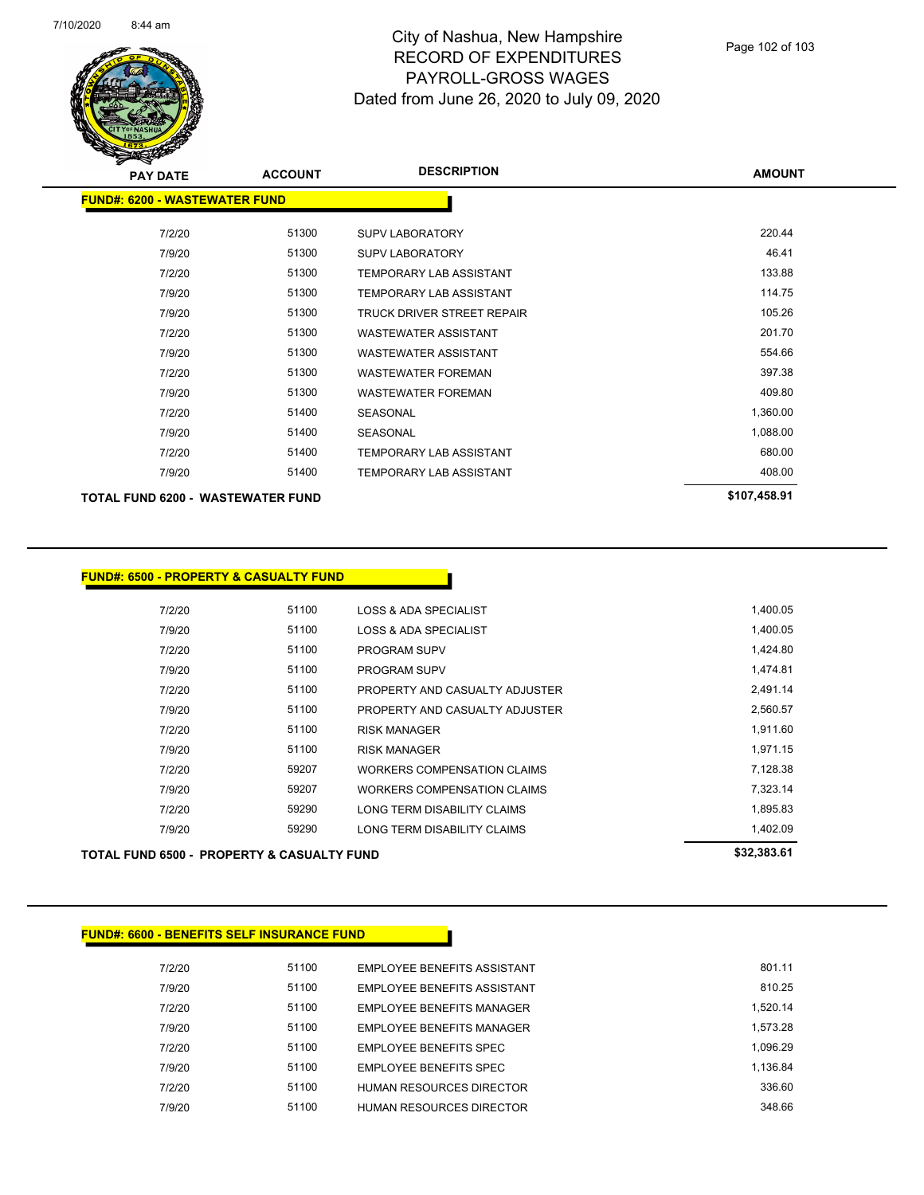# City of Nashua, New Hampshire
## RECORD OF EXPENDITURES
## PAYROLL-GROSS WAGES
## Dated from June 26, 2020 to July 09, 2020

**FUND#: 6200 - WASTEWATER FUND**

| PAY DATE | ACCOUNT | DESCRIPTION | AMOUNT |
|---|---|---|---|
| 7/2/20 | 51300 | SUPV LABORATORY | 220.44 |
| 7/9/20 | 51300 | SUPV LABORATORY | 46.41 |
| 7/2/20 | 51300 | TEMPORARY LAB ASSISTANT | 133.88 |
| 7/9/20 | 51300 | TEMPORARY LAB ASSISTANT | 114.75 |
| 7/9/20 | 51300 | TRUCK DRIVER STREET REPAIR | 105.26 |
| 7/2/20 | 51300 | WASTEWATER ASSISTANT | 201.70 |
| 7/9/20 | 51300 | WASTEWATER ASSISTANT | 554.66 |
| 7/2/20 | 51300 | WASTEWATER FOREMAN | 397.38 |
| 7/9/20 | 51300 | WASTEWATER FOREMAN | 409.80 |
| 7/2/20 | 51400 | SEASONAL | 1,360.00 |
| 7/9/20 | 51400 | SEASONAL | 1,088.00 |
| 7/2/20 | 51400 | TEMPORARY LAB ASSISTANT | 680.00 |
| 7/9/20 | 51400 | TEMPORARY LAB ASSISTANT | 408.00 |
| **TOTAL FUND 6200 - WASTEWATER FUND** | | | **$107,458.91** |

**FUND#: 6500 - PROPERTY & CASUALTY FUND**

| PAY DATE | ACCOUNT | DESCRIPTION | AMOUNT |
|---|---|---|---|
| 7/2/20 | 51100 | LOSS & ADA SPECIALIST | 1,400.05 |
| 7/9/20 | 51100 | LOSS & ADA SPECIALIST | 1,400.05 |
| 7/2/20 | 51100 | PROGRAM SUPV | 1,424.80 |
| 7/9/20 | 51100 | PROGRAM SUPV | 1,474.81 |
| 7/2/20 | 51100 | PROPERTY AND CASUALTY ADJUSTER | 2,491.14 |
| 7/9/20 | 51100 | PROPERTY AND CASUALTY ADJUSTER | 2,560.57 |
| 7/2/20 | 51100 | RISK MANAGER | 1,911.60 |
| 7/9/20 | 51100 | RISK MANAGER | 1,971.15 |
| 7/2/20 | 59207 | WORKERS COMPENSATION CLAIMS | 7,128.38 |
| 7/9/20 | 59207 | WORKERS COMPENSATION CLAIMS | 7,323.14 |
| 7/2/20 | 59290 | LONG TERM DISABILITY CLAIMS | 1,895.83 |
| 7/9/20 | 59290 | LONG TERM DISABILITY CLAIMS | 1,402.09 |
| **TOTAL FUND 6500 - PROPERTY & CASUALTY FUND** | | | **$32,383.61** |

**FUND#: 6600 - BENEFITS SELF INSURANCE FUND**

| PAY DATE | ACCOUNT | DESCRIPTION | AMOUNT |
|---|---|---|---|
| 7/2/20 | 51100 | EMPLOYEE BENEFITS ASSISTANT | 801.11 |
| 7/9/20 | 51100 | EMPLOYEE BENEFITS ASSISTANT | 810.25 |
| 7/2/20 | 51100 | EMPLOYEE BENEFITS MANAGER | 1,520.14 |
| 7/9/20 | 51100 | EMPLOYEE BENEFITS MANAGER | 1,573.28 |
| 7/2/20 | 51100 | EMPLOYEE BENEFITS SPEC | 1,096.29 |
| 7/9/20 | 51100 | EMPLOYEE BENEFITS SPEC | 1,136.84 |
| 7/2/20 | 51100 | HUMAN RESOURCES DIRECTOR | 336.60 |
| 7/9/20 | 51100 | HUMAN RESOURCES DIRECTOR | 348.66 |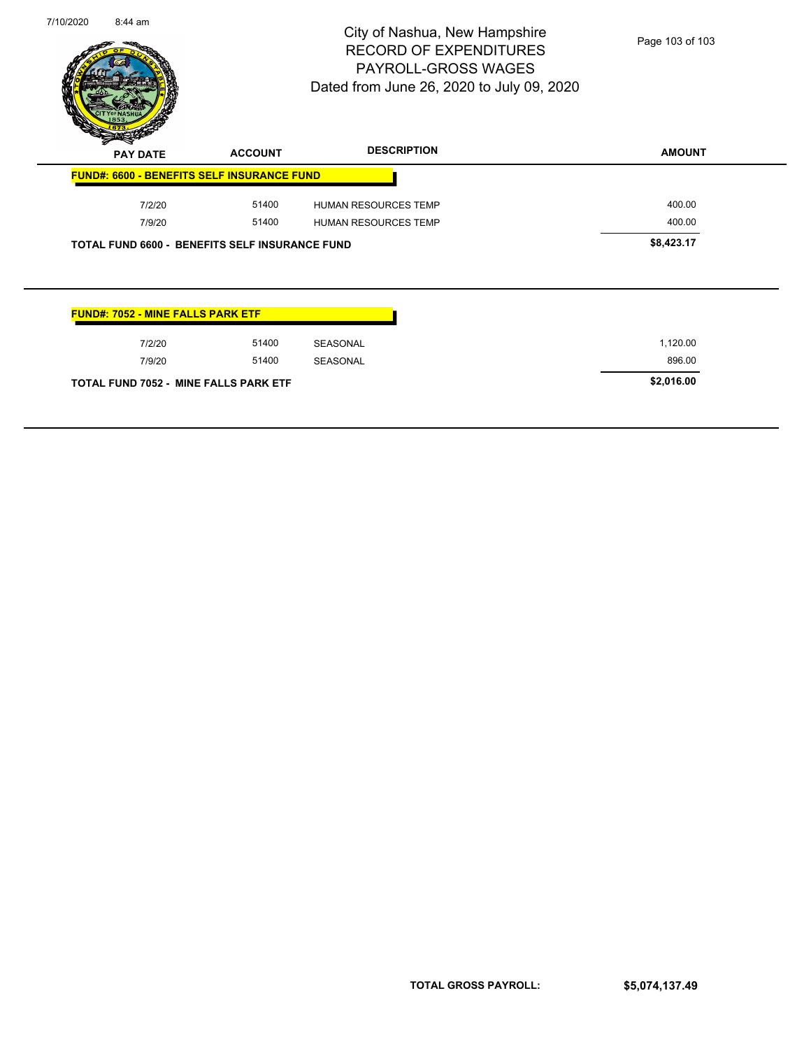| PAY DATE | ACCOUNT | DESCRIPTION | AMOUNT |
| --- | --- | --- | --- |
| **FUND#: 6600 - BENEFITS SELF INSURANCE FUND** | | | |
| 7/2/20 | 51400 | HUMAN RESOURCES TEMP | 400.00 |
| 7/9/20 | 51400 | HUMAN RESOURCES TEMP | 400.00 |
| **TOTAL FUND 6600 - BENEFITS SELF INSURANCE FUND** | | | **$8,423.17** |

| PAY DATE | ACCOUNT | DESCRIPTION | AMOUNT |
| --- | --- | --- | --- |
| **FUND#: 7052 - MINE FALLS PARK ETF** | | | |
| 7/2/20 | 51400 | SEASONAL | 1,120.00 |
| 7/9/20 | 51400 | SEASONAL | 896.00 |
| **TOTAL FUND 7052 - MINE FALLS PARK ETF** | | | **$2,016.00** |

**TOTAL GROSS PAYROLL: $5,074,137.49**